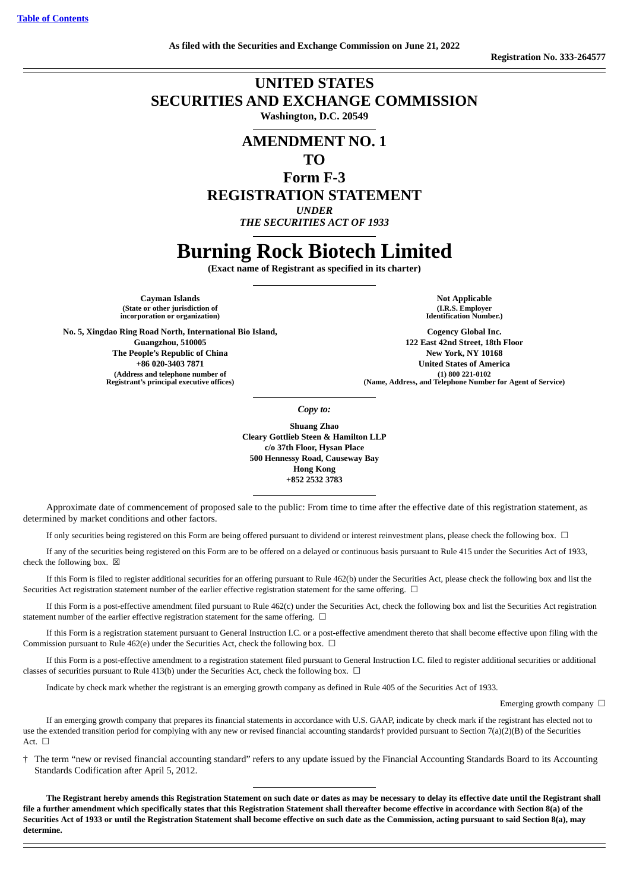Table of Contents

As filed with the Securities and Exchange Commission on June 21, 2022

Registration No. 333-264577

# UNITED STATES SECURITIES AND EXCHANGE COMMISSION

**Washington, D.C. 20549**

## AMENDMENT NO. 1 TO Form F-3 REGISTRATION STATEMENT

*UNDER*

*THE SECURITIES ACT OF 1933*

# Burning Rock Biotech Limited

**(Exact name of Registrant as specified in its charter)**

| **Cayman Islands**<br>**(State or other jurisdiction of incorporation or organization)** | **Not Applicable**<br>**(I.R.S. Employer Identification Number.)** |
|---|---|
| **No. 5, Xingdao Ring Road North, International Bio Island,**<br>**Guangzhou, 510005**<br>**The People's Republic of China**<br>**+86 020-3403 7871**<br>**(Address and telephone number of Registrant's principal executive offices)** | **Cogency Global Inc.**<br>**122 East 42nd Street, 18th Floor**<br>**New York, NY 10168**<br>**United States of America**<br>**(1) 800 221-0102**<br>**(Name, Address, and Telephone Number for Agent of Service)** |

*Copy to:*

**Shuang Zhao**
**Cleary Gottlieb Steen & Hamilton LLP**
**c/o 37th Floor, Hysan Place**
**500 Hennessy Road, Causeway Bay**
**Hong Kong**
**+852 2532 3783**

Approximate date of commencement of proposed sale to the public: From time to time after the effective date of this registration statement, as determined by market conditions and other factors.

If only securities being registered on this Form are being offered pursuant to dividend or interest reinvestment plans, please check the following box. ☐

If any of the securities being registered on this Form are to be offered on a delayed or continuous basis pursuant to Rule 415 under the Securities Act of 1933, check the following box. ☒

If this Form is filed to register additional securities for an offering pursuant to Rule 462(b) under the Securities Act, please check the following box and list the Securities Act registration statement number of the earlier effective registration statement for the same offering. ☐

If this Form is a post-effective amendment filed pursuant to Rule 462(c) under the Securities Act, check the following box and list the Securities Act registration statement number of the earlier effective registration statement for the same offering. ☐

If this Form is a registration statement pursuant to General Instruction I.C. or a post-effective amendment thereto that shall become effective upon filing with the Commission pursuant to Rule 462(e) under the Securities Act, check the following box. ☐

If this Form is a post-effective amendment to a registration statement filed pursuant to General Instruction I.C. filed to register additional securities or additional classes of securities pursuant to Rule 413(b) under the Securities Act, check the following box. ☐

Indicate by check mark whether the registrant is an emerging growth company as defined in Rule 405 of the Securities Act of 1933.

Emerging growth company ☐

If an emerging growth company that prepares its financial statements in accordance with U.S. GAAP, indicate by check mark if the registrant has elected not to use the extended transition period for complying with any new or revised financial accounting standards† provided pursuant to Section 7(a)(2)(B) of the Securities Act. ☐

† The term "new or revised financial accounting standard" refers to any update issued by the Financial Accounting Standards Board to its Accounting Standards Codification after April 5, 2012.

**The Registrant hereby amends this Registration Statement on such date or dates as may be necessary to delay its effective date until the Registrant shall file a further amendment which specifically states that this Registration Statement shall thereafter become effective in accordance with Section 8(a) of the Securities Act of 1933 or until the Registration Statement shall become effective on such date as the Commission, acting pursuant to said Section 8(a), may determine.**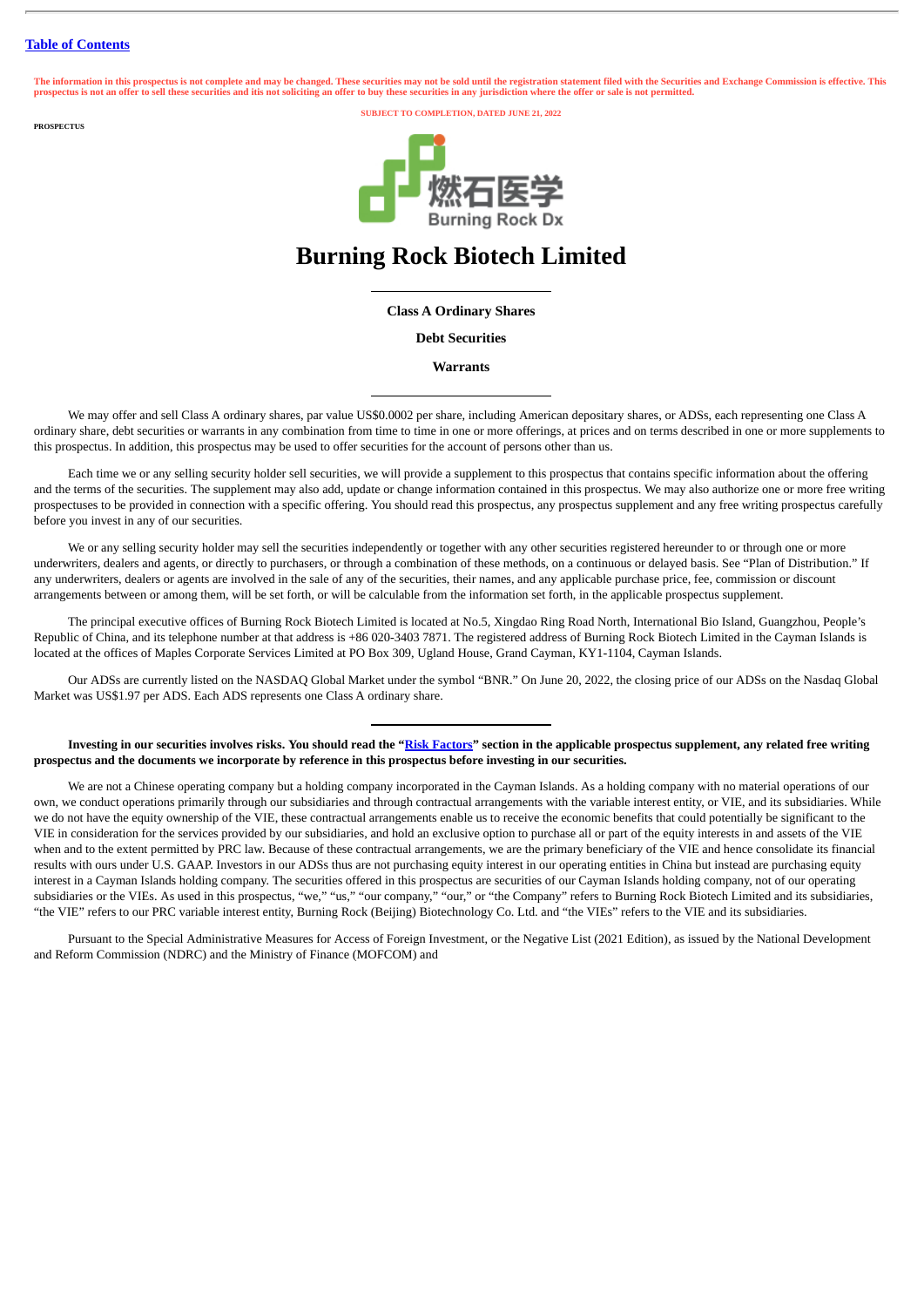[Table of Contents](#)

**The information in this prospectus is not complete and may be changed. These securities may not be sold until the registration statement filed with the Securities and Exchange Commission is effective. This prospectus is not an offer to sell these securities and its not soliciting an offer to buy these securities in any jurisdiction where the offer or sale is not permitted.**

**SUBJECT TO COMPLETION, DATED JUNE 21, 2022**

**PROSPECTUS**

燃石医学

Burning Rock Dx

# Burning Rock Biotech Limited

**Class A Ordinary Shares**

**Debt Securities**

**Warrants**

We may offer and sell Class A ordinary shares, par value US$0.0002 per share, including American depositary shares, or ADSs, each representing one Class A ordinary share, debt securities or warrants in any combination from time to time in one or more offerings, at prices and on terms described in one or more supplements to this prospectus. In addition, this prospectus may be used to offer securities for the account of persons other than us.

Each time we or any selling security holder sell securities, we will provide a supplement to this prospectus that contains specific information about the offering and the terms of the securities. The supplement may also add, update or change information contained in this prospectus. We may also authorize one or more free writing prospectuses to be provided in connection with a specific offering. You should read this prospectus, any prospectus supplement and any free writing prospectus carefully before you invest in any of our securities.

We or any selling security holder may sell the securities independently or together with any other securities registered hereunder to or through one or more underwriters, dealers and agents, or directly to purchasers, or through a combination of these methods, on a continuous or delayed basis. See "Plan of Distribution." If any underwriters, dealers or agents are involved in the sale of any of the securities, their names, and any applicable purchase price, fee, commission or discount arrangements between or among them, will be set forth, or will be calculable from the information set forth, in the applicable prospectus supplement.

The principal executive offices of Burning Rock Biotech Limited is located at No.5, Xingdao Ring Road North, International Bio Island, Guangzhou, People's Republic of China, and its telephone number at that address is +86 020-3403 7871. The registered address of Burning Rock Biotech Limited in the Cayman Islands is located at the offices of Maples Corporate Services Limited at PO Box 309, Ugland House, Grand Cayman, KY1-1104, Cayman Islands.

Our ADSs are currently listed on the NASDAQ Global Market under the symbol "BNR." On June 20, 2022, the closing price of our ADSs on the Nasdaq Global Market was US$1.97 per ADS. Each ADS represents one Class A ordinary share.

**Investing in our securities involves risks. You should read the "[Risk Factors](#)" section in the applicable prospectus supplement, any related free writing prospectus and the documents we incorporate by reference in this prospectus before investing in our securities.**

We are not a Chinese operating company but a holding company incorporated in the Cayman Islands. As a holding company with no material operations of our own, we conduct operations primarily through our subsidiaries and through contractual arrangements with the variable interest entity, or VIE, and its subsidiaries. While we do not have the equity ownership of the VIE, these contractual arrangements enable us to receive the economic benefits that could potentially be significant to the VIE in consideration for the services provided by our subsidiaries, and hold an exclusive option to purchase all or part of the equity interests in and assets of the VIE when and to the extent permitted by PRC law. Because of these contractual arrangements, we are the primary beneficiary of the VIE and hence consolidate its financial results with ours under U.S. GAAP. Investors in our ADSs thus are not purchasing equity interest in our operating entities in China but instead are purchasing equity interest in a Cayman Islands holding company. The securities offered in this prospectus are securities of our Cayman Islands holding company, not of our operating subsidiaries or the VIEs. As used in this prospectus, "we," "us," "our company," "our," or "the Company" refers to Burning Rock Biotech Limited and its subsidiaries, "the VIE" refers to our PRC variable interest entity, Burning Rock (Beijing) Biotechnology Co. Ltd. and "the VIEs" refers to the VIE and its subsidiaries.

Pursuant to the Special Administrative Measures for Access of Foreign Investment, or the Negative List (2021 Edition), as issued by the National Development and Reform Commission (NDRC) and the Ministry of Finance (MOFCOM) and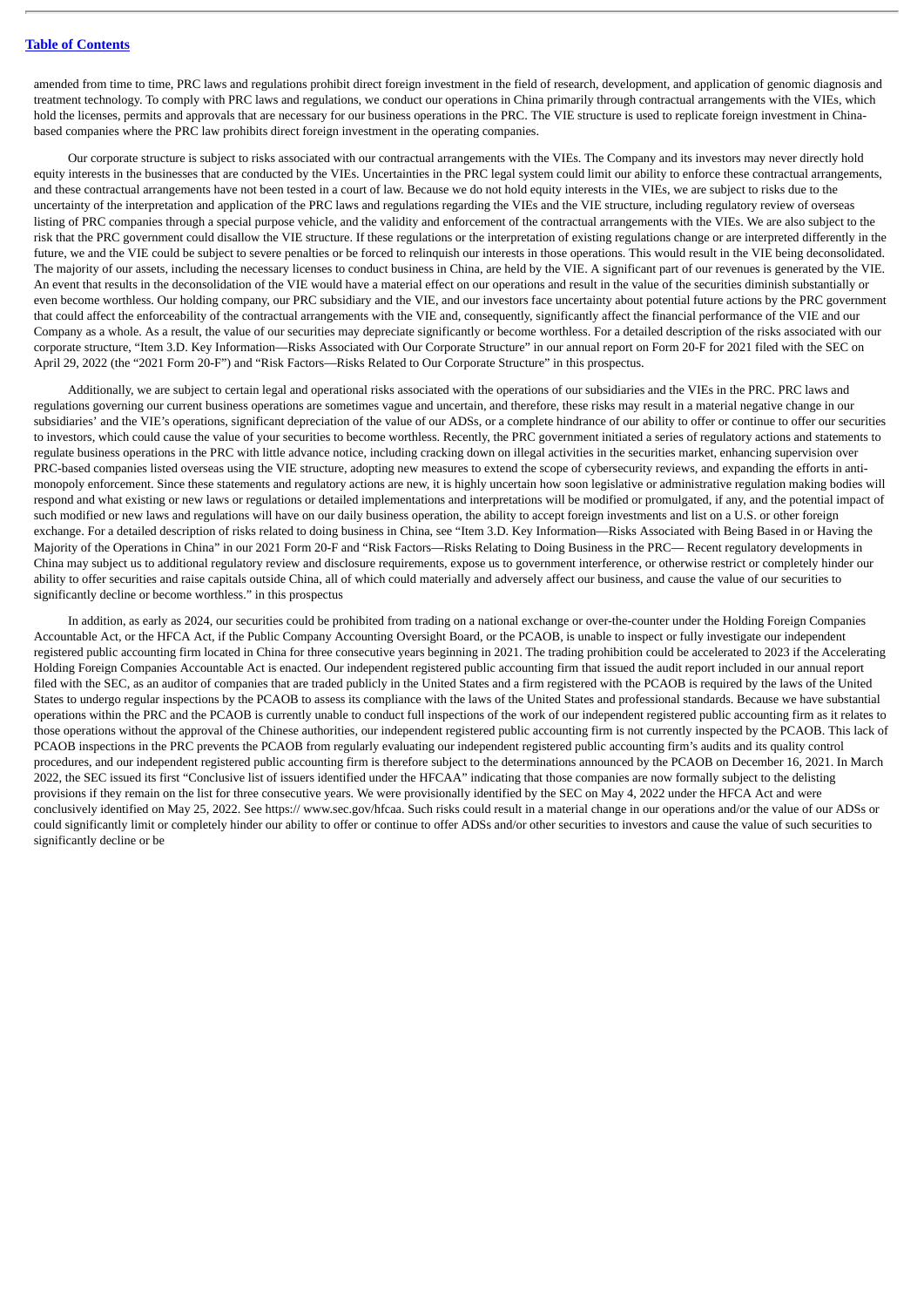amended from time to time, PRC laws and regulations prohibit direct foreign investment in the field of research, development, and application of genomic diagnosis and treatment technology. To comply with PRC laws and regulations, we conduct our operations in China primarily through contractual arrangements with the VIEs, which hold the licenses, permits and approvals that are necessary for our business operations in the PRC. The VIE structure is used to replicate foreign investment in China-based companies where the PRC law prohibits direct foreign investment in the operating companies.

Our corporate structure is subject to risks associated with our contractual arrangements with the VIEs. The Company and its investors may never directly hold equity interests in the businesses that are conducted by the VIEs. Uncertainties in the PRC legal system could limit our ability to enforce these contractual arrangements, and these contractual arrangements have not been tested in a court of law. Because we do not hold equity interests in the VIEs, we are subject to risks due to the uncertainty of the interpretation and application of the PRC laws and regulations regarding the VIEs and the VIE structure, including regulatory review of overseas listing of PRC companies through a special purpose vehicle, and the validity and enforcement of the contractual arrangements with the VIEs. We are also subject to the risk that the PRC government could disallow the VIE structure. If these regulations or the interpretation of existing regulations change or are interpreted differently in the future, we and the VIE could be subject to severe penalties or be forced to relinquish our interests in those operations. This would result in the VIE being deconsolidated. The majority of our assets, including the necessary licenses to conduct business in China, are held by the VIE. A significant part of our revenues is generated by the VIE. An event that results in the deconsolidation of the VIE would have a material effect on our operations and result in the value of the securities diminish substantially or even become worthless. Our holding company, our PRC subsidiary and the VIE, and our investors face uncertainty about potential future actions by the PRC government that could affect the enforceability of the contractual arrangements with the VIE and, consequently, significantly affect the financial performance of the VIE and our Company as a whole. As a result, the value of our securities may depreciate significantly or become worthless. For a detailed description of the risks associated with our corporate structure, "Item 3.D. Key Information—Risks Associated with Our Corporate Structure" in our annual report on Form 20-F for 2021 filed with the SEC on April 29, 2022 (the "2021 Form 20-F") and "Risk Factors—Risks Related to Our Corporate Structure" in this prospectus.

Additionally, we are subject to certain legal and operational risks associated with the operations of our subsidiaries and the VIEs in the PRC. PRC laws and regulations governing our current business operations are sometimes vague and uncertain, and therefore, these risks may result in a material negative change in our subsidiaries' and the VIE's operations, significant depreciation of the value of our ADSs, or a complete hindrance of our ability to offer or continue to offer our securities to investors, which could cause the value of your securities to become worthless. Recently, the PRC government initiated a series of regulatory actions and statements to regulate business operations in the PRC with little advance notice, including cracking down on illegal activities in the securities market, enhancing supervision over PRC-based companies listed overseas using the VIE structure, adopting new measures to extend the scope of cybersecurity reviews, and expanding the efforts in anti-monopoly enforcement. Since these statements and regulatory actions are new, it is highly uncertain how soon legislative or administrative regulation making bodies will respond and what existing or new laws or regulations or detailed implementations and interpretations will be modified or promulgated, if any, and the potential impact of such modified or new laws and regulations will have on our daily business operation, the ability to accept foreign investments and list on a U.S. or other foreign exchange. For a detailed description of risks related to doing business in China, see "Item 3.D. Key Information—Risks Associated with Being Based in or Having the Majority of the Operations in China" in our 2021 Form 20-F and "Risk Factors—Risks Relating to Doing Business in the PRC— Recent regulatory developments in China may subject us to additional regulatory review and disclosure requirements, expose us to government interference, or otherwise restrict or completely hinder our ability to offer securities and raise capitals outside China, all of which could materially and adversely affect our business, and cause the value of our securities to significantly decline or become worthless." in this prospectus

In addition, as early as 2024, our securities could be prohibited from trading on a national exchange or over-the-counter under the Holding Foreign Companies Accountable Act, or the HFCA Act, if the Public Company Accounting Oversight Board, or the PCAOB, is unable to inspect or fully investigate our independent registered public accounting firm located in China for three consecutive years beginning in 2021. The trading prohibition could be accelerated to 2023 if the Accelerating Holding Foreign Companies Accountable Act is enacted. Our independent registered public accounting firm that issued the audit report included in our annual report filed with the SEC, as an auditor of companies that are traded publicly in the United States and a firm registered with the PCAOB is required by the laws of the United States to undergo regular inspections by the PCAOB to assess its compliance with the laws of the United States and professional standards. Because we have substantial operations within the PRC and the PCAOB is currently unable to conduct full inspections of the work of our independent registered public accounting firm as it relates to those operations without the approval of the Chinese authorities, our independent registered public accounting firm is not currently inspected by the PCAOB. This lack of PCAOB inspections in the PRC prevents the PCAOB from regularly evaluating our independent registered public accounting firm's audits and its quality control procedures, and our independent registered public accounting firm is therefore subject to the determinations announced by the PCAOB on December 16, 2021. In March 2022, the SEC issued its first "Conclusive list of issuers identified under the HFCAA" indicating that those companies are now formally subject to the delisting provisions if they remain on the list for three consecutive years. We were provisionally identified by the SEC on May 4, 2022 under the HFCA Act and were conclusively identified on May 25, 2022. See https:// www.sec.gov/hfcaa. Such risks could result in a material change in our operations and/or the value of our ADSs or could significantly limit or completely hinder our ability to offer or continue to offer ADSs and/or other securities to investors and cause the value of such securities to significantly decline or be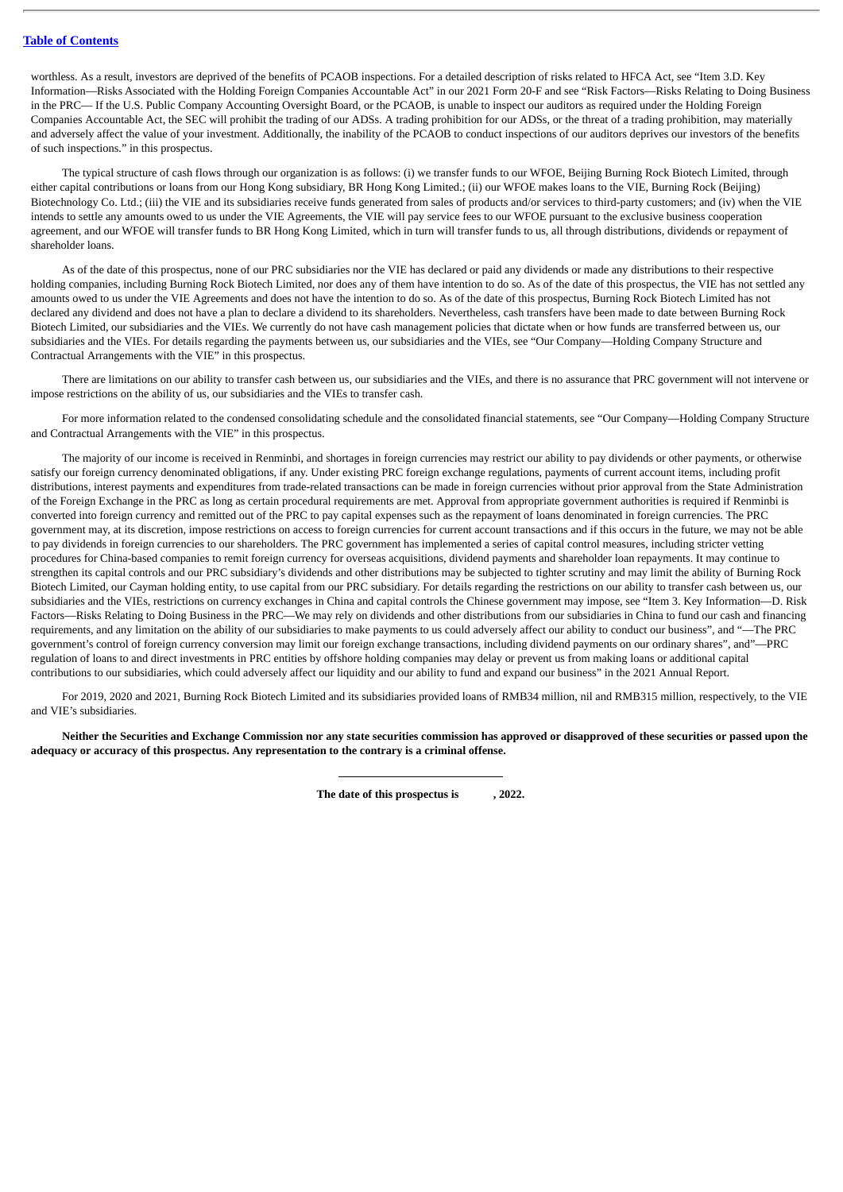worthless. As a result, investors are deprived of the benefits of PCAOB inspections. For a detailed description of risks related to HFCA Act, see "Item 3.D. Key Information—Risks Associated with the Holding Foreign Companies Accountable Act" in our 2021 Form 20-F and see "Risk Factors—Risks Relating to Doing Business in the PRC— If the U.S. Public Company Accounting Oversight Board, or the PCAOB, is unable to inspect our auditors as required under the Holding Foreign Companies Accountable Act, the SEC will prohibit the trading of our ADSs. A trading prohibition for our ADSs, or the threat of a trading prohibition, may materially and adversely affect the value of your investment. Additionally, the inability of the PCAOB to conduct inspections of our auditors deprives our investors of the benefits of such inspections." in this prospectus.

The typical structure of cash flows through our organization is as follows: (i) we transfer funds to our WFOE, Beijing Burning Rock Biotech Limited, through either capital contributions or loans from our Hong Kong subsidiary, BR Hong Kong Limited.; (ii) our WFOE makes loans to the VIE, Burning Rock (Beijing) Biotechnology Co. Ltd.; (iii) the VIE and its subsidiaries receive funds generated from sales of products and/or services to third-party customers; and (iv) when the VIE intends to settle any amounts owed to us under the VIE Agreements, the VIE will pay service fees to our WFOE pursuant to the exclusive business cooperation agreement, and our WFOE will transfer funds to BR Hong Kong Limited, which in turn will transfer funds to us, all through distributions, dividends or repayment of shareholder loans.

As of the date of this prospectus, none of our PRC subsidiaries nor the VIE has declared or paid any dividends or made any distributions to their respective holding companies, including Burning Rock Biotech Limited, nor does any of them have intention to do so. As of the date of this prospectus, the VIE has not settled any amounts owed to us under the VIE Agreements and does not have the intention to do so. As of the date of this prospectus, Burning Rock Biotech Limited has not declared any dividend and does not have a plan to declare a dividend to its shareholders. Nevertheless, cash transfers have been made to date between Burning Rock Biotech Limited, our subsidiaries and the VIEs. We currently do not have cash management policies that dictate when or how funds are transferred between us, our subsidiaries and the VIEs. For details regarding the payments between us, our subsidiaries and the VIEs, see "Our Company—Holding Company Structure and Contractual Arrangements with the VIE" in this prospectus.

There are limitations on our ability to transfer cash between us, our subsidiaries and the VIEs, and there is no assurance that PRC government will not intervene or impose restrictions on the ability of us, our subsidiaries and the VIEs to transfer cash.

For more information related to the condensed consolidating schedule and the consolidated financial statements, see "Our Company—Holding Company Structure and Contractual Arrangements with the VIE" in this prospectus.

The majority of our income is received in Renminbi, and shortages in foreign currencies may restrict our ability to pay dividends or other payments, or otherwise satisfy our foreign currency denominated obligations, if any. Under existing PRC foreign exchange regulations, payments of current account items, including profit distributions, interest payments and expenditures from trade-related transactions can be made in foreign currencies without prior approval from the State Administration of the Foreign Exchange in the PRC as long as certain procedural requirements are met. Approval from appropriate government authorities is required if Renminbi is converted into foreign currency and remitted out of the PRC to pay capital expenses such as the repayment of loans denominated in foreign currencies. The PRC government may, at its discretion, impose restrictions on access to foreign currencies for current account transactions and if this occurs in the future, we may not be able to pay dividends in foreign currencies to our shareholders. The PRC government has implemented a series of capital control measures, including stricter vetting procedures for China-based companies to remit foreign currency for overseas acquisitions, dividend payments and shareholder loan repayments. It may continue to strengthen its capital controls and our PRC subsidiary's dividends and other distributions may be subjected to tighter scrutiny and may limit the ability of Burning Rock Biotech Limited, our Cayman holding entity, to use capital from our PRC subsidiary. For details regarding the restrictions on our ability to transfer cash between us, our subsidiaries and the VIEs, restrictions on currency exchanges in China and capital controls the Chinese government may impose, see "Item 3. Key Information—D. Risk Factors—Risks Relating to Doing Business in the PRC—We may rely on dividends and other distributions from our subsidiaries in China to fund our cash and financing requirements, and any limitation on the ability of our subsidiaries to make payments to us could adversely affect our ability to conduct our business", and "—The PRC government's control of foreign currency conversion may limit our foreign exchange transactions, including dividend payments on our ordinary shares", and"—PRC regulation of loans to and direct investments in PRC entities by offshore holding companies may delay or prevent us from making loans or additional capital contributions to our subsidiaries, which could adversely affect our liquidity and our ability to fund and expand our business" in the 2021 Annual Report.

For 2019, 2020 and 2021, Burning Rock Biotech Limited and its subsidiaries provided loans of RMB34 million, nil and RMB315 million, respectively, to the VIE and VIE's subsidiaries.

**Neither the Securities and Exchange Commission nor any state securities commission has approved or disapproved of these securities or passed upon the adequacy or accuracy of this prospectus. Any representation to the contrary is a criminal offense.**

---

**The date of this prospectus is , 2022.**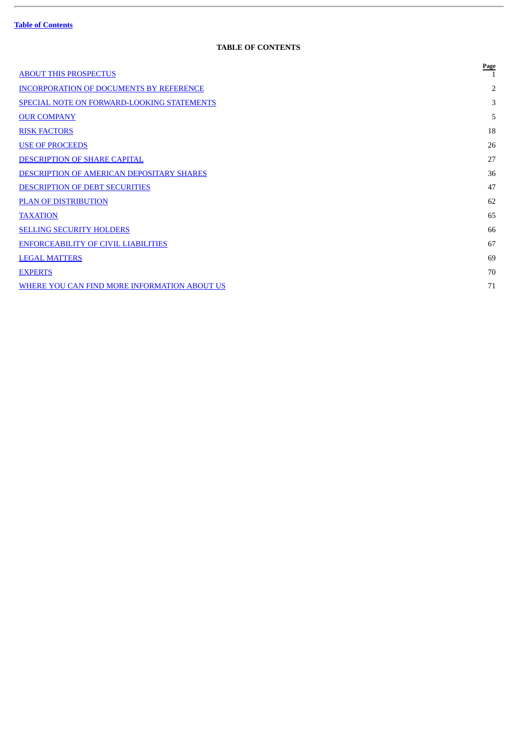[Table of Contents]

## TABLE OF CONTENTS

| | Page |
|---|---|
| ABOUT THIS PROSPECTUS | 1 |
| INCORPORATION OF DOCUMENTS BY REFERENCE | 2 |
| SPECIAL NOTE ON FORWARD-LOOKING STATEMENTS | 3 |
| OUR COMPANY | 5 |
| RISK FACTORS | 18 |
| USE OF PROCEEDS | 26 |
| DESCRIPTION OF SHARE CAPITAL | 27 |
| DESCRIPTION OF AMERICAN DEPOSITARY SHARES | 36 |
| DESCRIPTION OF DEBT SECURITIES | 47 |
| PLAN OF DISTRIBUTION | 62 |
| TAXATION | 65 |
| SELLING SECURITY HOLDERS | 66 |
| ENFORCEABILITY OF CIVIL LIABILITIES | 67 |
| LEGAL MATTERS | 69 |
| EXPERTS | 70 |
| WHERE YOU CAN FIND MORE INFORMATION ABOUT US | 71 |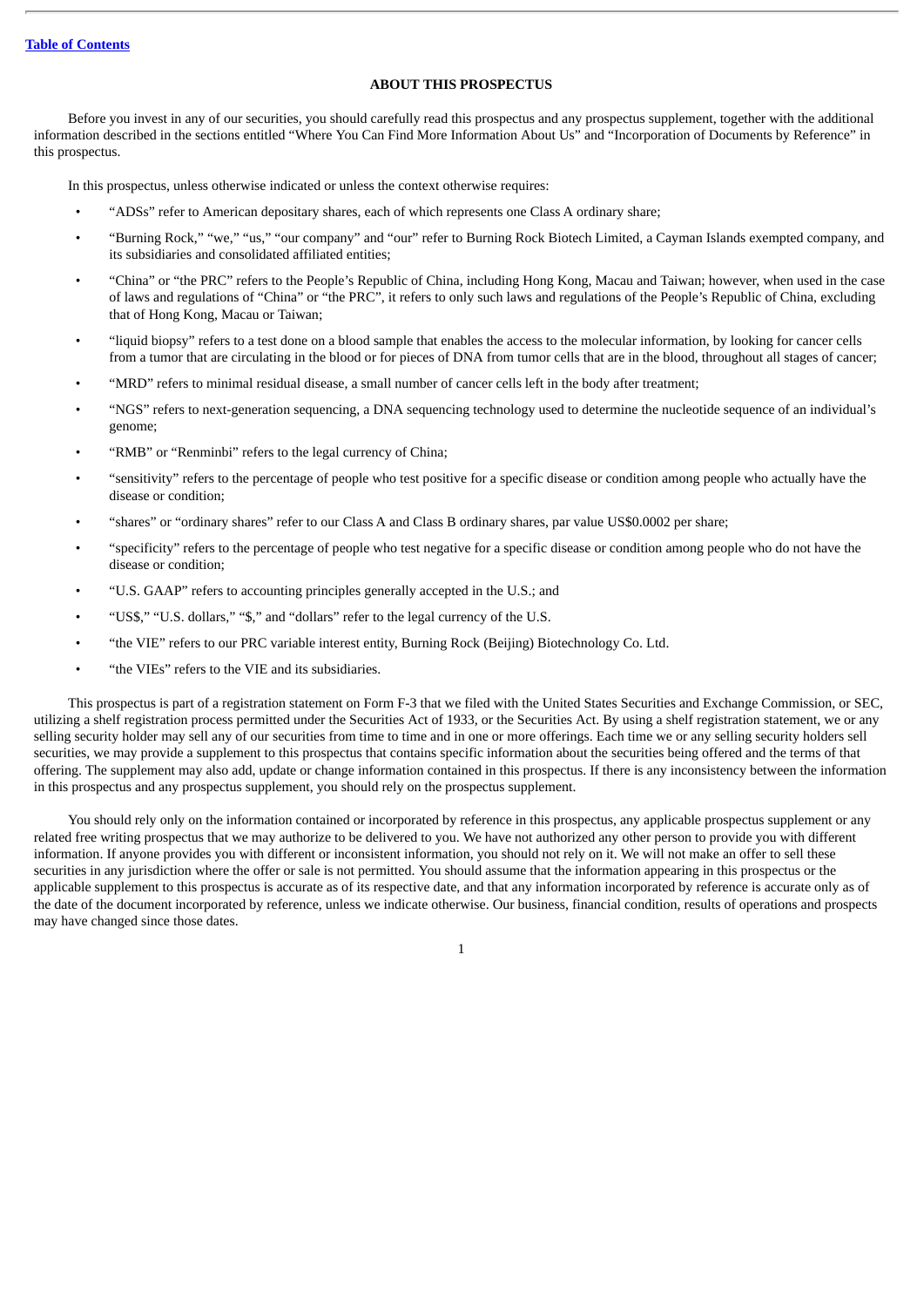[Table of Contents](#)

## ABOUT THIS PROSPECTUS

Before you invest in any of our securities, you should carefully read this prospectus and any prospectus supplement, together with the additional information described in the sections entitled "Where You Can Find More Information About Us" and "Incorporation of Documents by Reference" in this prospectus.

In this prospectus, unless otherwise indicated or unless the context otherwise requires:

- "ADSs" refer to American depositary shares, each of which represents one Class A ordinary share;
- "Burning Rock," "we," "us," "our company" and "our" refer to Burning Rock Biotech Limited, a Cayman Islands exempted company, and its subsidiaries and consolidated affiliated entities;
- "China" or "the PRC" refers to the People's Republic of China, including Hong Kong, Macau and Taiwan; however, when used in the case of laws and regulations of "China" or "the PRC", it refers to only such laws and regulations of the People's Republic of China, excluding that of Hong Kong, Macau or Taiwan;
- "liquid biopsy" refers to a test done on a blood sample that enables the access to the molecular information, by looking for cancer cells from a tumor that are circulating in the blood or for pieces of DNA from tumor cells that are in the blood, throughout all stages of cancer;
- "MRD" refers to minimal residual disease, a small number of cancer cells left in the body after treatment;
- "NGS" refers to next-generation sequencing, a DNA sequencing technology used to determine the nucleotide sequence of an individual's genome;
- "RMB" or "Renminbi" refers to the legal currency of China;
- "sensitivity" refers to the percentage of people who test positive for a specific disease or condition among people who actually have the disease or condition;
- "shares" or "ordinary shares" refer to our Class A and Class B ordinary shares, par value US$0.0002 per share;
- "specificity" refers to the percentage of people who test negative for a specific disease or condition among people who do not have the disease or condition;
- "U.S. GAAP" refers to accounting principles generally accepted in the U.S.; and
- "US$," "U.S. dollars," "$," and "dollars" refer to the legal currency of the U.S.
- "the VIE" refers to our PRC variable interest entity, Burning Rock (Beijing) Biotechnology Co. Ltd.
- "the VIEs" refers to the VIE and its subsidiaries.

This prospectus is part of a registration statement on Form F-3 that we filed with the United States Securities and Exchange Commission, or SEC, utilizing a shelf registration process permitted under the Securities Act of 1933, or the Securities Act. By using a shelf registration statement, we or any selling security holder may sell any of our securities from time to time and in one or more offerings. Each time we or any selling security holders sell securities, we may provide a supplement to this prospectus that contains specific information about the securities being offered and the terms of that offering. The supplement may also add, update or change information contained in this prospectus. If there is any inconsistency between the information in this prospectus and any prospectus supplement, you should rely on the prospectus supplement.

You should rely only on the information contained or incorporated by reference in this prospectus, any applicable prospectus supplement or any related free writing prospectus that we may authorize to be delivered to you. We have not authorized any other person to provide you with different information. If anyone provides you with different or inconsistent information, you should not rely on it. We will not make an offer to sell these securities in any jurisdiction where the offer or sale is not permitted. You should assume that the information appearing in this prospectus or the applicable supplement to this prospectus is accurate as of its respective date, and that any information incorporated by reference is accurate only as of the date of the document incorporated by reference, unless we indicate otherwise. Our business, financial condition, results of operations and prospects may have changed since those dates.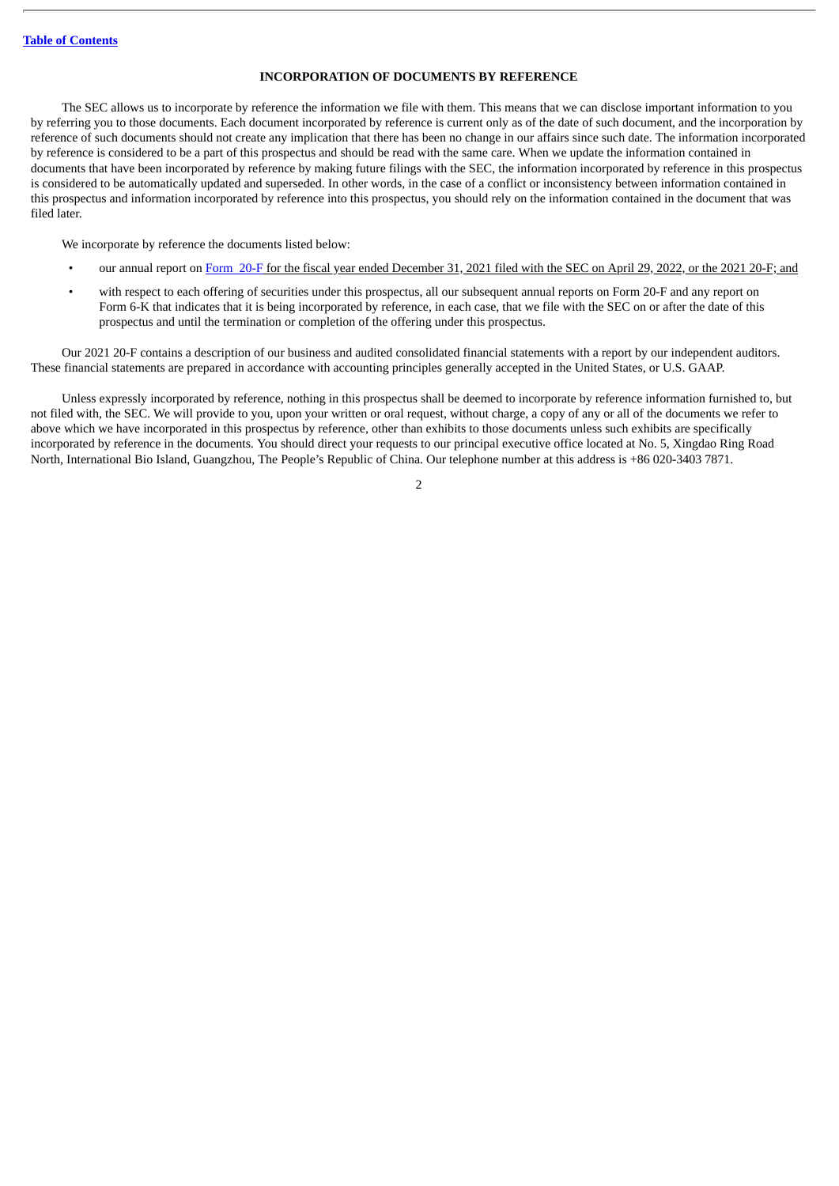## INCORPORATION OF DOCUMENTS BY REFERENCE

The SEC allows us to incorporate by reference the information we file with them. This means that we can disclose important information to you by referring you to those documents. Each document incorporated by reference is current only as of the date of such document, and the incorporation by reference of such documents should not create any implication that there has been no change in our affairs since such date. The information incorporated by reference is considered to be a part of this prospectus and should be read with the same care. When we update the information contained in documents that have been incorporated by reference by making future filings with the SEC, the information incorporated by reference in this prospectus is considered to be automatically updated and superseded. In other words, in the case of a conflict or inconsistency between information contained in this prospectus and information incorporated by reference into this prospectus, you should rely on the information contained in the document that was filed later.

We incorporate by reference the documents listed below:

- our annual report on Form 20-F for the fiscal year ended December 31, 2021 filed with the SEC on April 29, 2022, or the 2021 20-F; and
- with respect to each offering of securities under this prospectus, all our subsequent annual reports on Form 20-F and any report on Form 6-K that indicates that it is being incorporated by reference, in each case, that we file with the SEC on or after the date of this prospectus and until the termination or completion of the offering under this prospectus.

Our 2021 20-F contains a description of our business and audited consolidated financial statements with a report by our independent auditors. These financial statements are prepared in accordance with accounting principles generally accepted in the United States, or U.S. GAAP.

Unless expressly incorporated by reference, nothing in this prospectus shall be deemed to incorporate by reference information furnished to, but not filed with, the SEC. We will provide to you, upon your written or oral request, without charge, a copy of any or all of the documents we refer to above which we have incorporated in this prospectus by reference, other than exhibits to those documents unless such exhibits are specifically incorporated by reference in the documents. You should direct your requests to our principal executive office located at No. 5, Xingdao Ring Road North, International Bio Island, Guangzhou, The People's Republic of China. Our telephone number at this address is +86 020-3403 7871.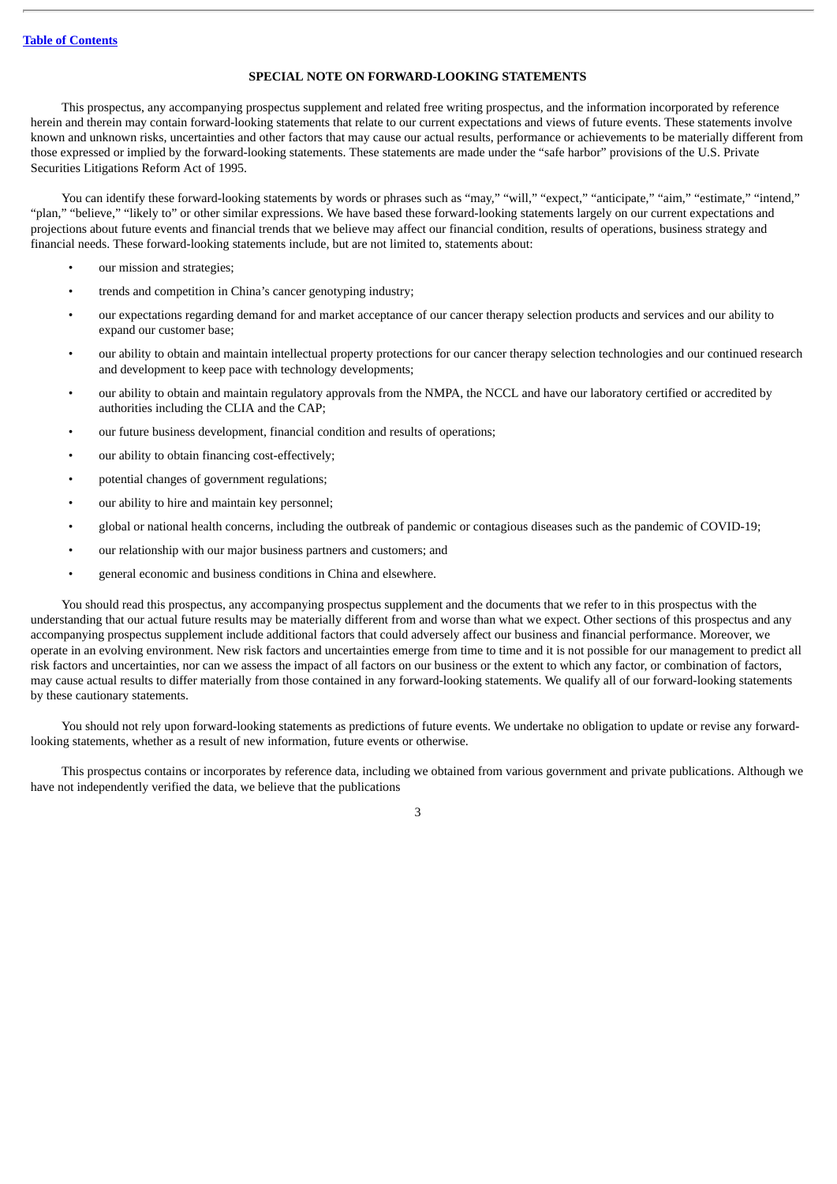## SPECIAL NOTE ON FORWARD-LOOKING STATEMENTS

This prospectus, any accompanying prospectus supplement and related free writing prospectus, and the information incorporated by reference herein and therein may contain forward-looking statements that relate to our current expectations and views of future events. These statements involve known and unknown risks, uncertainties and other factors that may cause our actual results, performance or achievements to be materially different from those expressed or implied by the forward-looking statements. These statements are made under the "safe harbor" provisions of the U.S. Private Securities Litigations Reform Act of 1995.

You can identify these forward-looking statements by words or phrases such as "may," "will," "expect," "anticipate," "aim," "estimate," "intend," "plan," "believe," "likely to" or other similar expressions. We have based these forward-looking statements largely on our current expectations and projections about future events and financial trends that we believe may affect our financial condition, results of operations, business strategy and financial needs. These forward-looking statements include, but are not limited to, statements about:

- our mission and strategies;
- trends and competition in China's cancer genotyping industry;
- our expectations regarding demand for and market acceptance of our cancer therapy selection products and services and our ability to expand our customer base;
- our ability to obtain and maintain intellectual property protections for our cancer therapy selection technologies and our continued research and development to keep pace with technology developments;
- our ability to obtain and maintain regulatory approvals from the NMPA, the NCCL and have our laboratory certified or accredited by authorities including the CLIA and the CAP;
- our future business development, financial condition and results of operations;
- our ability to obtain financing cost-effectively;
- potential changes of government regulations;
- our ability to hire and maintain key personnel;
- global or national health concerns, including the outbreak of pandemic or contagious diseases such as the pandemic of COVID-19;
- our relationship with our major business partners and customers; and
- general economic and business conditions in China and elsewhere.

You should read this prospectus, any accompanying prospectus supplement and the documents that we refer to in this prospectus with the understanding that our actual future results may be materially different from and worse than what we expect. Other sections of this prospectus and any accompanying prospectus supplement include additional factors that could adversely affect our business and financial performance. Moreover, we operate in an evolving environment. New risk factors and uncertainties emerge from time to time and it is not possible for our management to predict all risk factors and uncertainties, nor can we assess the impact of all factors on our business or the extent to which any factor, or combination of factors, may cause actual results to differ materially from those contained in any forward-looking statements. We qualify all of our forward-looking statements by these cautionary statements.

You should not rely upon forward-looking statements as predictions of future events. We undertake no obligation to update or revise any forward-looking statements, whether as a result of new information, future events or otherwise.

This prospectus contains or incorporates by reference data, including we obtained from various government and private publications. Although we have not independently verified the data, we believe that the publications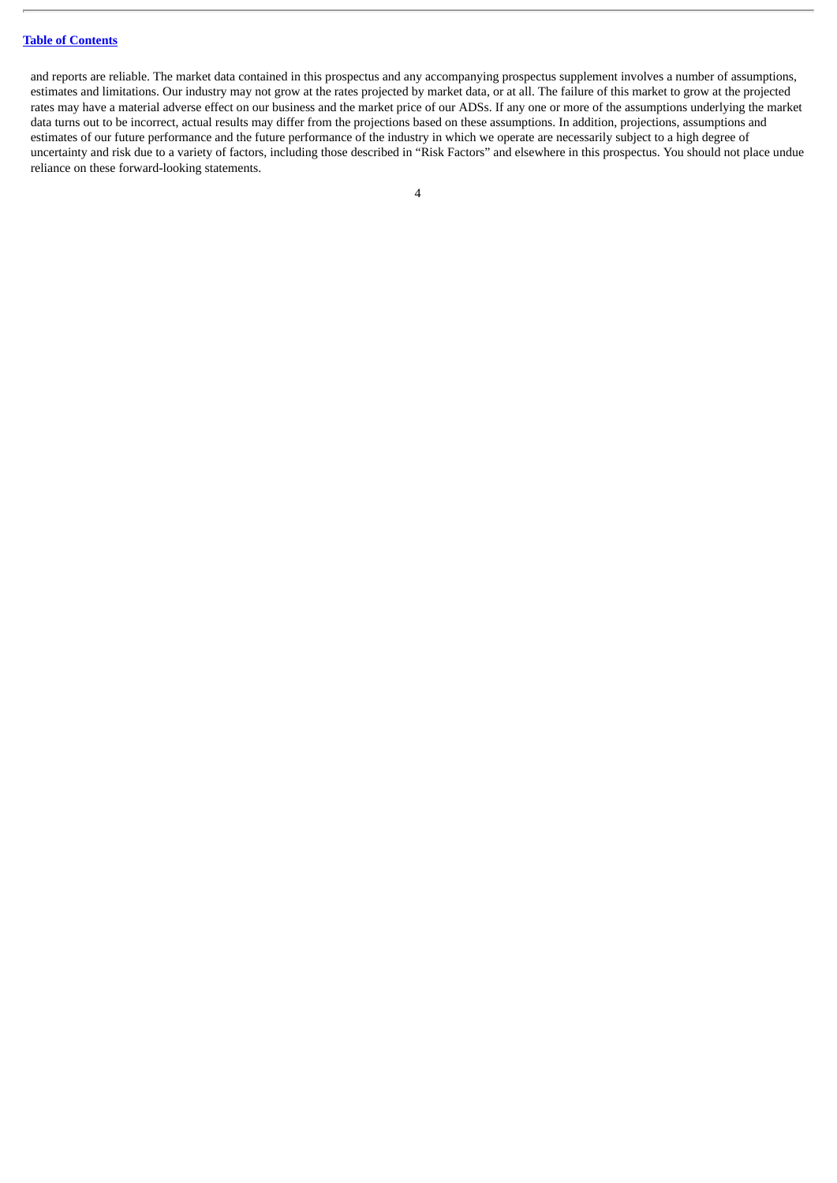and reports are reliable. The market data contained in this prospectus and any accompanying prospectus supplement involves a number of assumptions, estimates and limitations. Our industry may not grow at the rates projected by market data, or at all. The failure of this market to grow at the projected rates may have a material adverse effect on our business and the market price of our ADSs. If any one or more of the assumptions underlying the market data turns out to be incorrect, actual results may differ from the projections based on these assumptions. In addition, projections, assumptions and estimates of our future performance and the future performance of the industry in which we operate are necessarily subject to a high degree of uncertainty and risk due to a variety of factors, including those described in "Risk Factors" and elsewhere in this prospectus. You should not place undue reliance on these forward-looking statements.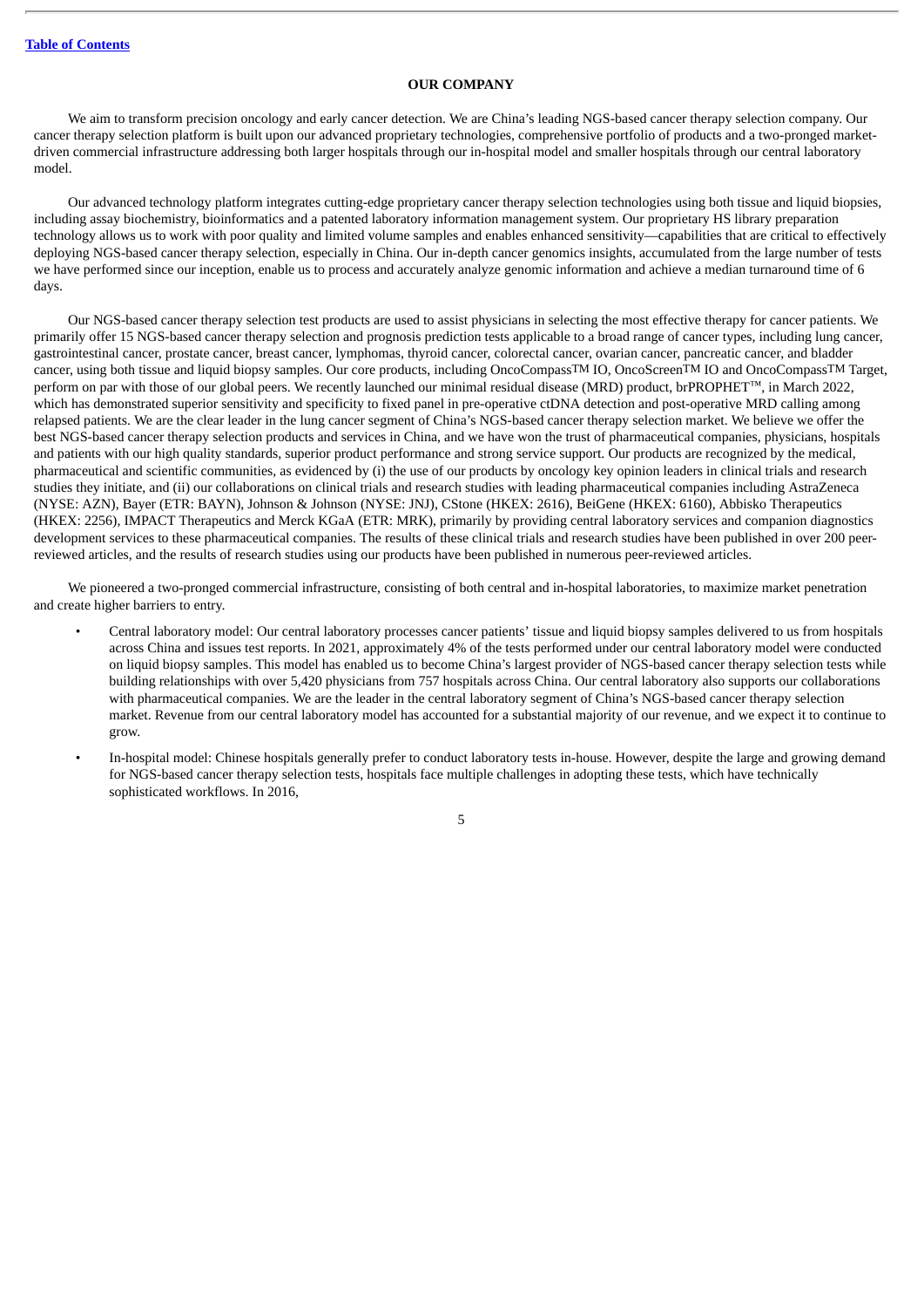## OUR COMPANY

We aim to transform precision oncology and early cancer detection. We are China's leading NGS-based cancer therapy selection company. Our cancer therapy selection platform is built upon our advanced proprietary technologies, comprehensive portfolio of products and a two-pronged market-driven commercial infrastructure addressing both larger hospitals through our in-hospital model and smaller hospitals through our central laboratory model.

Our advanced technology platform integrates cutting-edge proprietary cancer therapy selection technologies using both tissue and liquid biopsies, including assay biochemistry, bioinformatics and a patented laboratory information management system. Our proprietary HS library preparation technology allows us to work with poor quality and limited volume samples and enables enhanced sensitivity—capabilities that are critical to effectively deploying NGS-based cancer therapy selection, especially in China. Our in-depth cancer genomics insights, accumulated from the large number of tests we have performed since our inception, enable us to process and accurately analyze genomic information and achieve a median turnaround time of 6 days.

Our NGS-based cancer therapy selection test products are used to assist physicians in selecting the most effective therapy for cancer patients. We primarily offer 15 NGS-based cancer therapy selection and prognosis prediction tests applicable to a broad range of cancer types, including lung cancer, gastrointestinal cancer, prostate cancer, breast cancer, lymphomas, thyroid cancer, colorectal cancer, ovarian cancer, pancreatic cancer, and bladder cancer, using both tissue and liquid biopsy samples. Our core products, including OncoCompassTM IO, OncoScreenTM IO and OncoCompassTM Target, perform on par with those of our global peers. We recently launched our minimal residual disease (MRD) product, brPROPHET™, in March 2022, which has demonstrated superior sensitivity and specificity to fixed panel in pre-operative ctDNA detection and post-operative MRD calling among relapsed patients. We are the clear leader in the lung cancer segment of China's NGS-based cancer therapy selection market. We believe we offer the best NGS-based cancer therapy selection products and services in China, and we have won the trust of pharmaceutical companies, physicians, hospitals and patients with our high quality standards, superior product performance and strong service support. Our products are recognized by the medical, pharmaceutical and scientific communities, as evidenced by (i) the use of our products by oncology key opinion leaders in clinical trials and research studies they initiate, and (ii) our collaborations on clinical trials and research studies with leading pharmaceutical companies including AstraZeneca (NYSE: AZN), Bayer (ETR: BAYN), Johnson & Johnson (NYSE: JNJ), CStone (HKEX: 2616), BeiGene (HKEX: 6160), Abbisko Therapeutics (HKEX: 2256), IMPACT Therapeutics and Merck KGaA (ETR: MRK), primarily by providing central laboratory services and companion diagnostics development services to these pharmaceutical companies. The results of these clinical trials and research studies have been published in over 200 peer-reviewed articles, and the results of research studies using our products have been published in numerous peer-reviewed articles.

We pioneered a two-pronged commercial infrastructure, consisting of both central and in-hospital laboratories, to maximize market penetration and create higher barriers to entry.

- Central laboratory model: Our central laboratory processes cancer patients' tissue and liquid biopsy samples delivered to us from hospitals across China and issues test reports. In 2021, approximately 4% of the tests performed under our central laboratory model were conducted on liquid biopsy samples. This model has enabled us to become China's largest provider of NGS-based cancer therapy selection tests while building relationships with over 5,420 physicians from 757 hospitals across China. Our central laboratory also supports our collaborations with pharmaceutical companies. We are the leader in the central laboratory segment of China's NGS-based cancer therapy selection market. Revenue from our central laboratory model has accounted for a substantial majority of our revenue, and we expect it to continue to grow.
- In-hospital model: Chinese hospitals generally prefer to conduct laboratory tests in-house. However, despite the large and growing demand for NGS-based cancer therapy selection tests, hospitals face multiple challenges in adopting these tests, which have technically sophisticated workflows. In 2016,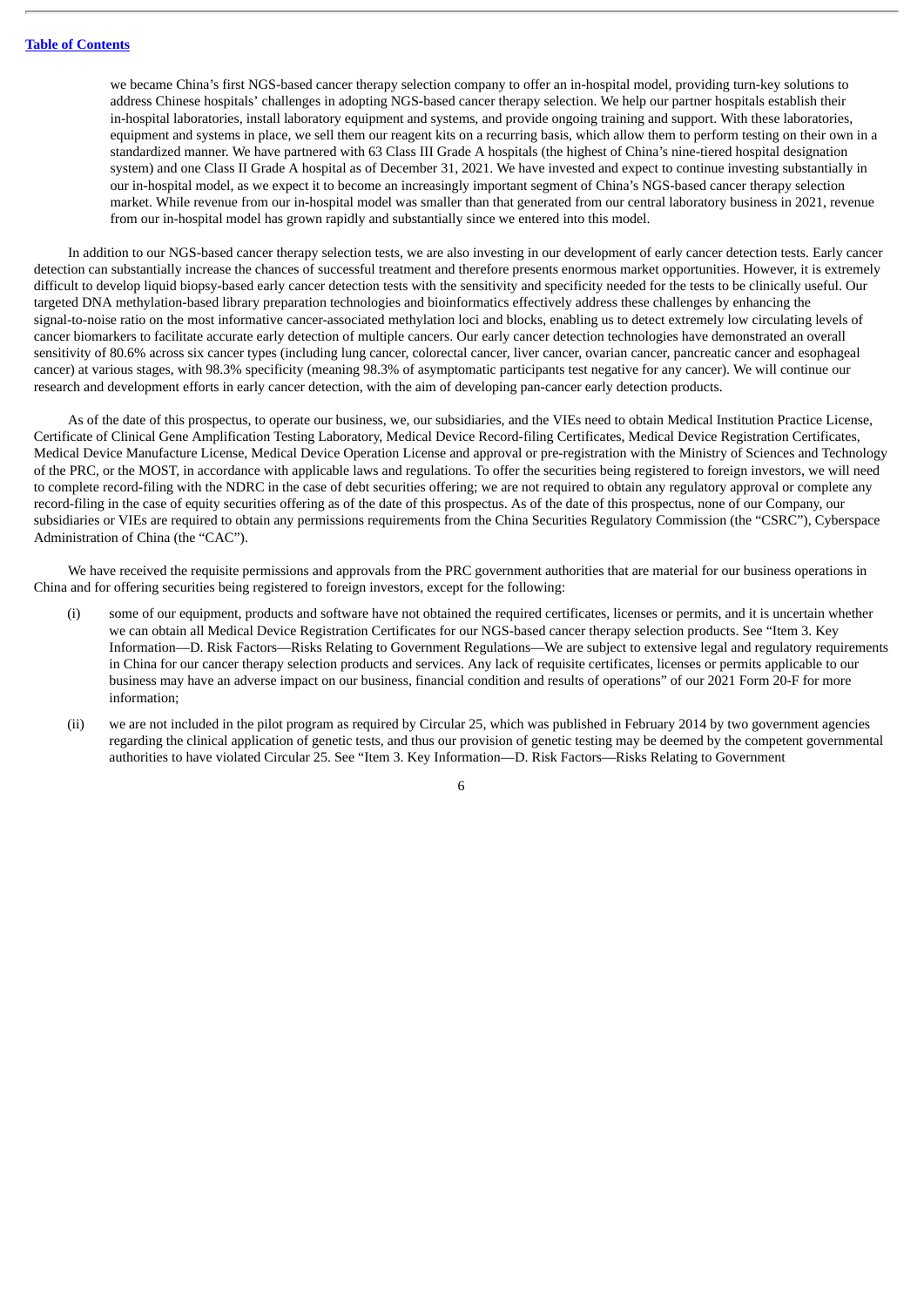we became China's first NGS-based cancer therapy selection company to offer an in-hospital model, providing turn-key solutions to address Chinese hospitals' challenges in adopting NGS-based cancer therapy selection. We help our partner hospitals establish their in-hospital laboratories, install laboratory equipment and systems, and provide ongoing training and support. With these laboratories, equipment and systems in place, we sell them our reagent kits on a recurring basis, which allow them to perform testing on their own in a standardized manner. We have partnered with 63 Class III Grade A hospitals (the highest of China's nine-tiered hospital designation system) and one Class II Grade A hospital as of December 31, 2021. We have invested and expect to continue investing substantially in our in-hospital model, as we expect it to become an increasingly important segment of China's NGS-based cancer therapy selection market. While revenue from our in-hospital model was smaller than that generated from our central laboratory business in 2021, revenue from our in-hospital model has grown rapidly and substantially since we entered into this model.

In addition to our NGS-based cancer therapy selection tests, we are also investing in our development of early cancer detection tests. Early cancer detection can substantially increase the chances of successful treatment and therefore presents enormous market opportunities. However, it is extremely difficult to develop liquid biopsy-based early cancer detection tests with the sensitivity and specificity needed for the tests to be clinically useful. Our targeted DNA methylation-based library preparation technologies and bioinformatics effectively address these challenges by enhancing the signal-to-noise ratio on the most informative cancer-associated methylation loci and blocks, enabling us to detect extremely low circulating levels of cancer biomarkers to facilitate accurate early detection of multiple cancers. Our early cancer detection technologies have demonstrated an overall sensitivity of 80.6% across six cancer types (including lung cancer, colorectal cancer, liver cancer, ovarian cancer, pancreatic cancer and esophageal cancer) at various stages, with 98.3% specificity (meaning 98.3% of asymptomatic participants test negative for any cancer). We will continue our research and development efforts in early cancer detection, with the aim of developing pan-cancer early detection products.

As of the date of this prospectus, to operate our business, we, our subsidiaries, and the VIEs need to obtain Medical Institution Practice License, Certificate of Clinical Gene Amplification Testing Laboratory, Medical Device Record-filing Certificates, Medical Device Registration Certificates, Medical Device Manufacture License, Medical Device Operation License and approval or pre-registration with the Ministry of Sciences and Technology of the PRC, or the MOST, in accordance with applicable laws and regulations. To offer the securities being registered to foreign investors, we will need to complete record-filing with the NDRC in the case of debt securities offering; we are not required to obtain any regulatory approval or complete any record-filing in the case of equity securities offering as of the date of this prospectus. As of the date of this prospectus, none of our Company, our subsidiaries or VIEs are required to obtain any permissions requirements from the China Securities Regulatory Commission (the "CSRC"), Cyberspace Administration of China (the "CAC").

We have received the requisite permissions and approvals from the PRC government authorities that are material for our business operations in China and for offering securities being registered to foreign investors, except for the following:

(i) some of our equipment, products and software have not obtained the required certificates, licenses or permits, and it is uncertain whether we can obtain all Medical Device Registration Certificates for our NGS-based cancer therapy selection products. See "Item 3. Key Information—D. Risk Factors—Risks Relating to Government Regulations—We are subject to extensive legal and regulatory requirements in China for our cancer therapy selection products and services. Any lack of requisite certificates, licenses or permits applicable to our business may have an adverse impact on our business, financial condition and results of operations" of our 2021 Form 20-F for more information;

(ii) we are not included in the pilot program as required by Circular 25, which was published in February 2014 by two government agencies regarding the clinical application of genetic tests, and thus our provision of genetic testing may be deemed by the competent governmental authorities to have violated Circular 25. See "Item 3. Key Information—D. Risk Factors—Risks Relating to Government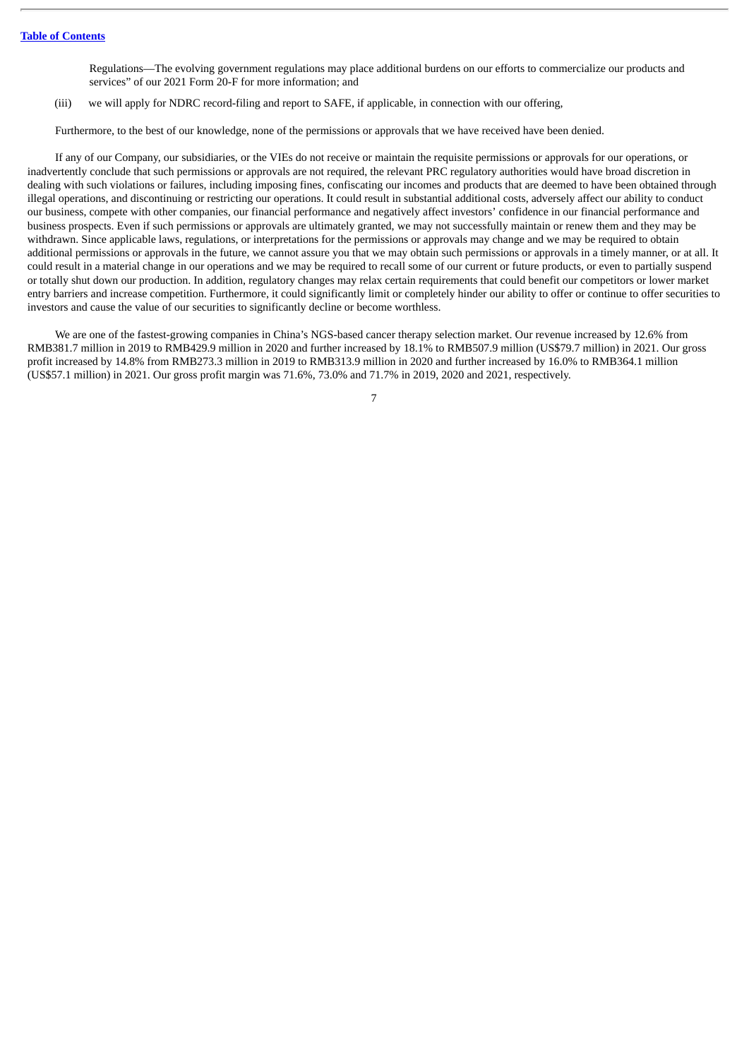Regulations—The evolving government regulations may place additional burdens on our efforts to commercialize our products and services" of our 2021 Form 20-F for more information; and

(iii) we will apply for NDRC record-filing and report to SAFE, if applicable, in connection with our offering,

Furthermore, to the best of our knowledge, none of the permissions or approvals that we have received have been denied.

If any of our Company, our subsidiaries, or the VIEs do not receive or maintain the requisite permissions or approvals for our operations, or inadvertently conclude that such permissions or approvals are not required, the relevant PRC regulatory authorities would have broad discretion in dealing with such violations or failures, including imposing fines, confiscating our incomes and products that are deemed to have been obtained through illegal operations, and discontinuing or restricting our operations. It could result in substantial additional costs, adversely affect our ability to conduct our business, compete with other companies, our financial performance and negatively affect investors' confidence in our financial performance and business prospects. Even if such permissions or approvals are ultimately granted, we may not successfully maintain or renew them and they may be withdrawn. Since applicable laws, regulations, or interpretations for the permissions or approvals may change and we may be required to obtain additional permissions or approvals in the future, we cannot assure you that we may obtain such permissions or approvals in a timely manner, or at all. It could result in a material change in our operations and we may be required to recall some of our current or future products, or even to partially suspend or totally shut down our production. In addition, regulatory changes may relax certain requirements that could benefit our competitors or lower market entry barriers and increase competition. Furthermore, it could significantly limit or completely hinder our ability to offer or continue to offer securities to investors and cause the value of our securities to significantly decline or become worthless.

We are one of the fastest-growing companies in China's NGS-based cancer therapy selection market. Our revenue increased by 12.6% from RMB381.7 million in 2019 to RMB429.9 million in 2020 and further increased by 18.1% to RMB507.9 million (US$79.7 million) in 2021. Our gross profit increased by 14.8% from RMB273.3 million in 2019 to RMB313.9 million in 2020 and further increased by 16.0% to RMB364.1 million (US$57.1 million) in 2021. Our gross profit margin was 71.6%, 73.0% and 71.7% in 2019, 2020 and 2021, respectively.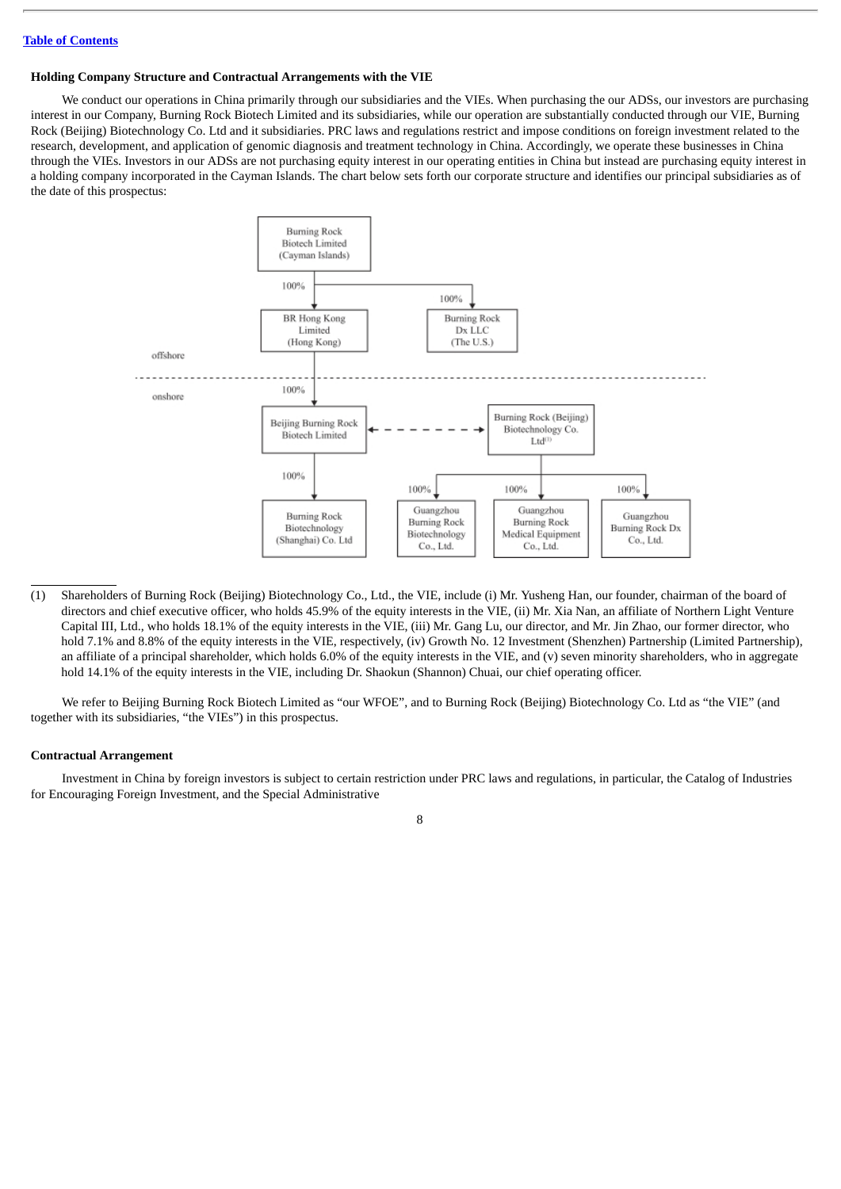[Table of Contents](#)

**Holding Company Structure and Contractual Arrangements with the VIE**

We conduct our operations in China primarily through our subsidiaries and the VIEs. When purchasing the our ADSs, our investors are purchasing interest in our Company, Burning Rock Biotech Limited and its subsidiaries, while our operation are substantially conducted through our VIE, Burning Rock (Beijing) Biotechnology Co. Ltd and it subsidiaries. PRC laws and regulations restrict and impose conditions on foreign investment related to the research, development, and application of genomic diagnosis and treatment technology in China. Accordingly, we operate these businesses in China through the VIEs. Investors in our ADSs are not purchasing equity interest in our operating entities in China but instead are purchasing equity interest in a holding company incorporated in the Cayman Islands. The chart below sets forth our corporate structure and identifies our principal subsidiaries as of the date of this prospectus:

Burning Rock Biotech Limited (Cayman Islands)
- 100% → BR Hong Kong Limited (Hong Kong)
- 100% → Burning Rock Dx LLC (The U.S.)

offshore

onshore

BR Hong Kong Limited (Hong Kong)
- 100% → Beijing Burning Rock Biotech Limited

Beijing Burning Rock Biotech Limited ← - - - → Burning Rock (Beijing) Biotechnology Co. Ltd[(1)]

Beijing Burning Rock Biotech Limited
- 100% → Burning Rock Biotechnology (Shanghai) Co. Ltd

Burning Rock (Beijing) Biotechnology Co. Ltd[(1)]
- 100% → Guangzhou Burning Rock Biotechnology Co., Ltd.
- 100% → Guangzhou Burning Rock Medical Equipment Co., Ltd.
- 100% → Guangzhou Burning Rock Dx Co., Ltd.

(1) Shareholders of Burning Rock (Beijing) Biotechnology Co., Ltd., the VIE, include (i) Mr. Yusheng Han, our founder, chairman of the board of directors and chief executive officer, who holds 45.9% of the equity interests in the VIE, (ii) Mr. Xia Nan, an affiliate of Northern Light Venture Capital III, Ltd., who holds 18.1% of the equity interests in the VIE, (iii) Mr. Gang Lu, our director, and Mr. Jin Zhao, our former director, who hold 7.1% and 8.8% of the equity interests in the VIE, respectively, (iv) Growth No. 12 Investment (Shenzhen) Partnership (Limited Partnership), an affiliate of a principal shareholder, which holds 6.0% of the equity interests in the VIE, and (v) seven minority shareholders, who in aggregate hold 14.1% of the equity interests in the VIE, including Dr. Shaokun (Shannon) Chuai, our chief operating officer.

We refer to Beijing Burning Rock Biotech Limited as "our WFOE", and to Burning Rock (Beijing) Biotechnology Co. Ltd as "the VIE" (and together with its subsidiaries, "the VIEs") in this prospectus.

**Contractual Arrangement**

Investment in China by foreign investors is subject to certain restriction under PRC laws and regulations, in particular, the Catalog of Industries for Encouraging Foreign Investment, and the Special Administrative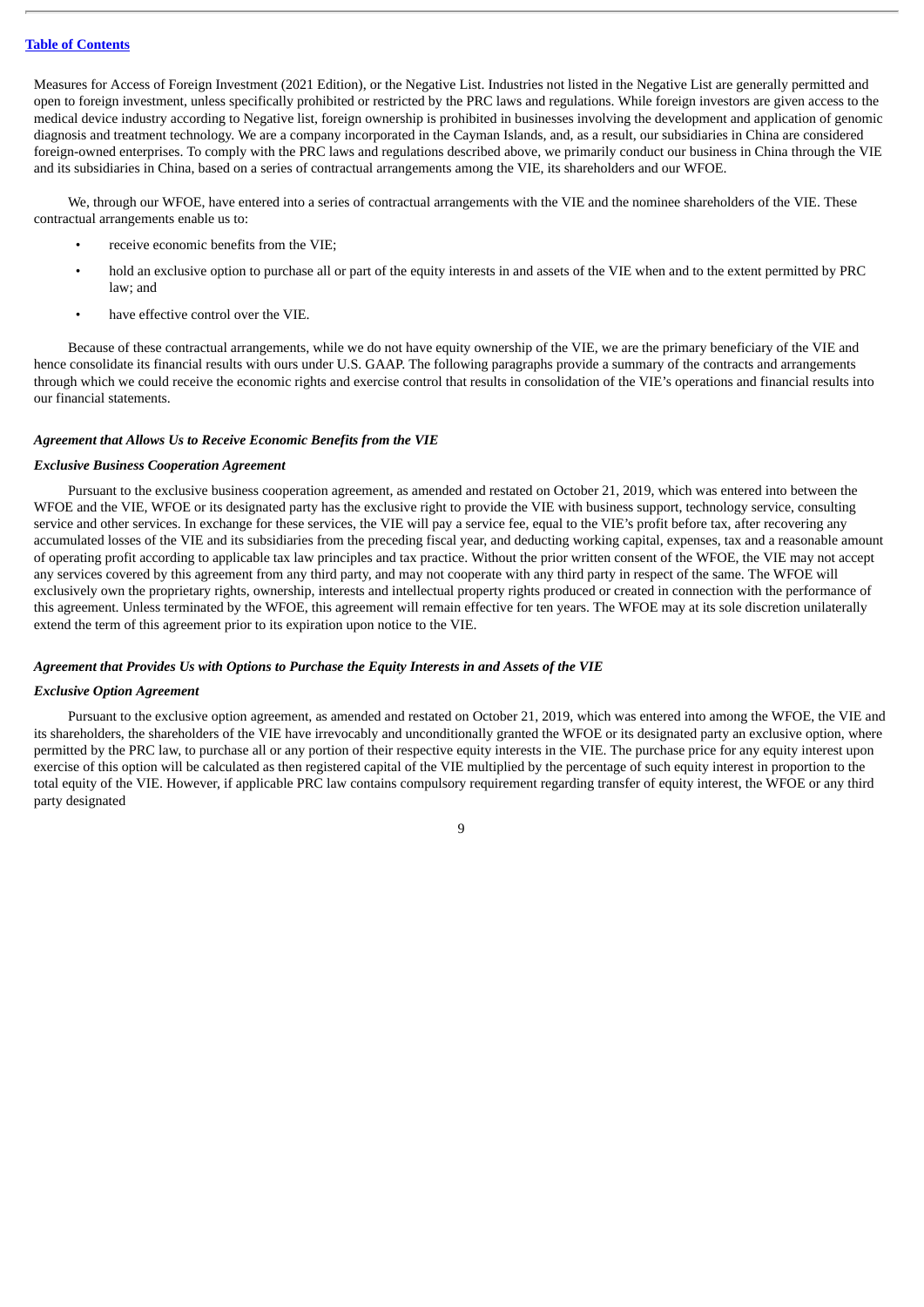Measures for Access of Foreign Investment (2021 Edition), or the Negative List. Industries not listed in the Negative List are generally permitted and open to foreign investment, unless specifically prohibited or restricted by the PRC laws and regulations. While foreign investors are given access to the medical device industry according to Negative list, foreign ownership is prohibited in businesses involving the development and application of genomic diagnosis and treatment technology. We are a company incorporated in the Cayman Islands, and, as a result, our subsidiaries in China are considered foreign-owned enterprises. To comply with the PRC laws and regulations described above, we primarily conduct our business in China through the VIE and its subsidiaries in China, based on a series of contractual arrangements among the VIE, its shareholders and our WFOE.

We, through our WFOE, have entered into a series of contractual arrangements with the VIE and the nominee shareholders of the VIE. These contractual arrangements enable us to:

- receive economic benefits from the VIE;
- hold an exclusive option to purchase all or part of the equity interests in and assets of the VIE when and to the extent permitted by PRC law; and
- have effective control over the VIE.

Because of these contractual arrangements, while we do not have equity ownership of the VIE, we are the primary beneficiary of the VIE and hence consolidate its financial results with ours under U.S. GAAP. The following paragraphs provide a summary of the contracts and arrangements through which we could receive the economic rights and exercise control that results in consolidation of the VIE's operations and financial results into our financial statements.

***Agreement that Allows Us to Receive Economic Benefits from the VIE***

***Exclusive Business Cooperation Agreement***

Pursuant to the exclusive business cooperation agreement, as amended and restated on October 21, 2019, which was entered into between the WFOE and the VIE, WFOE or its designated party has the exclusive right to provide the VIE with business support, technology service, consulting service and other services. In exchange for these services, the VIE will pay a service fee, equal to the VIE's profit before tax, after recovering any accumulated losses of the VIE and its subsidiaries from the preceding fiscal year, and deducting working capital, expenses, tax and a reasonable amount of operating profit according to applicable tax law principles and tax practice. Without the prior written consent of the WFOE, the VIE may not accept any services covered by this agreement from any third party, and may not cooperate with any third party in respect of the same. The WFOE will exclusively own the proprietary rights, ownership, interests and intellectual property rights produced or created in connection with the performance of this agreement. Unless terminated by the WFOE, this agreement will remain effective for ten years. The WFOE may at its sole discretion unilaterally extend the term of this agreement prior to its expiration upon notice to the VIE.

***Agreement that Provides Us with Options to Purchase the Equity Interests in and Assets of the VIE***

***Exclusive Option Agreement***

Pursuant to the exclusive option agreement, as amended and restated on October 21, 2019, which was entered into among the WFOE, the VIE and its shareholders, the shareholders of the VIE have irrevocably and unconditionally granted the WFOE or its designated party an exclusive option, where permitted by the PRC law, to purchase all or any portion of their respective equity interests in the VIE. The purchase price for any equity interest upon exercise of this option will be calculated as then registered capital of the VIE multiplied by the percentage of such equity interest in proportion to the total equity of the VIE. However, if applicable PRC law contains compulsory requirement regarding transfer of equity interest, the WFOE or any third party designated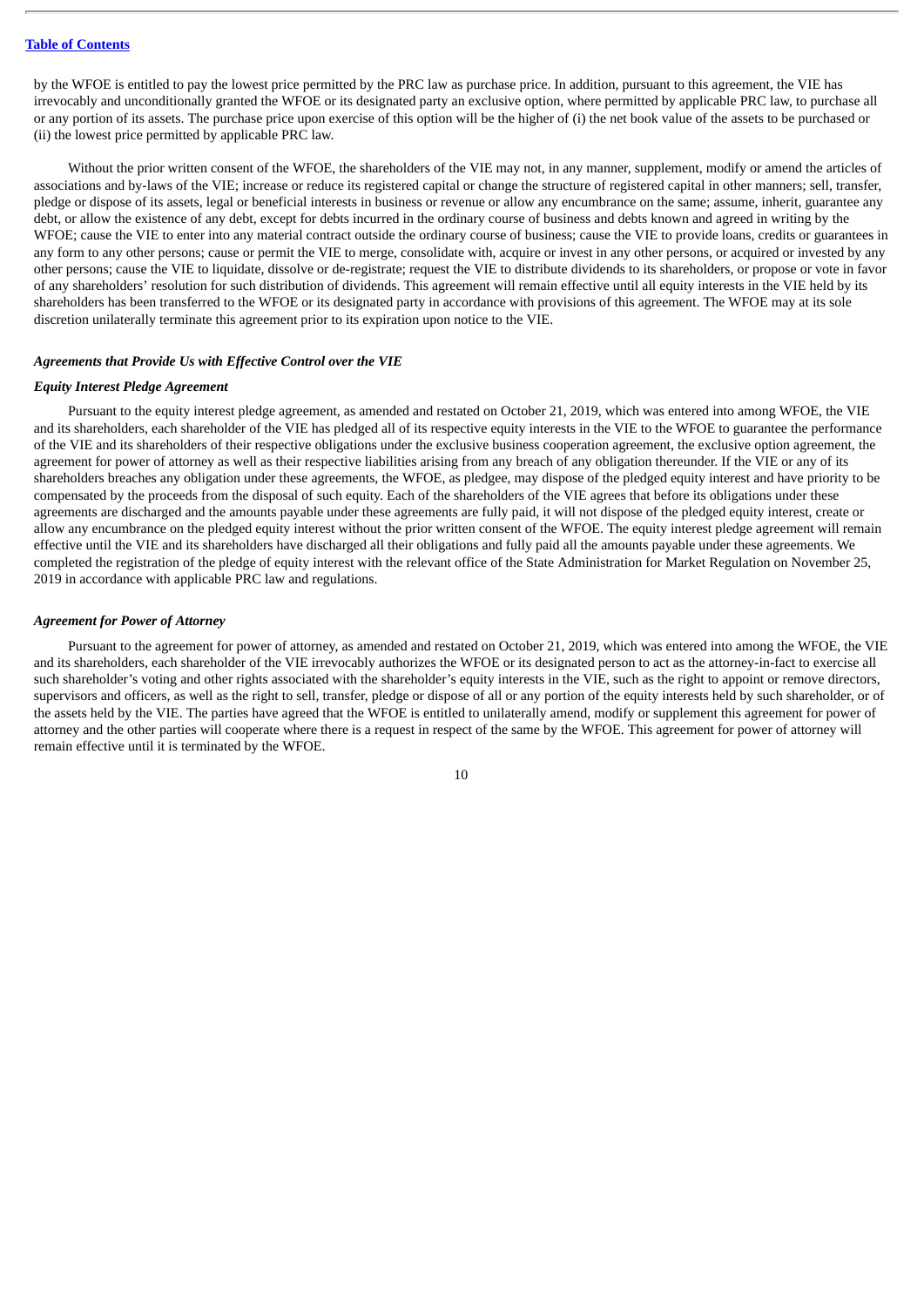by the WFOE is entitled to pay the lowest price permitted by the PRC law as purchase price. In addition, pursuant to this agreement, the VIE has irrevocably and unconditionally granted the WFOE or its designated party an exclusive option, where permitted by applicable PRC law, to purchase all or any portion of its assets. The purchase price upon exercise of this option will be the higher of (i) the net book value of the assets to be purchased or (ii) the lowest price permitted by applicable PRC law.

Without the prior written consent of the WFOE, the shareholders of the VIE may not, in any manner, supplement, modify or amend the articles of associations and by-laws of the VIE; increase or reduce its registered capital or change the structure of registered capital in other manners; sell, transfer, pledge or dispose of its assets, legal or beneficial interests in business or revenue or allow any encumbrance on the same; assume, inherit, guarantee any debt, or allow the existence of any debt, except for debts incurred in the ordinary course of business and debts known and agreed in writing by the WFOE; cause the VIE to enter into any material contract outside the ordinary course of business; cause the VIE to provide loans, credits or guarantees in any form to any other persons; cause or permit the VIE to merge, consolidate with, acquire or invest in any other persons, or acquired or invested by any other persons; cause the VIE to liquidate, dissolve or de-registrate; request the VIE to distribute dividends to its shareholders, or propose or vote in favor of any shareholders' resolution for such distribution of dividends. This agreement will remain effective until all equity interests in the VIE held by its shareholders has been transferred to the WFOE or its designated party in accordance with provisions of this agreement. The WFOE may at its sole discretion unilaterally terminate this agreement prior to its expiration upon notice to the VIE.

***Agreements that Provide Us with Effective Control over the VIE***

***Equity Interest Pledge Agreement***

Pursuant to the equity interest pledge agreement, as amended and restated on October 21, 2019, which was entered into among WFOE, the VIE and its shareholders, each shareholder of the VIE has pledged all of its respective equity interests in the VIE to the WFOE to guarantee the performance of the VIE and its shareholders of their respective obligations under the exclusive business cooperation agreement, the exclusive option agreement, the agreement for power of attorney as well as their respective liabilities arising from any breach of any obligation thereunder. If the VIE or any of its shareholders breaches any obligation under these agreements, the WFOE, as pledgee, may dispose of the pledged equity interest and have priority to be compensated by the proceeds from the disposal of such equity. Each of the shareholders of the VIE agrees that before its obligations under these agreements are discharged and the amounts payable under these agreements are fully paid, it will not dispose of the pledged equity interest, create or allow any encumbrance on the pledged equity interest without the prior written consent of the WFOE. The equity interest pledge agreement will remain effective until the VIE and its shareholders have discharged all their obligations and fully paid all the amounts payable under these agreements. We completed the registration of the pledge of equity interest with the relevant office of the State Administration for Market Regulation on November 25, 2019 in accordance with applicable PRC law and regulations.

***Agreement for Power of Attorney***

Pursuant to the agreement for power of attorney, as amended and restated on October 21, 2019, which was entered into among the WFOE, the VIE and its shareholders, each shareholder of the VIE irrevocably authorizes the WFOE or its designated person to act as the attorney-in-fact to exercise all such shareholder's voting and other rights associated with the shareholder's equity interests in the VIE, such as the right to appoint or remove directors, supervisors and officers, as well as the right to sell, transfer, pledge or dispose of all or any portion of the equity interests held by such shareholder, or of the assets held by the VIE. The parties have agreed that the WFOE is entitled to unilaterally amend, modify or supplement this agreement for power of attorney and the other parties will cooperate where there is a request in respect of the same by the WFOE. This agreement for power of attorney will remain effective until it is terminated by the WFOE.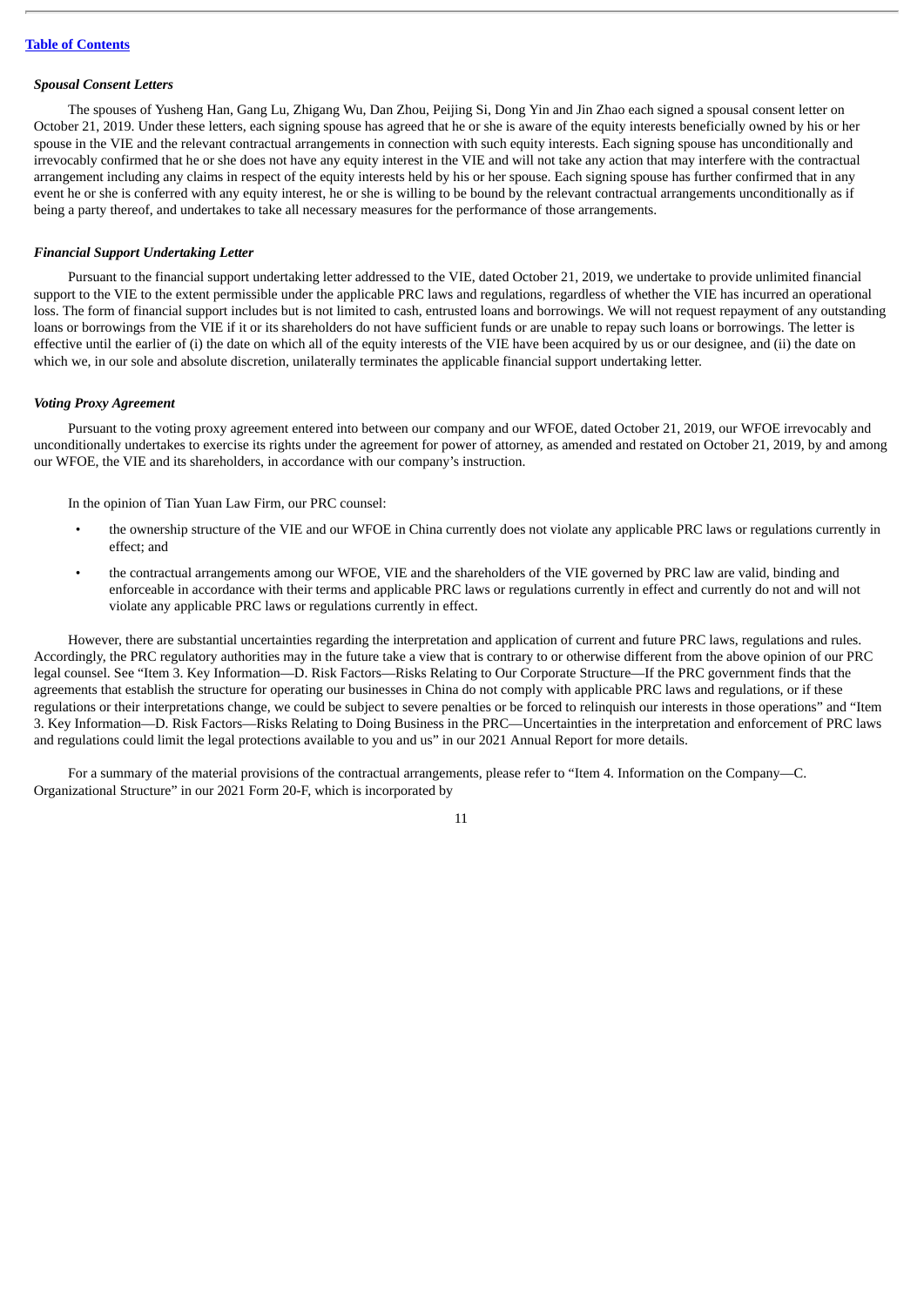***Spousal Consent Letters***

The spouses of Yusheng Han, Gang Lu, Zhigang Wu, Dan Zhou, Peijing Si, Dong Yin and Jin Zhao each signed a spousal consent letter on October 21, 2019. Under these letters, each signing spouse has agreed that he or she is aware of the equity interests beneficially owned by his or her spouse in the VIE and the relevant contractual arrangements in connection with such equity interests. Each signing spouse has unconditionally and irrevocably confirmed that he or she does not have any equity interest in the VIE and will not take any action that may interfere with the contractual arrangement including any claims in respect of the equity interests held by his or her spouse. Each signing spouse has further confirmed that in any event he or she is conferred with any equity interest, he or she is willing to be bound by the relevant contractual arrangements unconditionally as if being a party thereof, and undertakes to take all necessary measures for the performance of those arrangements.

***Financial Support Undertaking Letter***

Pursuant to the financial support undertaking letter addressed to the VIE, dated October 21, 2019, we undertake to provide unlimited financial support to the VIE to the extent permissible under the applicable PRC laws and regulations, regardless of whether the VIE has incurred an operational loss. The form of financial support includes but is not limited to cash, entrusted loans and borrowings. We will not request repayment of any outstanding loans or borrowings from the VIE if it or its shareholders do not have sufficient funds or are unable to repay such loans or borrowings. The letter is effective until the earlier of (i) the date on which all of the equity interests of the VIE have been acquired by us or our designee, and (ii) the date on which we, in our sole and absolute discretion, unilaterally terminates the applicable financial support undertaking letter.

***Voting Proxy Agreement***

Pursuant to the voting proxy agreement entered into between our company and our WFOE, dated October 21, 2019, our WFOE irrevocably and unconditionally undertakes to exercise its rights under the agreement for power of attorney, as amended and restated on October 21, 2019, by and among our WFOE, the VIE and its shareholders, in accordance with our company's instruction.

In the opinion of Tian Yuan Law Firm, our PRC counsel:

- the ownership structure of the VIE and our WFOE in China currently does not violate any applicable PRC laws or regulations currently in effect; and
- the contractual arrangements among our WFOE, VIE and the shareholders of the VIE governed by PRC law are valid, binding and enforceable in accordance with their terms and applicable PRC laws or regulations currently in effect and currently do not and will not violate any applicable PRC laws or regulations currently in effect.

However, there are substantial uncertainties regarding the interpretation and application of current and future PRC laws, regulations and rules. Accordingly, the PRC regulatory authorities may in the future take a view that is contrary to or otherwise different from the above opinion of our PRC legal counsel. See "Item 3. Key Information—D. Risk Factors—Risks Relating to Our Corporate Structure—If the PRC government finds that the agreements that establish the structure for operating our businesses in China do not comply with applicable PRC laws and regulations, or if these regulations or their interpretations change, we could be subject to severe penalties or be forced to relinquish our interests in those operations" and "Item 3. Key Information—D. Risk Factors—Risks Relating to Doing Business in the PRC—Uncertainties in the interpretation and enforcement of PRC laws and regulations could limit the legal protections available to you and us" in our 2021 Annual Report for more details.

For a summary of the material provisions of the contractual arrangements, please refer to "Item 4. Information on the Company—C. Organizational Structure" in our 2021 Form 20-F, which is incorporated by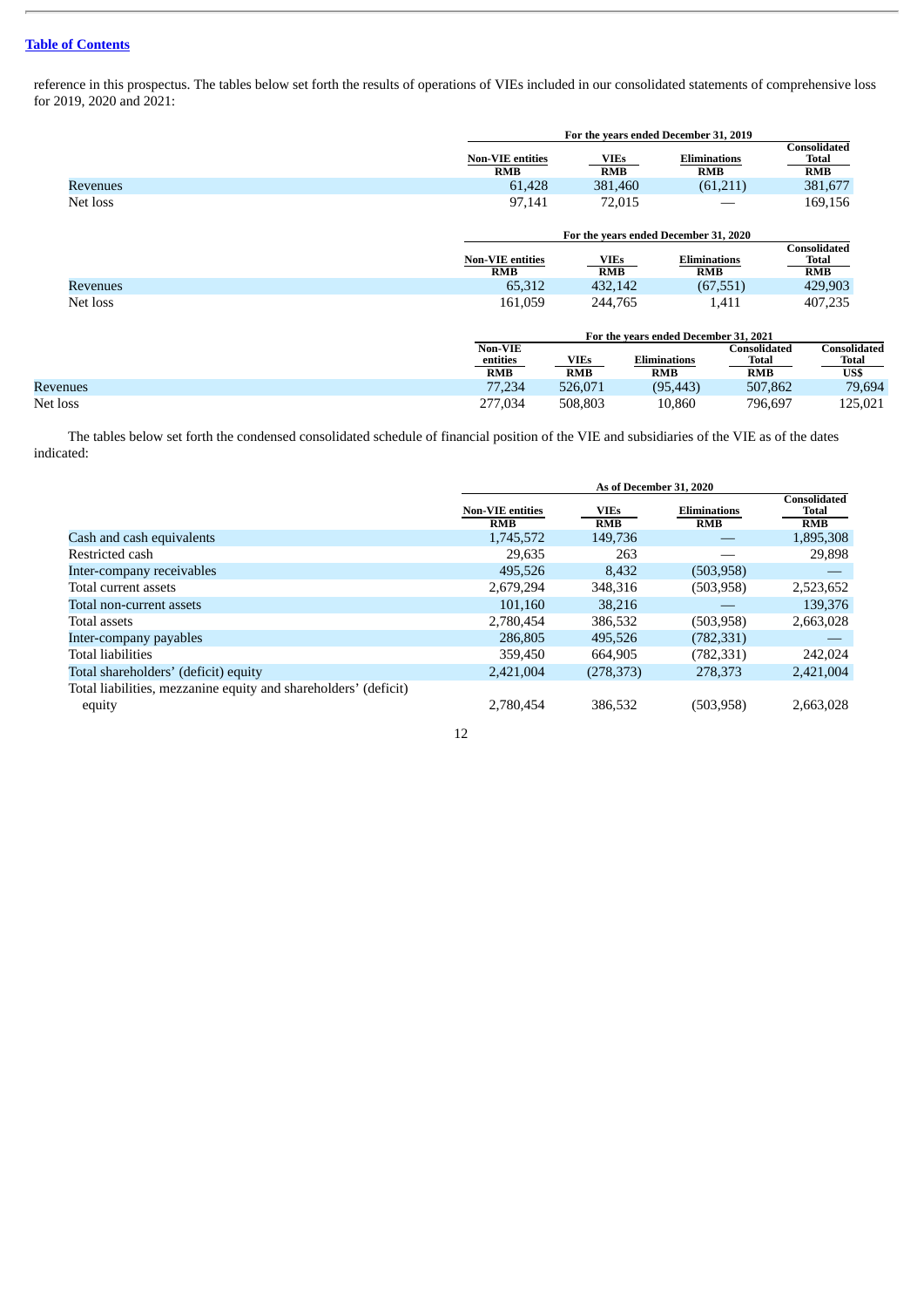reference in this prospectus. The tables below set forth the results of operations of VIEs included in our consolidated statements of comprehensive loss for 2019, 2020 and 2021:

| | For the years ended December 31, 2019 | | | |
|---|---|---|---|---|
| | Non-VIE entities | VIEs | Eliminations | Consolidated Total |
| | RMB | RMB | RMB | RMB |
| Revenues | 61,428 | 381,460 | (61,211) | 381,677 |
| Net loss | 97,141 | 72,015 | — | 169,156 |

| | For the years ended December 31, 2020 | | | |
|---|---|---|---|---|
| | Non-VIE entities | VIEs | Eliminations | Consolidated Total |
| | RMB | RMB | RMB | RMB |
| Revenues | 65,312 | 432,142 | (67,551) | 429,903 |
| Net loss | 161,059 | 244,765 | 1,411 | 407,235 |

| | For the years ended December 31, 2021 | | | | |
|---|---|---|---|---|---|
| | Non-VIE entities | VIEs | Eliminations | Consolidated Total | Consolidated Total |
| | RMB | RMB | RMB | RMB | US$ |
| Revenues | 77,234 | 526,071 | (95,443) | 507,862 | 79,694 |
| Net loss | 277,034 | 508,803 | 10,860 | 796,697 | 125,021 |

The tables below set forth the condensed consolidated schedule of financial position of the VIE and subsidiaries of the VIE as of the dates indicated:

| | As of December 31, 2020 | | | |
|---|---|---|---|---|
| | Non-VIE entities | VIEs | Eliminations | Consolidated Total |
| | RMB | RMB | RMB | RMB |
| Cash and cash equivalents | 1,745,572 | 149,736 | — | 1,895,308 |
| Restricted cash | 29,635 | 263 | — | 29,898 |
| Inter-company receivables | 495,526 | 8,432 | (503,958) | — |
| Total current assets | 2,679,294 | 348,316 | (503,958) | 2,523,652 |
| Total non-current assets | 101,160 | 38,216 | — | 139,376 |
| Total assets | 2,780,454 | 386,532 | (503,958) | 2,663,028 |
| Inter-company payables | 286,805 | 495,526 | (782,331) | — |
| Total liabilities | 359,450 | 664,905 | (782,331) | 242,024 |
| Total shareholders' (deficit) equity | 2,421,004 | (278,373) | 278,373 | 2,421,004 |
| Total liabilities, mezzanine equity and shareholders' (deficit) equity | 2,780,454 | 386,532 | (503,958) | 2,663,028 |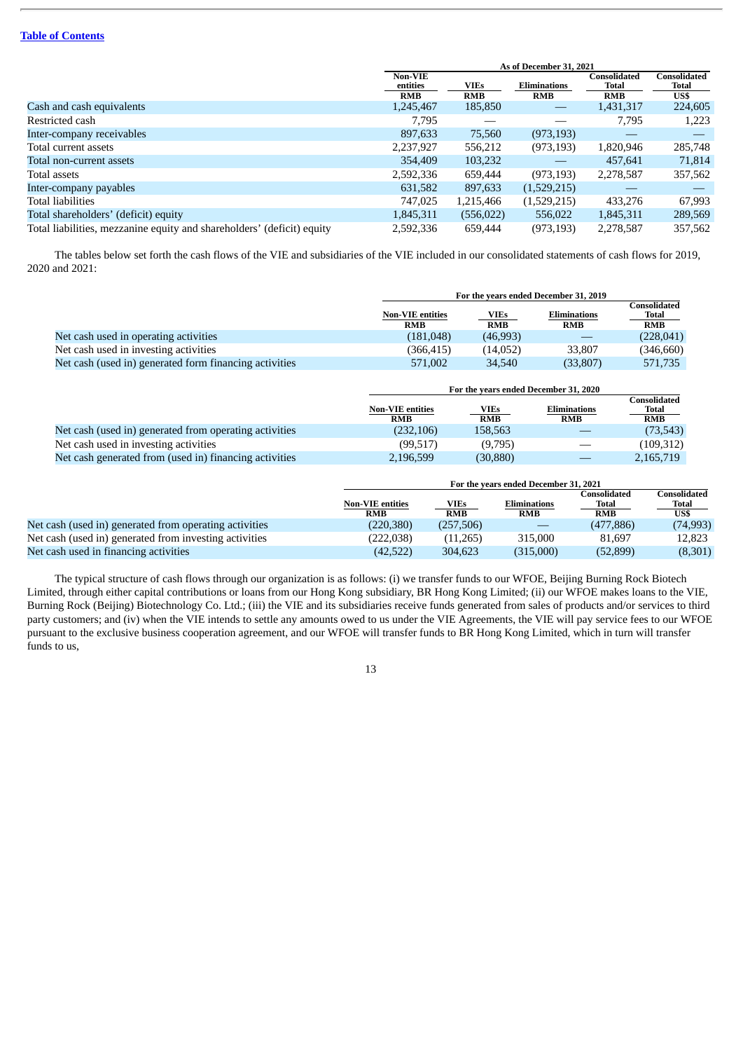[Table of Contents](#)

| | As of December 31, 2021 | | | | |
|---|---|---|---|---|---|
| | Non-VIE entities | VIEs | Eliminations | Consolidated Total | Consolidated Total |
| | RMB | RMB | RMB | RMB | US$ |
| Cash and cash equivalents | 1,245,467 | 185,850 | — | 1,431,317 | 224,605 |
| Restricted cash | 7,795 | — | — | 7,795 | 1,223 |
| Inter-company receivables | 897,633 | 75,560 | (973,193) | — | — |
| Total current assets | 2,237,927 | 556,212 | (973,193) | 1,820,946 | 285,748 |
| Total non-current assets | 354,409 | 103,232 | — | 457,641 | 71,814 |
| Total assets | 2,592,336 | 659,444 | (973,193) | 2,278,587 | 357,562 |
| Inter-company payables | 631,582 | 897,633 | (1,529,215) | — | — |
| Total liabilities | 747,025 | 1,215,466 | (1,529,215) | 433,276 | 67,993 |
| Total shareholders' (deficit) equity | 1,845,311 | (556,022) | 556,022 | 1,845,311 | 289,569 |
| Total liabilities, mezzanine equity and shareholders' (deficit) equity | 2,592,336 | 659,444 | (973,193) | 2,278,587 | 357,562 |

The tables below set forth the cash flows of the VIE and subsidiaries of the VIE included in our consolidated statements of cash flows for 2019, 2020 and 2021:

| | For the years ended December 31, 2019 | | | |
|---|---|---|---|---|
| | Non-VIE entities | VIEs | Eliminations | Consolidated Total |
| | RMB | RMB | RMB | RMB |
| Net cash used in operating activities | (181,048) | (46,993) | — | (228,041) |
| Net cash used in investing activities | (366,415) | (14,052) | 33,807 | (346,660) |
| Net cash (used in) generated form financing activities | 571,002 | 34,540 | (33,807) | 571,735 |

| | For the years ended December 31, 2020 | | | |
|---|---|---|---|---|
| | Non-VIE entities | VIEs | Eliminations | Consolidated Total |
| | RMB | RMB | RMB | RMB |
| Net cash (used in) generated from operating activities | (232,106) | 158,563 | — | (73,543) |
| Net cash used in investing activities | (99,517) | (9,795) | — | (109,312) |
| Net cash generated from (used in) financing activities | 2,196,599 | (30,880) | — | 2,165,719 |

| | For the years ended December 31, 2021 | | | | |
|---|---|---|---|---|---|
| | Non-VIE entities | VIEs | Eliminations | Consolidated Total | Consolidated Total |
| | RMB | RMB | RMB | RMB | US$ |
| Net cash (used in) generated from operating activities | (220,380) | (257,506) | — | (477,886) | (74,993) |
| Net cash (used in) generated from investing activities | (222,038) | (11,265) | 315,000 | 81,697 | 12,823 |
| Net cash used in financing activities | (42,522) | 304,623 | (315,000) | (52,899) | (8,301) |

The typical structure of cash flows through our organization is as follows: (i) we transfer funds to our WFOE, Beijing Burning Rock Biotech Limited, through either capital contributions or loans from our Hong Kong subsidiary, BR Hong Kong Limited; (ii) our WFOE makes loans to the VIE, Burning Rock (Beijing) Biotechnology Co. Ltd.; (iii) the VIE and its subsidiaries receive funds generated from sales of products and/or services to third party customers; and (iv) when the VIE intends to settle any amounts owed to us under the VIE Agreements, the VIE will pay service fees to our WFOE pursuant to the exclusive business cooperation agreement, and our WFOE will transfer funds to BR Hong Kong Limited, which in turn will transfer funds to us,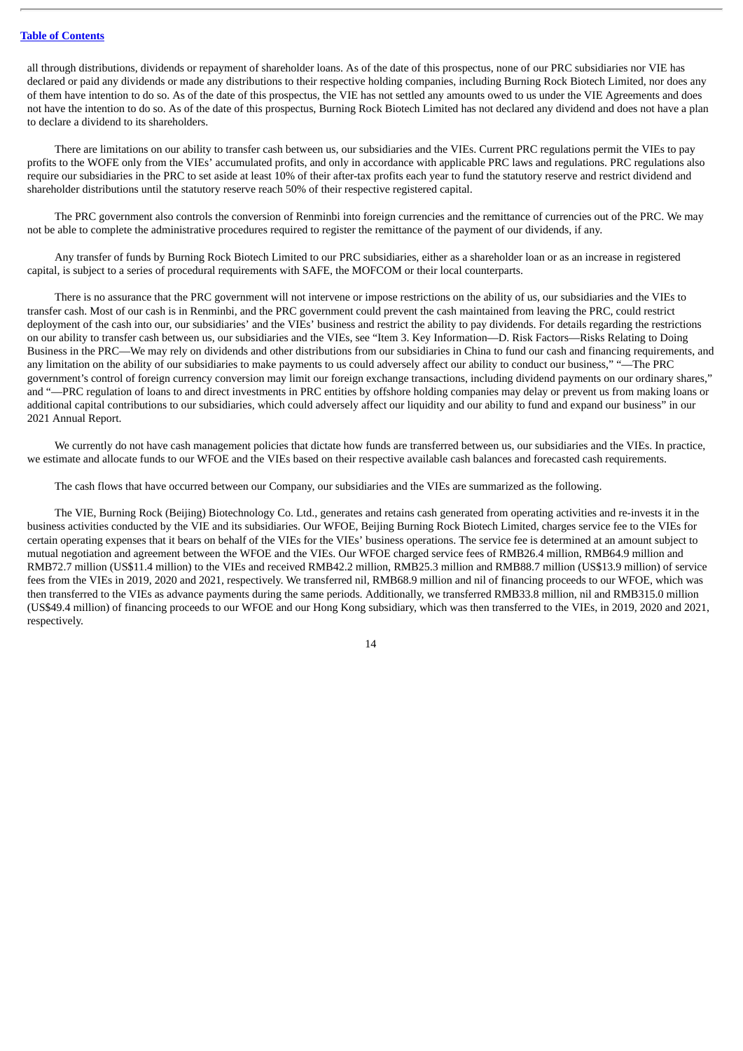all through distributions, dividends or repayment of shareholder loans. As of the date of this prospectus, none of our PRC subsidiaries nor VIE has declared or paid any dividends or made any distributions to their respective holding companies, including Burning Rock Biotech Limited, nor does any of them have intention to do so. As of the date of this prospectus, the VIE has not settled any amounts owed to us under the VIE Agreements and does not have the intention to do so. As of the date of this prospectus, Burning Rock Biotech Limited has not declared any dividend and does not have a plan to declare a dividend to its shareholders.

There are limitations on our ability to transfer cash between us, our subsidiaries and the VIEs. Current PRC regulations permit the VIEs to pay profits to the WOFE only from the VIEs' accumulated profits, and only in accordance with applicable PRC laws and regulations. PRC regulations also require our subsidiaries in the PRC to set aside at least 10% of their after-tax profits each year to fund the statutory reserve and restrict dividend and shareholder distributions until the statutory reserve reach 50% of their respective registered capital.

The PRC government also controls the conversion of Renminbi into foreign currencies and the remittance of currencies out of the PRC. We may not be able to complete the administrative procedures required to register the remittance of the payment of our dividends, if any.

Any transfer of funds by Burning Rock Biotech Limited to our PRC subsidiaries, either as a shareholder loan or as an increase in registered capital, is subject to a series of procedural requirements with SAFE, the MOFCOM or their local counterparts.

There is no assurance that the PRC government will not intervene or impose restrictions on the ability of us, our subsidiaries and the VIEs to transfer cash. Most of our cash is in Renminbi, and the PRC government could prevent the cash maintained from leaving the PRC, could restrict deployment of the cash into our, our subsidiaries' and the VIEs' business and restrict the ability to pay dividends. For details regarding the restrictions on our ability to transfer cash between us, our subsidiaries and the VIEs, see "Item 3. Key Information—D. Risk Factors—Risks Relating to Doing Business in the PRC—We may rely on dividends and other distributions from our subsidiaries in China to fund our cash and financing requirements, and any limitation on the ability of our subsidiaries to make payments to us could adversely affect our ability to conduct our business," "—The PRC government's control of foreign currency conversion may limit our foreign exchange transactions, including dividend payments on our ordinary shares," and "—PRC regulation of loans to and direct investments in PRC entities by offshore holding companies may delay or prevent us from making loans or additional capital contributions to our subsidiaries, which could adversely affect our liquidity and our ability to fund and expand our business" in our 2021 Annual Report.

We currently do not have cash management policies that dictate how funds are transferred between us, our subsidiaries and the VIEs. In practice, we estimate and allocate funds to our WFOE and the VIEs based on their respective available cash balances and forecasted cash requirements.

The cash flows that have occurred between our Company, our subsidiaries and the VIEs are summarized as the following.

The VIE, Burning Rock (Beijing) Biotechnology Co. Ltd., generates and retains cash generated from operating activities and re-invests it in the business activities conducted by the VIE and its subsidiaries. Our WFOE, Beijing Burning Rock Biotech Limited, charges service fee to the VIEs for certain operating expenses that it bears on behalf of the VIEs for the VIEs' business operations. The service fee is determined at an amount subject to mutual negotiation and agreement between the WFOE and the VIEs. Our WFOE charged service fees of RMB26.4 million, RMB64.9 million and RMB72.7 million (US$11.4 million) to the VIEs and received RMB42.2 million, RMB25.3 million and RMB88.7 million (US$13.9 million) of service fees from the VIEs in 2019, 2020 and 2021, respectively. We transferred nil, RMB68.9 million and nil of financing proceeds to our WFOE, which was then transferred to the VIEs as advance payments during the same periods. Additionally, we transferred RMB33.8 million, nil and RMB315.0 million (US$49.4 million) of financing proceeds to our WFOE and our Hong Kong subsidiary, which was then transferred to the VIEs, in 2019, 2020 and 2021, respectively.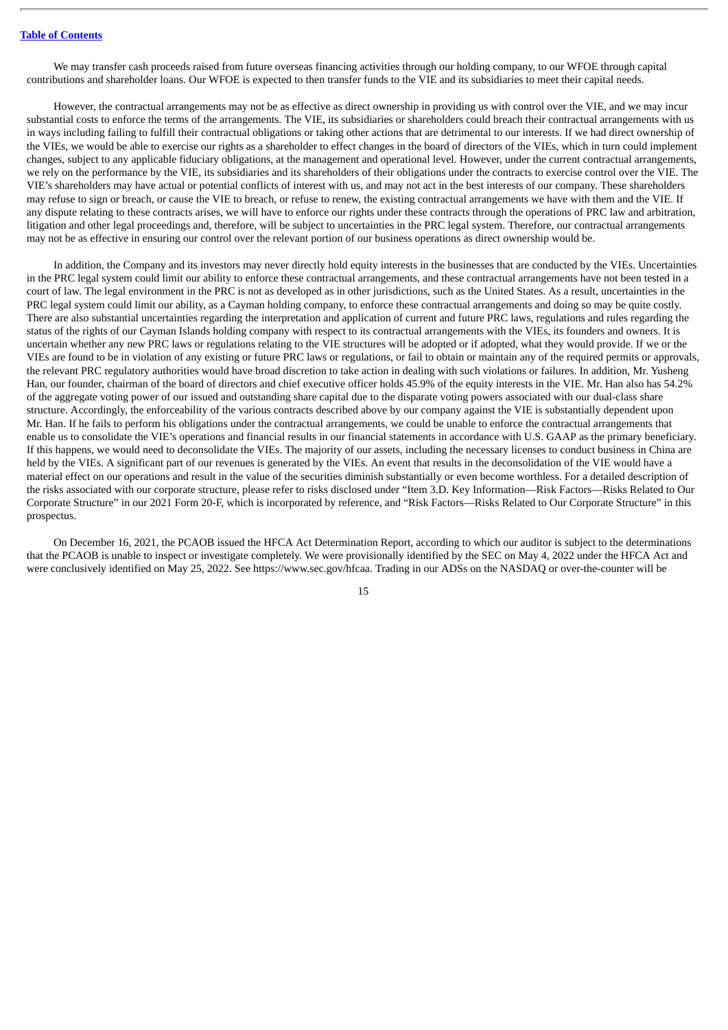We may transfer cash proceeds raised from future overseas financing activities through our holding company, to our WFOE through capital contributions and shareholder loans. Our WFOE is expected to then transfer funds to the VIE and its subsidiaries to meet their capital needs.

However, the contractual arrangements may not be as effective as direct ownership in providing us with control over the VIE, and we may incur substantial costs to enforce the terms of the arrangements. The VIE, its subsidiaries or shareholders could breach their contractual arrangements with us in ways including failing to fulfill their contractual obligations or taking other actions that are detrimental to our interests. If we had direct ownership of the VIEs, we would be able to exercise our rights as a shareholder to effect changes in the board of directors of the VIEs, which in turn could implement changes, subject to any applicable fiduciary obligations, at the management and operational level. However, under the current contractual arrangements, we rely on the performance by the VIE, its subsidiaries and its shareholders of their obligations under the contracts to exercise control over the VIE. The VIE's shareholders may have actual or potential conflicts of interest with us, and may not act in the best interests of our company. These shareholders may refuse to sign or breach, or cause the VIE to breach, or refuse to renew, the existing contractual arrangements we have with them and the VIE. If any dispute relating to these contracts arises, we will have to enforce our rights under these contracts through the operations of PRC law and arbitration, litigation and other legal proceedings and, therefore, will be subject to uncertainties in the PRC legal system. Therefore, our contractual arrangements may not be as effective in ensuring our control over the relevant portion of our business operations as direct ownership would be.

In addition, the Company and its investors may never directly hold equity interests in the businesses that are conducted by the VIEs. Uncertainties in the PRC legal system could limit our ability to enforce these contractual arrangements, and these contractual arrangements have not been tested in a court of law. The legal environment in the PRC is not as developed as in other jurisdictions, such as the United States. As a result, uncertainties in the PRC legal system could limit our ability, as a Cayman holding company, to enforce these contractual arrangements and doing so may be quite costly. There are also substantial uncertainties regarding the interpretation and application of current and future PRC laws, regulations and rules regarding the status of the rights of our Cayman Islands holding company with respect to its contractual arrangements with the VIEs, its founders and owners. It is uncertain whether any new PRC laws or regulations relating to the VIE structures will be adopted or if adopted, what they would provide. If we or the VIEs are found to be in violation of any existing or future PRC laws or regulations, or fail to obtain or maintain any of the required permits or approvals, the relevant PRC regulatory authorities would have broad discretion to take action in dealing with such violations or failures. In addition, Mr. Yusheng Han, our founder, chairman of the board of directors and chief executive officer holds 45.9% of the equity interests in the VIE. Mr. Han also has 54.2% of the aggregate voting power of our issued and outstanding share capital due to the disparate voting powers associated with our dual-class share structure. Accordingly, the enforceability of the various contracts described above by our company against the VIE is substantially dependent upon Mr. Han. If he fails to perform his obligations under the contractual arrangements, we could be unable to enforce the contractual arrangements that enable us to consolidate the VIE's operations and financial results in our financial statements in accordance with U.S. GAAP as the primary beneficiary. If this happens, we would need to deconsolidate the VIEs. The majority of our assets, including the necessary licenses to conduct business in China are held by the VIEs. A significant part of our revenues is generated by the VIEs. An event that results in the deconsolidation of the VIE would have a material effect on our operations and result in the value of the securities diminish substantially or even become worthless. For a detailed description of the risks associated with our corporate structure, please refer to risks disclosed under "Item 3.D. Key Information—Risk Factors—Risks Related to Our Corporate Structure" in our 2021 Form 20-F, which is incorporated by reference, and "Risk Factors—Risks Related to Our Corporate Structure" in this prospectus.

On December 16, 2021, the PCAOB issued the HFCA Act Determination Report, according to which our auditor is subject to the determinations that the PCAOB is unable to inspect or investigate completely. We were provisionally identified by the SEC on May 4, 2022 under the HFCA Act and were conclusively identified on May 25, 2022. See https://www.sec.gov/hfcaa. Trading in our ADSs on the NASDAQ or over-the-counter will be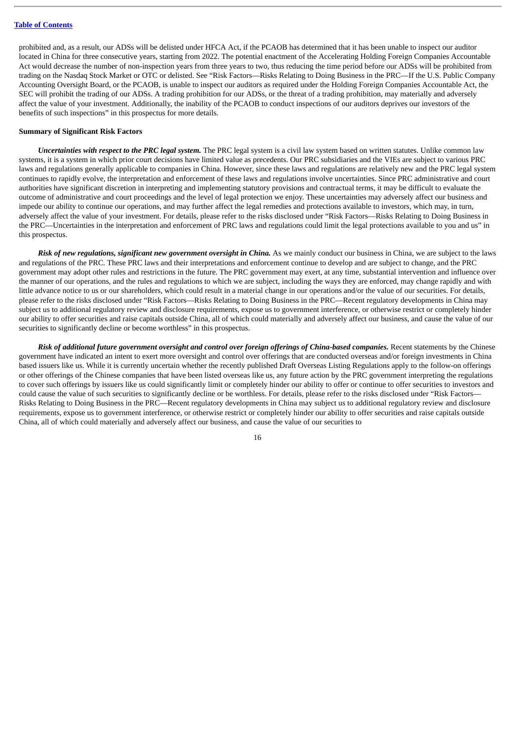prohibited and, as a result, our ADSs will be delisted under HFCA Act, if the PCAOB has determined that it has been unable to inspect our auditor located in China for three consecutive years, starting from 2022. The potential enactment of the Accelerating Holding Foreign Companies Accountable Act would decrease the number of non-inspection years from three years to two, thus reducing the time period before our ADSs will be prohibited from trading on the Nasdaq Stock Market or OTC or delisted. See "Risk Factors—Risks Relating to Doing Business in the PRC—If the U.S. Public Company Accounting Oversight Board, or the PCAOB, is unable to inspect our auditors as required under the Holding Foreign Companies Accountable Act, the SEC will prohibit the trading of our ADSs. A trading prohibition for our ADSs, or the threat of a trading prohibition, may materially and adversely affect the value of your investment. Additionally, the inability of the PCAOB to conduct inspections of our auditors deprives our investors of the benefits of such inspections" in this prospectus for more details.

**Summary of Significant Risk Factors**

***Uncertainties with respect to the PRC legal system.*** The PRC legal system is a civil law system based on written statutes. Unlike common law systems, it is a system in which prior court decisions have limited value as precedents. Our PRC subsidiaries and the VIEs are subject to various PRC laws and regulations generally applicable to companies in China. However, since these laws and regulations are relatively new and the PRC legal system continues to rapidly evolve, the interpretation and enforcement of these laws and regulations involve uncertainties. Since PRC administrative and court authorities have significant discretion in interpreting and implementing statutory provisions and contractual terms, it may be difficult to evaluate the outcome of administrative and court proceedings and the level of legal protection we enjoy. These uncertainties may adversely affect our business and impede our ability to continue our operations, and may further affect the legal remedies and protections available to investors, which may, in turn, adversely affect the value of your investment. For details, please refer to the risks disclosed under "Risk Factors—Risks Relating to Doing Business in the PRC—Uncertainties in the interpretation and enforcement of PRC laws and regulations could limit the legal protections available to you and us" in this prospectus.

***Risk of new regulations, significant new government oversight in China.*** As we mainly conduct our business in China, we are subject to the laws and regulations of the PRC. These PRC laws and their interpretations and enforcement continue to develop and are subject to change, and the PRC government may adopt other rules and restrictions in the future. The PRC government may exert, at any time, substantial intervention and influence over the manner of our operations, and the rules and regulations to which we are subject, including the ways they are enforced, may change rapidly and with little advance notice to us or our shareholders, which could result in a material change in our operations and/or the value of our securities. For details, please refer to the risks disclosed under "Risk Factors—Risks Relating to Doing Business in the PRC—Recent regulatory developments in China may subject us to additional regulatory review and disclosure requirements, expose us to government interference, or otherwise restrict or completely hinder our ability to offer securities and raise capitals outside China, all of which could materially and adversely affect our business, and cause the value of our securities to significantly decline or become worthless" in this prospectus.

***Risk of additional future government oversight and control over foreign offerings of China-based companies.*** Recent statements by the Chinese government have indicated an intent to exert more oversight and control over offerings that are conducted overseas and/or foreign investments in China based issuers like us. While it is currently uncertain whether the recently published Draft Overseas Listing Regulations apply to the follow-on offerings or other offerings of the Chinese companies that have been listed overseas like us, any future action by the PRC government interpreting the regulations to cover such offerings by issuers like us could significantly limit or completely hinder our ability to offer or continue to offer securities to investors and could cause the value of such securities to significantly decline or be worthless. For details, please refer to the risks disclosed under "Risk Factors—Risks Relating to Doing Business in the PRC—Recent regulatory developments in China may subject us to additional regulatory review and disclosure requirements, expose us to government interference, or otherwise restrict or completely hinder our ability to offer securities and raise capitals outside China, all of which could materially and adversely affect our business, and cause the value of our securities to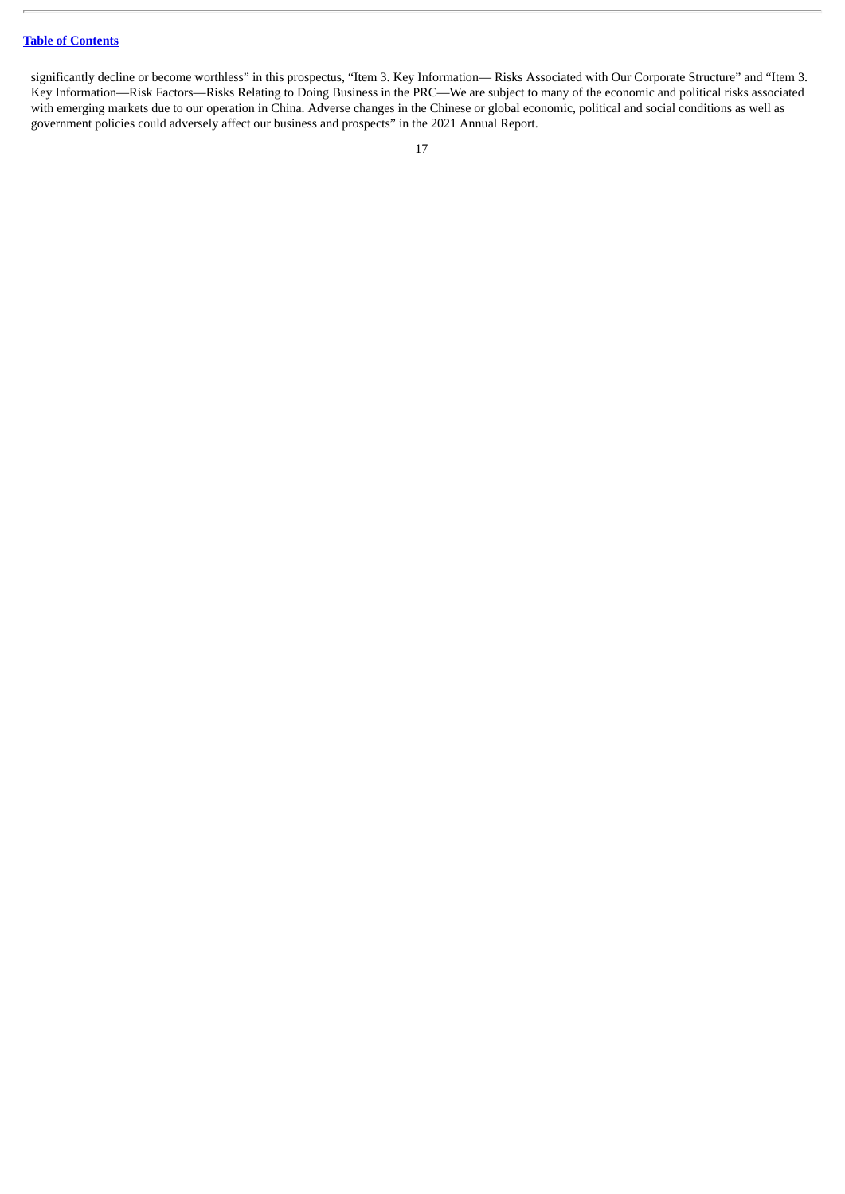significantly decline or become worthless" in this prospectus, "Item 3. Key Information— Risks Associated with Our Corporate Structure" and "Item 3. Key Information—Risk Factors—Risks Relating to Doing Business in the PRC—We are subject to many of the economic and political risks associated with emerging markets due to our operation in China. Adverse changes in the Chinese or global economic, political and social conditions as well as government policies could adversely affect our business and prospects" in the 2021 Annual Report.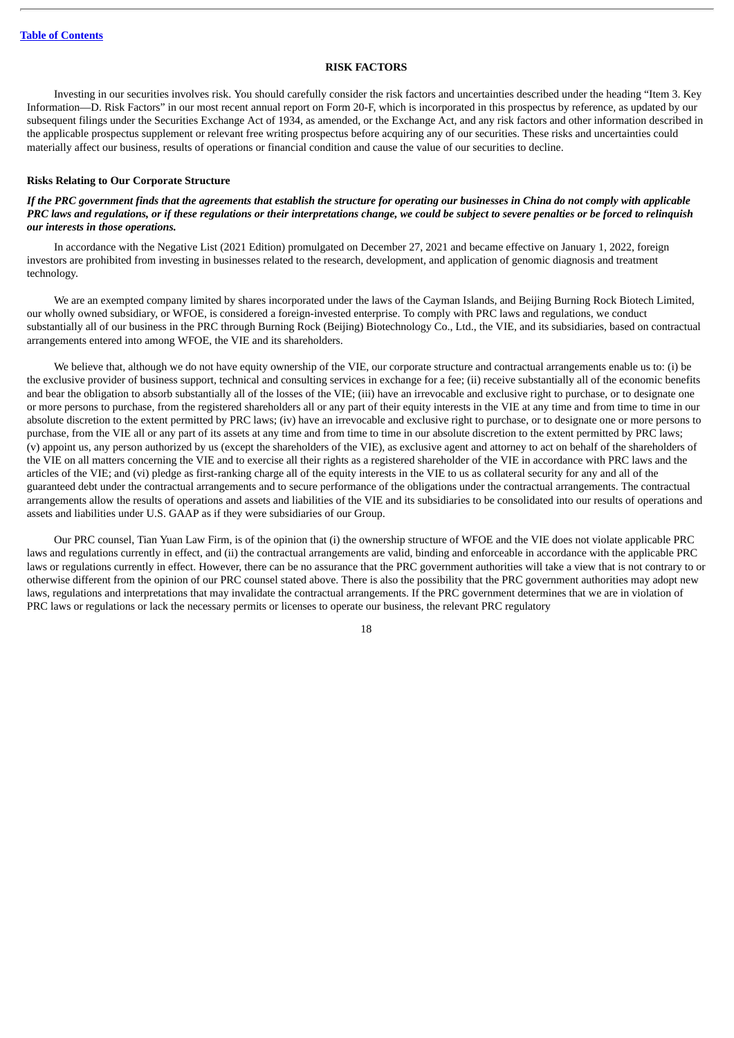## RISK FACTORS

Investing in our securities involves risk. You should carefully consider the risk factors and uncertainties described under the heading "Item 3. Key Information—D. Risk Factors" in our most recent annual report on Form 20-F, which is incorporated in this prospectus by reference, as updated by our subsequent filings under the Securities Exchange Act of 1934, as amended, or the Exchange Act, and any risk factors and other information described in the applicable prospectus supplement or relevant free writing prospectus before acquiring any of our securities. These risks and uncertainties could materially affect our business, results of operations or financial condition and cause the value of our securities to decline.

### Risks Relating to Our Corporate Structure

***If the PRC government finds that the agreements that establish the structure for operating our businesses in China do not comply with applicable PRC laws and regulations, or if these regulations or their interpretations change, we could be subject to severe penalties or be forced to relinquish our interests in those operations.***

In accordance with the Negative List (2021 Edition) promulgated on December 27, 2021 and became effective on January 1, 2022, foreign investors are prohibited from investing in businesses related to the research, development, and application of genomic diagnosis and treatment technology.

We are an exempted company limited by shares incorporated under the laws of the Cayman Islands, and Beijing Burning Rock Biotech Limited, our wholly owned subsidiary, or WFOE, is considered a foreign-invested enterprise. To comply with PRC laws and regulations, we conduct substantially all of our business in the PRC through Burning Rock (Beijing) Biotechnology Co., Ltd., the VIE, and its subsidiaries, based on contractual arrangements entered into among WFOE, the VIE and its shareholders.

We believe that, although we do not have equity ownership of the VIE, our corporate structure and contractual arrangements enable us to: (i) be the exclusive provider of business support, technical and consulting services in exchange for a fee; (ii) receive substantially all of the economic benefits and bear the obligation to absorb substantially all of the losses of the VIE; (iii) have an irrevocable and exclusive right to purchase, or to designate one or more persons to purchase, from the registered shareholders all or any part of their equity interests in the VIE at any time and from time to time in our absolute discretion to the extent permitted by PRC laws; (iv) have an irrevocable and exclusive right to purchase, or to designate one or more persons to purchase, from the VIE all or any part of its assets at any time and from time to time in our absolute discretion to the extent permitted by PRC laws; (v) appoint us, any person authorized by us (except the shareholders of the VIE), as exclusive agent and attorney to act on behalf of the shareholders of the VIE on all matters concerning the VIE and to exercise all their rights as a registered shareholder of the VIE in accordance with PRC laws and the articles of the VIE; and (vi) pledge as first-ranking charge all of the equity interests in the VIE to us as collateral security for any and all of the guaranteed debt under the contractual arrangements and to secure performance of the obligations under the contractual arrangements. The contractual arrangements allow the results of operations and assets and liabilities of the VIE and its subsidiaries to be consolidated into our results of operations and assets and liabilities under U.S. GAAP as if they were subsidiaries of our Group.

Our PRC counsel, Tian Yuan Law Firm, is of the opinion that (i) the ownership structure of WFOE and the VIE does not violate applicable PRC laws and regulations currently in effect, and (ii) the contractual arrangements are valid, binding and enforceable in accordance with the applicable PRC laws or regulations currently in effect. However, there can be no assurance that the PRC government authorities will take a view that is not contrary to or otherwise different from the opinion of our PRC counsel stated above. There is also the possibility that the PRC government authorities may adopt new laws, regulations and interpretations that may invalidate the contractual arrangements. If the PRC government determines that we are in violation of PRC laws or regulations or lack the necessary permits or licenses to operate our business, the relevant PRC regulatory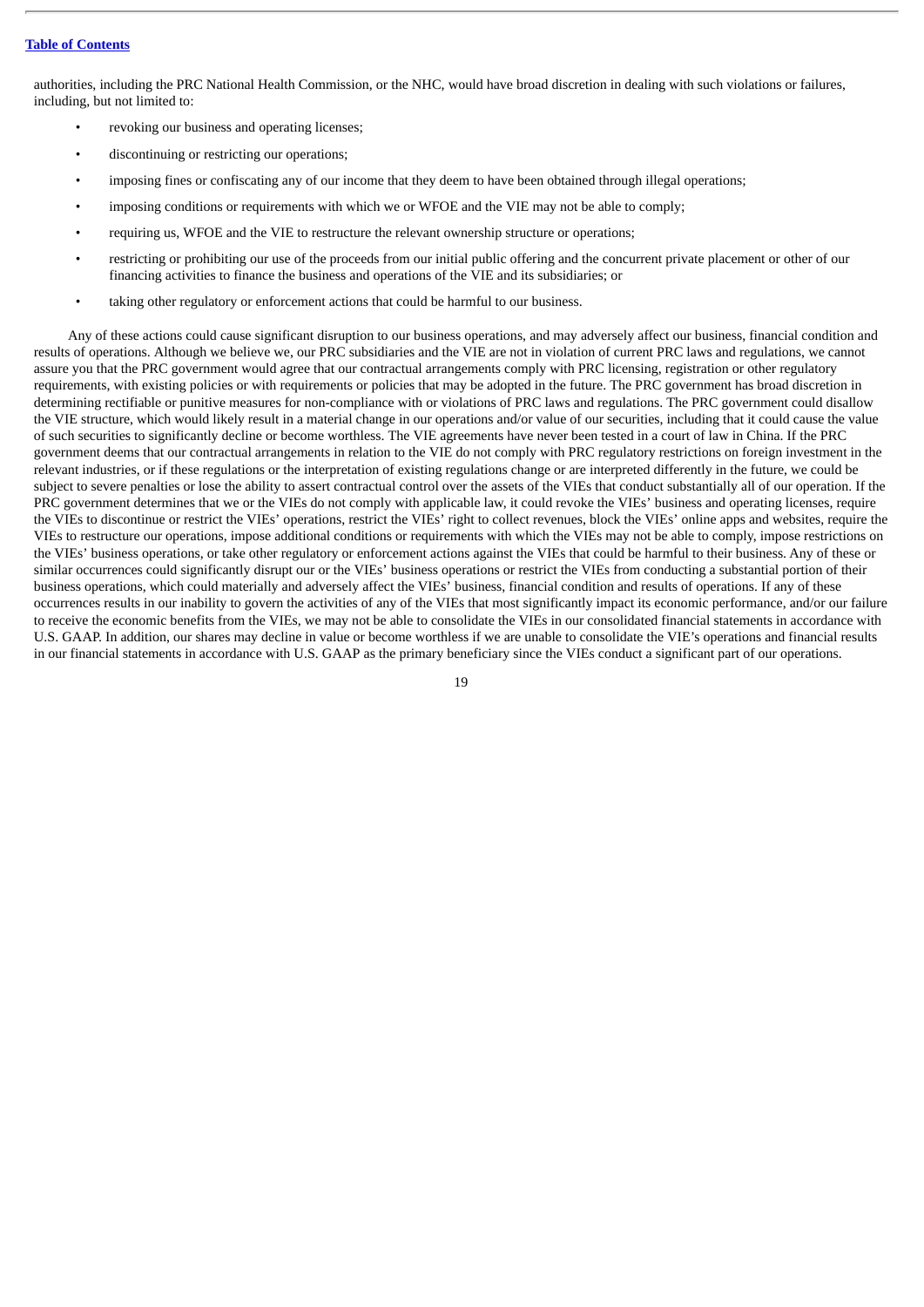authorities, including the PRC National Health Commission, or the NHC, would have broad discretion in dealing with such violations or failures, including, but not limited to:

- revoking our business and operating licenses;
- discontinuing or restricting our operations;
- imposing fines or confiscating any of our income that they deem to have been obtained through illegal operations;
- imposing conditions or requirements with which we or WFOE and the VIE may not be able to comply;
- requiring us, WFOE and the VIE to restructure the relevant ownership structure or operations;
- restricting or prohibiting our use of the proceeds from our initial public offering and the concurrent private placement or other of our financing activities to finance the business and operations of the VIE and its subsidiaries; or
- taking other regulatory or enforcement actions that could be harmful to our business.

Any of these actions could cause significant disruption to our business operations, and may adversely affect our business, financial condition and results of operations. Although we believe we, our PRC subsidiaries and the VIE are not in violation of current PRC laws and regulations, we cannot assure you that the PRC government would agree that our contractual arrangements comply with PRC licensing, registration or other regulatory requirements, with existing policies or with requirements or policies that may be adopted in the future. The PRC government has broad discretion in determining rectifiable or punitive measures for non-compliance with or violations of PRC laws and regulations. The PRC government could disallow the VIE structure, which would likely result in a material change in our operations and/or value of our securities, including that it could cause the value of such securities to significantly decline or become worthless. The VIE agreements have never been tested in a court of law in China. If the PRC government deems that our contractual arrangements in relation to the VIE do not comply with PRC regulatory restrictions on foreign investment in the relevant industries, or if these regulations or the interpretation of existing regulations change or are interpreted differently in the future, we could be subject to severe penalties or lose the ability to assert contractual control over the assets of the VIEs that conduct substantially all of our operation. If the PRC government determines that we or the VIEs do not comply with applicable law, it could revoke the VIEs' business and operating licenses, require the VIEs to discontinue or restrict the VIEs' operations, restrict the VIEs' right to collect revenues, block the VIEs' online apps and websites, require the VIEs to restructure our operations, impose additional conditions or requirements with which the VIEs may not be able to comply, impose restrictions on the VIEs' business operations, or take other regulatory or enforcement actions against the VIEs that could be harmful to their business. Any of these or similar occurrences could significantly disrupt our or the VIEs' business operations or restrict the VIEs from conducting a substantial portion of their business operations, which could materially and adversely affect the VIEs' business, financial condition and results of operations. If any of these occurrences results in our inability to govern the activities of any of the VIEs that most significantly impact its economic performance, and/or our failure to receive the economic benefits from the VIEs, we may not be able to consolidate the VIEs in our consolidated financial statements in accordance with U.S. GAAP. In addition, our shares may decline in value or become worthless if we are unable to consolidate the VIE's operations and financial results in our financial statements in accordance with U.S. GAAP as the primary beneficiary since the VIEs conduct a significant part of our operations.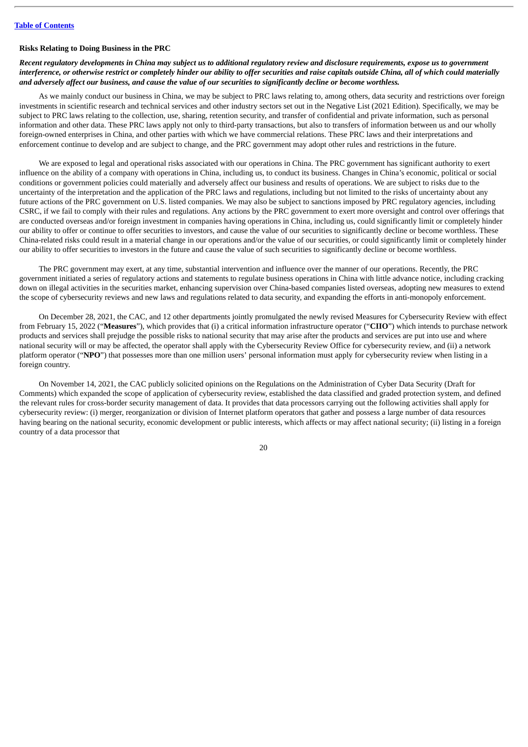### Risks Relating to Doing Business in the PRC

***Recent regulatory developments in China may subject us to additional regulatory review and disclosure requirements, expose us to government interference, or otherwise restrict or completely hinder our ability to offer securities and raise capitals outside China, all of which could materially and adversely affect our business, and cause the value of our securities to significantly decline or become worthless.***

As we mainly conduct our business in China, we may be subject to PRC laws relating to, among others, data security and restrictions over foreign investments in scientific research and technical services and other industry sectors set out in the Negative List (2021 Edition). Specifically, we may be subject to PRC laws relating to the collection, use, sharing, retention security, and transfer of confidential and private information, such as personal information and other data. These PRC laws apply not only to third-party transactions, but also to transfers of information between us and our wholly foreign-owned enterprises in China, and other parties with which we have commercial relations. These PRC laws and their interpretations and enforcement continue to develop and are subject to change, and the PRC government may adopt other rules and restrictions in the future.

We are exposed to legal and operational risks associated with our operations in China. The PRC government has significant authority to exert influence on the ability of a company with operations in China, including us, to conduct its business. Changes in China's economic, political or social conditions or government policies could materially and adversely affect our business and results of operations. We are subject to risks due to the uncertainty of the interpretation and the application of the PRC laws and regulations, including but not limited to the risks of uncertainty about any future actions of the PRC government on U.S. listed companies. We may also be subject to sanctions imposed by PRC regulatory agencies, including CSRC, if we fail to comply with their rules and regulations. Any actions by the PRC government to exert more oversight and control over offerings that are conducted overseas and/or foreign investment in companies having operations in China, including us, could significantly limit or completely hinder our ability to offer or continue to offer securities to investors, and cause the value of our securities to significantly decline or become worthless. These China-related risks could result in a material change in our operations and/or the value of our securities, or could significantly limit or completely hinder our ability to offer securities to investors in the future and cause the value of such securities to significantly decline or become worthless.

The PRC government may exert, at any time, substantial intervention and influence over the manner of our operations. Recently, the PRC government initiated a series of regulatory actions and statements to regulate business operations in China with little advance notice, including cracking down on illegal activities in the securities market, enhancing supervision over China-based companies listed overseas, adopting new measures to extend the scope of cybersecurity reviews and new laws and regulations related to data security, and expanding the efforts in anti-monopoly enforcement.

On December 28, 2021, the CAC, and 12 other departments jointly promulgated the newly revised Measures for Cybersecurity Review with effect from February 15, 2022 ("**Measures**"), which provides that (i) a critical information infrastructure operator ("**CIIO**") which intends to purchase network products and services shall prejudge the possible risks to national security that may arise after the products and services are put into use and where national security will or may be affected, the operator shall apply with the Cybersecurity Review Office for cybersecurity review, and (ii) a network platform operator ("**NPO**") that possesses more than one million users' personal information must apply for cybersecurity review when listing in a foreign country.

On November 14, 2021, the CAC publicly solicited opinions on the Regulations on the Administration of Cyber Data Security (Draft for Comments) which expanded the scope of application of cybersecurity review, established the data classified and graded protection system, and defined the relevant rules for cross-border security management of data. It provides that data processors carrying out the following activities shall apply for cybersecurity review: (i) merger, reorganization or division of Internet platform operators that gather and possess a large number of data resources having bearing on the national security, economic development or public interests, which affects or may affect national security; (ii) listing in a foreign country of a data processor that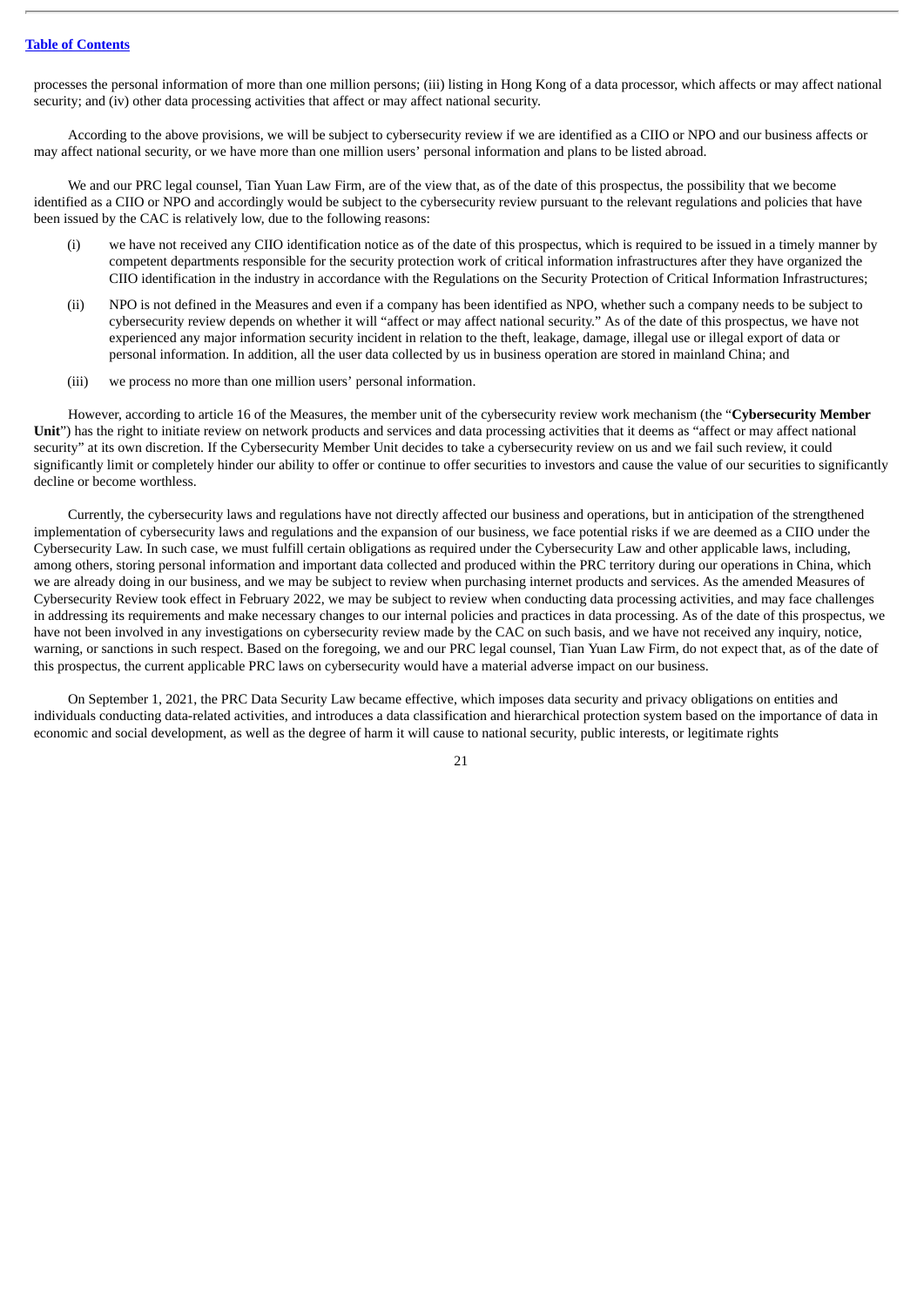processes the personal information of more than one million persons; (iii) listing in Hong Kong of a data processor, which affects or may affect national security; and (iv) other data processing activities that affect or may affect national security.

According to the above provisions, we will be subject to cybersecurity review if we are identified as a CIIO or NPO and our business affects or may affect national security, or we have more than one million users' personal information and plans to be listed abroad.

We and our PRC legal counsel, Tian Yuan Law Firm, are of the view that, as of the date of this prospectus, the possibility that we become identified as a CIIO or NPO and accordingly would be subject to the cybersecurity review pursuant to the relevant regulations and policies that have been issued by the CAC is relatively low, due to the following reasons:

(i) we have not received any CIIO identification notice as of the date of this prospectus, which is required to be issued in a timely manner by competent departments responsible for the security protection work of critical information infrastructures after they have organized the CIIO identification in the industry in accordance with the Regulations on the Security Protection of Critical Information Infrastructures;

(ii) NPO is not defined in the Measures and even if a company has been identified as NPO, whether such a company needs to be subject to cybersecurity review depends on whether it will "affect or may affect national security." As of the date of this prospectus, we have not experienced any major information security incident in relation to the theft, leakage, damage, illegal use or illegal export of data or personal information. In addition, all the user data collected by us in business operation are stored in mainland China; and

(iii) we process no more than one million users' personal information.

However, according to article 16 of the Measures, the member unit of the cybersecurity review work mechanism (the "**Cybersecurity Member Unit**") has the right to initiate review on network products and services and data processing activities that it deems as "affect or may affect national security" at its own discretion. If the Cybersecurity Member Unit decides to take a cybersecurity review on us and we fail such review, it could significantly limit or completely hinder our ability to offer or continue to offer securities to investors and cause the value of our securities to significantly decline or become worthless.

Currently, the cybersecurity laws and regulations have not directly affected our business and operations, but in anticipation of the strengthened implementation of cybersecurity laws and regulations and the expansion of our business, we face potential risks if we are deemed as a CIIO under the Cybersecurity Law. In such case, we must fulfill certain obligations as required under the Cybersecurity Law and other applicable laws, including, among others, storing personal information and important data collected and produced within the PRC territory during our operations in China, which we are already doing in our business, and we may be subject to review when purchasing internet products and services. As the amended Measures of Cybersecurity Review took effect in February 2022, we may be subject to review when conducting data processing activities, and may face challenges in addressing its requirements and make necessary changes to our internal policies and practices in data processing. As of the date of this prospectus, we have not been involved in any investigations on cybersecurity review made by the CAC on such basis, and we have not received any inquiry, notice, warning, or sanctions in such respect. Based on the foregoing, we and our PRC legal counsel, Tian Yuan Law Firm, do not expect that, as of the date of this prospectus, the current applicable PRC laws on cybersecurity would have a material adverse impact on our business.

On September 1, 2021, the PRC Data Security Law became effective, which imposes data security and privacy obligations on entities and individuals conducting data-related activities, and introduces a data classification and hierarchical protection system based on the importance of data in economic and social development, as well as the degree of harm it will cause to national security, public interests, or legitimate rights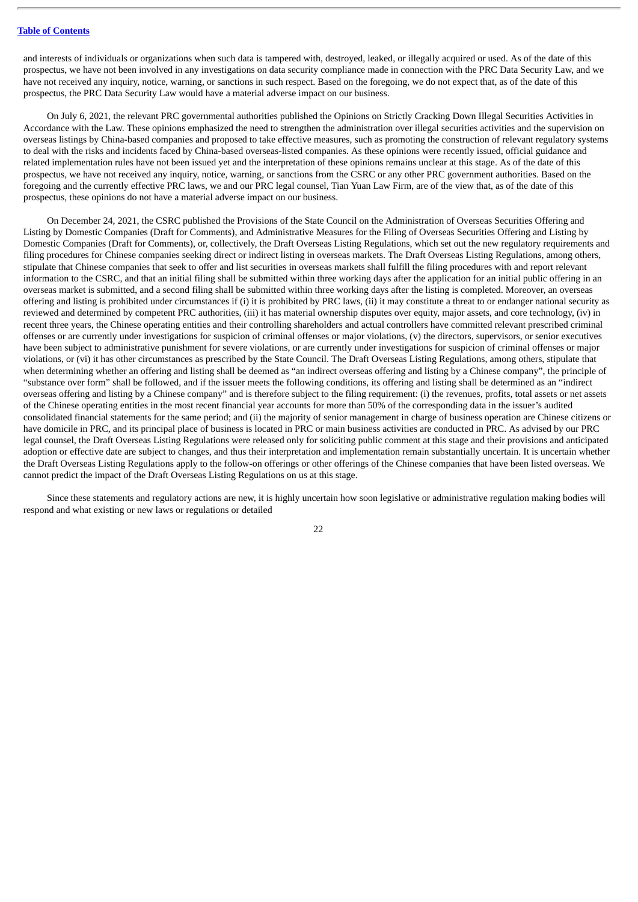and interests of individuals or organizations when such data is tampered with, destroyed, leaked, or illegally acquired or used. As of the date of this prospectus, we have not been involved in any investigations on data security compliance made in connection with the PRC Data Security Law, and we have not received any inquiry, notice, warning, or sanctions in such respect. Based on the foregoing, we do not expect that, as of the date of this prospectus, the PRC Data Security Law would have a material adverse impact on our business.

On July 6, 2021, the relevant PRC governmental authorities published the Opinions on Strictly Cracking Down Illegal Securities Activities in Accordance with the Law. These opinions emphasized the need to strengthen the administration over illegal securities activities and the supervision on overseas listings by China-based companies and proposed to take effective measures, such as promoting the construction of relevant regulatory systems to deal with the risks and incidents faced by China-based overseas-listed companies. As these opinions were recently issued, official guidance and related implementation rules have not been issued yet and the interpretation of these opinions remains unclear at this stage. As of the date of this prospectus, we have not received any inquiry, notice, warning, or sanctions from the CSRC or any other PRC government authorities. Based on the foregoing and the currently effective PRC laws, we and our PRC legal counsel, Tian Yuan Law Firm, are of the view that, as of the date of this prospectus, these opinions do not have a material adverse impact on our business.

On December 24, 2021, the CSRC published the Provisions of the State Council on the Administration of Overseas Securities Offering and Listing by Domestic Companies (Draft for Comments), and Administrative Measures for the Filing of Overseas Securities Offering and Listing by Domestic Companies (Draft for Comments), or, collectively, the Draft Overseas Listing Regulations, which set out the new regulatory requirements and filing procedures for Chinese companies seeking direct or indirect listing in overseas markets. The Draft Overseas Listing Regulations, among others, stipulate that Chinese companies that seek to offer and list securities in overseas markets shall fulfill the filing procedures with and report relevant information to the CSRC, and that an initial filing shall be submitted within three working days after the application for an initial public offering in an overseas market is submitted, and a second filing shall be submitted within three working days after the listing is completed. Moreover, an overseas offering and listing is prohibited under circumstances if (i) it is prohibited by PRC laws, (ii) it may constitute a threat to or endanger national security as reviewed and determined by competent PRC authorities, (iii) it has material ownership disputes over equity, major assets, and core technology, (iv) in recent three years, the Chinese operating entities and their controlling shareholders and actual controllers have committed relevant prescribed criminal offenses or are currently under investigations for suspicion of criminal offenses or major violations, (v) the directors, supervisors, or senior executives have been subject to administrative punishment for severe violations, or are currently under investigations for suspicion of criminal offenses or major violations, or (vi) it has other circumstances as prescribed by the State Council. The Draft Overseas Listing Regulations, among others, stipulate that when determining whether an offering and listing shall be deemed as "an indirect overseas offering and listing by a Chinese company", the principle of "substance over form" shall be followed, and if the issuer meets the following conditions, its offering and listing shall be determined as an "indirect overseas offering and listing by a Chinese company" and is therefore subject to the filing requirement: (i) the revenues, profits, total assets or net assets of the Chinese operating entities in the most recent financial year accounts for more than 50% of the corresponding data in the issuer's audited consolidated financial statements for the same period; and (ii) the majority of senior management in charge of business operation are Chinese citizens or have domicile in PRC, and its principal place of business is located in PRC or main business activities are conducted in PRC. As advised by our PRC legal counsel, the Draft Overseas Listing Regulations were released only for soliciting public comment at this stage and their provisions and anticipated adoption or effective date are subject to changes, and thus their interpretation and implementation remain substantially uncertain. It is uncertain whether the Draft Overseas Listing Regulations apply to the follow-on offerings or other offerings of the Chinese companies that have been listed overseas. We cannot predict the impact of the Draft Overseas Listing Regulations on us at this stage.

Since these statements and regulatory actions are new, it is highly uncertain how soon legislative or administrative regulation making bodies will respond and what existing or new laws or regulations or detailed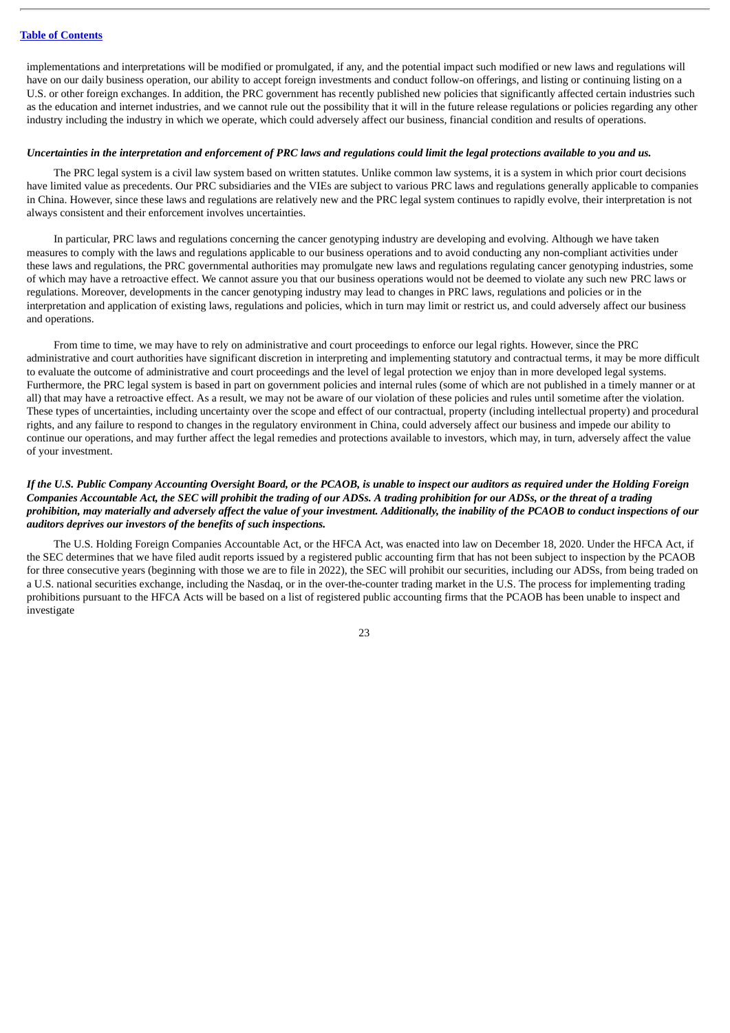implementations and interpretations will be modified or promulgated, if any, and the potential impact such modified or new laws and regulations will have on our daily business operation, our ability to accept foreign investments and conduct follow-on offerings, and listing or continuing listing on a U.S. or other foreign exchanges. In addition, the PRC government has recently published new policies that significantly affected certain industries such as the education and internet industries, and we cannot rule out the possibility that it will in the future release regulations or policies regarding any other industry including the industry in which we operate, which could adversely affect our business, financial condition and results of operations.

***Uncertainties in the interpretation and enforcement of PRC laws and regulations could limit the legal protections available to you and us.***

The PRC legal system is a civil law system based on written statutes. Unlike common law systems, it is a system in which prior court decisions have limited value as precedents. Our PRC subsidiaries and the VIEs are subject to various PRC laws and regulations generally applicable to companies in China. However, since these laws and regulations are relatively new and the PRC legal system continues to rapidly evolve, their interpretation is not always consistent and their enforcement involves uncertainties.

In particular, PRC laws and regulations concerning the cancer genotyping industry are developing and evolving. Although we have taken measures to comply with the laws and regulations applicable to our business operations and to avoid conducting any non-compliant activities under these laws and regulations, the PRC governmental authorities may promulgate new laws and regulations regulating cancer genotyping industries, some of which may have a retroactive effect. We cannot assure you that our business operations would not be deemed to violate any such new PRC laws or regulations. Moreover, developments in the cancer genotyping industry may lead to changes in PRC laws, regulations and policies or in the interpretation and application of existing laws, regulations and policies, which in turn may limit or restrict us, and could adversely affect our business and operations.

From time to time, we may have to rely on administrative and court proceedings to enforce our legal rights. However, since the PRC administrative and court authorities have significant discretion in interpreting and implementing statutory and contractual terms, it may be more difficult to evaluate the outcome of administrative and court proceedings and the level of legal protection we enjoy than in more developed legal systems. Furthermore, the PRC legal system is based in part on government policies and internal rules (some of which are not published in a timely manner or at all) that may have a retroactive effect. As a result, we may not be aware of our violation of these policies and rules until sometime after the violation. These types of uncertainties, including uncertainty over the scope and effect of our contractual, property (including intellectual property) and procedural rights, and any failure to respond to changes in the regulatory environment in China, could adversely affect our business and impede our ability to continue our operations, and may further affect the legal remedies and protections available to investors, which may, in turn, adversely affect the value of your investment.

***If the U.S. Public Company Accounting Oversight Board, or the PCAOB, is unable to inspect our auditors as required under the Holding Foreign Companies Accountable Act, the SEC will prohibit the trading of our ADSs. A trading prohibition for our ADSs, or the threat of a trading prohibition, may materially and adversely affect the value of your investment. Additionally, the inability of the PCAOB to conduct inspections of our auditors deprives our investors of the benefits of such inspections.***

The U.S. Holding Foreign Companies Accountable Act, or the HFCA Act, was enacted into law on December 18, 2020. Under the HFCA Act, if the SEC determines that we have filed audit reports issued by a registered public accounting firm that has not been subject to inspection by the PCAOB for three consecutive years (beginning with those we are to file in 2022), the SEC will prohibit our securities, including our ADSs, from being traded on a U.S. national securities exchange, including the Nasdaq, or in the over-the-counter trading market in the U.S. The process for implementing trading prohibitions pursuant to the HFCA Acts will be based on a list of registered public accounting firms that the PCAOB has been unable to inspect and investigate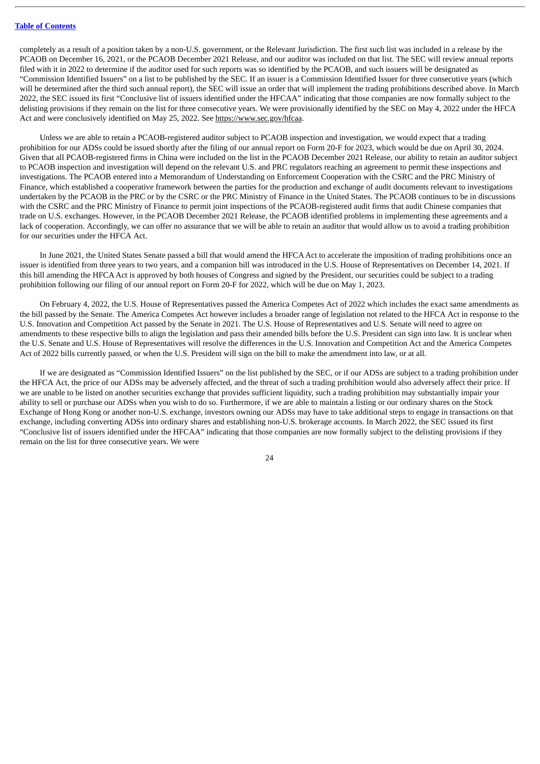completely as a result of a position taken by a non-U.S. government, or the Relevant Jurisdiction. The first such list was included in a release by the PCAOB on December 16, 2021, or the PCAOB December 2021 Release, and our auditor was included on that list. The SEC will review annual reports filed with it in 2022 to determine if the auditor used for such reports was so identified by the PCAOB, and such issuers will be designated as "Commission Identified Issuers" on a list to be published by the SEC. If an issuer is a Commission Identified Issuer for three consecutive years (which will be determined after the third such annual report), the SEC will issue an order that will implement the trading prohibitions described above. In March 2022, the SEC issued its first "Conclusive list of issuers identified under the HFCAA" indicating that those companies are now formally subject to the delisting provisions if they remain on the list for three consecutive years. We were provisionally identified by the SEC on May 4, 2022 under the HFCA Act and were conclusively identified on May 25, 2022. See https://www.sec.gov/hfcaa.

Unless we are able to retain a PCAOB-registered auditor subject to PCAOB inspection and investigation, we would expect that a trading prohibition for our ADSs could be issued shortly after the filing of our annual report on Form 20-F for 2023, which would be due on April 30, 2024. Given that all PCAOB-registered firms in China were included on the list in the PCAOB December 2021 Release, our ability to retain an auditor subject to PCAOB inspection and investigation will depend on the relevant U.S. and PRC regulators reaching an agreement to permit these inspections and investigations. The PCAOB entered into a Memorandum of Understanding on Enforcement Cooperation with the CSRC and the PRC Ministry of Finance, which established a cooperative framework between the parties for the production and exchange of audit documents relevant to investigations undertaken by the PCAOB in the PRC or by the CSRC or the PRC Ministry of Finance in the United States. The PCAOB continues to be in discussions with the CSRC and the PRC Ministry of Finance to permit joint inspections of the PCAOB-registered audit firms that audit Chinese companies that trade on U.S. exchanges. However, in the PCAOB December 2021 Release, the PCAOB identified problems in implementing these agreements and a lack of cooperation. Accordingly, we can offer no assurance that we will be able to retain an auditor that would allow us to avoid a trading prohibition for our securities under the HFCA Act.

In June 2021, the United States Senate passed a bill that would amend the HFCA Act to accelerate the imposition of trading prohibitions once an issuer is identified from three years to two years, and a companion bill was introduced in the U.S. House of Representatives on December 14, 2021. If this bill amending the HFCA Act is approved by both houses of Congress and signed by the President, our securities could be subject to a trading prohibition following our filing of our annual report on Form 20-F for 2022, which will be due on May 1, 2023.

On February 4, 2022, the U.S. House of Representatives passed the America Competes Act of 2022 which includes the exact same amendments as the bill passed by the Senate. The America Competes Act however includes a broader range of legislation not related to the HFCA Act in response to the U.S. Innovation and Competition Act passed by the Senate in 2021. The U.S. House of Representatives and U.S. Senate will need to agree on amendments to these respective bills to align the legislation and pass their amended bills before the U.S. President can sign into law. It is unclear when the U.S. Senate and U.S. House of Representatives will resolve the differences in the U.S. Innovation and Competition Act and the America Competes Act of 2022 bills currently passed, or when the U.S. President will sign on the bill to make the amendment into law, or at all.

If we are designated as "Commission Identified Issuers" on the list published by the SEC, or if our ADSs are subject to a trading prohibition under the HFCA Act, the price of our ADSs may be adversely affected, and the threat of such a trading prohibition would also adversely affect their price. If we are unable to be listed on another securities exchange that provides sufficient liquidity, such a trading prohibition may substantially impair your ability to sell or purchase our ADSs when you wish to do so. Furthermore, if we are able to maintain a listing or our ordinary shares on the Stock Exchange of Hong Kong or another non-U.S. exchange, investors owning our ADSs may have to take additional steps to engage in transactions on that exchange, including converting ADSs into ordinary shares and establishing non-U.S. brokerage accounts. In March 2022, the SEC issued its first "Conclusive list of issuers identified under the HFCAA" indicating that those companies are now formally subject to the delisting provisions if they remain on the list for three consecutive years. We were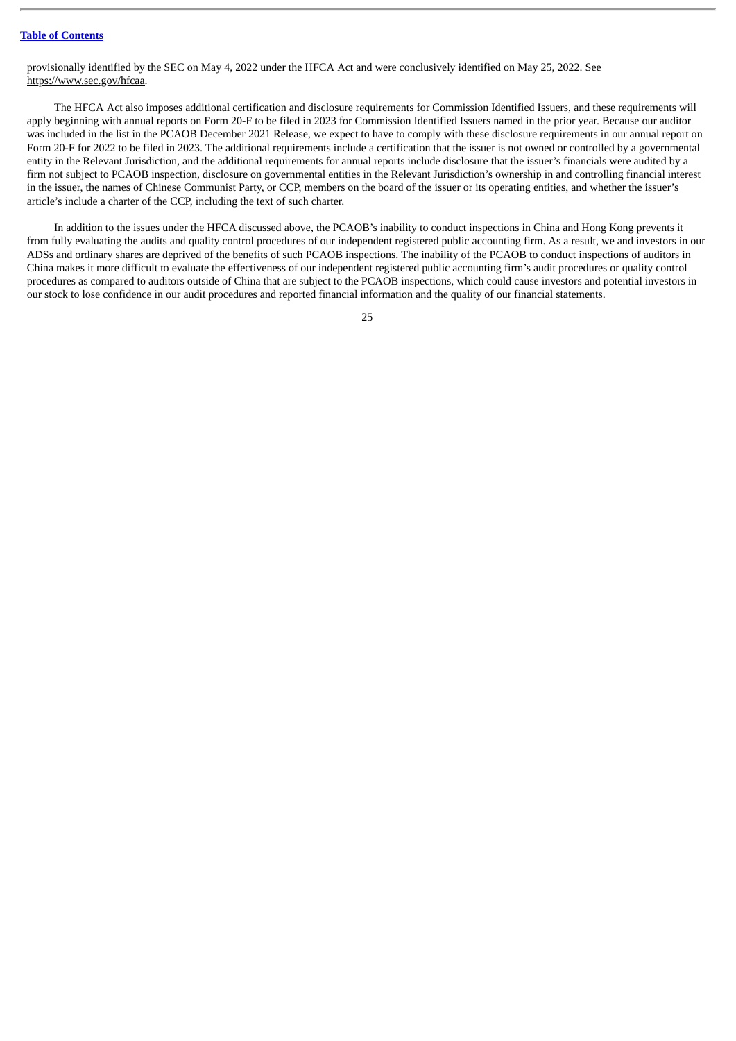provisionally identified by the SEC on May 4, 2022 under the HFCA Act and were conclusively identified on May 25, 2022. See https://www.sec.gov/hfcaa.

The HFCA Act also imposes additional certification and disclosure requirements for Commission Identified Issuers, and these requirements will apply beginning with annual reports on Form 20-F to be filed in 2023 for Commission Identified Issuers named in the prior year. Because our auditor was included in the list in the PCAOB December 2021 Release, we expect to have to comply with these disclosure requirements in our annual report on Form 20-F for 2022 to be filed in 2023. The additional requirements include a certification that the issuer is not owned or controlled by a governmental entity in the Relevant Jurisdiction, and the additional requirements for annual reports include disclosure that the issuer's financials were audited by a firm not subject to PCAOB inspection, disclosure on governmental entities in the Relevant Jurisdiction's ownership in and controlling financial interest in the issuer, the names of Chinese Communist Party, or CCP, members on the board of the issuer or its operating entities, and whether the issuer's article's include a charter of the CCP, including the text of such charter.

In addition to the issues under the HFCA discussed above, the PCAOB's inability to conduct inspections in China and Hong Kong prevents it from fully evaluating the audits and quality control procedures of our independent registered public accounting firm. As a result, we and investors in our ADSs and ordinary shares are deprived of the benefits of such PCAOB inspections. The inability of the PCAOB to conduct inspections of auditors in China makes it more difficult to evaluate the effectiveness of our independent registered public accounting firm's audit procedures or quality control procedures as compared to auditors outside of China that are subject to the PCAOB inspections, which could cause investors and potential investors in our stock to lose confidence in our audit procedures and reported financial information and the quality of our financial statements.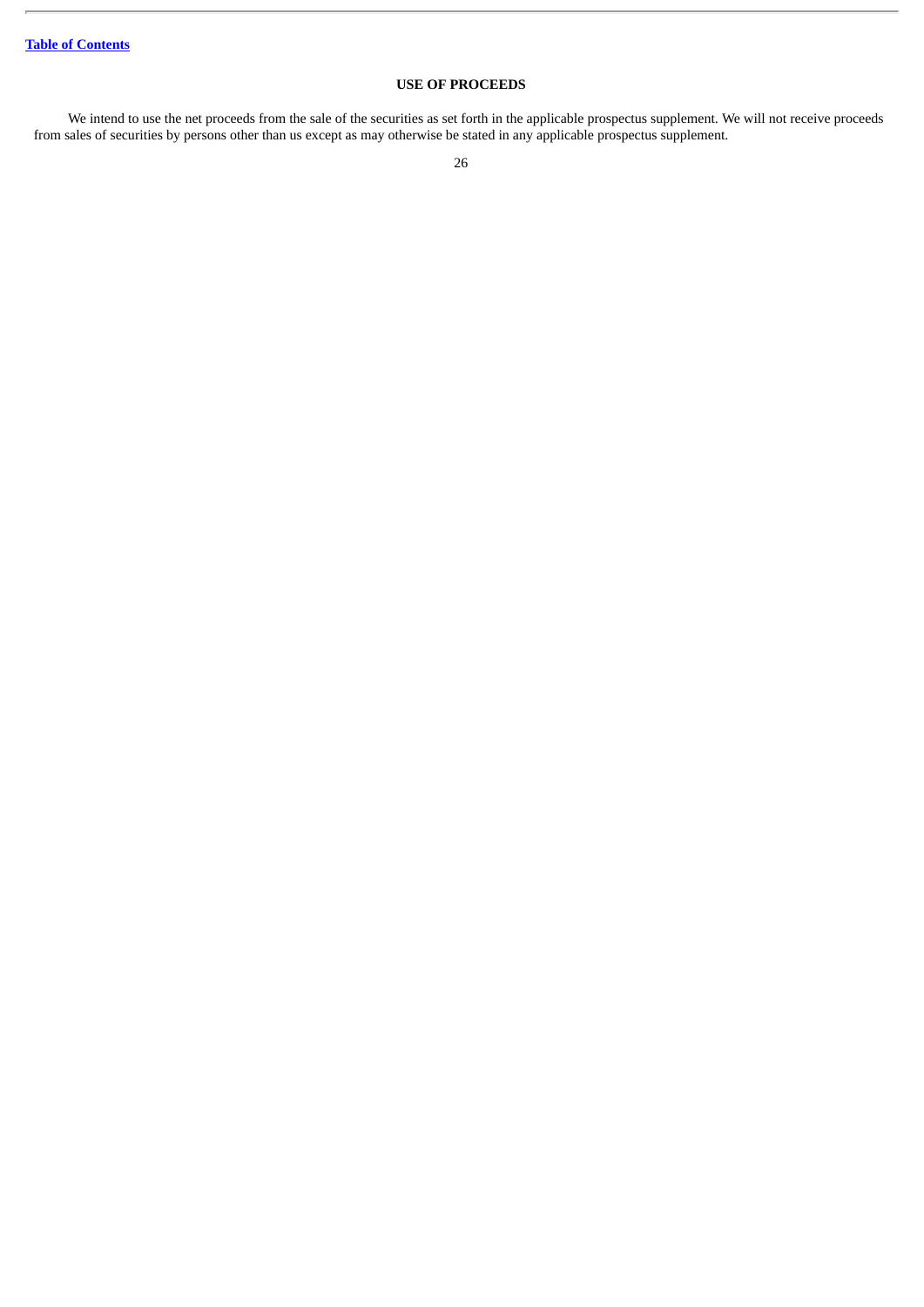## USE OF PROCEEDS

We intend to use the net proceeds from the sale of the securities as set forth in the applicable prospectus supplement. We will not receive proceeds from sales of securities by persons other than us except as may otherwise be stated in any applicable prospectus supplement.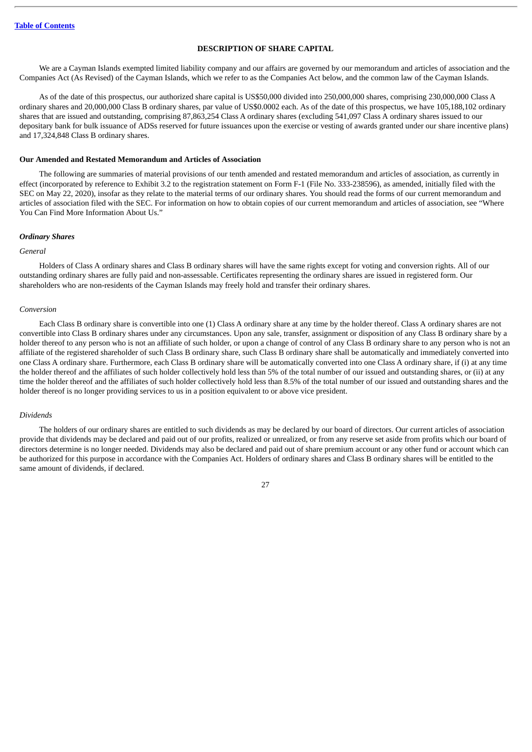[Table of Contents](#)

## DESCRIPTION OF SHARE CAPITAL

We are a Cayman Islands exempted limited liability company and our affairs are governed by our memorandum and articles of association and the Companies Act (As Revised) of the Cayman Islands, which we refer to as the Companies Act below, and the common law of the Cayman Islands.

As of the date of this prospectus, our authorized share capital is US$50,000 divided into 250,000,000 shares, comprising 230,000,000 Class A ordinary shares and 20,000,000 Class B ordinary shares, par value of US$0.0002 each. As of the date of this prospectus, we have 105,188,102 ordinary shares that are issued and outstanding, comprising 87,863,254 Class A ordinary shares (excluding 541,097 Class A ordinary shares issued to our depositary bank for bulk issuance of ADSs reserved for future issuances upon the exercise or vesting of awards granted under our share incentive plans) and 17,324,848 Class B ordinary shares.

### Our Amended and Restated Memorandum and Articles of Association

The following are summaries of material provisions of our tenth amended and restated memorandum and articles of association, as currently in effect (incorporated by reference to Exhibit 3.2 to the registration statement on Form F-1 (File No. 333-238596), as amended, initially filed with the SEC on May 22, 2020), insofar as they relate to the material terms of our ordinary shares. You should read the forms of our current memorandum and articles of association filed with the SEC. For information on how to obtain copies of our current memorandum and articles of association, see "Where You Can Find More Information About Us."

#### *Ordinary Shares*

*General*

Holders of Class A ordinary shares and Class B ordinary shares will have the same rights except for voting and conversion rights. All of our outstanding ordinary shares are fully paid and non-assessable. Certificates representing the ordinary shares are issued in registered form. Our shareholders who are non-residents of the Cayman Islands may freely hold and transfer their ordinary shares.

*Conversion*

Each Class B ordinary share is convertible into one (1) Class A ordinary share at any time by the holder thereof. Class A ordinary shares are not convertible into Class B ordinary shares under any circumstances. Upon any sale, transfer, assignment or disposition of any Class B ordinary share by a holder thereof to any person who is not an affiliate of such holder, or upon a change of control of any Class B ordinary share to any person who is not an affiliate of the registered shareholder of such Class B ordinary share, such Class B ordinary share shall be automatically and immediately converted into one Class A ordinary share. Furthermore, each Class B ordinary share will be automatically converted into one Class A ordinary share, if (i) at any time the holder thereof and the affiliates of such holder collectively hold less than 5% of the total number of our issued and outstanding shares, or (ii) at any time the holder thereof and the affiliates of such holder collectively hold less than 8.5% of the total number of our issued and outstanding shares and the holder thereof is no longer providing services to us in a position equivalent to or above vice president.

*Dividends*

The holders of our ordinary shares are entitled to such dividends as may be declared by our board of directors. Our current articles of association provide that dividends may be declared and paid out of our profits, realized or unrealized, or from any reserve set aside from profits which our board of directors determine is no longer needed. Dividends may also be declared and paid out of share premium account or any other fund or account which can be authorized for this purpose in accordance with the Companies Act. Holders of ordinary shares and Class B ordinary shares will be entitled to the same amount of dividends, if declared.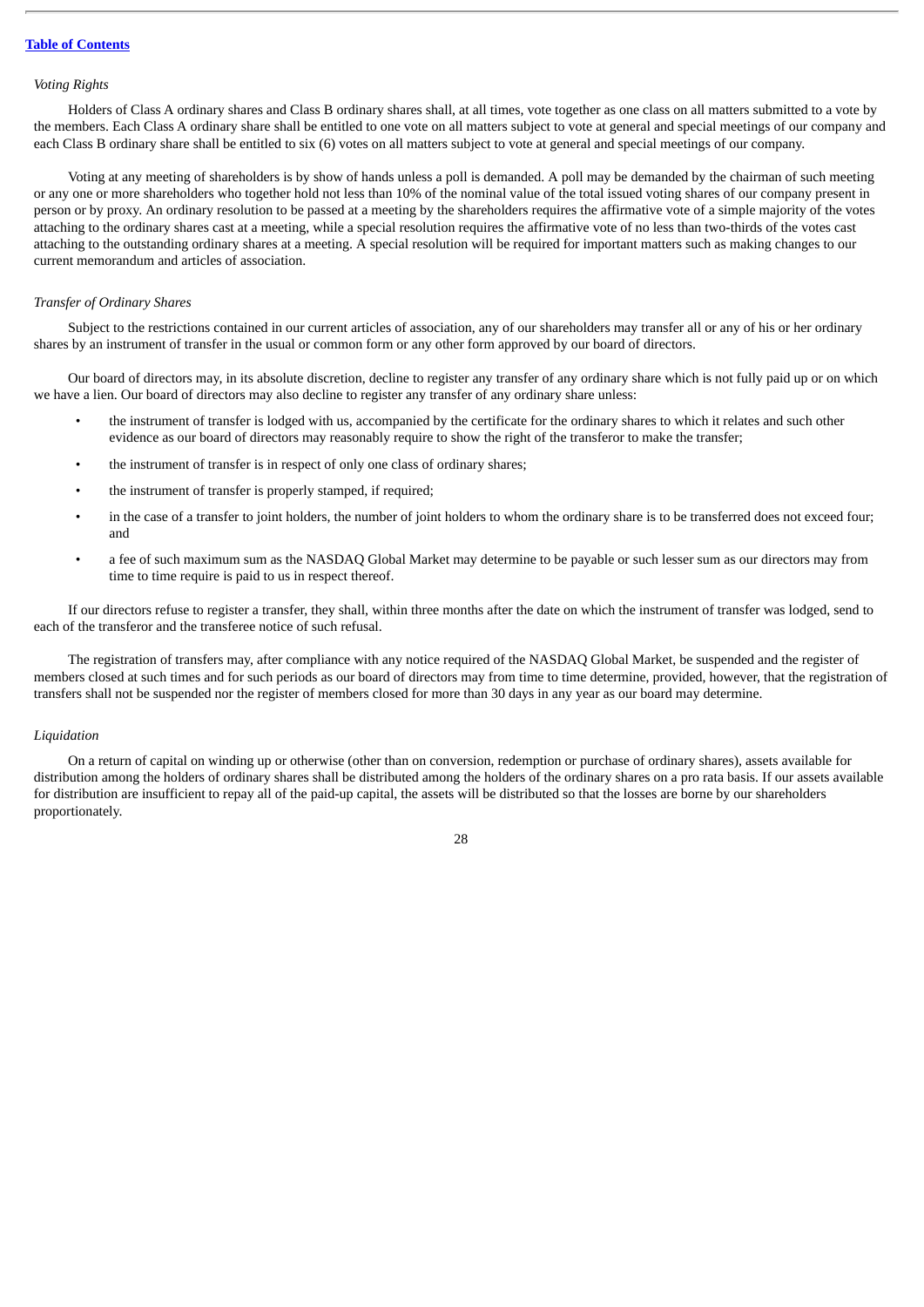*Voting Rights*

Holders of Class A ordinary shares and Class B ordinary shares shall, at all times, vote together as one class on all matters submitted to a vote by the members. Each Class A ordinary share shall be entitled to one vote on all matters subject to vote at general and special meetings of our company and each Class B ordinary share shall be entitled to six (6) votes on all matters subject to vote at general and special meetings of our company.

Voting at any meeting of shareholders is by show of hands unless a poll is demanded. A poll may be demanded by the chairman of such meeting or any one or more shareholders who together hold not less than 10% of the nominal value of the total issued voting shares of our company present in person or by proxy. An ordinary resolution to be passed at a meeting by the shareholders requires the affirmative vote of a simple majority of the votes attaching to the ordinary shares cast at a meeting, while a special resolution requires the affirmative vote of no less than two-thirds of the votes cast attaching to the outstanding ordinary shares at a meeting. A special resolution will be required for important matters such as making changes to our current memorandum and articles of association.

*Transfer of Ordinary Shares*

Subject to the restrictions contained in our current articles of association, any of our shareholders may transfer all or any of his or her ordinary shares by an instrument of transfer in the usual or common form or any other form approved by our board of directors.

Our board of directors may, in its absolute discretion, decline to register any transfer of any ordinary share which is not fully paid up or on which we have a lien. Our board of directors may also decline to register any transfer of any ordinary share unless:

- the instrument of transfer is lodged with us, accompanied by the certificate for the ordinary shares to which it relates and such other evidence as our board of directors may reasonably require to show the right of the transferor to make the transfer;
- the instrument of transfer is in respect of only one class of ordinary shares;
- the instrument of transfer is properly stamped, if required;
- in the case of a transfer to joint holders, the number of joint holders to whom the ordinary share is to be transferred does not exceed four; and
- a fee of such maximum sum as the NASDAQ Global Market may determine to be payable or such lesser sum as our directors may from time to time require is paid to us in respect thereof.

If our directors refuse to register a transfer, they shall, within three months after the date on which the instrument of transfer was lodged, send to each of the transferor and the transferee notice of such refusal.

The registration of transfers may, after compliance with any notice required of the NASDAQ Global Market, be suspended and the register of members closed at such times and for such periods as our board of directors may from time to time determine, provided, however, that the registration of transfers shall not be suspended nor the register of members closed for more than 30 days in any year as our board may determine.

*Liquidation*

On a return of capital on winding up or otherwise (other than on conversion, redemption or purchase of ordinary shares), assets available for distribution among the holders of ordinary shares shall be distributed among the holders of the ordinary shares on a pro rata basis. If our assets available for distribution are insufficient to repay all of the paid-up capital, the assets will be distributed so that the losses are borne by our shareholders proportionately.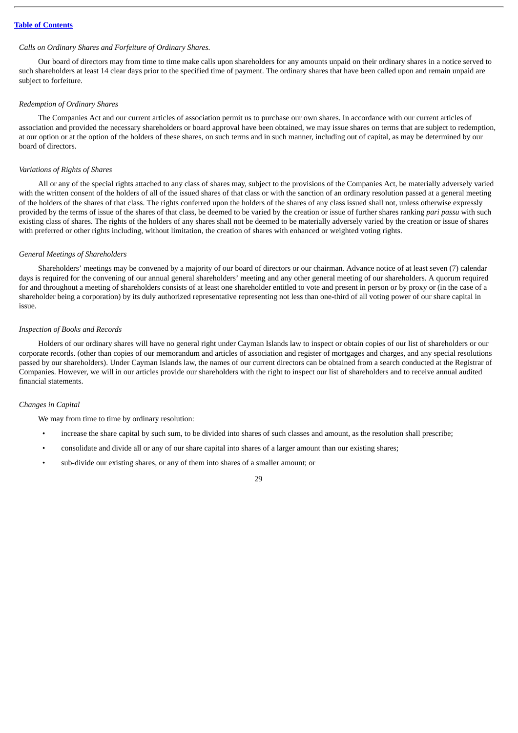*Calls on Ordinary Shares and Forfeiture of Ordinary Shares.*

Our board of directors may from time to time make calls upon shareholders for any amounts unpaid on their ordinary shares in a notice served to such shareholders at least 14 clear days prior to the specified time of payment. The ordinary shares that have been called upon and remain unpaid are subject to forfeiture.

*Redemption of Ordinary Shares*

The Companies Act and our current articles of association permit us to purchase our own shares. In accordance with our current articles of association and provided the necessary shareholders or board approval have been obtained, we may issue shares on terms that are subject to redemption, at our option or at the option of the holders of these shares, on such terms and in such manner, including out of capital, as may be determined by our board of directors.

*Variations of Rights of Shares*

All or any of the special rights attached to any class of shares may, subject to the provisions of the Companies Act, be materially adversely varied with the written consent of the holders of all of the issued shares of that class or with the sanction of an ordinary resolution passed at a general meeting of the holders of the shares of that class. The rights conferred upon the holders of the shares of any class issued shall not, unless otherwise expressly provided by the terms of issue of the shares of that class, be deemed to be varied by the creation or issue of further shares ranking *pari passu* with such existing class of shares. The rights of the holders of any shares shall not be deemed to be materially adversely varied by the creation or issue of shares with preferred or other rights including, without limitation, the creation of shares with enhanced or weighted voting rights.

*General Meetings of Shareholders*

Shareholders' meetings may be convened by a majority of our board of directors or our chairman. Advance notice of at least seven (7) calendar days is required for the convening of our annual general shareholders' meeting and any other general meeting of our shareholders. A quorum required for and throughout a meeting of shareholders consists of at least one shareholder entitled to vote and present in person or by proxy or (in the case of a shareholder being a corporation) by its duly authorized representative representing not less than one-third of all voting power of our share capital in issue.

*Inspection of Books and Records*

Holders of our ordinary shares will have no general right under Cayman Islands law to inspect or obtain copies of our list of shareholders or our corporate records. (other than copies of our memorandum and articles of association and register of mortgages and charges, and any special resolutions passed by our shareholders). Under Cayman Islands law, the names of our current directors can be obtained from a search conducted at the Registrar of Companies. However, we will in our articles provide our shareholders with the right to inspect our list of shareholders and to receive annual audited financial statements.

*Changes in Capital*

We may from time to time by ordinary resolution:

- increase the share capital by such sum, to be divided into shares of such classes and amount, as the resolution shall prescribe;
- consolidate and divide all or any of our share capital into shares of a larger amount than our existing shares;
- sub-divide our existing shares, or any of them into shares of a smaller amount; or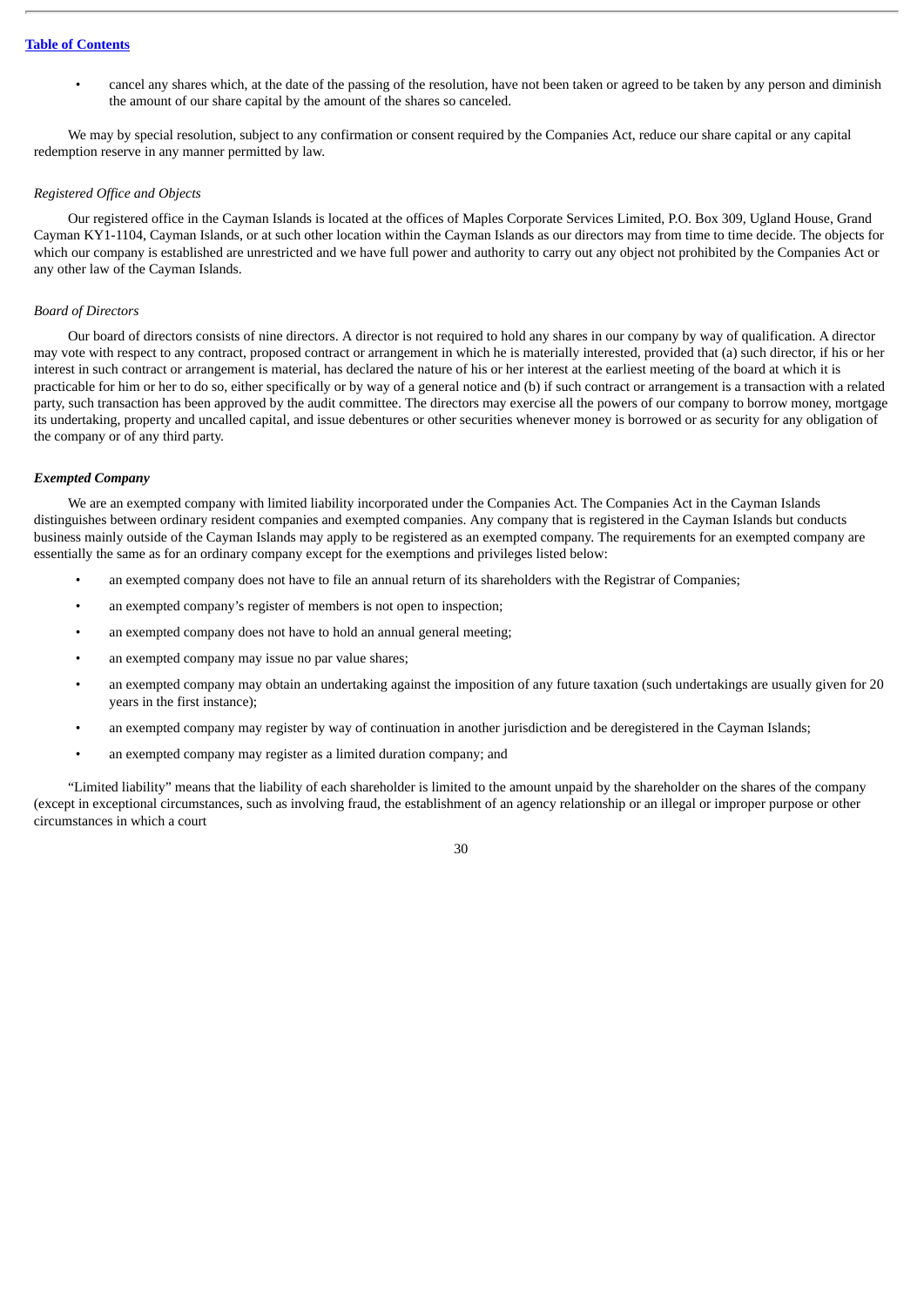- cancel any shares which, at the date of the passing of the resolution, have not been taken or agreed to be taken by any person and diminish the amount of our share capital by the amount of the shares so canceled.

We may by special resolution, subject to any confirmation or consent required by the Companies Act, reduce our share capital or any capital redemption reserve in any manner permitted by law.

*Registered Office and Objects*

Our registered office in the Cayman Islands is located at the offices of Maples Corporate Services Limited, P.O. Box 309, Ugland House, Grand Cayman KY1-1104, Cayman Islands, or at such other location within the Cayman Islands as our directors may from time to time decide. The objects for which our company is established are unrestricted and we have full power and authority to carry out any object not prohibited by the Companies Act or any other law of the Cayman Islands.

*Board of Directors*

Our board of directors consists of nine directors. A director is not required to hold any shares in our company by way of qualification. A director may vote with respect to any contract, proposed contract or arrangement in which he is materially interested, provided that (a) such director, if his or her interest in such contract or arrangement is material, has declared the nature of his or her interest at the earliest meeting of the board at which it is practicable for him or her to do so, either specifically or by way of a general notice and (b) if such contract or arrangement is a transaction with a related party, such transaction has been approved by the audit committee. The directors may exercise all the powers of our company to borrow money, mortgage its undertaking, property and uncalled capital, and issue debentures or other securities whenever money is borrowed or as security for any obligation of the company or of any third party.

***Exempted Company***

We are an exempted company with limited liability incorporated under the Companies Act. The Companies Act in the Cayman Islands distinguishes between ordinary resident companies and exempted companies. Any company that is registered in the Cayman Islands but conducts business mainly outside of the Cayman Islands may apply to be registered as an exempted company. The requirements for an exempted company are essentially the same as for an ordinary company except for the exemptions and privileges listed below:

- an exempted company does not have to file an annual return of its shareholders with the Registrar of Companies;
- an exempted company's register of members is not open to inspection;
- an exempted company does not have to hold an annual general meeting;
- an exempted company may issue no par value shares;
- an exempted company may obtain an undertaking against the imposition of any future taxation (such undertakings are usually given for 20 years in the first instance);
- an exempted company may register by way of continuation in another jurisdiction and be deregistered in the Cayman Islands;
- an exempted company may register as a limited duration company; and

"Limited liability" means that the liability of each shareholder is limited to the amount unpaid by the shareholder on the shares of the company (except in exceptional circumstances, such as involving fraud, the establishment of an agency relationship or an illegal or improper purpose or other circumstances in which a court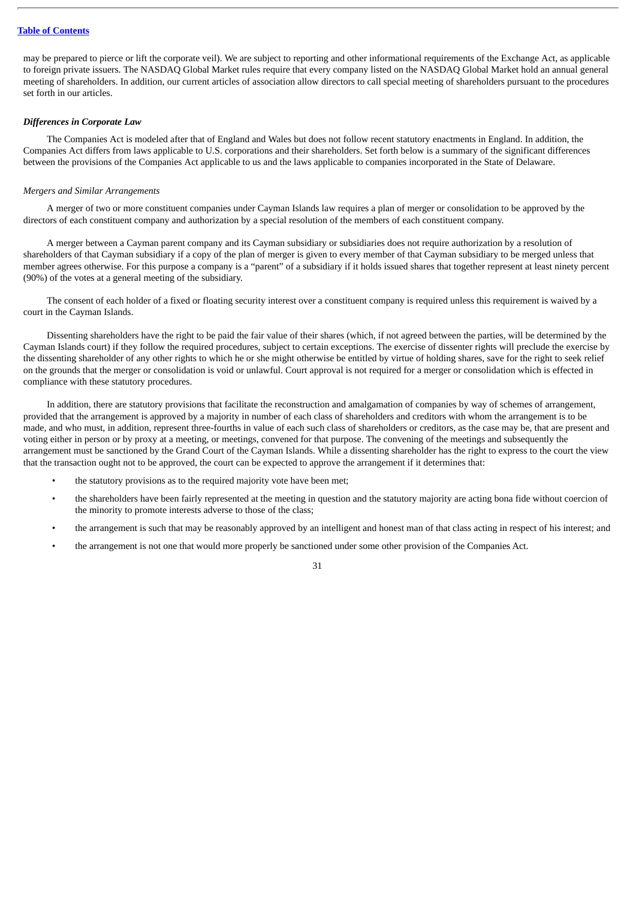may be prepared to pierce or lift the corporate veil). We are subject to reporting and other informational requirements of the Exchange Act, as applicable to foreign private issuers. The NASDAQ Global Market rules require that every company listed on the NASDAQ Global Market hold an annual general meeting of shareholders. In addition, our current articles of association allow directors to call special meeting of shareholders pursuant to the procedures set forth in our articles.

### *Differences in Corporate Law*

The Companies Act is modeled after that of England and Wales but does not follow recent statutory enactments in England. In addition, the Companies Act differs from laws applicable to U.S. corporations and their shareholders. Set forth below is a summary of the significant differences between the provisions of the Companies Act applicable to us and the laws applicable to companies incorporated in the State of Delaware.

#### *Mergers and Similar Arrangements*

A merger of two or more constituent companies under Cayman Islands law requires a plan of merger or consolidation to be approved by the directors of each constituent company and authorization by a special resolution of the members of each constituent company.

A merger between a Cayman parent company and its Cayman subsidiary or subsidiaries does not require authorization by a resolution of shareholders of that Cayman subsidiary if a copy of the plan of merger is given to every member of that Cayman subsidiary to be merged unless that member agrees otherwise. For this purpose a company is a "parent" of a subsidiary if it holds issued shares that together represent at least ninety percent (90%) of the votes at a general meeting of the subsidiary.

The consent of each holder of a fixed or floating security interest over a constituent company is required unless this requirement is waived by a court in the Cayman Islands.

Dissenting shareholders have the right to be paid the fair value of their shares (which, if not agreed between the parties, will be determined by the Cayman Islands court) if they follow the required procedures, subject to certain exceptions. The exercise of dissenter rights will preclude the exercise by the dissenting shareholder of any other rights to which he or she might otherwise be entitled by virtue of holding shares, save for the right to seek relief on the grounds that the merger or consolidation is void or unlawful. Court approval is not required for a merger or consolidation which is effected in compliance with these statutory procedures.

In addition, there are statutory provisions that facilitate the reconstruction and amalgamation of companies by way of schemes of arrangement, provided that the arrangement is approved by a majority in number of each class of shareholders and creditors with whom the arrangement is to be made, and who must, in addition, represent three-fourths in value of each such class of shareholders or creditors, as the case may be, that are present and voting either in person or by proxy at a meeting, or meetings, convened for that purpose. The convening of the meetings and subsequently the arrangement must be sanctioned by the Grand Court of the Cayman Islands. While a dissenting shareholder has the right to express to the court the view that the transaction ought not to be approved, the court can be expected to approve the arrangement if it determines that:

- the statutory provisions as to the required majority vote have been met;
- the shareholders have been fairly represented at the meeting in question and the statutory majority are acting bona fide without coercion of the minority to promote interests adverse to those of the class;
- the arrangement is such that may be reasonably approved by an intelligent and honest man of that class acting in respect of his interest; and
- the arrangement is not one that would more properly be sanctioned under some other provision of the Companies Act.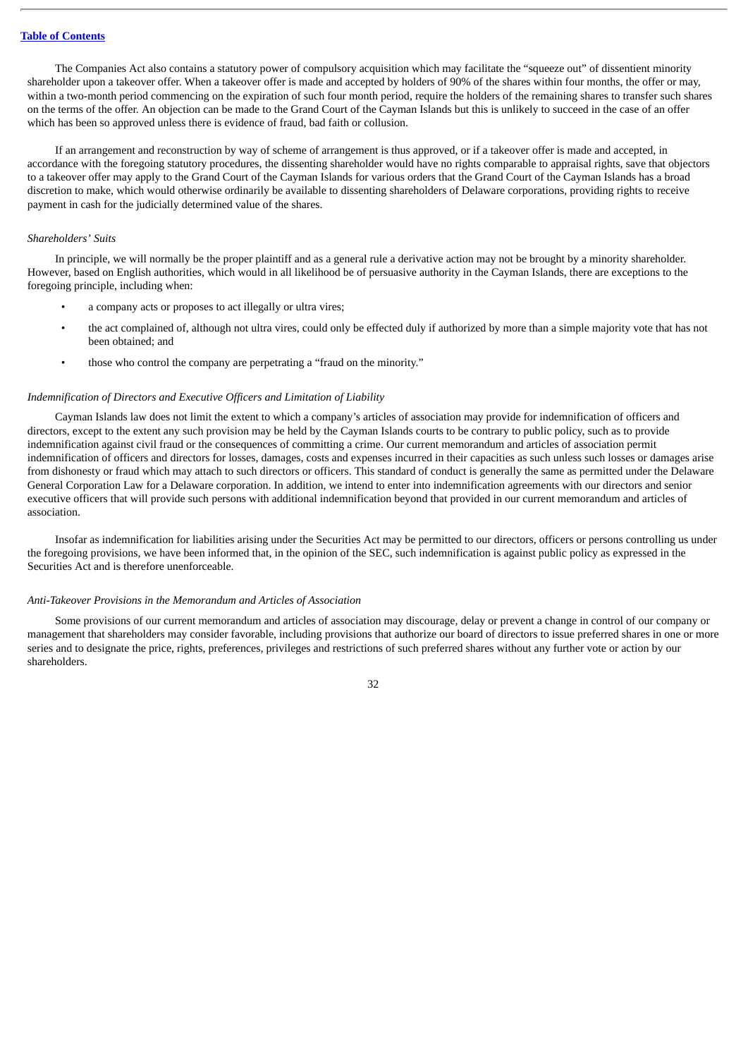The Companies Act also contains a statutory power of compulsory acquisition which may facilitate the "squeeze out" of dissentient minority shareholder upon a takeover offer. When a takeover offer is made and accepted by holders of 90% of the shares within four months, the offer or may, within a two-month period commencing on the expiration of such four month period, require the holders of the remaining shares to transfer such shares on the terms of the offer. An objection can be made to the Grand Court of the Cayman Islands but this is unlikely to succeed in the case of an offer which has been so approved unless there is evidence of fraud, bad faith or collusion.

If an arrangement and reconstruction by way of scheme of arrangement is thus approved, or if a takeover offer is made and accepted, in accordance with the foregoing statutory procedures, the dissenting shareholder would have no rights comparable to appraisal rights, save that objectors to a takeover offer may apply to the Grand Court of the Cayman Islands for various orders that the Grand Court of the Cayman Islands has a broad discretion to make, which would otherwise ordinarily be available to dissenting shareholders of Delaware corporations, providing rights to receive payment in cash for the judicially determined value of the shares.

*Shareholders' Suits*

In principle, we will normally be the proper plaintiff and as a general rule a derivative action may not be brought by a minority shareholder. However, based on English authorities, which would in all likelihood be of persuasive authority in the Cayman Islands, there are exceptions to the foregoing principle, including when:

- a company acts or proposes to act illegally or ultra vires;
- the act complained of, although not ultra vires, could only be effected duly if authorized by more than a simple majority vote that has not been obtained; and
- those who control the company are perpetrating a "fraud on the minority."

*Indemnification of Directors and Executive Officers and Limitation of Liability*

Cayman Islands law does not limit the extent to which a company's articles of association may provide for indemnification of officers and directors, except to the extent any such provision may be held by the Cayman Islands courts to be contrary to public policy, such as to provide indemnification against civil fraud or the consequences of committing a crime. Our current memorandum and articles of association permit indemnification of officers and directors for losses, damages, costs and expenses incurred in their capacities as such unless such losses or damages arise from dishonesty or fraud which may attach to such directors or officers. This standard of conduct is generally the same as permitted under the Delaware General Corporation Law for a Delaware corporation. In addition, we intend to enter into indemnification agreements with our directors and senior executive officers that will provide such persons with additional indemnification beyond that provided in our current memorandum and articles of association.

Insofar as indemnification for liabilities arising under the Securities Act may be permitted to our directors, officers or persons controlling us under the foregoing provisions, we have been informed that, in the opinion of the SEC, such indemnification is against public policy as expressed in the Securities Act and is therefore unenforceable.

*Anti-Takeover Provisions in the Memorandum and Articles of Association*

Some provisions of our current memorandum and articles of association may discourage, delay or prevent a change in control of our company or management that shareholders may consider favorable, including provisions that authorize our board of directors to issue preferred shares in one or more series and to designate the price, rights, preferences, privileges and restrictions of such preferred shares without any further vote or action by our shareholders.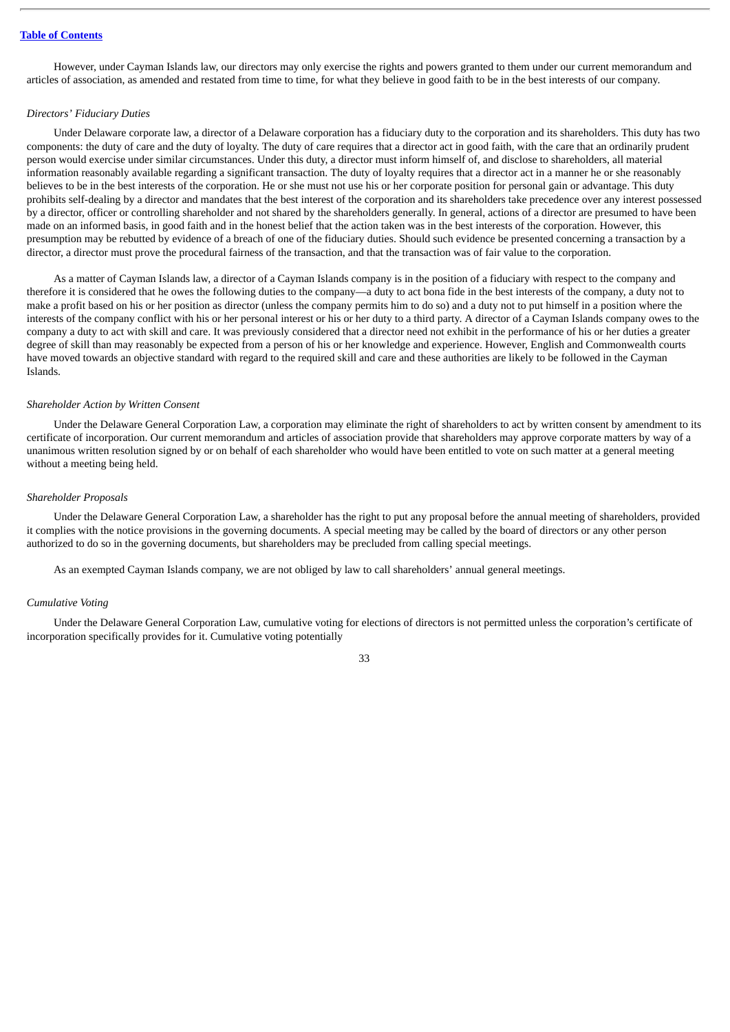However, under Cayman Islands law, our directors may only exercise the rights and powers granted to them under our current memorandum and articles of association, as amended and restated from time to time, for what they believe in good faith to be in the best interests of our company.

*Directors' Fiduciary Duties*

Under Delaware corporate law, a director of a Delaware corporation has a fiduciary duty to the corporation and its shareholders. This duty has two components: the duty of care and the duty of loyalty. The duty of care requires that a director act in good faith, with the care that an ordinarily prudent person would exercise under similar circumstances. Under this duty, a director must inform himself of, and disclose to shareholders, all material information reasonably available regarding a significant transaction. The duty of loyalty requires that a director act in a manner he or she reasonably believes to be in the best interests of the corporation. He or she must not use his or her corporate position for personal gain or advantage. This duty prohibits self-dealing by a director and mandates that the best interest of the corporation and its shareholders take precedence over any interest possessed by a director, officer or controlling shareholder and not shared by the shareholders generally. In general, actions of a director are presumed to have been made on an informed basis, in good faith and in the honest belief that the action taken was in the best interests of the corporation. However, this presumption may be rebutted by evidence of a breach of one of the fiduciary duties. Should such evidence be presented concerning a transaction by a director, a director must prove the procedural fairness of the transaction, and that the transaction was of fair value to the corporation.

As a matter of Cayman Islands law, a director of a Cayman Islands company is in the position of a fiduciary with respect to the company and therefore it is considered that he owes the following duties to the company—a duty to act bona fide in the best interests of the company, a duty not to make a profit based on his or her position as director (unless the company permits him to do so) and a duty not to put himself in a position where the interests of the company conflict with his or her personal interest or his or her duty to a third party. A director of a Cayman Islands company owes to the company a duty to act with skill and care. It was previously considered that a director need not exhibit in the performance of his or her duties a greater degree of skill than may reasonably be expected from a person of his or her knowledge and experience. However, English and Commonwealth courts have moved towards an objective standard with regard to the required skill and care and these authorities are likely to be followed in the Cayman Islands.

*Shareholder Action by Written Consent*

Under the Delaware General Corporation Law, a corporation may eliminate the right of shareholders to act by written consent by amendment to its certificate of incorporation. Our current memorandum and articles of association provide that shareholders may approve corporate matters by way of a unanimous written resolution signed by or on behalf of each shareholder who would have been entitled to vote on such matter at a general meeting without a meeting being held.

*Shareholder Proposals*

Under the Delaware General Corporation Law, a shareholder has the right to put any proposal before the annual meeting of shareholders, provided it complies with the notice provisions in the governing documents. A special meeting may be called by the board of directors or any other person authorized to do so in the governing documents, but shareholders may be precluded from calling special meetings.

As an exempted Cayman Islands company, we are not obliged by law to call shareholders' annual general meetings.

*Cumulative Voting*

Under the Delaware General Corporation Law, cumulative voting for elections of directors is not permitted unless the corporation's certificate of incorporation specifically provides for it. Cumulative voting potentially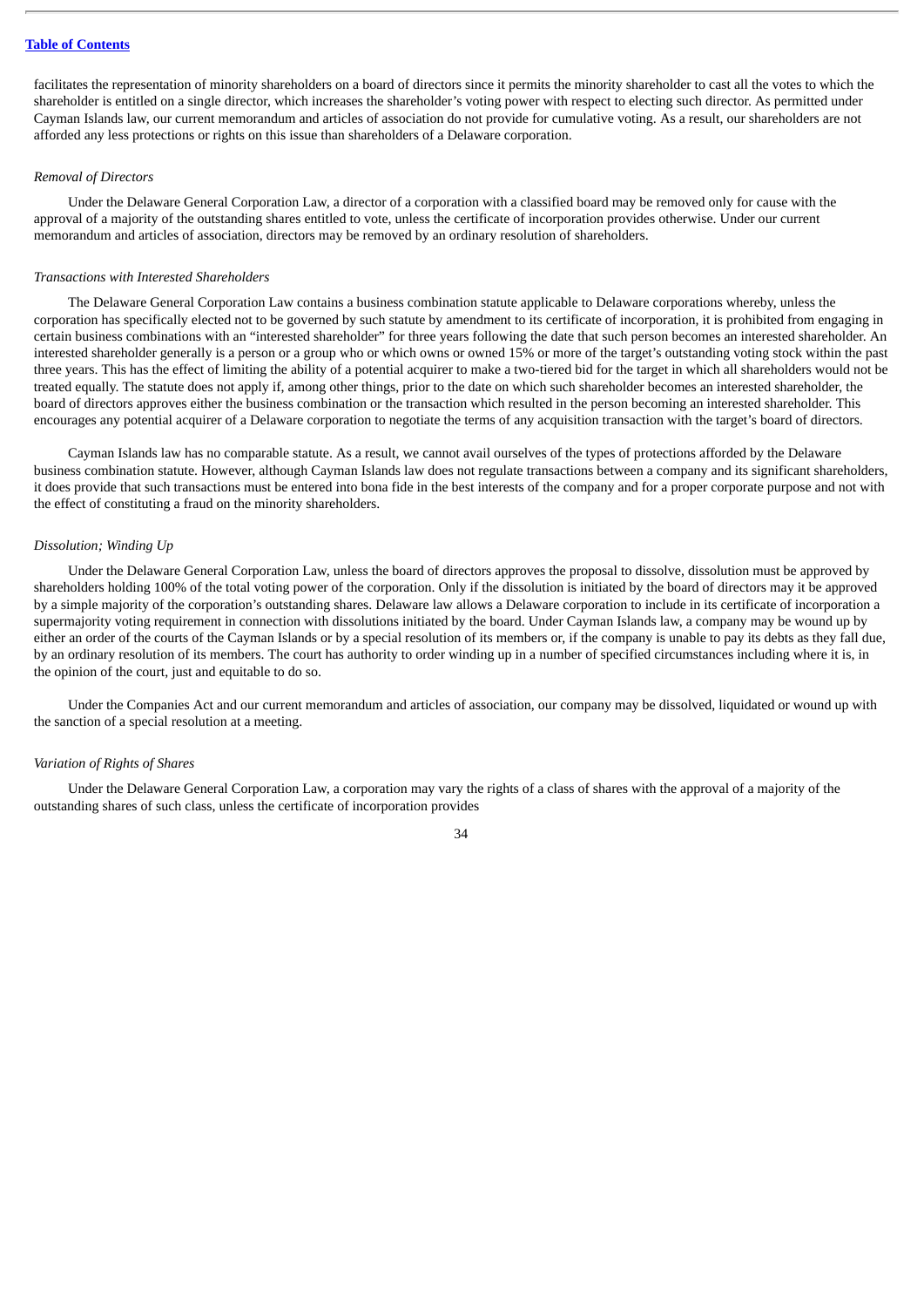facilitates the representation of minority shareholders on a board of directors since it permits the minority shareholder to cast all the votes to which the shareholder is entitled on a single director, which increases the shareholder's voting power with respect to electing such director. As permitted under Cayman Islands law, our current memorandum and articles of association do not provide for cumulative voting. As a result, our shareholders are not afforded any less protections or rights on this issue than shareholders of a Delaware corporation.

*Removal of Directors*

Under the Delaware General Corporation Law, a director of a corporation with a classified board may be removed only for cause with the approval of a majority of the outstanding shares entitled to vote, unless the certificate of incorporation provides otherwise. Under our current memorandum and articles of association, directors may be removed by an ordinary resolution of shareholders.

*Transactions with Interested Shareholders*

The Delaware General Corporation Law contains a business combination statute applicable to Delaware corporations whereby, unless the corporation has specifically elected not to be governed by such statute by amendment to its certificate of incorporation, it is prohibited from engaging in certain business combinations with an "interested shareholder" for three years following the date that such person becomes an interested shareholder. An interested shareholder generally is a person or a group who or which owns or owned 15% or more of the target's outstanding voting stock within the past three years. This has the effect of limiting the ability of a potential acquirer to make a two-tiered bid for the target in which all shareholders would not be treated equally. The statute does not apply if, among other things, prior to the date on which such shareholder becomes an interested shareholder, the board of directors approves either the business combination or the transaction which resulted in the person becoming an interested shareholder. This encourages any potential acquirer of a Delaware corporation to negotiate the terms of any acquisition transaction with the target's board of directors.

Cayman Islands law has no comparable statute. As a result, we cannot avail ourselves of the types of protections afforded by the Delaware business combination statute. However, although Cayman Islands law does not regulate transactions between a company and its significant shareholders, it does provide that such transactions must be entered into bona fide in the best interests of the company and for a proper corporate purpose and not with the effect of constituting a fraud on the minority shareholders.

*Dissolution; Winding Up*

Under the Delaware General Corporation Law, unless the board of directors approves the proposal to dissolve, dissolution must be approved by shareholders holding 100% of the total voting power of the corporation. Only if the dissolution is initiated by the board of directors may it be approved by a simple majority of the corporation's outstanding shares. Delaware law allows a Delaware corporation to include in its certificate of incorporation a supermajority voting requirement in connection with dissolutions initiated by the board. Under Cayman Islands law, a company may be wound up by either an order of the courts of the Cayman Islands or by a special resolution of its members or, if the company is unable to pay its debts as they fall due, by an ordinary resolution of its members. The court has authority to order winding up in a number of specified circumstances including where it is, in the opinion of the court, just and equitable to do so.

Under the Companies Act and our current memorandum and articles of association, our company may be dissolved, liquidated or wound up with the sanction of a special resolution at a meeting.

*Variation of Rights of Shares*

Under the Delaware General Corporation Law, a corporation may vary the rights of a class of shares with the approval of a majority of the outstanding shares of such class, unless the certificate of incorporation provides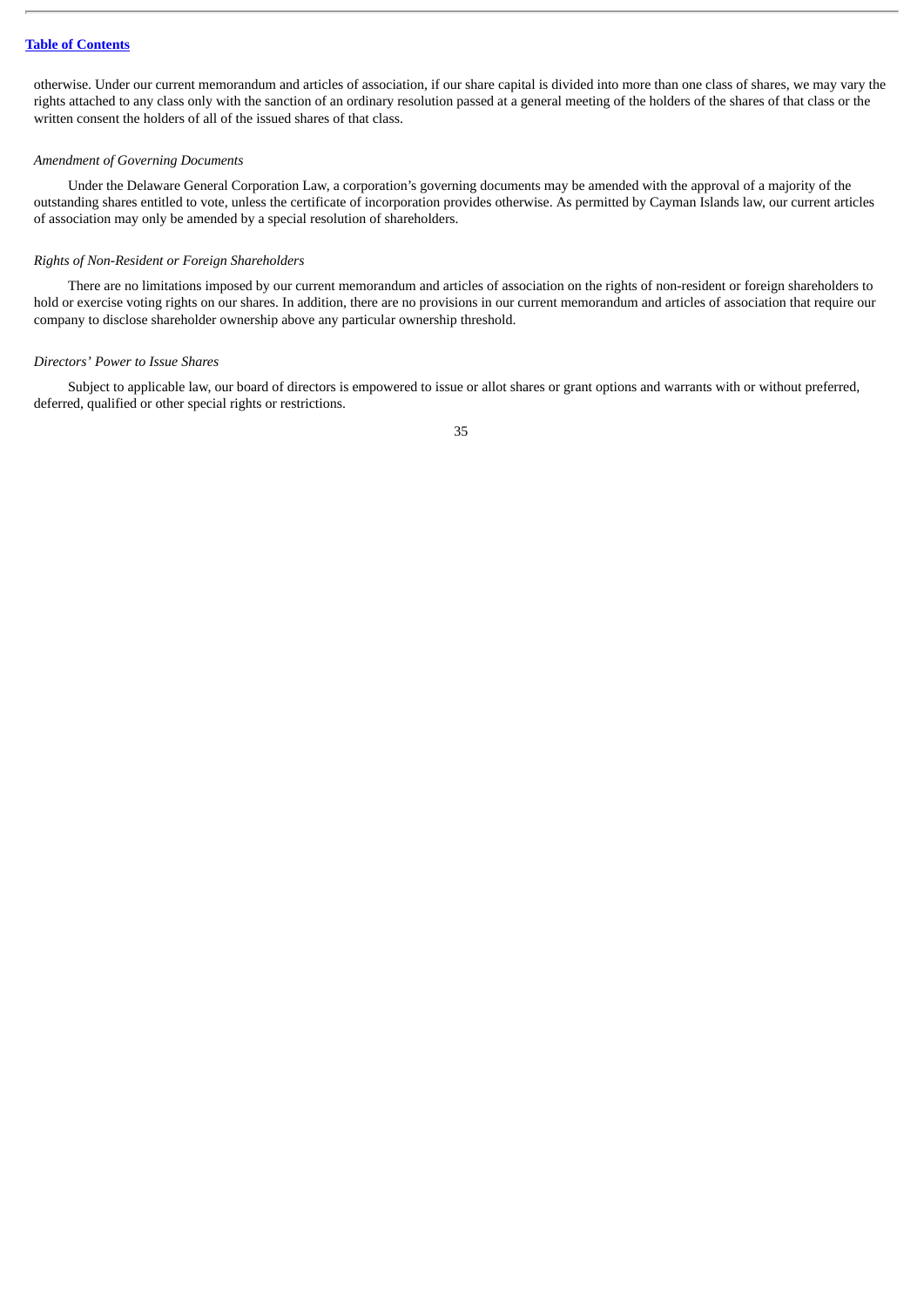otherwise. Under our current memorandum and articles of association, if our share capital is divided into more than one class of shares, we may vary the rights attached to any class only with the sanction of an ordinary resolution passed at a general meeting of the holders of the shares of that class or the written consent the holders of all of the issued shares of that class.

*Amendment of Governing Documents*

Under the Delaware General Corporation Law, a corporation's governing documents may be amended with the approval of a majority of the outstanding shares entitled to vote, unless the certificate of incorporation provides otherwise. As permitted by Cayman Islands law, our current articles of association may only be amended by a special resolution of shareholders.

*Rights of Non-Resident or Foreign Shareholders*

There are no limitations imposed by our current memorandum and articles of association on the rights of non-resident or foreign shareholders to hold or exercise voting rights on our shares. In addition, there are no provisions in our current memorandum and articles of association that require our company to disclose shareholder ownership above any particular ownership threshold.

*Directors' Power to Issue Shares*

Subject to applicable law, our board of directors is empowered to issue or allot shares or grant options and warrants with or without preferred, deferred, qualified or other special rights or restrictions.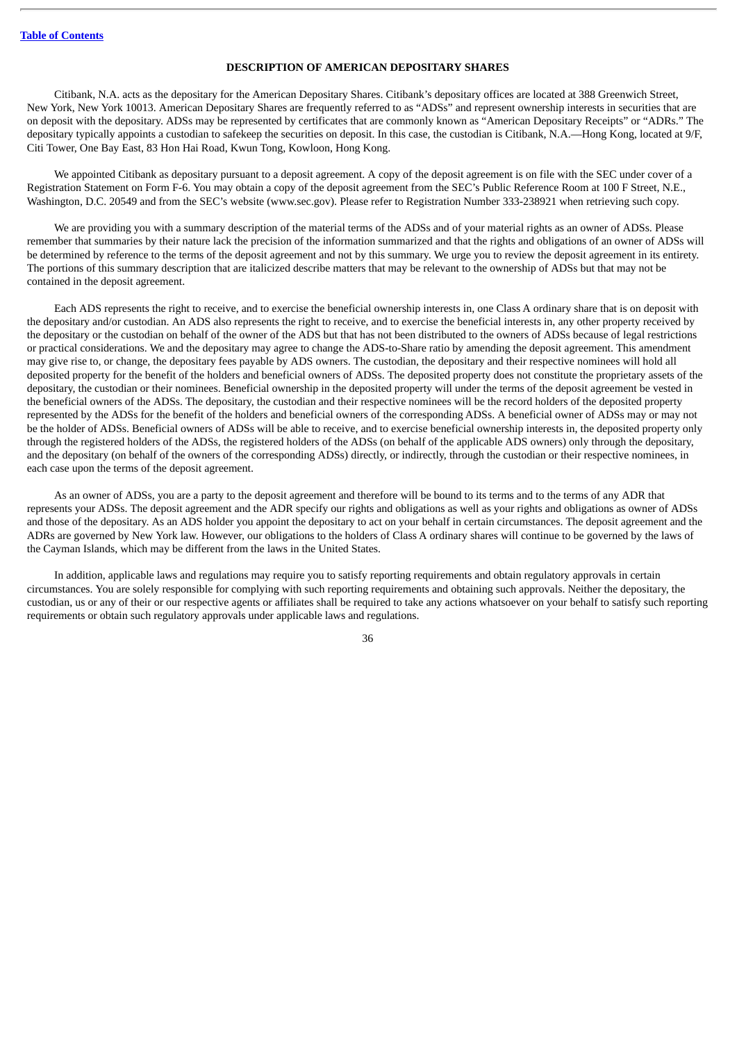[Table of Contents](#)

## DESCRIPTION OF AMERICAN DEPOSITARY SHARES

Citibank, N.A. acts as the depositary for the American Depositary Shares. Citibank's depositary offices are located at 388 Greenwich Street, New York, New York 10013. American Depositary Shares are frequently referred to as "ADSs" and represent ownership interests in securities that are on deposit with the depositary. ADSs may be represented by certificates that are commonly known as "American Depositary Receipts" or "ADRs." The depositary typically appoints a custodian to safekeep the securities on deposit. In this case, the custodian is Citibank, N.A.—Hong Kong, located at 9/F, Citi Tower, One Bay East, 83 Hon Hai Road, Kwun Tong, Kowloon, Hong Kong.

We appointed Citibank as depositary pursuant to a deposit agreement. A copy of the deposit agreement is on file with the SEC under cover of a Registration Statement on Form F-6. You may obtain a copy of the deposit agreement from the SEC's Public Reference Room at 100 F Street, N.E., Washington, D.C. 20549 and from the SEC's website (www.sec.gov). Please refer to Registration Number 333-238921 when retrieving such copy.

We are providing you with a summary description of the material terms of the ADSs and of your material rights as an owner of ADSs. Please remember that summaries by their nature lack the precision of the information summarized and that the rights and obligations of an owner of ADSs will be determined by reference to the terms of the deposit agreement and not by this summary. We urge you to review the deposit agreement in its entirety. The portions of this summary description that are italicized describe matters that may be relevant to the ownership of ADSs but that may not be contained in the deposit agreement.

Each ADS represents the right to receive, and to exercise the beneficial ownership interests in, one Class A ordinary share that is on deposit with the depositary and/or custodian. An ADS also represents the right to receive, and to exercise the beneficial interests in, any other property received by the depositary or the custodian on behalf of the owner of the ADS but that has not been distributed to the owners of ADSs because of legal restrictions or practical considerations. We and the depositary may agree to change the ADS-to-Share ratio by amending the deposit agreement. This amendment may give rise to, or change, the depositary fees payable by ADS owners. The custodian, the depositary and their respective nominees will hold all deposited property for the benefit of the holders and beneficial owners of ADSs. The deposited property does not constitute the proprietary assets of the depositary, the custodian or their nominees. Beneficial ownership in the deposited property will under the terms of the deposit agreement be vested in the beneficial owners of the ADSs. The depositary, the custodian and their respective nominees will be the record holders of the deposited property represented by the ADSs for the benefit of the holders and beneficial owners of the corresponding ADSs. A beneficial owner of ADSs may or may not be the holder of ADSs. Beneficial owners of ADSs will be able to receive, and to exercise beneficial ownership interests in, the deposited property only through the registered holders of the ADSs, the registered holders of the ADSs (on behalf of the applicable ADS owners) only through the depositary, and the depositary (on behalf of the owners of the corresponding ADSs) directly, or indirectly, through the custodian or their respective nominees, in each case upon the terms of the deposit agreement.

As an owner of ADSs, you are a party to the deposit agreement and therefore will be bound to its terms and to the terms of any ADR that represents your ADSs. The deposit agreement and the ADR specify our rights and obligations as well as your rights and obligations as owner of ADSs and those of the depositary. As an ADS holder you appoint the depositary to act on your behalf in certain circumstances. The deposit agreement and the ADRs are governed by New York law. However, our obligations to the holders of Class A ordinary shares will continue to be governed by the laws of the Cayman Islands, which may be different from the laws in the United States.

In addition, applicable laws and regulations may require you to satisfy reporting requirements and obtain regulatory approvals in certain circumstances. You are solely responsible for complying with such reporting requirements and obtaining such approvals. Neither the depositary, the custodian, us or any of their or our respective agents or affiliates shall be required to take any actions whatsoever on your behalf to satisfy such reporting requirements or obtain such regulatory approvals under applicable laws and regulations.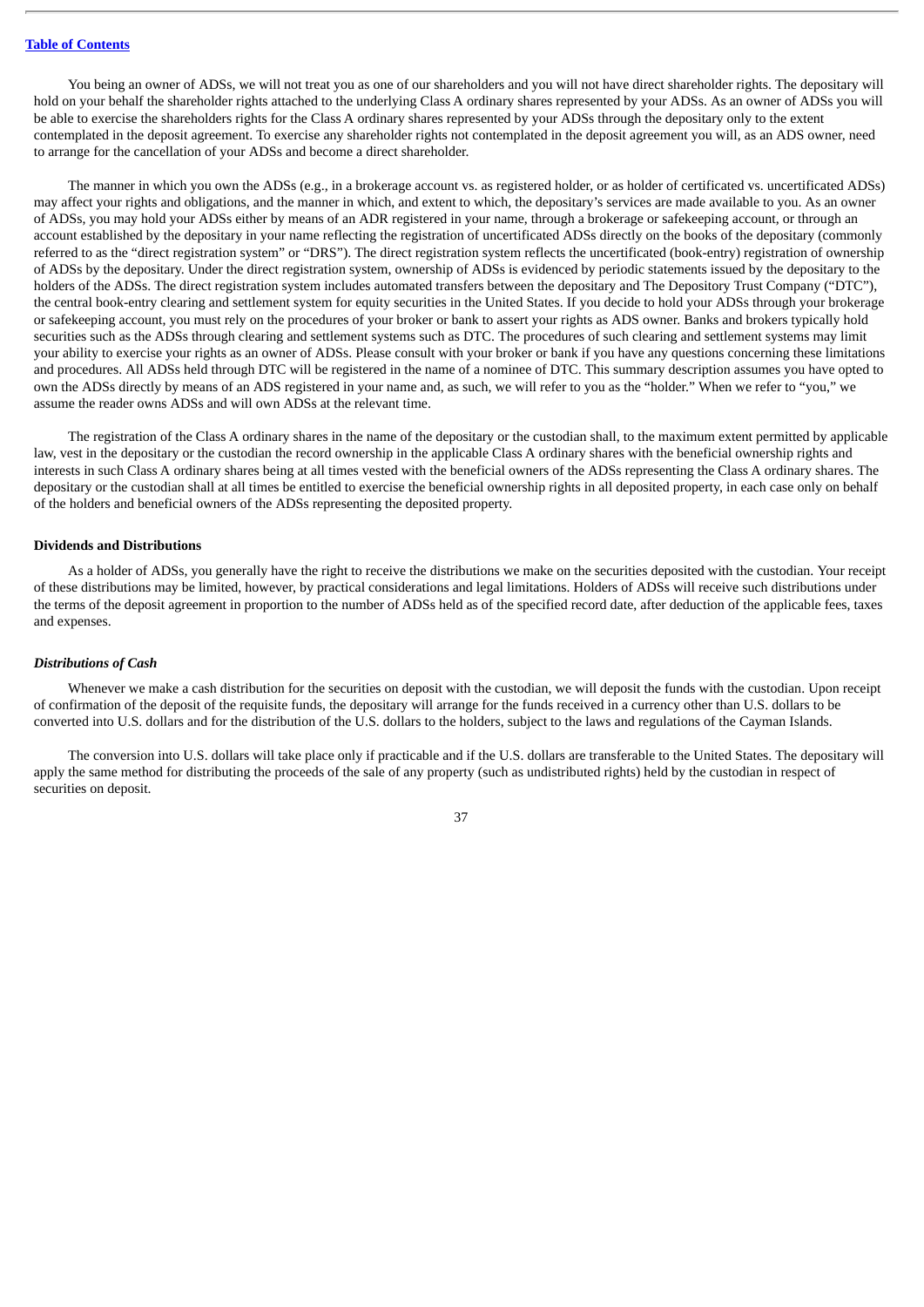You being an owner of ADSs, we will not treat you as one of our shareholders and you will not have direct shareholder rights. The depositary will hold on your behalf the shareholder rights attached to the underlying Class A ordinary shares represented by your ADSs. As an owner of ADSs you will be able to exercise the shareholders rights for the Class A ordinary shares represented by your ADSs through the depositary only to the extent contemplated in the deposit agreement. To exercise any shareholder rights not contemplated in the deposit agreement you will, as an ADS owner, need to arrange for the cancellation of your ADSs and become a direct shareholder.

The manner in which you own the ADSs (e.g., in a brokerage account vs. as registered holder, or as holder of certificated vs. uncertificated ADSs) may affect your rights and obligations, and the manner in which, and extent to which, the depositary's services are made available to you. As an owner of ADSs, you may hold your ADSs either by means of an ADR registered in your name, through a brokerage or safekeeping account, or through an account established by the depositary in your name reflecting the registration of uncertificated ADSs directly on the books of the depositary (commonly referred to as the "direct registration system" or "DRS"). The direct registration system reflects the uncertificated (book-entry) registration of ownership of ADSs by the depositary. Under the direct registration system, ownership of ADSs is evidenced by periodic statements issued by the depositary to the holders of the ADSs. The direct registration system includes automated transfers between the depositary and The Depository Trust Company ("DTC"), the central book-entry clearing and settlement system for equity securities in the United States. If you decide to hold your ADSs through your brokerage or safekeeping account, you must rely on the procedures of your broker or bank to assert your rights as ADS owner. Banks and brokers typically hold securities such as the ADSs through clearing and settlement systems such as DTC. The procedures of such clearing and settlement systems may limit your ability to exercise your rights as an owner of ADSs. Please consult with your broker or bank if you have any questions concerning these limitations and procedures. All ADSs held through DTC will be registered in the name of a nominee of DTC. This summary description assumes you have opted to own the ADSs directly by means of an ADS registered in your name and, as such, we will refer to you as the "holder." When we refer to "you," we assume the reader owns ADSs and will own ADSs at the relevant time.

The registration of the Class A ordinary shares in the name of the depositary or the custodian shall, to the maximum extent permitted by applicable law, vest in the depositary or the custodian the record ownership in the applicable Class A ordinary shares with the beneficial ownership rights and interests in such Class A ordinary shares being at all times vested with the beneficial owners of the ADSs representing the Class A ordinary shares. The depositary or the custodian shall at all times be entitled to exercise the beneficial ownership rights in all deposited property, in each case only on behalf of the holders and beneficial owners of the ADSs representing the deposited property.

**Dividends and Distributions**

As a holder of ADSs, you generally have the right to receive the distributions we make on the securities deposited with the custodian. Your receipt of these distributions may be limited, however, by practical considerations and legal limitations. Holders of ADSs will receive such distributions under the terms of the deposit agreement in proportion to the number of ADSs held as of the specified record date, after deduction of the applicable fees, taxes and expenses.

***Distributions of Cash***

Whenever we make a cash distribution for the securities on deposit with the custodian, we will deposit the funds with the custodian. Upon receipt of confirmation of the deposit of the requisite funds, the depositary will arrange for the funds received in a currency other than U.S. dollars to be converted into U.S. dollars and for the distribution of the U.S. dollars to the holders, subject to the laws and regulations of the Cayman Islands.

The conversion into U.S. dollars will take place only if practicable and if the U.S. dollars are transferable to the United States. The depositary will apply the same method for distributing the proceeds of the sale of any property (such as undistributed rights) held by the custodian in respect of securities on deposit.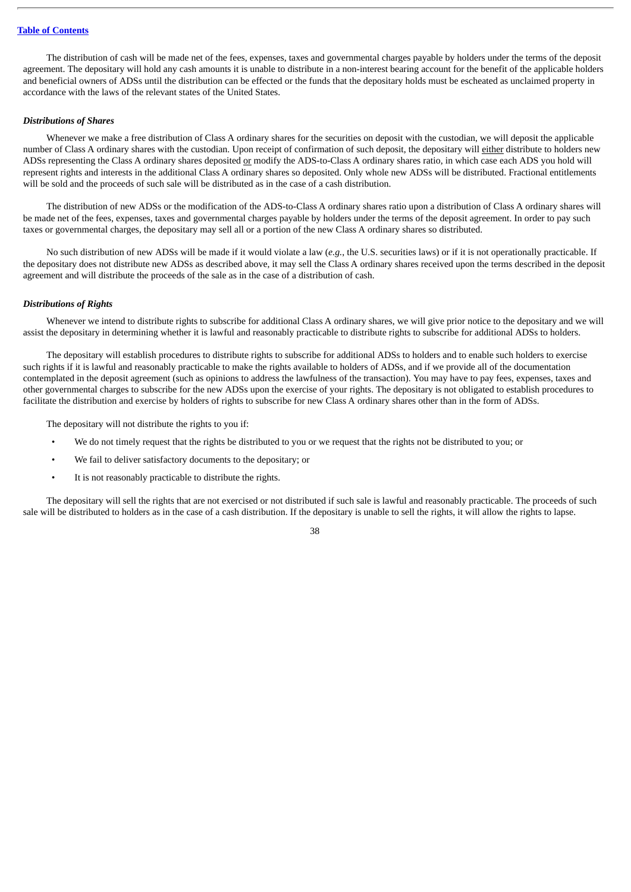The distribution of cash will be made net of the fees, expenses, taxes and governmental charges payable by holders under the terms of the deposit agreement. The depositary will hold any cash amounts it is unable to distribute in a non-interest bearing account for the benefit of the applicable holders and beneficial owners of ADSs until the distribution can be effected or the funds that the depositary holds must be escheated as unclaimed property in accordance with the laws of the relevant states of the United States.

***Distributions of Shares***

Whenever we make a free distribution of Class A ordinary shares for the securities on deposit with the custodian, we will deposit the applicable number of Class A ordinary shares with the custodian. Upon receipt of confirmation of such deposit, the depositary will either distribute to holders new ADSs representing the Class A ordinary shares deposited or modify the ADS-to-Class A ordinary shares ratio, in which case each ADS you hold will represent rights and interests in the additional Class A ordinary shares so deposited. Only whole new ADSs will be distributed. Fractional entitlements will be sold and the proceeds of such sale will be distributed as in the case of a cash distribution.

The distribution of new ADSs or the modification of the ADS-to-Class A ordinary shares ratio upon a distribution of Class A ordinary shares will be made net of the fees, expenses, taxes and governmental charges payable by holders under the terms of the deposit agreement. In order to pay such taxes or governmental charges, the depositary may sell all or a portion of the new Class A ordinary shares so distributed.

No such distribution of new ADSs will be made if it would violate a law (*e.g.*, the U.S. securities laws) or if it is not operationally practicable. If the depositary does not distribute new ADSs as described above, it may sell the Class A ordinary shares received upon the terms described in the deposit agreement and will distribute the proceeds of the sale as in the case of a distribution of cash.

***Distributions of Rights***

Whenever we intend to distribute rights to subscribe for additional Class A ordinary shares, we will give prior notice to the depositary and we will assist the depositary in determining whether it is lawful and reasonably practicable to distribute rights to subscribe for additional ADSs to holders.

The depositary will establish procedures to distribute rights to subscribe for additional ADSs to holders and to enable such holders to exercise such rights if it is lawful and reasonably practicable to make the rights available to holders of ADSs, and if we provide all of the documentation contemplated in the deposit agreement (such as opinions to address the lawfulness of the transaction). You may have to pay fees, expenses, taxes and other governmental charges to subscribe for the new ADSs upon the exercise of your rights. The depositary is not obligated to establish procedures to facilitate the distribution and exercise by holders of rights to subscribe for new Class A ordinary shares other than in the form of ADSs.

The depositary will not distribute the rights to you if:

- We do not timely request that the rights be distributed to you or we request that the rights not be distributed to you; or
- We fail to deliver satisfactory documents to the depositary; or
- It is not reasonably practicable to distribute the rights.

The depositary will sell the rights that are not exercised or not distributed if such sale is lawful and reasonably practicable. The proceeds of such sale will be distributed to holders as in the case of a cash distribution. If the depositary is unable to sell the rights, it will allow the rights to lapse.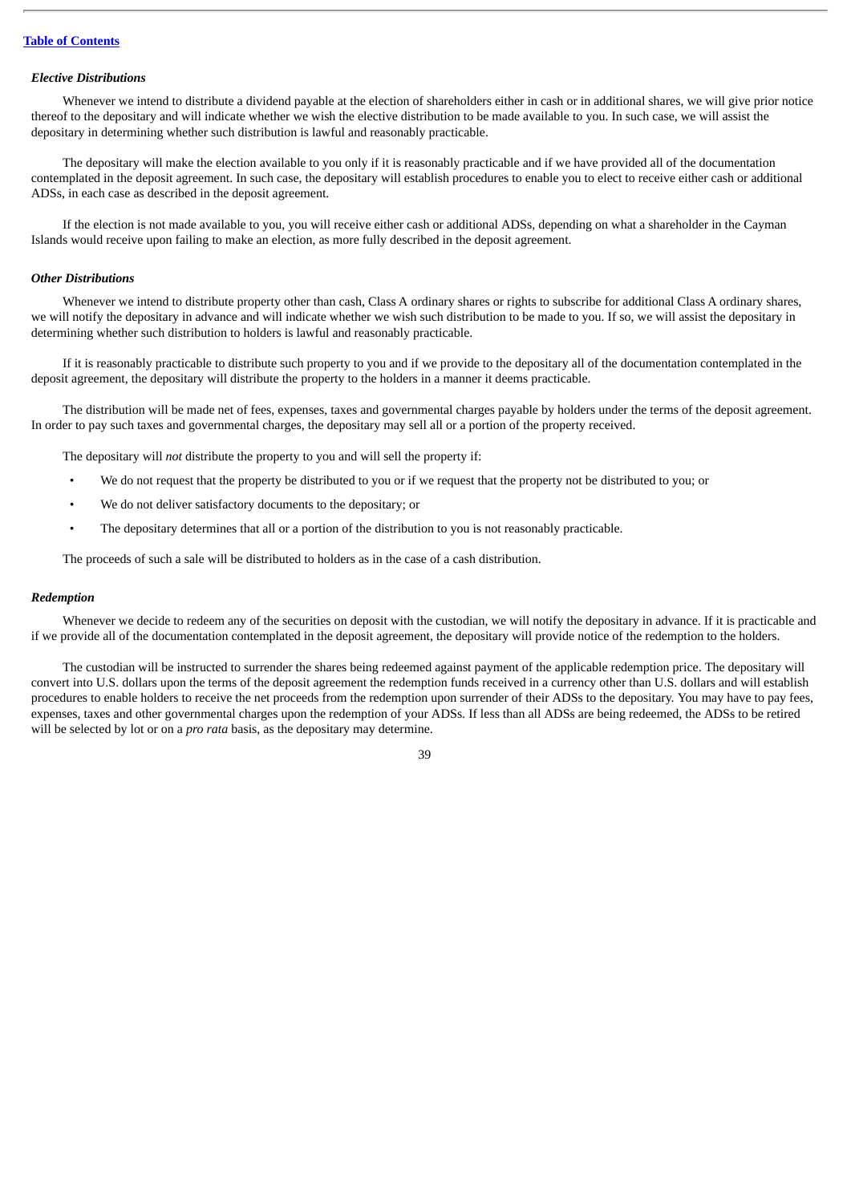### *Elective Distributions*

Whenever we intend to distribute a dividend payable at the election of shareholders either in cash or in additional shares, we will give prior notice thereof to the depositary and will indicate whether we wish the elective distribution to be made available to you. In such case, we will assist the depositary in determining whether such distribution is lawful and reasonably practicable.

The depositary will make the election available to you only if it is reasonably practicable and if we have provided all of the documentation contemplated in the deposit agreement. In such case, the depositary will establish procedures to enable you to elect to receive either cash or additional ADSs, in each case as described in the deposit agreement.

If the election is not made available to you, you will receive either cash or additional ADSs, depending on what a shareholder in the Cayman Islands would receive upon failing to make an election, as more fully described in the deposit agreement.

### *Other Distributions*

Whenever we intend to distribute property other than cash, Class A ordinary shares or rights to subscribe for additional Class A ordinary shares, we will notify the depositary in advance and will indicate whether we wish such distribution to be made to you. If so, we will assist the depositary in determining whether such distribution to holders is lawful and reasonably practicable.

If it is reasonably practicable to distribute such property to you and if we provide to the depositary all of the documentation contemplated in the deposit agreement, the depositary will distribute the property to the holders in a manner it deems practicable.

The distribution will be made net of fees, expenses, taxes and governmental charges payable by holders under the terms of the deposit agreement. In order to pay such taxes and governmental charges, the depositary may sell all or a portion of the property received.

The depositary will *not* distribute the property to you and will sell the property if:

- We do not request that the property be distributed to you or if we request that the property not be distributed to you; or
- We do not deliver satisfactory documents to the depositary; or
- The depositary determines that all or a portion of the distribution to you is not reasonably practicable.

The proceeds of such a sale will be distributed to holders as in the case of a cash distribution.

### *Redemption*

Whenever we decide to redeem any of the securities on deposit with the custodian, we will notify the depositary in advance. If it is practicable and if we provide all of the documentation contemplated in the deposit agreement, the depositary will provide notice of the redemption to the holders.

The custodian will be instructed to surrender the shares being redeemed against payment of the applicable redemption price. The depositary will convert into U.S. dollars upon the terms of the deposit agreement the redemption funds received in a currency other than U.S. dollars and will establish procedures to enable holders to receive the net proceeds from the redemption upon surrender of their ADSs to the depositary. You may have to pay fees, expenses, taxes and other governmental charges upon the redemption of your ADSs. If less than all ADSs are being redeemed, the ADSs to be retired will be selected by lot or on a *pro rata* basis, as the depositary may determine.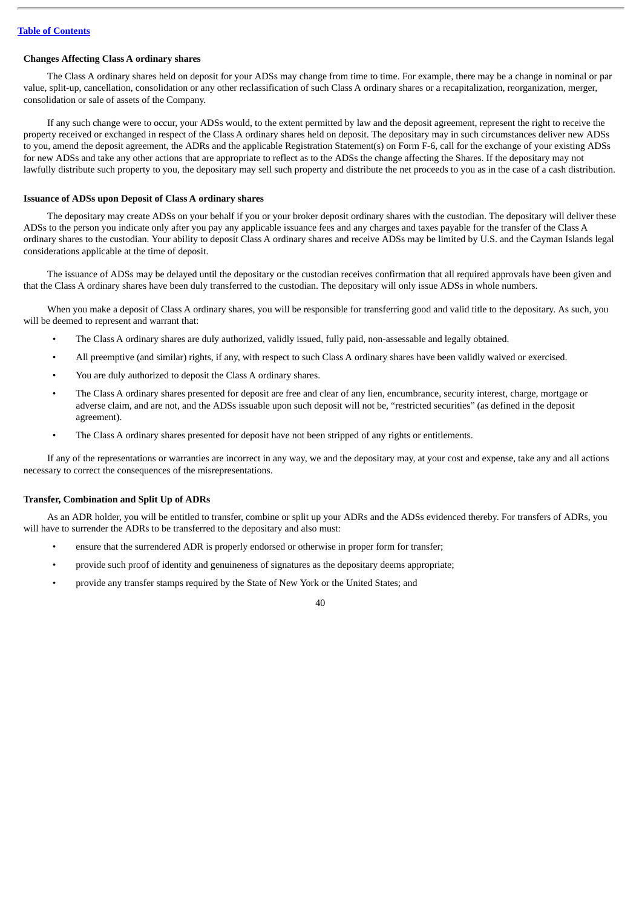**Changes Affecting Class A ordinary shares**

The Class A ordinary shares held on deposit for your ADSs may change from time to time. For example, there may be a change in nominal or par value, split-up, cancellation, consolidation or any other reclassification of such Class A ordinary shares or a recapitalization, reorganization, merger, consolidation or sale of assets of the Company.

If any such change were to occur, your ADSs would, to the extent permitted by law and the deposit agreement, represent the right to receive the property received or exchanged in respect of the Class A ordinary shares held on deposit. The depositary may in such circumstances deliver new ADSs to you, amend the deposit agreement, the ADRs and the applicable Registration Statement(s) on Form F-6, call for the exchange of your existing ADSs for new ADSs and take any other actions that are appropriate to reflect as to the ADSs the change affecting the Shares. If the depositary may not lawfully distribute such property to you, the depositary may sell such property and distribute the net proceeds to you as in the case of a cash distribution.

**Issuance of ADSs upon Deposit of Class A ordinary shares**

The depositary may create ADSs on your behalf if you or your broker deposit ordinary shares with the custodian. The depositary will deliver these ADSs to the person you indicate only after you pay any applicable issuance fees and any charges and taxes payable for the transfer of the Class A ordinary shares to the custodian. Your ability to deposit Class A ordinary shares and receive ADSs may be limited by U.S. and the Cayman Islands legal considerations applicable at the time of deposit.

The issuance of ADSs may be delayed until the depositary or the custodian receives confirmation that all required approvals have been given and that the Class A ordinary shares have been duly transferred to the custodian. The depositary will only issue ADSs in whole numbers.

When you make a deposit of Class A ordinary shares, you will be responsible for transferring good and valid title to the depositary. As such, you will be deemed to represent and warrant that:

- The Class A ordinary shares are duly authorized, validly issued, fully paid, non-assessable and legally obtained.
- All preemptive (and similar) rights, if any, with respect to such Class A ordinary shares have been validly waived or exercised.
- You are duly authorized to deposit the Class A ordinary shares.
- The Class A ordinary shares presented for deposit are free and clear of any lien, encumbrance, security interest, charge, mortgage or adverse claim, and are not, and the ADSs issuable upon such deposit will not be, "restricted securities" (as defined in the deposit agreement).
- The Class A ordinary shares presented for deposit have not been stripped of any rights or entitlements.

If any of the representations or warranties are incorrect in any way, we and the depositary may, at your cost and expense, take any and all actions necessary to correct the consequences of the misrepresentations.

**Transfer, Combination and Split Up of ADRs**

As an ADR holder, you will be entitled to transfer, combine or split up your ADRs and the ADSs evidenced thereby. For transfers of ADRs, you will have to surrender the ADRs to be transferred to the depositary and also must:

- ensure that the surrendered ADR is properly endorsed or otherwise in proper form for transfer;
- provide such proof of identity and genuineness of signatures as the depositary deems appropriate;
- provide any transfer stamps required by the State of New York or the United States; and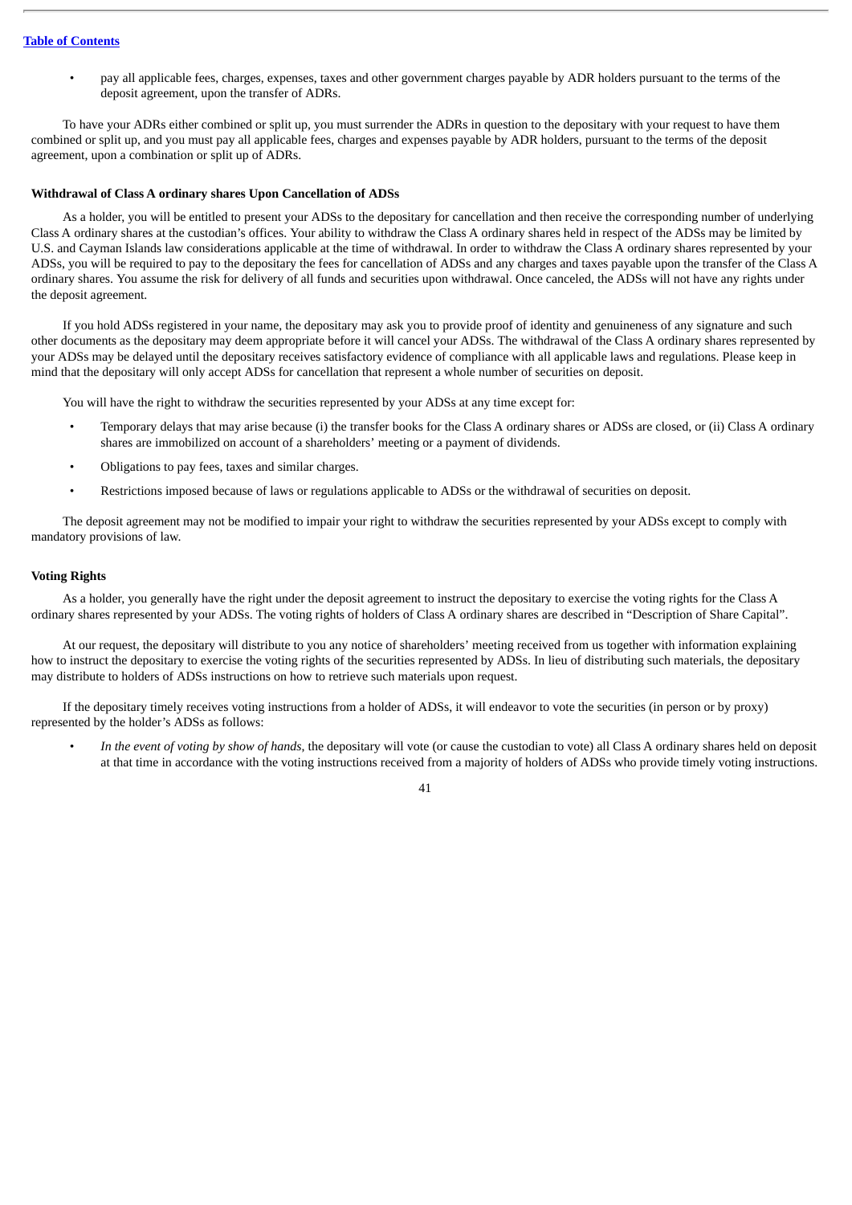- pay all applicable fees, charges, expenses, taxes and other government charges payable by ADR holders pursuant to the terms of the deposit agreement, upon the transfer of ADRs.

To have your ADRs either combined or split up, you must surrender the ADRs in question to the depositary with your request to have them combined or split up, and you must pay all applicable fees, charges and expenses payable by ADR holders, pursuant to the terms of the deposit agreement, upon a combination or split up of ADRs.

### Withdrawal of Class A ordinary shares Upon Cancellation of ADSs

As a holder, you will be entitled to present your ADSs to the depositary for cancellation and then receive the corresponding number of underlying Class A ordinary shares at the custodian's offices. Your ability to withdraw the Class A ordinary shares held in respect of the ADSs may be limited by U.S. and Cayman Islands law considerations applicable at the time of withdrawal. In order to withdraw the Class A ordinary shares represented by your ADSs, you will be required to pay to the depositary the fees for cancellation of ADSs and any charges and taxes payable upon the transfer of the Class A ordinary shares. You assume the risk for delivery of all funds and securities upon withdrawal. Once canceled, the ADSs will not have any rights under the deposit agreement.

If you hold ADSs registered in your name, the depositary may ask you to provide proof of identity and genuineness of any signature and such other documents as the depositary may deem appropriate before it will cancel your ADSs. The withdrawal of the Class A ordinary shares represented by your ADSs may be delayed until the depositary receives satisfactory evidence of compliance with all applicable laws and regulations. Please keep in mind that the depositary will only accept ADSs for cancellation that represent a whole number of securities on deposit.

You will have the right to withdraw the securities represented by your ADSs at any time except for:

- Temporary delays that may arise because (i) the transfer books for the Class A ordinary shares or ADSs are closed, or (ii) Class A ordinary shares are immobilized on account of a shareholders' meeting or a payment of dividends.
- Obligations to pay fees, taxes and similar charges.
- Restrictions imposed because of laws or regulations applicable to ADSs or the withdrawal of securities on deposit.

The deposit agreement may not be modified to impair your right to withdraw the securities represented by your ADSs except to comply with mandatory provisions of law.

### Voting Rights

As a holder, you generally have the right under the deposit agreement to instruct the depositary to exercise the voting rights for the Class A ordinary shares represented by your ADSs. The voting rights of holders of Class A ordinary shares are described in "Description of Share Capital".

At our request, the depositary will distribute to you any notice of shareholders' meeting received from us together with information explaining how to instruct the depositary to exercise the voting rights of the securities represented by ADSs. In lieu of distributing such materials, the depositary may distribute to holders of ADSs instructions on how to retrieve such materials upon request.

If the depositary timely receives voting instructions from a holder of ADSs, it will endeavor to vote the securities (in person or by proxy) represented by the holder's ADSs as follows:

- *In the event of voting by show of hands*, the depositary will vote (or cause the custodian to vote) all Class A ordinary shares held on deposit at that time in accordance with the voting instructions received from a majority of holders of ADSs who provide timely voting instructions.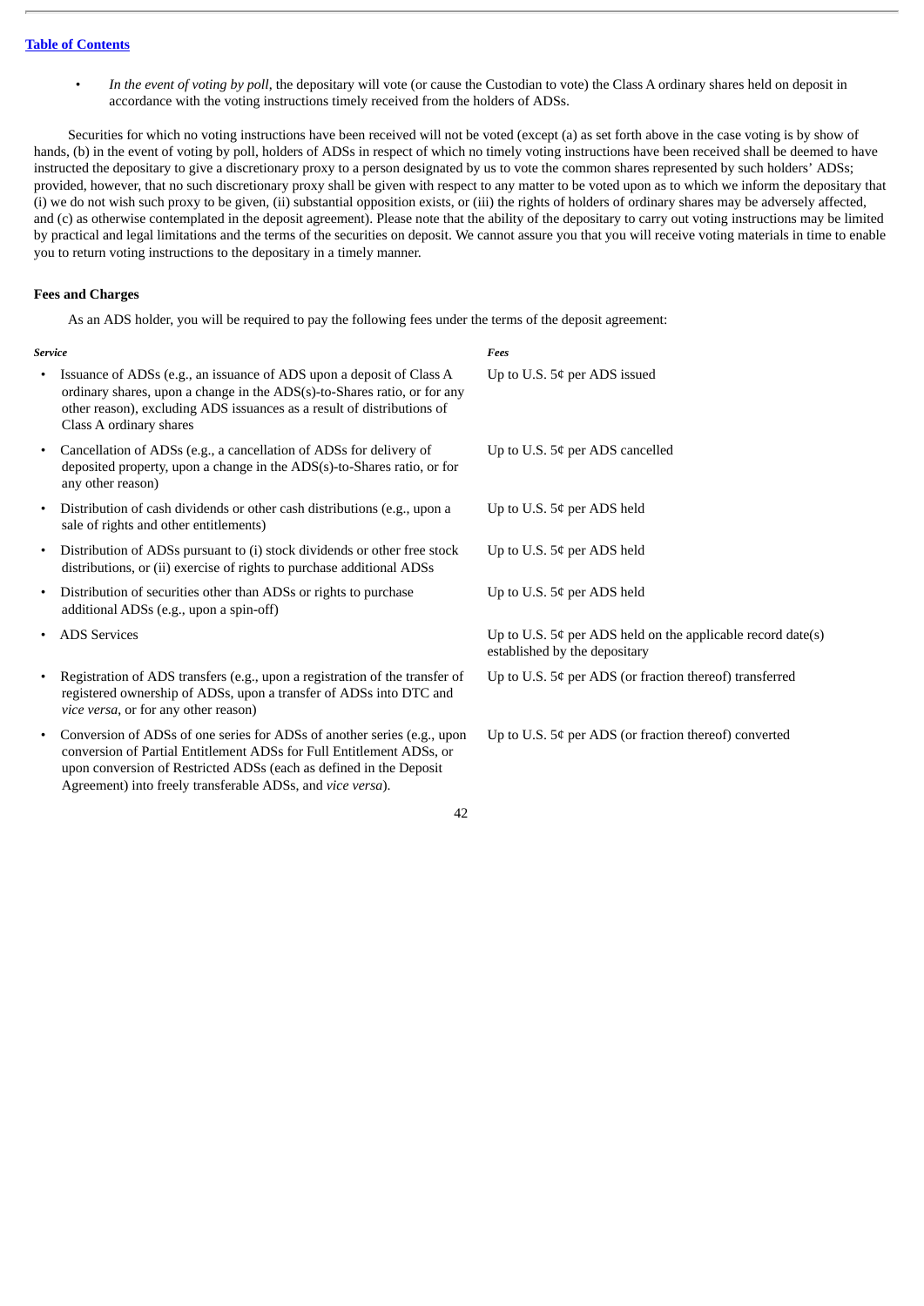- *In the event of voting by poll*, the depositary will vote (or cause the Custodian to vote) the Class A ordinary shares held on deposit in accordance with the voting instructions timely received from the holders of ADSs.

Securities for which no voting instructions have been received will not be voted (except (a) as set forth above in the case voting is by show of hands, (b) in the event of voting by poll, holders of ADSs in respect of which no timely voting instructions have been received shall be deemed to have instructed the depositary to give a discretionary proxy to a person designated by us to vote the common shares represented by such holders' ADSs; provided, however, that no such discretionary proxy shall be given with respect to any matter to be voted upon as to which we inform the depositary that (i) we do not wish such proxy to be given, (ii) substantial opposition exists, or (iii) the rights of holders of ordinary shares may be adversely affected, and (c) as otherwise contemplated in the deposit agreement). Please note that the ability of the depositary to carry out voting instructions may be limited by practical and legal limitations and the terms of the securities on deposit. We cannot assure you that you will receive voting materials in time to enable you to return voting instructions to the depositary in a timely manner.

**Fees and Charges**

As an ADS holder, you will be required to pay the following fees under the terms of the deposit agreement:

| *Service* | *Fees* |
|---|---|
| • Issuance of ADSs (e.g., an issuance of ADS upon a deposit of Class A ordinary shares, upon a change in the ADS(s)-to-Shares ratio, or for any other reason), excluding ADS issuances as a result of distributions of Class A ordinary shares | Up to U.S. 5¢ per ADS issued |
| • Cancellation of ADSs (e.g., a cancellation of ADSs for delivery of deposited property, upon a change in the ADS(s)-to-Shares ratio, or for any other reason) | Up to U.S. 5¢ per ADS cancelled |
| • Distribution of cash dividends or other cash distributions (e.g., upon a sale of rights and other entitlements) | Up to U.S. 5¢ per ADS held |
| • Distribution of ADSs pursuant to (i) stock dividends or other free stock distributions, or (ii) exercise of rights to purchase additional ADSs | Up to U.S. 5¢ per ADS held |
| • Distribution of securities other than ADSs or rights to purchase additional ADSs (e.g., upon a spin-off) | Up to U.S. 5¢ per ADS held |
| • ADS Services | Up to U.S. 5¢ per ADS held on the applicable record date(s) established by the depositary |
| • Registration of ADS transfers (e.g., upon a registration of the transfer of registered ownership of ADSs, upon a transfer of ADSs into DTC and *vice versa*, or for any other reason) | Up to U.S. 5¢ per ADS (or fraction thereof) transferred |
| • Conversion of ADSs of one series for ADSs of another series (e.g., upon conversion of Partial Entitlement ADSs for Full Entitlement ADSs, or upon conversion of Restricted ADSs (each as defined in the Deposit Agreement) into freely transferable ADSs, and *vice versa*). | Up to U.S. 5¢ per ADS (or fraction thereof) converted |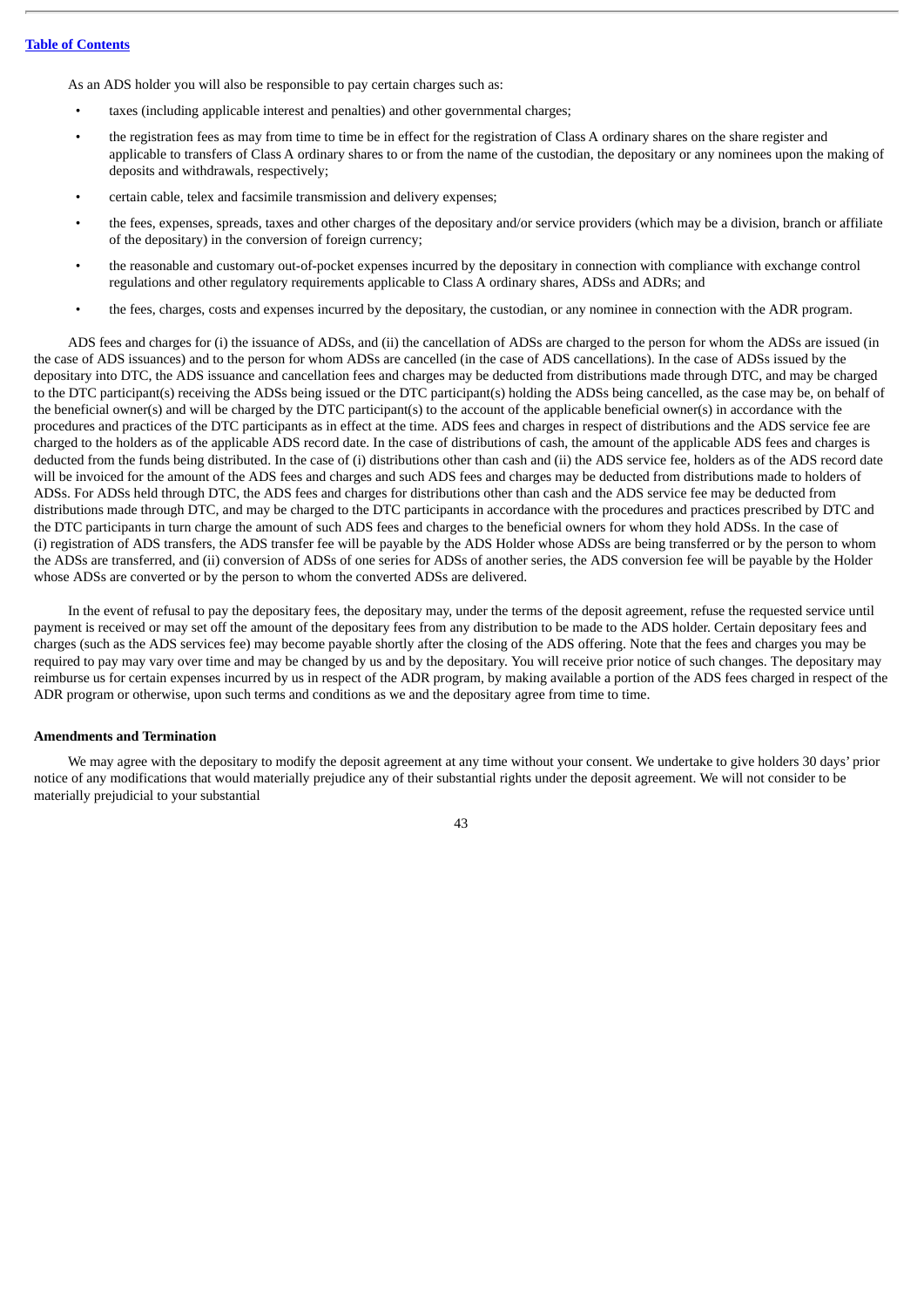As an ADS holder you will also be responsible to pay certain charges such as:

- taxes (including applicable interest and penalties) and other governmental charges;
- the registration fees as may from time to time be in effect for the registration of Class A ordinary shares on the share register and applicable to transfers of Class A ordinary shares to or from the name of the custodian, the depositary or any nominees upon the making of deposits and withdrawals, respectively;
- certain cable, telex and facsimile transmission and delivery expenses;
- the fees, expenses, spreads, taxes and other charges of the depositary and/or service providers (which may be a division, branch or affiliate of the depositary) in the conversion of foreign currency;
- the reasonable and customary out-of-pocket expenses incurred by the depositary in connection with compliance with exchange control regulations and other regulatory requirements applicable to Class A ordinary shares, ADSs and ADRs; and
- the fees, charges, costs and expenses incurred by the depositary, the custodian, or any nominee in connection with the ADR program.

ADS fees and charges for (i) the issuance of ADSs, and (ii) the cancellation of ADSs are charged to the person for whom the ADSs are issued (in the case of ADS issuances) and to the person for whom ADSs are cancelled (in the case of ADS cancellations). In the case of ADSs issued by the depositary into DTC, the ADS issuance and cancellation fees and charges may be deducted from distributions made through DTC, and may be charged to the DTC participant(s) receiving the ADSs being issued or the DTC participant(s) holding the ADSs being cancelled, as the case may be, on behalf of the beneficial owner(s) and will be charged by the DTC participant(s) to the account of the applicable beneficial owner(s) in accordance with the procedures and practices of the DTC participants as in effect at the time. ADS fees and charges in respect of distributions and the ADS service fee are charged to the holders as of the applicable ADS record date. In the case of distributions of cash, the amount of the applicable ADS fees and charges is deducted from the funds being distributed. In the case of (i) distributions other than cash and (ii) the ADS service fee, holders as of the ADS record date will be invoiced for the amount of the ADS fees and charges and such ADS fees and charges may be deducted from distributions made to holders of ADSs. For ADSs held through DTC, the ADS fees and charges for distributions other than cash and the ADS service fee may be deducted from distributions made through DTC, and may be charged to the DTC participants in accordance with the procedures and practices prescribed by DTC and the DTC participants in turn charge the amount of such ADS fees and charges to the beneficial owners for whom they hold ADSs. In the case of (i) registration of ADS transfers, the ADS transfer fee will be payable by the ADS Holder whose ADSs are being transferred or by the person to whom the ADSs are transferred, and (ii) conversion of ADSs of one series for ADSs of another series, the ADS conversion fee will be payable by the Holder whose ADSs are converted or by the person to whom the converted ADSs are delivered.

In the event of refusal to pay the depositary fees, the depositary may, under the terms of the deposit agreement, refuse the requested service until payment is received or may set off the amount of the depositary fees from any distribution to be made to the ADS holder. Certain depositary fees and charges (such as the ADS services fee) may become payable shortly after the closing of the ADS offering. Note that the fees and charges you may be required to pay may vary over time and may be changed by us and by the depositary. You will receive prior notice of such changes. The depositary may reimburse us for certain expenses incurred by us in respect of the ADR program, by making available a portion of the ADS fees charged in respect of the ADR program or otherwise, upon such terms and conditions as we and the depositary agree from time to time.

**Amendments and Termination**

We may agree with the depositary to modify the deposit agreement at any time without your consent. We undertake to give holders 30 days' prior notice of any modifications that would materially prejudice any of their substantial rights under the deposit agreement. We will not consider to be materially prejudicial to your substantial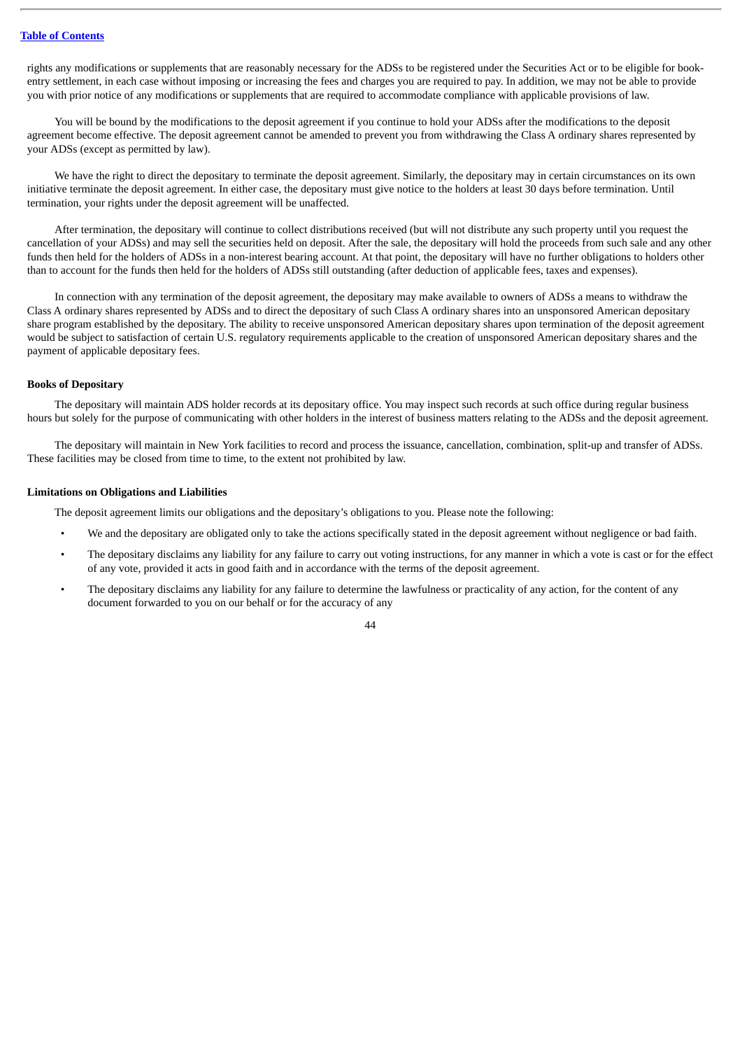rights any modifications or supplements that are reasonably necessary for the ADSs to be registered under the Securities Act or to be eligible for book-entry settlement, in each case without imposing or increasing the fees and charges you are required to pay. In addition, we may not be able to provide you with prior notice of any modifications or supplements that are required to accommodate compliance with applicable provisions of law.

You will be bound by the modifications to the deposit agreement if you continue to hold your ADSs after the modifications to the deposit agreement become effective. The deposit agreement cannot be amended to prevent you from withdrawing the Class A ordinary shares represented by your ADSs (except as permitted by law).

We have the right to direct the depositary to terminate the deposit agreement. Similarly, the depositary may in certain circumstances on its own initiative terminate the deposit agreement. In either case, the depositary must give notice to the holders at least 30 days before termination. Until termination, your rights under the deposit agreement will be unaffected.

After termination, the depositary will continue to collect distributions received (but will not distribute any such property until you request the cancellation of your ADSs) and may sell the securities held on deposit. After the sale, the depositary will hold the proceeds from such sale and any other funds then held for the holders of ADSs in a non-interest bearing account. At that point, the depositary will have no further obligations to holders other than to account for the funds then held for the holders of ADSs still outstanding (after deduction of applicable fees, taxes and expenses).

In connection with any termination of the deposit agreement, the depositary may make available to owners of ADSs a means to withdraw the Class A ordinary shares represented by ADSs and to direct the depositary of such Class A ordinary shares into an unsponsored American depositary share program established by the depositary. The ability to receive unsponsored American depositary shares upon termination of the deposit agreement would be subject to satisfaction of certain U.S. regulatory requirements applicable to the creation of unsponsored American depositary shares and the payment of applicable depositary fees.

**Books of Depositary**

The depositary will maintain ADS holder records at its depositary office. You may inspect such records at such office during regular business hours but solely for the purpose of communicating with other holders in the interest of business matters relating to the ADSs and the deposit agreement.

The depositary will maintain in New York facilities to record and process the issuance, cancellation, combination, split-up and transfer of ADSs. These facilities may be closed from time to time, to the extent not prohibited by law.

**Limitations on Obligations and Liabilities**

The deposit agreement limits our obligations and the depositary's obligations to you. Please note the following:

- We and the depositary are obligated only to take the actions specifically stated in the deposit agreement without negligence or bad faith.
- The depositary disclaims any liability for any failure to carry out voting instructions, for any manner in which a vote is cast or for the effect of any vote, provided it acts in good faith and in accordance with the terms of the deposit agreement.
- The depositary disclaims any liability for any failure to determine the lawfulness or practicality of any action, for the content of any document forwarded to you on our behalf or for the accuracy of any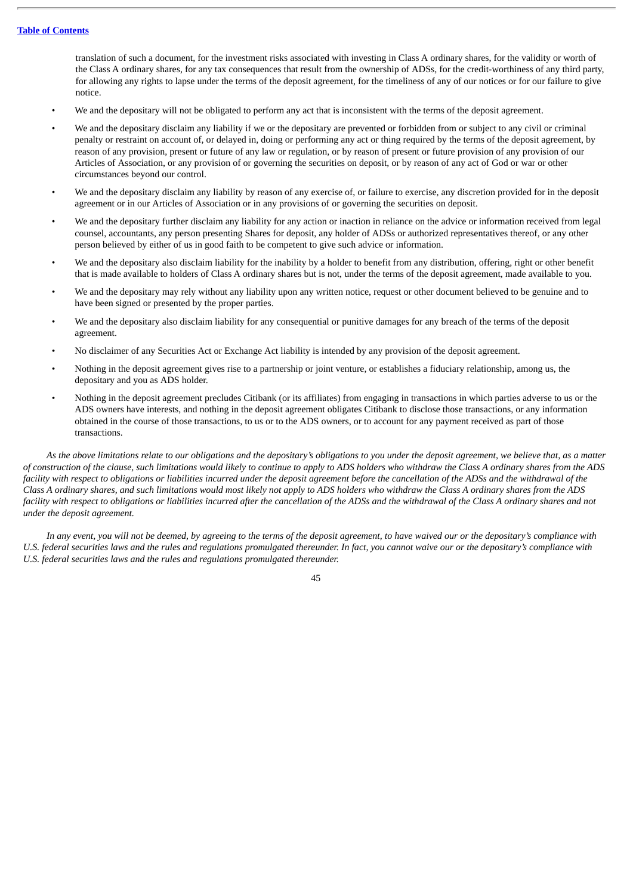translation of such a document, for the investment risks associated with investing in Class A ordinary shares, for the validity or worth of the Class A ordinary shares, for any tax consequences that result from the ownership of ADSs, for the credit-worthiness of any third party, for allowing any rights to lapse under the terms of the deposit agreement, for the timeliness of any of our notices or for our failure to give notice.

- We and the depositary will not be obligated to perform any act that is inconsistent with the terms of the deposit agreement.
- We and the depositary disclaim any liability if we or the depositary are prevented or forbidden from or subject to any civil or criminal penalty or restraint on account of, or delayed in, doing or performing any act or thing required by the terms of the deposit agreement, by reason of any provision, present or future of any law or regulation, or by reason of present or future provision of any provision of our Articles of Association, or any provision of or governing the securities on deposit, or by reason of any act of God or war or other circumstances beyond our control.
- We and the depositary disclaim any liability by reason of any exercise of, or failure to exercise, any discretion provided for in the deposit agreement or in our Articles of Association or in any provisions of or governing the securities on deposit.
- We and the depositary further disclaim any liability for any action or inaction in reliance on the advice or information received from legal counsel, accountants, any person presenting Shares for deposit, any holder of ADSs or authorized representatives thereof, or any other person believed by either of us in good faith to be competent to give such advice or information.
- We and the depositary also disclaim liability for the inability by a holder to benefit from any distribution, offering, right or other benefit that is made available to holders of Class A ordinary shares but is not, under the terms of the deposit agreement, made available to you.
- We and the depositary may rely without any liability upon any written notice, request or other document believed to be genuine and to have been signed or presented by the proper parties.
- We and the depositary also disclaim liability for any consequential or punitive damages for any breach of the terms of the deposit agreement.
- No disclaimer of any Securities Act or Exchange Act liability is intended by any provision of the deposit agreement.
- Nothing in the deposit agreement gives rise to a partnership or joint venture, or establishes a fiduciary relationship, among us, the depositary and you as ADS holder.
- Nothing in the deposit agreement precludes Citibank (or its affiliates) from engaging in transactions in which parties adverse to us or the ADS owners have interests, and nothing in the deposit agreement obligates Citibank to disclose those transactions, or any information obtained in the course of those transactions, to us or to the ADS owners, or to account for any payment received as part of those transactions.

*As the above limitations relate to our obligations and the depositary's obligations to you under the deposit agreement, we believe that, as a matter of construction of the clause, such limitations would likely to continue to apply to ADS holders who withdraw the Class A ordinary shares from the ADS facility with respect to obligations or liabilities incurred under the deposit agreement before the cancellation of the ADSs and the withdrawal of the Class A ordinary shares, and such limitations would most likely not apply to ADS holders who withdraw the Class A ordinary shares from the ADS facility with respect to obligations or liabilities incurred after the cancellation of the ADSs and the withdrawal of the Class A ordinary shares and not under the deposit agreement.*

*In any event, you will not be deemed, by agreeing to the terms of the deposit agreement, to have waived our or the depositary's compliance with U.S. federal securities laws and the rules and regulations promulgated thereunder. In fact, you cannot waive our or the depositary's compliance with U.S. federal securities laws and the rules and regulations promulgated thereunder.*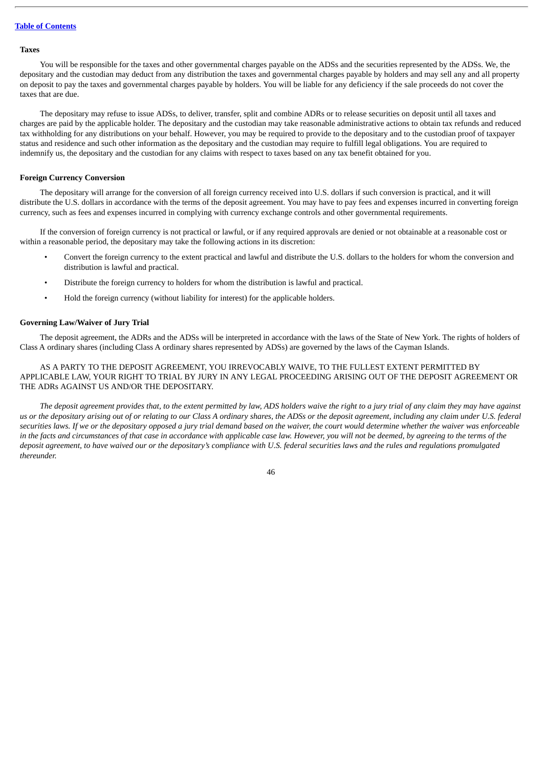**Taxes**

You will be responsible for the taxes and other governmental charges payable on the ADSs and the securities represented by the ADSs. We, the depositary and the custodian may deduct from any distribution the taxes and governmental charges payable by holders and may sell any and all property on deposit to pay the taxes and governmental charges payable by holders. You will be liable for any deficiency if the sale proceeds do not cover the taxes that are due.

The depositary may refuse to issue ADSs, to deliver, transfer, split and combine ADRs or to release securities on deposit until all taxes and charges are paid by the applicable holder. The depositary and the custodian may take reasonable administrative actions to obtain tax refunds and reduced tax withholding for any distributions on your behalf. However, you may be required to provide to the depositary and to the custodian proof of taxpayer status and residence and such other information as the depositary and the custodian may require to fulfill legal obligations. You are required to indemnify us, the depositary and the custodian for any claims with respect to taxes based on any tax benefit obtained for you.

**Foreign Currency Conversion**

The depositary will arrange for the conversion of all foreign currency received into U.S. dollars if such conversion is practical, and it will distribute the U.S. dollars in accordance with the terms of the deposit agreement. You may have to pay fees and expenses incurred in converting foreign currency, such as fees and expenses incurred in complying with currency exchange controls and other governmental requirements.

If the conversion of foreign currency is not practical or lawful, or if any required approvals are denied or not obtainable at a reasonable cost or within a reasonable period, the depositary may take the following actions in its discretion:

- Convert the foreign currency to the extent practical and lawful and distribute the U.S. dollars to the holders for whom the conversion and distribution is lawful and practical.
- Distribute the foreign currency to holders for whom the distribution is lawful and practical.
- Hold the foreign currency (without liability for interest) for the applicable holders.

**Governing Law/Waiver of Jury Trial**

The deposit agreement, the ADRs and the ADSs will be interpreted in accordance with the laws of the State of New York. The rights of holders of Class A ordinary shares (including Class A ordinary shares represented by ADSs) are governed by the laws of the Cayman Islands.

AS A PARTY TO THE DEPOSIT AGREEMENT, YOU IRREVOCABLY WAIVE, TO THE FULLEST EXTENT PERMITTED BY APPLICABLE LAW, YOUR RIGHT TO TRIAL BY JURY IN ANY LEGAL PROCEEDING ARISING OUT OF THE DEPOSIT AGREEMENT OR THE ADRs AGAINST US AND/OR THE DEPOSITARY.

*The deposit agreement provides that, to the extent permitted by law, ADS holders waive the right to a jury trial of any claim they may have against us or the depositary arising out of or relating to our Class A ordinary shares, the ADSs or the deposit agreement, including any claim under U.S. federal securities laws. If we or the depositary opposed a jury trial demand based on the waiver, the court would determine whether the waiver was enforceable in the facts and circumstances of that case in accordance with applicable case law. However, you will not be deemed, by agreeing to the terms of the deposit agreement, to have waived our or the depositary's compliance with U.S. federal securities laws and the rules and regulations promulgated thereunder.*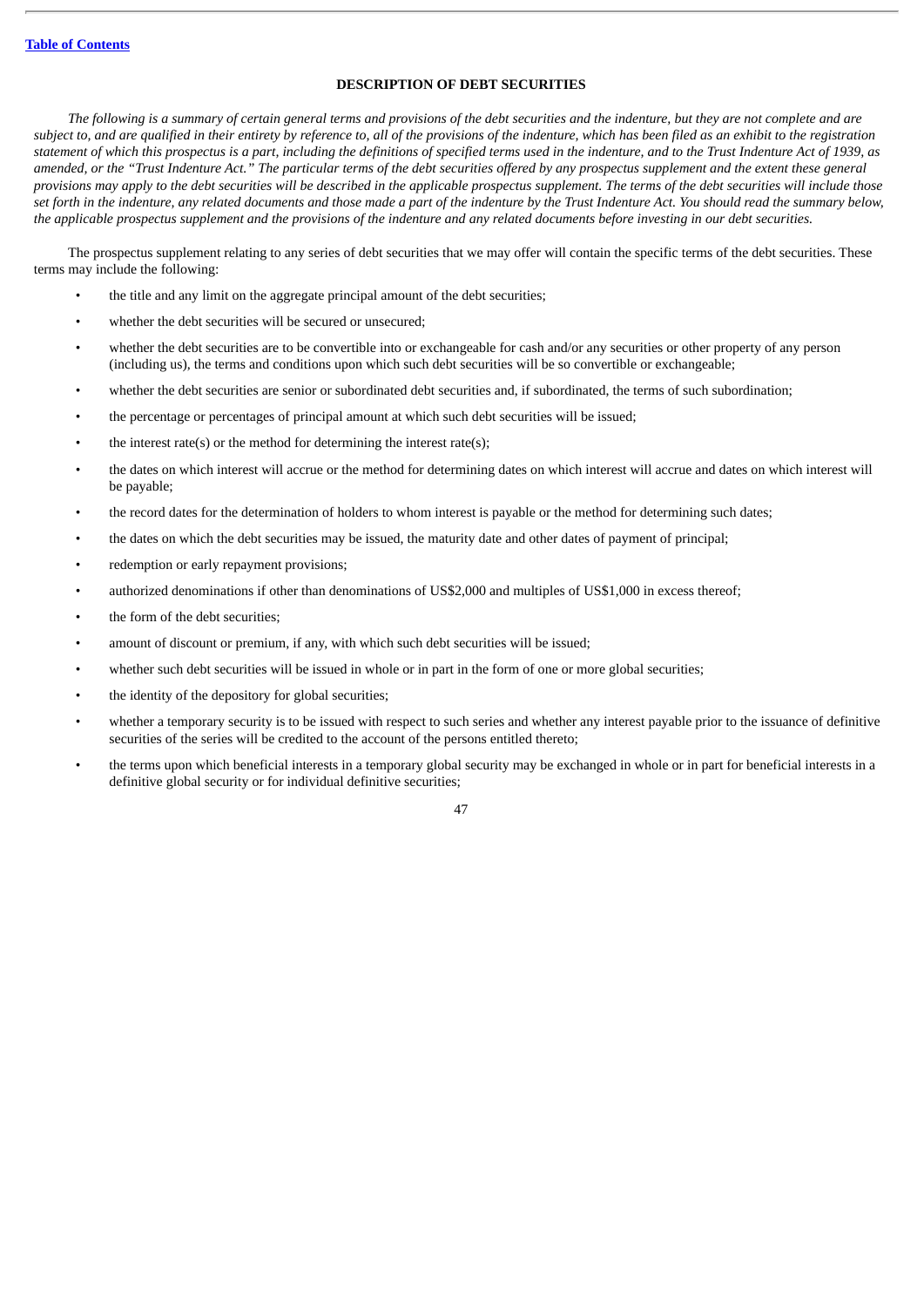## DESCRIPTION OF DEBT SECURITIES

*The following is a summary of certain general terms and provisions of the debt securities and the indenture, but they are not complete and are subject to, and are qualified in their entirety by reference to, all of the provisions of the indenture, which has been filed as an exhibit to the registration statement of which this prospectus is a part, including the definitions of specified terms used in the indenture, and to the Trust Indenture Act of 1939, as amended, or the "Trust Indenture Act." The particular terms of the debt securities offered by any prospectus supplement and the extent these general provisions may apply to the debt securities will be described in the applicable prospectus supplement. The terms of the debt securities will include those set forth in the indenture, any related documents and those made a part of the indenture by the Trust Indenture Act. You should read the summary below, the applicable prospectus supplement and the provisions of the indenture and any related documents before investing in our debt securities.*

The prospectus supplement relating to any series of debt securities that we may offer will contain the specific terms of the debt securities. These terms may include the following:

- the title and any limit on the aggregate principal amount of the debt securities;
- whether the debt securities will be secured or unsecured;
- whether the debt securities are to be convertible into or exchangeable for cash and/or any securities or other property of any person (including us), the terms and conditions upon which such debt securities will be so convertible or exchangeable;
- whether the debt securities are senior or subordinated debt securities and, if subordinated, the terms of such subordination;
- the percentage or percentages of principal amount at which such debt securities will be issued;
- the interest rate(s) or the method for determining the interest rate(s);
- the dates on which interest will accrue or the method for determining dates on which interest will accrue and dates on which interest will be payable;
- the record dates for the determination of holders to whom interest is payable or the method for determining such dates;
- the dates on which the debt securities may be issued, the maturity date and other dates of payment of principal;
- redemption or early repayment provisions;
- authorized denominations if other than denominations of US$2,000 and multiples of US$1,000 in excess thereof;
- the form of the debt securities;
- amount of discount or premium, if any, with which such debt securities will be issued;
- whether such debt securities will be issued in whole or in part in the form of one or more global securities;
- the identity of the depository for global securities;
- whether a temporary security is to be issued with respect to such series and whether any interest payable prior to the issuance of definitive securities of the series will be credited to the account of the persons entitled thereto;
- the terms upon which beneficial interests in a temporary global security may be exchanged in whole or in part for beneficial interests in a definitive global security or for individual definitive securities;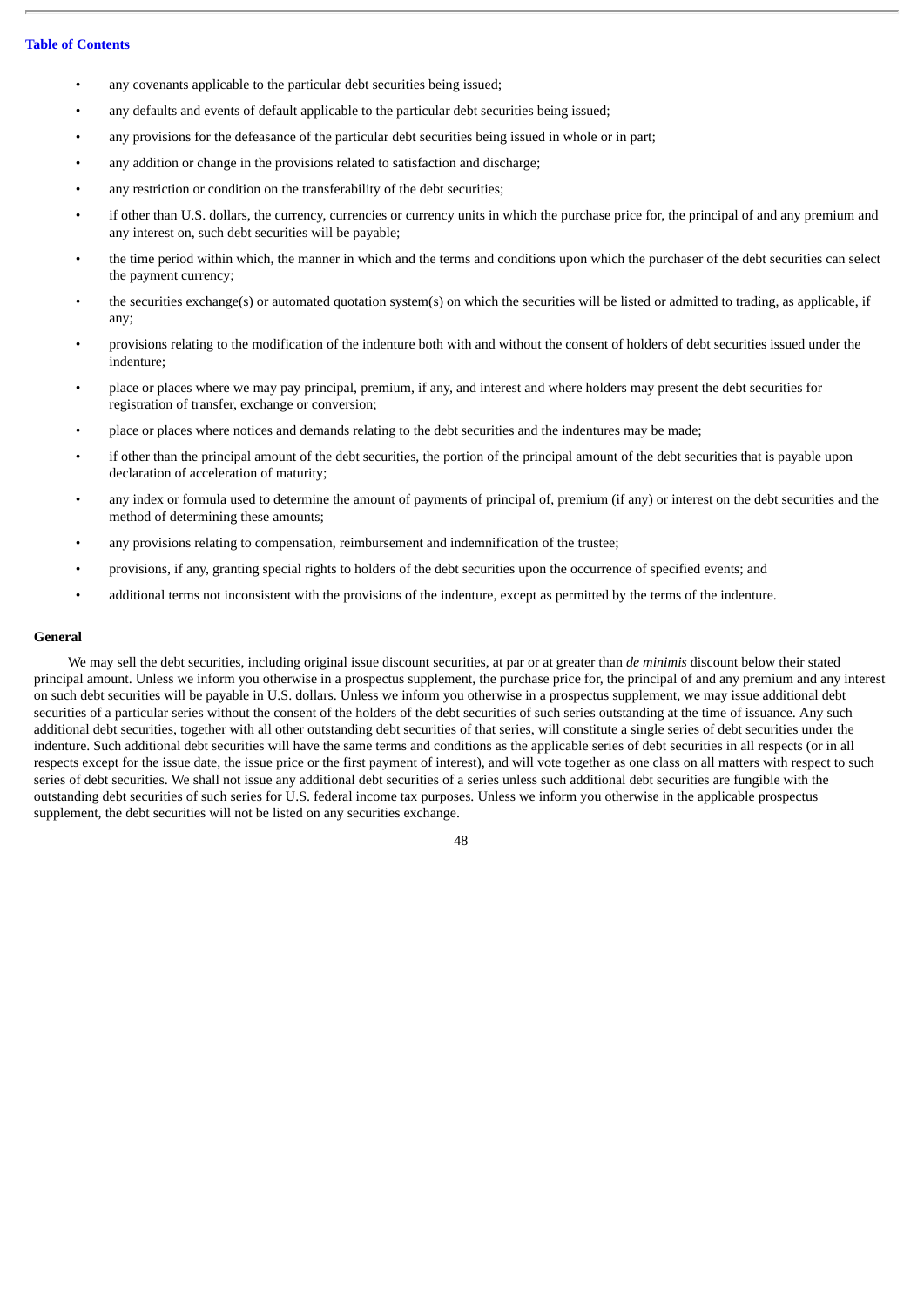- any covenants applicable to the particular debt securities being issued;
- any defaults and events of default applicable to the particular debt securities being issued;
- any provisions for the defeasance of the particular debt securities being issued in whole or in part;
- any addition or change in the provisions related to satisfaction and discharge;
- any restriction or condition on the transferability of the debt securities;
- if other than U.S. dollars, the currency, currencies or currency units in which the purchase price for, the principal of and any premium and any interest on, such debt securities will be payable;
- the time period within which, the manner in which and the terms and conditions upon which the purchaser of the debt securities can select the payment currency;
- the securities exchange(s) or automated quotation system(s) on which the securities will be listed or admitted to trading, as applicable, if any;
- provisions relating to the modification of the indenture both with and without the consent of holders of debt securities issued under the indenture;
- place or places where we may pay principal, premium, if any, and interest and where holders may present the debt securities for registration of transfer, exchange or conversion;
- place or places where notices and demands relating to the debt securities and the indentures may be made;
- if other than the principal amount of the debt securities, the portion of the principal amount of the debt securities that is payable upon declaration of acceleration of maturity;
- any index or formula used to determine the amount of payments of principal of, premium (if any) or interest on the debt securities and the method of determining these amounts;
- any provisions relating to compensation, reimbursement and indemnification of the trustee;
- provisions, if any, granting special rights to holders of the debt securities upon the occurrence of specified events; and
- additional terms not inconsistent with the provisions of the indenture, except as permitted by the terms of the indenture.

**General**

We may sell the debt securities, including original issue discount securities, at par or at greater than *de minimis* discount below their stated principal amount. Unless we inform you otherwise in a prospectus supplement, the purchase price for, the principal of and any premium and any interest on such debt securities will be payable in U.S. dollars. Unless we inform you otherwise in a prospectus supplement, we may issue additional debt securities of a particular series without the consent of the holders of the debt securities of such series outstanding at the time of issuance. Any such additional debt securities, together with all other outstanding debt securities of that series, will constitute a single series of debt securities under the indenture. Such additional debt securities will have the same terms and conditions as the applicable series of debt securities in all respects (or in all respects except for the issue date, the issue price or the first payment of interest), and will vote together as one class on all matters with respect to such series of debt securities. We shall not issue any additional debt securities of a series unless such additional debt securities are fungible with the outstanding debt securities of such series for U.S. federal income tax purposes. Unless we inform you otherwise in the applicable prospectus supplement, the debt securities will not be listed on any securities exchange.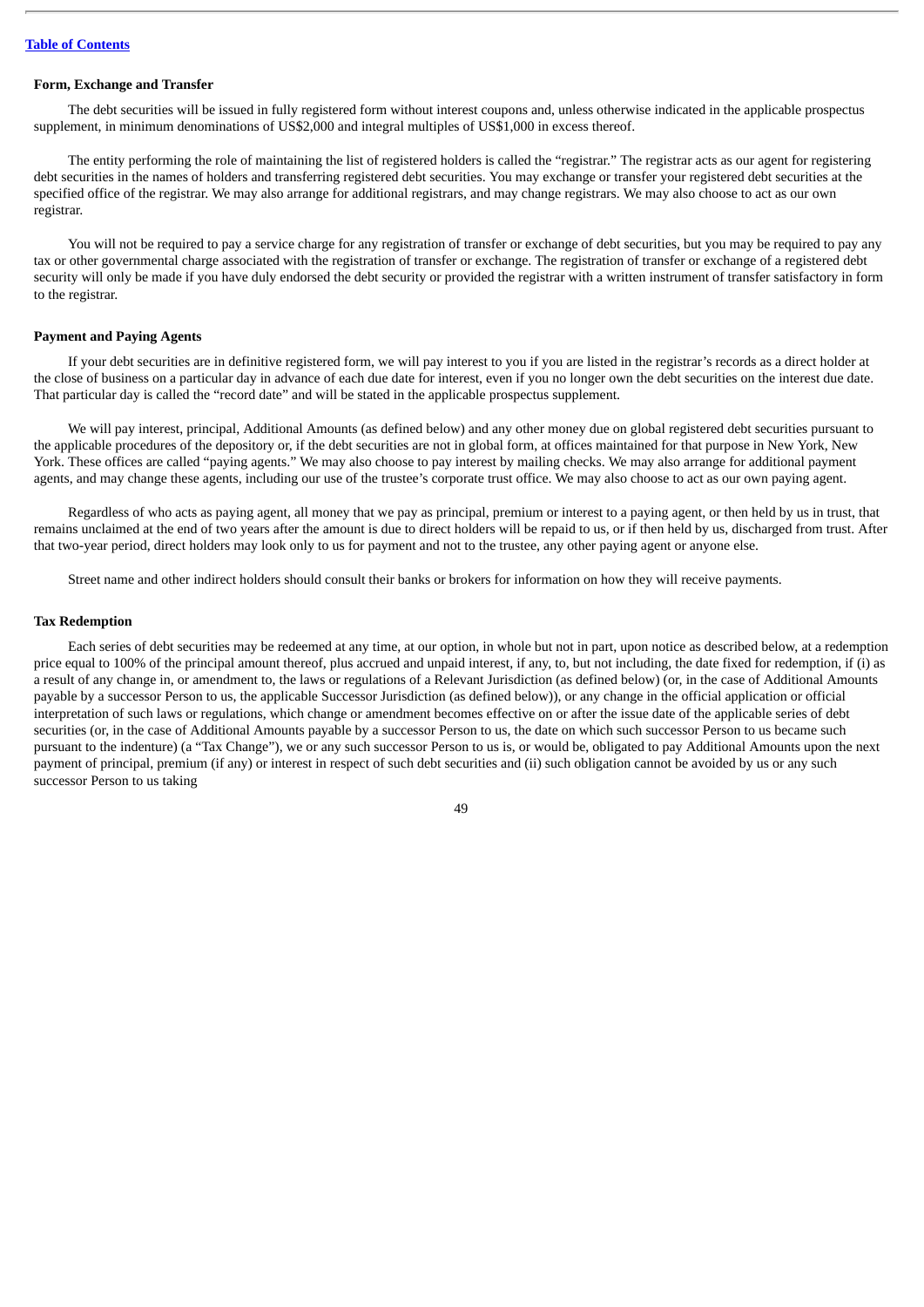#### Form, Exchange and Transfer

The debt securities will be issued in fully registered form without interest coupons and, unless otherwise indicated in the applicable prospectus supplement, in minimum denominations of US$2,000 and integral multiples of US$1,000 in excess thereof.

The entity performing the role of maintaining the list of registered holders is called the "registrar." The registrar acts as our agent for registering debt securities in the names of holders and transferring registered debt securities. You may exchange or transfer your registered debt securities at the specified office of the registrar. We may also arrange for additional registrars, and may change registrars. We may also choose to act as our own registrar.

You will not be required to pay a service charge for any registration of transfer or exchange of debt securities, but you may be required to pay any tax or other governmental charge associated with the registration of transfer or exchange. The registration of transfer or exchange of a registered debt security will only be made if you have duly endorsed the debt security or provided the registrar with a written instrument of transfer satisfactory in form to the registrar.

#### Payment and Paying Agents

If your debt securities are in definitive registered form, we will pay interest to you if you are listed in the registrar's records as a direct holder at the close of business on a particular day in advance of each due date for interest, even if you no longer own the debt securities on the interest due date. That particular day is called the "record date" and will be stated in the applicable prospectus supplement.

We will pay interest, principal, Additional Amounts (as defined below) and any other money due on global registered debt securities pursuant to the applicable procedures of the depository or, if the debt securities are not in global form, at offices maintained for that purpose in New York, New York. These offices are called "paying agents." We may also choose to pay interest by mailing checks. We may also arrange for additional payment agents, and may change these agents, including our use of the trustee's corporate trust office. We may also choose to act as our own paying agent.

Regardless of who acts as paying agent, all money that we pay as principal, premium or interest to a paying agent, or then held by us in trust, that remains unclaimed at the end of two years after the amount is due to direct holders will be repaid to us, or if then held by us, discharged from trust. After that two-year period, direct holders may look only to us for payment and not to the trustee, any other paying agent or anyone else.

Street name and other indirect holders should consult their banks or brokers for information on how they will receive payments.

#### Tax Redemption

Each series of debt securities may be redeemed at any time, at our option, in whole but not in part, upon notice as described below, at a redemption price equal to 100% of the principal amount thereof, plus accrued and unpaid interest, if any, to, but not including, the date fixed for redemption, if (i) as a result of any change in, or amendment to, the laws or regulations of a Relevant Jurisdiction (as defined below) (or, in the case of Additional Amounts payable by a successor Person to us, the applicable Successor Jurisdiction (as defined below)), or any change in the official application or official interpretation of such laws or regulations, which change or amendment becomes effective on or after the issue date of the applicable series of debt securities (or, in the case of Additional Amounts payable by a successor Person to us, the date on which such successor Person to us became such pursuant to the indenture) (a "Tax Change"), we or any such successor Person to us is, or would be, obligated to pay Additional Amounts upon the next payment of principal, premium (if any) or interest in respect of such debt securities and (ii) such obligation cannot be avoided by us or any such successor Person to us taking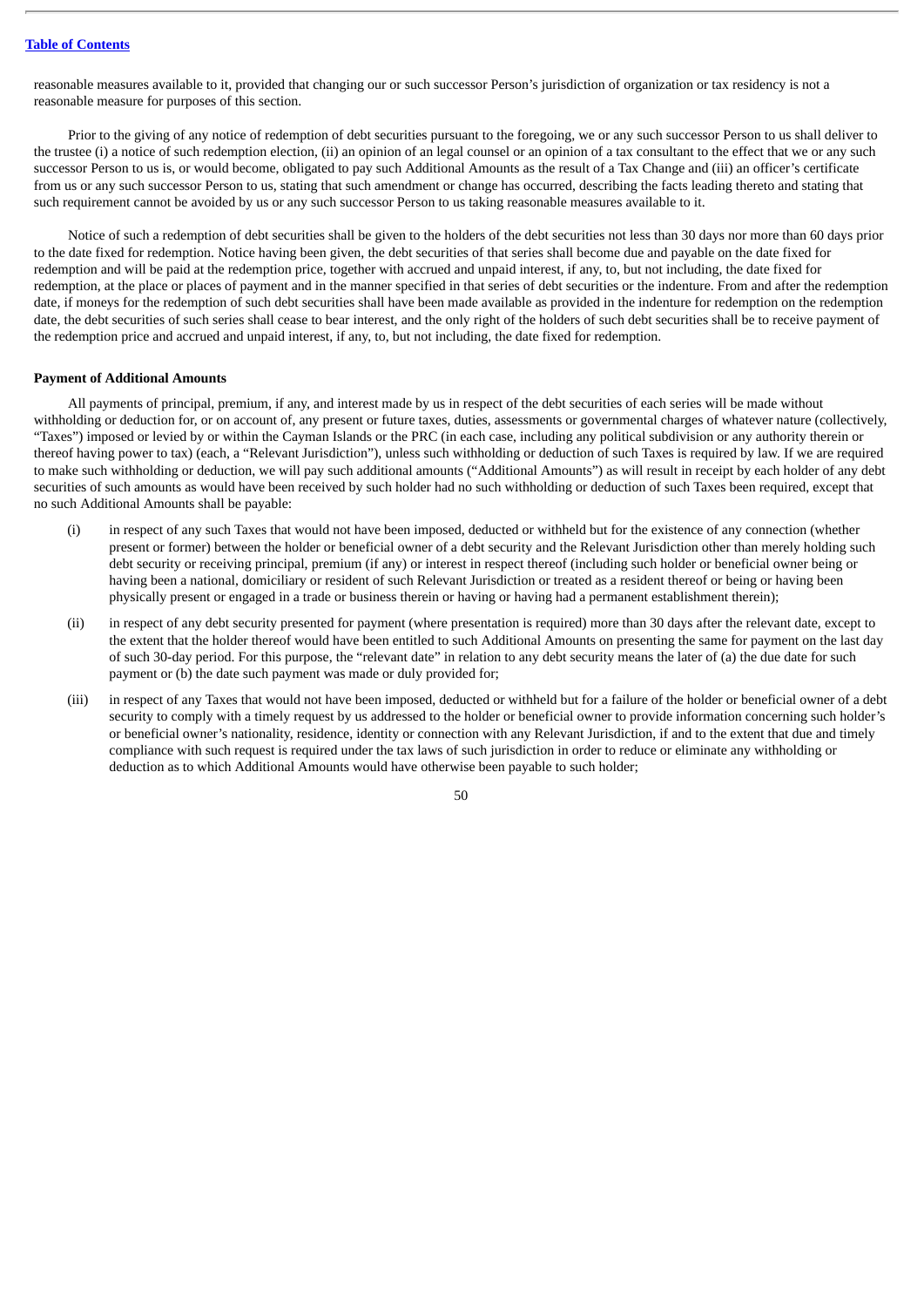reasonable measures available to it, provided that changing our or such successor Person's jurisdiction of organization or tax residency is not a reasonable measure for purposes of this section.

Prior to the giving of any notice of redemption of debt securities pursuant to the foregoing, we or any such successor Person to us shall deliver to the trustee (i) a notice of such redemption election, (ii) an opinion of an legal counsel or an opinion of a tax consultant to the effect that we or any such successor Person to us is, or would become, obligated to pay such Additional Amounts as the result of a Tax Change and (iii) an officer's certificate from us or any such successor Person to us, stating that such amendment or change has occurred, describing the facts leading thereto and stating that such requirement cannot be avoided by us or any such successor Person to us taking reasonable measures available to it.

Notice of such a redemption of debt securities shall be given to the holders of the debt securities not less than 30 days nor more than 60 days prior to the date fixed for redemption. Notice having been given, the debt securities of that series shall become due and payable on the date fixed for redemption and will be paid at the redemption price, together with accrued and unpaid interest, if any, to, but not including, the date fixed for redemption, at the place or places of payment and in the manner specified in that series of debt securities or the indenture. From and after the redemption date, if moneys for the redemption of such debt securities shall have been made available as provided in the indenture for redemption on the redemption date, the debt securities of such series shall cease to bear interest, and the only right of the holders of such debt securities shall be to receive payment of the redemption price and accrued and unpaid interest, if any, to, but not including, the date fixed for redemption.

**Payment of Additional Amounts**

All payments of principal, premium, if any, and interest made by us in respect of the debt securities of each series will be made without withholding or deduction for, or on account of, any present or future taxes, duties, assessments or governmental charges of whatever nature (collectively, "Taxes") imposed or levied by or within the Cayman Islands or the PRC (in each case, including any political subdivision or any authority therein or thereof having power to tax) (each, a "Relevant Jurisdiction"), unless such withholding or deduction of such Taxes is required by law. If we are required to make such withholding or deduction, we will pay such additional amounts ("Additional Amounts") as will result in receipt by each holder of any debt securities of such amounts as would have been received by such holder had no such withholding or deduction of such Taxes been required, except that no such Additional Amounts shall be payable:

(i) in respect of any such Taxes that would not have been imposed, deducted or withheld but for the existence of any connection (whether present or former) between the holder or beneficial owner of a debt security and the Relevant Jurisdiction other than merely holding such debt security or receiving principal, premium (if any) or interest in respect thereof (including such holder or beneficial owner being or having been a national, domiciliary or resident of such Relevant Jurisdiction or treated as a resident thereof or being or having been physically present or engaged in a trade or business therein or having or having had a permanent establishment therein);

(ii) in respect of any debt security presented for payment (where presentation is required) more than 30 days after the relevant date, except to the extent that the holder thereof would have been entitled to such Additional Amounts on presenting the same for payment on the last day of such 30-day period. For this purpose, the "relevant date" in relation to any debt security means the later of (a) the due date for such payment or (b) the date such payment was made or duly provided for;

(iii) in respect of any Taxes that would not have been imposed, deducted or withheld but for a failure of the holder or beneficial owner of a debt security to comply with a timely request by us addressed to the holder or beneficial owner to provide information concerning such holder's or beneficial owner's nationality, residence, identity or connection with any Relevant Jurisdiction, if and to the extent that due and timely compliance with such request is required under the tax laws of such jurisdiction in order to reduce or eliminate any withholding or deduction as to which Additional Amounts would have otherwise been payable to such holder;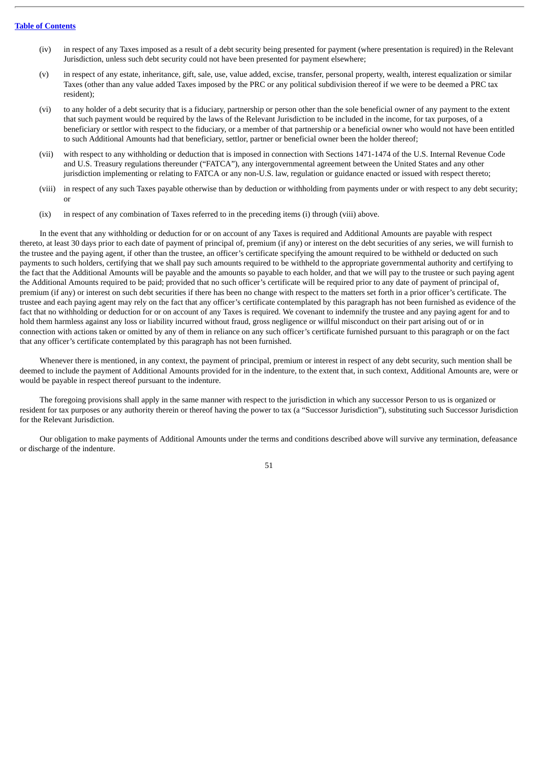- (iv) in respect of any Taxes imposed as a result of a debt security being presented for payment (where presentation is required) in the Relevant Jurisdiction, unless such debt security could not have been presented for payment elsewhere;
- (v) in respect of any estate, inheritance, gift, sale, use, value added, excise, transfer, personal property, wealth, interest equalization or similar Taxes (other than any value added Taxes imposed by the PRC or any political subdivision thereof if we were to be deemed a PRC tax resident);
- (vi) to any holder of a debt security that is a fiduciary, partnership or person other than the sole beneficial owner of any payment to the extent that such payment would be required by the laws of the Relevant Jurisdiction to be included in the income, for tax purposes, of a beneficiary or settlor with respect to the fiduciary, or a member of that partnership or a beneficial owner who would not have been entitled to such Additional Amounts had that beneficiary, settlor, partner or beneficial owner been the holder thereof;
- (vii) with respect to any withholding or deduction that is imposed in connection with Sections 1471-1474 of the U.S. Internal Revenue Code and U.S. Treasury regulations thereunder ("FATCA"), any intergovernmental agreement between the United States and any other jurisdiction implementing or relating to FATCA or any non-U.S. law, regulation or guidance enacted or issued with respect thereto;
- (viii) in respect of any such Taxes payable otherwise than by deduction or withholding from payments under or with respect to any debt security; or
- (ix) in respect of any combination of Taxes referred to in the preceding items (i) through (viii) above.

In the event that any withholding or deduction for or on account of any Taxes is required and Additional Amounts are payable with respect thereto, at least 30 days prior to each date of payment of principal of, premium (if any) or interest on the debt securities of any series, we will furnish to the trustee and the paying agent, if other than the trustee, an officer's certificate specifying the amount required to be withheld or deducted on such payments to such holders, certifying that we shall pay such amounts required to be withheld to the appropriate governmental authority and certifying to the fact that the Additional Amounts will be payable and the amounts so payable to each holder, and that we will pay to the trustee or such paying agent the Additional Amounts required to be paid; provided that no such officer's certificate will be required prior to any date of payment of principal of, premium (if any) or interest on such debt securities if there has been no change with respect to the matters set forth in a prior officer's certificate. The trustee and each paying agent may rely on the fact that any officer's certificate contemplated by this paragraph has not been furnished as evidence of the fact that no withholding or deduction for or on account of any Taxes is required. We covenant to indemnify the trustee and any paying agent for and to hold them harmless against any loss or liability incurred without fraud, gross negligence or willful misconduct on their part arising out of or in connection with actions taken or omitted by any of them in reliance on any such officer's certificate furnished pursuant to this paragraph or on the fact that any officer's certificate contemplated by this paragraph has not been furnished.

Whenever there is mentioned, in any context, the payment of principal, premium or interest in respect of any debt security, such mention shall be deemed to include the payment of Additional Amounts provided for in the indenture, to the extent that, in such context, Additional Amounts are, were or would be payable in respect thereof pursuant to the indenture.

The foregoing provisions shall apply in the same manner with respect to the jurisdiction in which any successor Person to us is organized or resident for tax purposes or any authority therein or thereof having the power to tax (a "Successor Jurisdiction"), substituting such Successor Jurisdiction for the Relevant Jurisdiction.

Our obligation to make payments of Additional Amounts under the terms and conditions described above will survive any termination, defeasance or discharge of the indenture.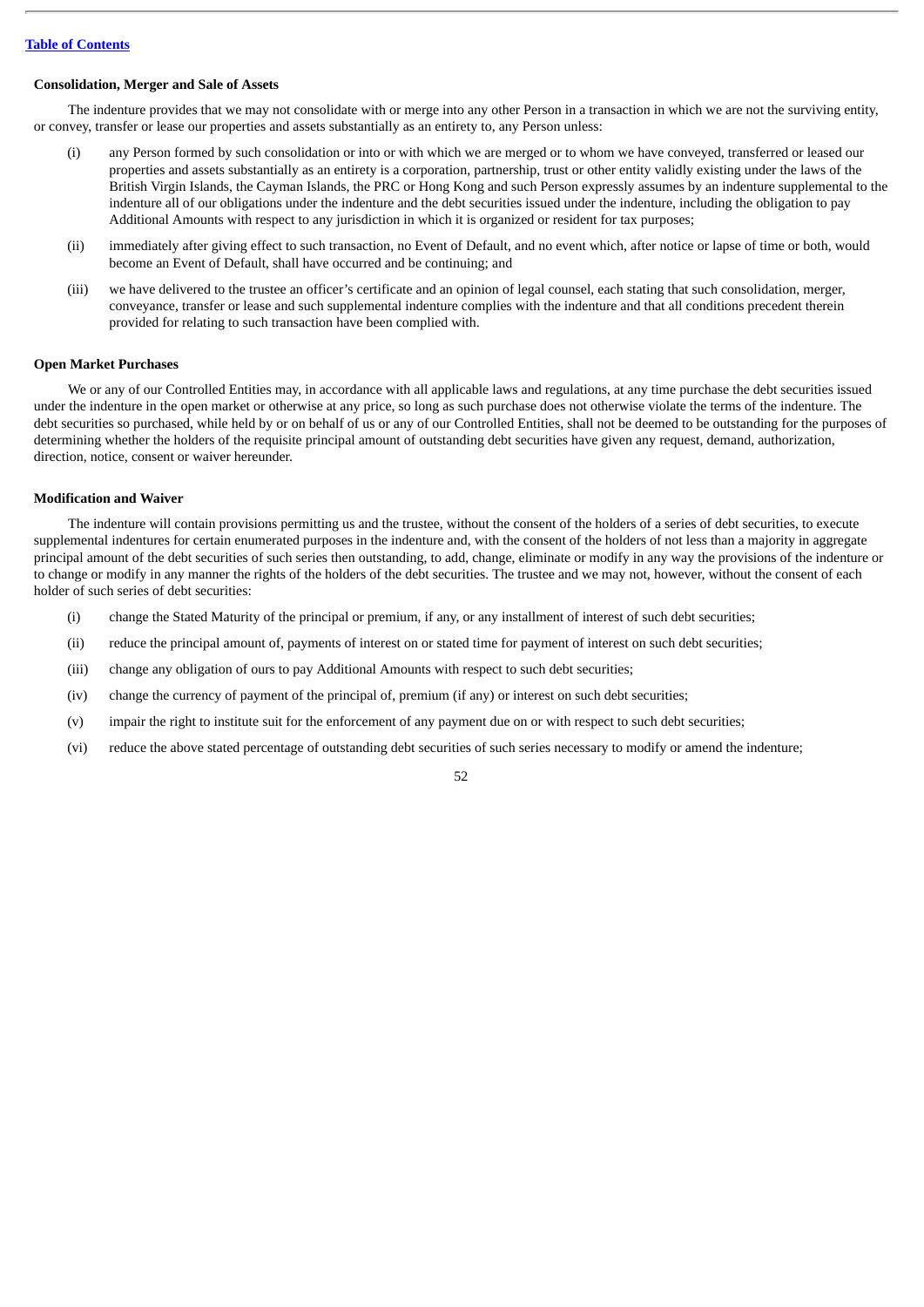#### Consolidation, Merger and Sale of Assets

The indenture provides that we may not consolidate with or merge into any other Person in a transaction in which we are not the surviving entity, or convey, transfer or lease our properties and assets substantially as an entirety to, any Person unless:

(i) any Person formed by such consolidation or into or with which we are merged or to whom we have conveyed, transferred or leased our properties and assets substantially as an entirety is a corporation, partnership, trust or other entity validly existing under the laws of the British Virgin Islands, the Cayman Islands, the PRC or Hong Kong and such Person expressly assumes by an indenture supplemental to the indenture all of our obligations under the indenture and the debt securities issued under the indenture, including the obligation to pay Additional Amounts with respect to any jurisdiction in which it is organized or resident for tax purposes;

(ii) immediately after giving effect to such transaction, no Event of Default, and no event which, after notice or lapse of time or both, would become an Event of Default, shall have occurred and be continuing; and

(iii) we have delivered to the trustee an officer's certificate and an opinion of legal counsel, each stating that such consolidation, merger, conveyance, transfer or lease and such supplemental indenture complies with the indenture and that all conditions precedent therein provided for relating to such transaction have been complied with.

#### Open Market Purchases

We or any of our Controlled Entities may, in accordance with all applicable laws and regulations, at any time purchase the debt securities issued under the indenture in the open market or otherwise at any price, so long as such purchase does not otherwise violate the terms of the indenture. The debt securities so purchased, while held by or on behalf of us or any of our Controlled Entities, shall not be deemed to be outstanding for the purposes of determining whether the holders of the requisite principal amount of outstanding debt securities have given any request, demand, authorization, direction, notice, consent or waiver hereunder.

#### Modification and Waiver

The indenture will contain provisions permitting us and the trustee, without the consent of the holders of a series of debt securities, to execute supplemental indentures for certain enumerated purposes in the indenture and, with the consent of the holders of not less than a majority in aggregate principal amount of the debt securities of such series then outstanding, to add, change, eliminate or modify in any way the provisions of the indenture or to change or modify in any manner the rights of the holders of the debt securities. The trustee and we may not, however, without the consent of each holder of such series of debt securities:

(i) change the Stated Maturity of the principal or premium, if any, or any installment of interest of such debt securities;

(ii) reduce the principal amount of, payments of interest on or stated time for payment of interest on such debt securities;

(iii) change any obligation of ours to pay Additional Amounts with respect to such debt securities;

(iv) change the currency of payment of the principal of, premium (if any) or interest on such debt securities;

(v) impair the right to institute suit for the enforcement of any payment due on or with respect to such debt securities;

(vi) reduce the above stated percentage of outstanding debt securities of such series necessary to modify or amend the indenture;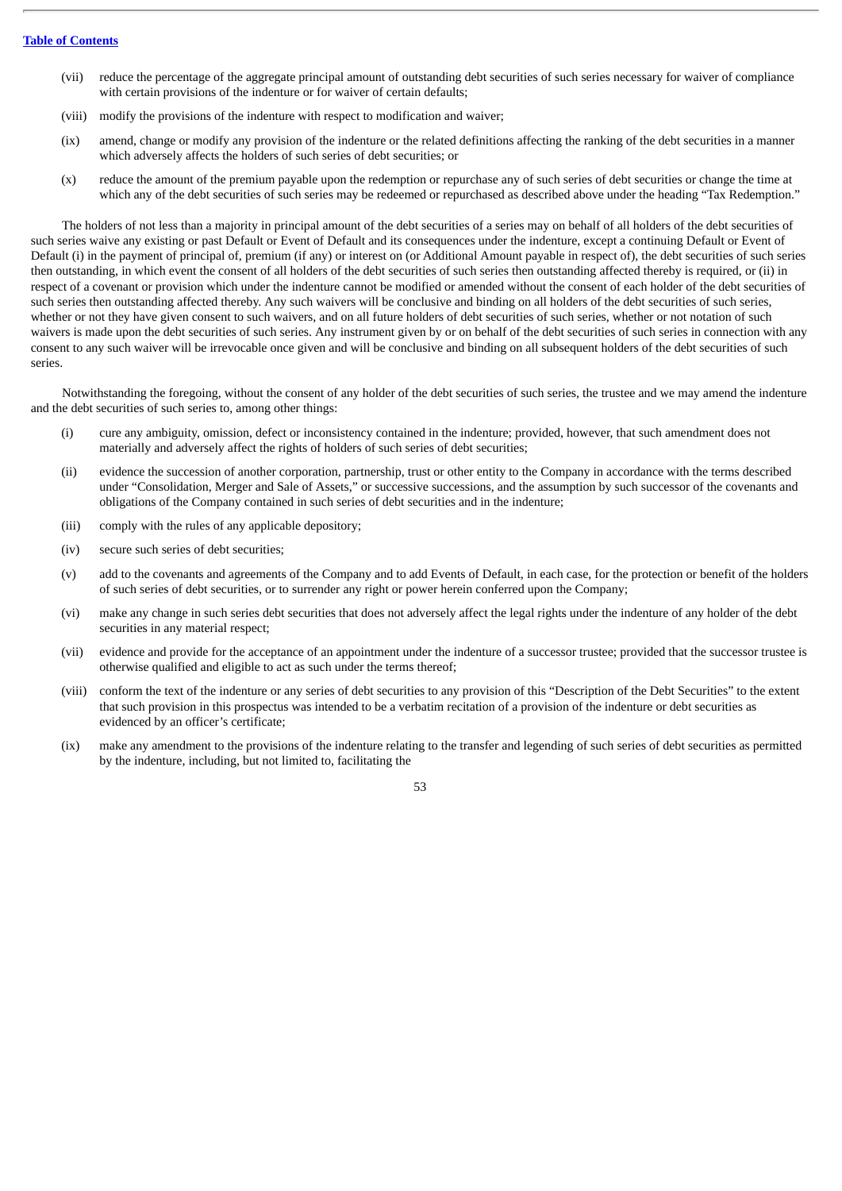(vii) reduce the percentage of the aggregate principal amount of outstanding debt securities of such series necessary for waiver of compliance with certain provisions of the indenture or for waiver of certain defaults;

(viii) modify the provisions of the indenture with respect to modification and waiver;

(ix) amend, change or modify any provision of the indenture or the related definitions affecting the ranking of the debt securities in a manner which adversely affects the holders of such series of debt securities; or

(x) reduce the amount of the premium payable upon the redemption or repurchase any of such series of debt securities or change the time at which any of the debt securities of such series may be redeemed or repurchased as described above under the heading "Tax Redemption."

The holders of not less than a majority in principal amount of the debt securities of a series may on behalf of all holders of the debt securities of such series waive any existing or past Default or Event of Default and its consequences under the indenture, except a continuing Default or Event of Default (i) in the payment of principal of, premium (if any) or interest on (or Additional Amount payable in respect of), the debt securities of such series then outstanding, in which event the consent of all holders of the debt securities of such series then outstanding affected thereby is required, or (ii) in respect of a covenant or provision which under the indenture cannot be modified or amended without the consent of each holder of the debt securities of such series then outstanding affected thereby. Any such waivers will be conclusive and binding on all holders of the debt securities of such series, whether or not they have given consent to such waivers, and on all future holders of debt securities of such series, whether or not notation of such waivers is made upon the debt securities of such series. Any instrument given by or on behalf of the debt securities of such series in connection with any consent to any such waiver will be irrevocable once given and will be conclusive and binding on all subsequent holders of the debt securities of such series.

Notwithstanding the foregoing, without the consent of any holder of the debt securities of such series, the trustee and we may amend the indenture and the debt securities of such series to, among other things:

(i) cure any ambiguity, omission, defect or inconsistency contained in the indenture; provided, however, that such amendment does not materially and adversely affect the rights of holders of such series of debt securities;

(ii) evidence the succession of another corporation, partnership, trust or other entity to the Company in accordance with the terms described under "Consolidation, Merger and Sale of Assets," or successive successions, and the assumption by such successor of the covenants and obligations of the Company contained in such series of debt securities and in the indenture;

(iii) comply with the rules of any applicable depository;

(iv) secure such series of debt securities;

(v) add to the covenants and agreements of the Company and to add Events of Default, in each case, for the protection or benefit of the holders of such series of debt securities, or to surrender any right or power herein conferred upon the Company;

(vi) make any change in such series debt securities that does not adversely affect the legal rights under the indenture of any holder of the debt securities in any material respect;

(vii) evidence and provide for the acceptance of an appointment under the indenture of a successor trustee; provided that the successor trustee is otherwise qualified and eligible to act as such under the terms thereof;

(viii) conform the text of the indenture or any series of debt securities to any provision of this "Description of the Debt Securities" to the extent that such provision in this prospectus was intended to be a verbatim recitation of a provision of the indenture or debt securities as evidenced by an officer's certificate;

(ix) make any amendment to the provisions of the indenture relating to the transfer and legending of such series of debt securities as permitted by the indenture, including, but not limited to, facilitating the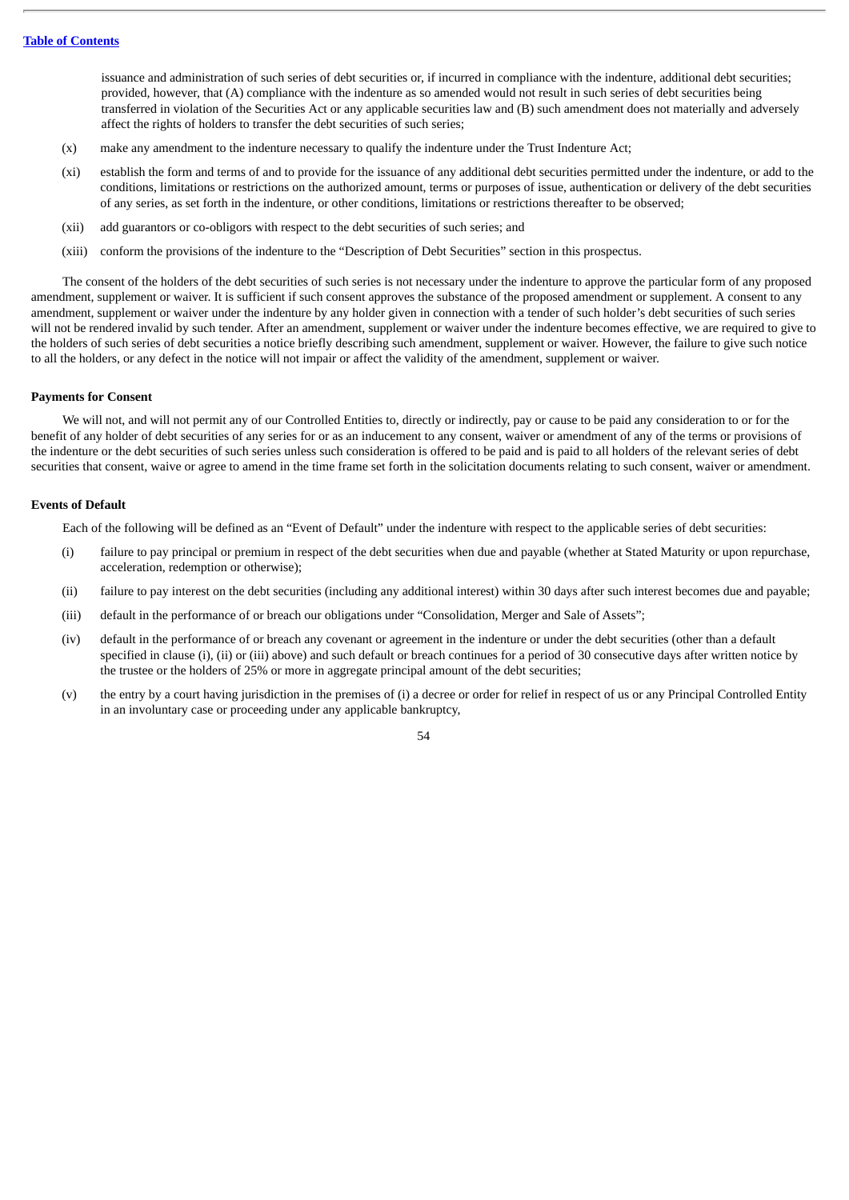issuance and administration of such series of debt securities or, if incurred in compliance with the indenture, additional debt securities; provided, however, that (A) compliance with the indenture as so amended would not result in such series of debt securities being transferred in violation of the Securities Act or any applicable securities law and (B) such amendment does not materially and adversely affect the rights of holders to transfer the debt securities of such series;

(x) make any amendment to the indenture necessary to qualify the indenture under the Trust Indenture Act;

(xi) establish the form and terms of and to provide for the issuance of any additional debt securities permitted under the indenture, or add to the conditions, limitations or restrictions on the authorized amount, terms or purposes of issue, authentication or delivery of the debt securities of any series, as set forth in the indenture, or other conditions, limitations or restrictions thereafter to be observed;

(xii) add guarantors or co-obligors with respect to the debt securities of such series; and

(xiii) conform the provisions of the indenture to the "Description of Debt Securities" section in this prospectus.

The consent of the holders of the debt securities of such series is not necessary under the indenture to approve the particular form of any proposed amendment, supplement or waiver. It is sufficient if such consent approves the substance of the proposed amendment or supplement. A consent to any amendment, supplement or waiver under the indenture by any holder given in connection with a tender of such holder's debt securities of such series will not be rendered invalid by such tender. After an amendment, supplement or waiver under the indenture becomes effective, we are required to give to the holders of such series of debt securities a notice briefly describing such amendment, supplement or waiver. However, the failure to give such notice to all the holders, or any defect in the notice will not impair or affect the validity of the amendment, supplement or waiver.

**Payments for Consent**

We will not, and will not permit any of our Controlled Entities to, directly or indirectly, pay or cause to be paid any consideration to or for the benefit of any holder of debt securities of any series for or as an inducement to any consent, waiver or amendment of any of the terms or provisions of the indenture or the debt securities of such series unless such consideration is offered to be paid and is paid to all holders of the relevant series of debt securities that consent, waive or agree to amend in the time frame set forth in the solicitation documents relating to such consent, waiver or amendment.

**Events of Default**

Each of the following will be defined as an "Event of Default" under the indenture with respect to the applicable series of debt securities:

(i) failure to pay principal or premium in respect of the debt securities when due and payable (whether at Stated Maturity or upon repurchase, acceleration, redemption or otherwise);

(ii) failure to pay interest on the debt securities (including any additional interest) within 30 days after such interest becomes due and payable;

(iii) default in the performance of or breach our obligations under "Consolidation, Merger and Sale of Assets";

(iv) default in the performance of or breach any covenant or agreement in the indenture or under the debt securities (other than a default specified in clause (i), (ii) or (iii) above) and such default or breach continues for a period of 30 consecutive days after written notice by the trustee or the holders of 25% or more in aggregate principal amount of the debt securities;

(v) the entry by a court having jurisdiction in the premises of (i) a decree or order for relief in respect of us or any Principal Controlled Entity in an involuntary case or proceeding under any applicable bankruptcy,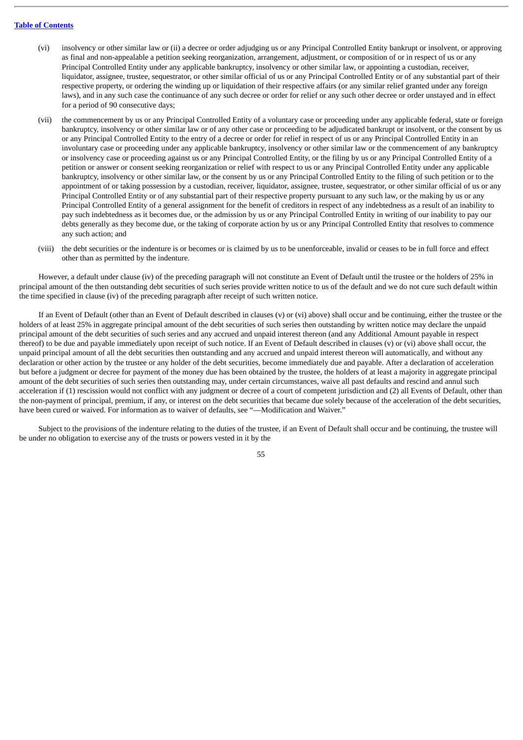(vi) insolvency or other similar law or (ii) a decree or order adjudging us or any Principal Controlled Entity bankrupt or insolvent, or approving as final and non-appealable a petition seeking reorganization, arrangement, adjustment, or composition of or in respect of us or any Principal Controlled Entity under any applicable bankruptcy, insolvency or other similar law, or appointing a custodian, receiver, liquidator, assignee, trustee, sequestrator, or other similar official of us or any Principal Controlled Entity or of any substantial part of their respective property, or ordering the winding up or liquidation of their respective affairs (or any similar relief granted under any foreign laws), and in any such case the continuance of any such decree or order for relief or any such other decree or order unstayed and in effect for a period of 90 consecutive days;

(vii) the commencement by us or any Principal Controlled Entity of a voluntary case or proceeding under any applicable federal, state or foreign bankruptcy, insolvency or other similar law or of any other case or proceeding to be adjudicated bankrupt or insolvent, or the consent by us or any Principal Controlled Entity to the entry of a decree or order for relief in respect of us or any Principal Controlled Entity in an involuntary case or proceeding under any applicable bankruptcy, insolvency or other similar law or the commencement of any bankruptcy or insolvency case or proceeding against us or any Principal Controlled Entity, or the filing by us or any Principal Controlled Entity of a petition or answer or consent seeking reorganization or relief with respect to us or any Principal Controlled Entity under any applicable bankruptcy, insolvency or other similar law, or the consent by us or any Principal Controlled Entity to the filing of such petition or to the appointment of or taking possession by a custodian, receiver, liquidator, assignee, trustee, sequestrator, or other similar official of us or any Principal Controlled Entity or of any substantial part of their respective property pursuant to any such law, or the making by us or any Principal Controlled Entity of a general assignment for the benefit of creditors in respect of any indebtedness as a result of an inability to pay such indebtedness as it becomes due, or the admission by us or any Principal Controlled Entity in writing of our inability to pay our debts generally as they become due, or the taking of corporate action by us or any Principal Controlled Entity that resolves to commence any such action; and

(viii) the debt securities or the indenture is or becomes or is claimed by us to be unenforceable, invalid or ceases to be in full force and effect other than as permitted by the indenture.

However, a default under clause (iv) of the preceding paragraph will not constitute an Event of Default until the trustee or the holders of 25% in principal amount of the then outstanding debt securities of such series provide written notice to us of the default and we do not cure such default within the time specified in clause (iv) of the preceding paragraph after receipt of such written notice.

If an Event of Default (other than an Event of Default described in clauses (v) or (vi) above) shall occur and be continuing, either the trustee or the holders of at least 25% in aggregate principal amount of the debt securities of such series then outstanding by written notice may declare the unpaid principal amount of the debt securities of such series and any accrued and unpaid interest thereon (and any Additional Amount payable in respect thereof) to be due and payable immediately upon receipt of such notice. If an Event of Default described in clauses (v) or (vi) above shall occur, the unpaid principal amount of all the debt securities then outstanding and any accrued and unpaid interest thereon will automatically, and without any declaration or other action by the trustee or any holder of the debt securities, become immediately due and payable. After a declaration of acceleration but before a judgment or decree for payment of the money due has been obtained by the trustee, the holders of at least a majority in aggregate principal amount of the debt securities of such series then outstanding may, under certain circumstances, waive all past defaults and rescind and annul such acceleration if (1) rescission would not conflict with any judgment or decree of a court of competent jurisdiction and (2) all Events of Default, other than the non-payment of principal, premium, if any, or interest on the debt securities that became due solely because of the acceleration of the debt securities, have been cured or waived. For information as to waiver of defaults, see "—Modification and Waiver."

Subject to the provisions of the indenture relating to the duties of the trustee, if an Event of Default shall occur and be continuing, the trustee will be under no obligation to exercise any of the trusts or powers vested in it by the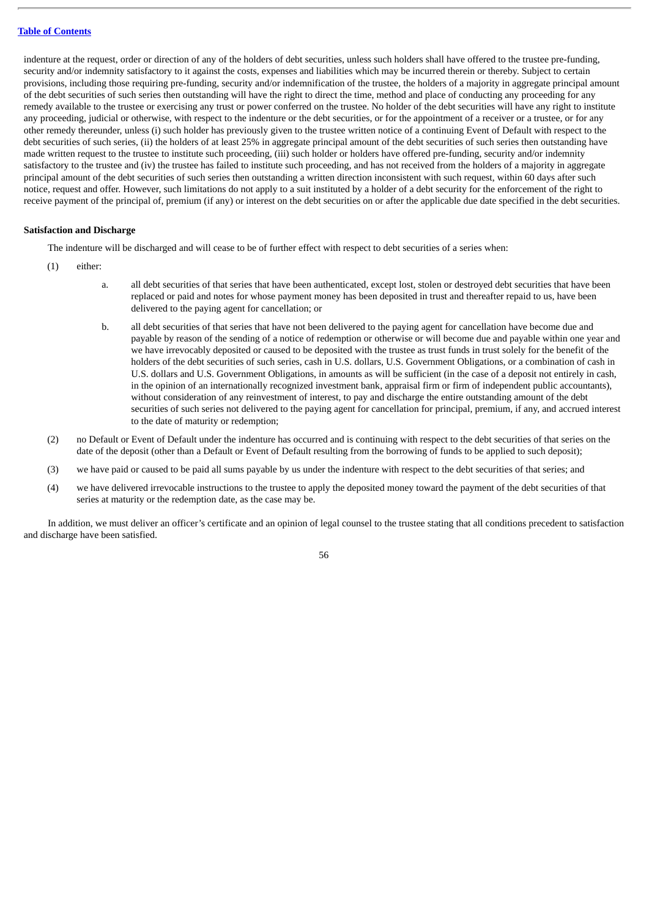indenture at the request, order or direction of any of the holders of debt securities, unless such holders shall have offered to the trustee pre-funding, security and/or indemnity satisfactory to it against the costs, expenses and liabilities which may be incurred therein or thereby. Subject to certain provisions, including those requiring pre-funding, security and/or indemnification of the trustee, the holders of a majority in aggregate principal amount of the debt securities of such series then outstanding will have the right to direct the time, method and place of conducting any proceeding for any remedy available to the trustee or exercising any trust or power conferred on the trustee. No holder of the debt securities will have any right to institute any proceeding, judicial or otherwise, with respect to the indenture or the debt securities, or for the appointment of a receiver or a trustee, or for any other remedy thereunder, unless (i) such holder has previously given to the trustee written notice of a continuing Event of Default with respect to the debt securities of such series, (ii) the holders of at least 25% in aggregate principal amount of the debt securities of such series then outstanding have made written request to the trustee to institute such proceeding, (iii) such holder or holders have offered pre-funding, security and/or indemnity satisfactory to the trustee and (iv) the trustee has failed to institute such proceeding, and has not received from the holders of a majority in aggregate principal amount of the debt securities of such series then outstanding a written direction inconsistent with such request, within 60 days after such notice, request and offer. However, such limitations do not apply to a suit instituted by a holder of a debt security for the enforcement of the right to receive payment of the principal of, premium (if any) or interest on the debt securities on or after the applicable due date specified in the debt securities.

**Satisfaction and Discharge**

The indenture will be discharged and will cease to be of further effect with respect to debt securities of a series when:

(1) either:

   a. all debt securities of that series that have been authenticated, except lost, stolen or destroyed debt securities that have been replaced or paid and notes for whose payment money has been deposited in trust and thereafter repaid to us, have been delivered to the paying agent for cancellation; or

   b. all debt securities of that series that have not been delivered to the paying agent for cancellation have become due and payable by reason of the sending of a notice of redemption or otherwise or will become due and payable within one year and we have irrevocably deposited or caused to be deposited with the trustee as trust funds in trust solely for the benefit of the holders of the debt securities of such series, cash in U.S. dollars, U.S. Government Obligations, or a combination of cash in U.S. dollars and U.S. Government Obligations, in amounts as will be sufficient (in the case of a deposit not entirely in cash, in the opinion of an internationally recognized investment bank, appraisal firm or firm of independent public accountants), without consideration of any reinvestment of interest, to pay and discharge the entire outstanding amount of the debt securities of such series not delivered to the paying agent for cancellation for principal, premium, if any, and accrued interest to the date of maturity or redemption;

(2) no Default or Event of Default under the indenture has occurred and is continuing with respect to the debt securities of that series on the date of the deposit (other than a Default or Event of Default resulting from the borrowing of funds to be applied to such deposit);

(3) we have paid or caused to be paid all sums payable by us under the indenture with respect to the debt securities of that series; and

(4) we have delivered irrevocable instructions to the trustee to apply the deposited money toward the payment of the debt securities of that series at maturity or the redemption date, as the case may be.

In addition, we must deliver an officer's certificate and an opinion of legal counsel to the trustee stating that all conditions precedent to satisfaction and discharge have been satisfied.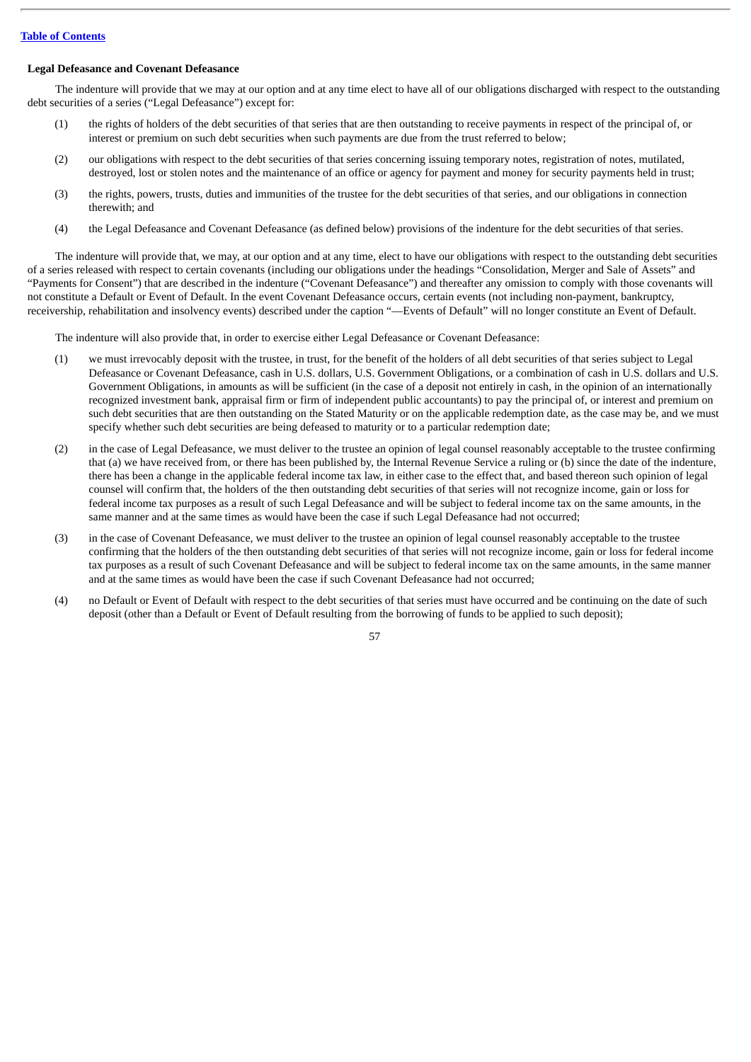**Legal Defeasance and Covenant Defeasance**

The indenture will provide that we may at our option and at any time elect to have all of our obligations discharged with respect to the outstanding debt securities of a series ("Legal Defeasance") except for:

(1) the rights of holders of the debt securities of that series that are then outstanding to receive payments in respect of the principal of, or interest or premium on such debt securities when such payments are due from the trust referred to below;

(2) our obligations with respect to the debt securities of that series concerning issuing temporary notes, registration of notes, mutilated, destroyed, lost or stolen notes and the maintenance of an office or agency for payment and money for security payments held in trust;

(3) the rights, powers, trusts, duties and immunities of the trustee for the debt securities of that series, and our obligations in connection therewith; and

(4) the Legal Defeasance and Covenant Defeasance (as defined below) provisions of the indenture for the debt securities of that series.

The indenture will provide that, we may, at our option and at any time, elect to have our obligations with respect to the outstanding debt securities of a series released with respect to certain covenants (including our obligations under the headings "Consolidation, Merger and Sale of Assets" and "Payments for Consent") that are described in the indenture ("Covenant Defeasance") and thereafter any omission to comply with those covenants will not constitute a Default or Event of Default. In the event Covenant Defeasance occurs, certain events (not including non-payment, bankruptcy, receivership, rehabilitation and insolvency events) described under the caption "—Events of Default" will no longer constitute an Event of Default.

The indenture will also provide that, in order to exercise either Legal Defeasance or Covenant Defeasance:

(1) we must irrevocably deposit with the trustee, in trust, for the benefit of the holders of all debt securities of that series subject to Legal Defeasance or Covenant Defeasance, cash in U.S. dollars, U.S. Government Obligations, or a combination of cash in U.S. dollars and U.S. Government Obligations, in amounts as will be sufficient (in the case of a deposit not entirely in cash, in the opinion of an internationally recognized investment bank, appraisal firm or firm of independent public accountants) to pay the principal of, or interest and premium on such debt securities that are then outstanding on the Stated Maturity or on the applicable redemption date, as the case may be, and we must specify whether such debt securities are being defeased to maturity or to a particular redemption date;

(2) in the case of Legal Defeasance, we must deliver to the trustee an opinion of legal counsel reasonably acceptable to the trustee confirming that (a) we have received from, or there has been published by, the Internal Revenue Service a ruling or (b) since the date of the indenture, there has been a change in the applicable federal income tax law, in either case to the effect that, and based thereon such opinion of legal counsel will confirm that, the holders of the then outstanding debt securities of that series will not recognize income, gain or loss for federal income tax purposes as a result of such Legal Defeasance and will be subject to federal income tax on the same amounts, in the same manner and at the same times as would have been the case if such Legal Defeasance had not occurred;

(3) in the case of Covenant Defeasance, we must deliver to the trustee an opinion of legal counsel reasonably acceptable to the trustee confirming that the holders of the then outstanding debt securities of that series will not recognize income, gain or loss for federal income tax purposes as a result of such Covenant Defeasance and will be subject to federal income tax on the same amounts, in the same manner and at the same times as would have been the case if such Covenant Defeasance had not occurred;

(4) no Default or Event of Default with respect to the debt securities of that series must have occurred and be continuing on the date of such deposit (other than a Default or Event of Default resulting from the borrowing of funds to be applied to such deposit);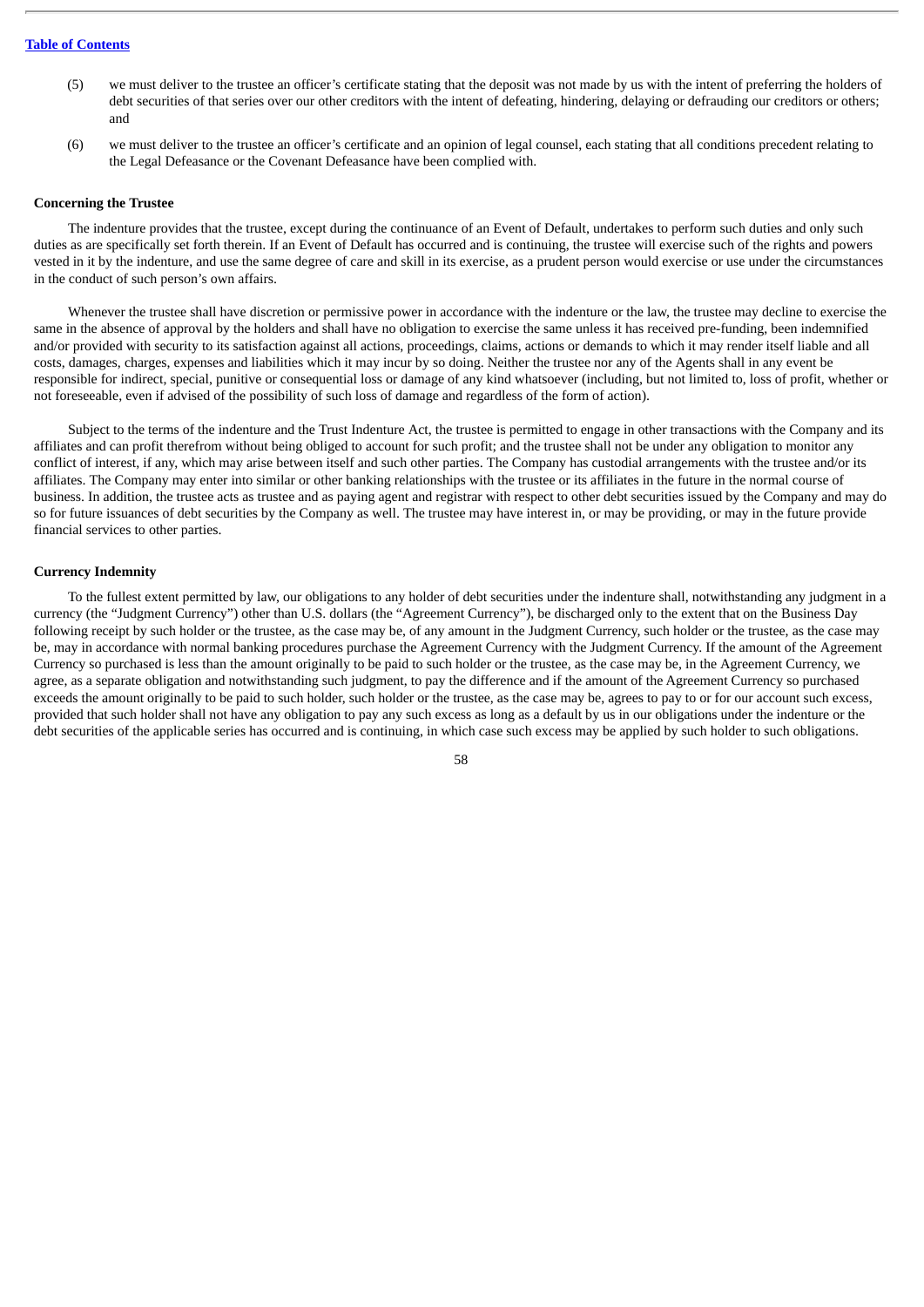(5) we must deliver to the trustee an officer's certificate stating that the deposit was not made by us with the intent of preferring the holders of debt securities of that series over our other creditors with the intent of defeating, hindering, delaying or defrauding our creditors or others; and

(6) we must deliver to the trustee an officer's certificate and an opinion of legal counsel, each stating that all conditions precedent relating to the Legal Defeasance or the Covenant Defeasance have been complied with.

**Concerning the Trustee**

The indenture provides that the trustee, except during the continuance of an Event of Default, undertakes to perform such duties and only such duties as are specifically set forth therein. If an Event of Default has occurred and is continuing, the trustee will exercise such of the rights and powers vested in it by the indenture, and use the same degree of care and skill in its exercise, as a prudent person would exercise or use under the circumstances in the conduct of such person's own affairs.

Whenever the trustee shall have discretion or permissive power in accordance with the indenture or the law, the trustee may decline to exercise the same in the absence of approval by the holders and shall have no obligation to exercise the same unless it has received pre-funding, been indemnified and/or provided with security to its satisfaction against all actions, proceedings, claims, actions or demands to which it may render itself liable and all costs, damages, charges, expenses and liabilities which it may incur by so doing. Neither the trustee nor any of the Agents shall in any event be responsible for indirect, special, punitive or consequential loss or damage of any kind whatsoever (including, but not limited to, loss of profit, whether or not foreseeable, even if advised of the possibility of such loss of damage and regardless of the form of action).

Subject to the terms of the indenture and the Trust Indenture Act, the trustee is permitted to engage in other transactions with the Company and its affiliates and can profit therefrom without being obliged to account for such profit; and the trustee shall not be under any obligation to monitor any conflict of interest, if any, which may arise between itself and such other parties. The Company has custodial arrangements with the trustee and/or its affiliates. The Company may enter into similar or other banking relationships with the trustee or its affiliates in the future in the normal course of business. In addition, the trustee acts as trustee and as paying agent and registrar with respect to other debt securities issued by the Company and may do so for future issuances of debt securities by the Company as well. The trustee may have interest in, or may be providing, or may in the future provide financial services to other parties.

**Currency Indemnity**

To the fullest extent permitted by law, our obligations to any holder of debt securities under the indenture shall, notwithstanding any judgment in a currency (the "Judgment Currency") other than U.S. dollars (the "Agreement Currency"), be discharged only to the extent that on the Business Day following receipt by such holder or the trustee, as the case may be, of any amount in the Judgment Currency, such holder or the trustee, as the case may be, may in accordance with normal banking procedures purchase the Agreement Currency with the Judgment Currency. If the amount of the Agreement Currency so purchased is less than the amount originally to be paid to such holder or the trustee, as the case may be, in the Agreement Currency, we agree, as a separate obligation and notwithstanding such judgment, to pay the difference and if the amount of the Agreement Currency so purchased exceeds the amount originally to be paid to such holder, such holder or the trustee, as the case may be, agrees to pay to or for our account such excess, provided that such holder shall not have any obligation to pay any such excess as long as a default by us in our obligations under the indenture or the debt securities of the applicable series has occurred and is continuing, in which case such excess may be applied by such holder to such obligations.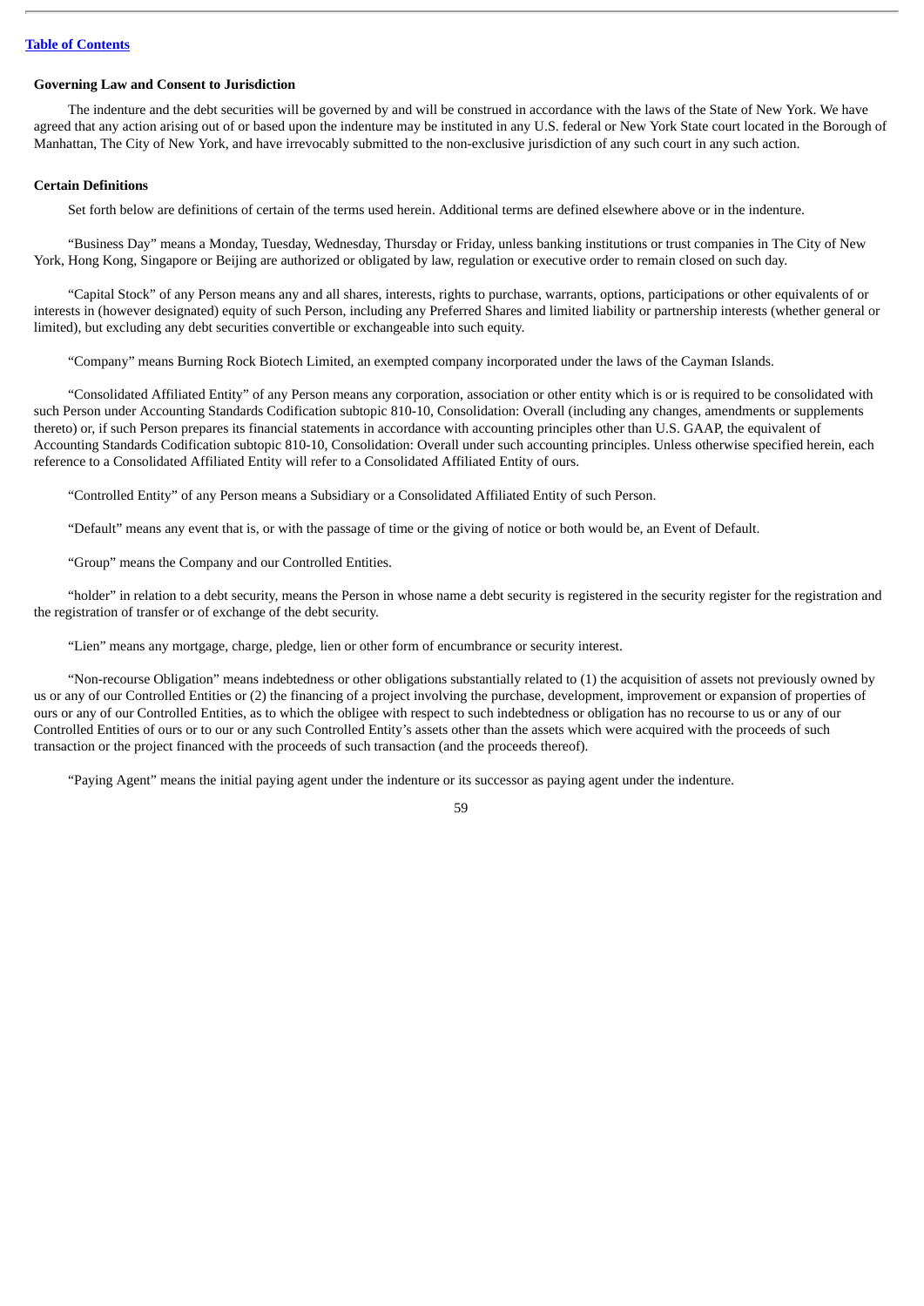**Governing Law and Consent to Jurisdiction**

The indenture and the debt securities will be governed by and will be construed in accordance with the laws of the State of New York. We have agreed that any action arising out of or based upon the indenture may be instituted in any U.S. federal or New York State court located in the Borough of Manhattan, The City of New York, and have irrevocably submitted to the non-exclusive jurisdiction of any such court in any such action.

**Certain Definitions**

Set forth below are definitions of certain of the terms used herein. Additional terms are defined elsewhere above or in the indenture.

"Business Day" means a Monday, Tuesday, Wednesday, Thursday or Friday, unless banking institutions or trust companies in The City of New York, Hong Kong, Singapore or Beijing are authorized or obligated by law, regulation or executive order to remain closed on such day.

"Capital Stock" of any Person means any and all shares, interests, rights to purchase, warrants, options, participations or other equivalents of or interests in (however designated) equity of such Person, including any Preferred Shares and limited liability or partnership interests (whether general or limited), but excluding any debt securities convertible or exchangeable into such equity.

"Company" means Burning Rock Biotech Limited, an exempted company incorporated under the laws of the Cayman Islands.

"Consolidated Affiliated Entity" of any Person means any corporation, association or other entity which is or is required to be consolidated with such Person under Accounting Standards Codification subtopic 810-10, Consolidation: Overall (including any changes, amendments or supplements thereto) or, if such Person prepares its financial statements in accordance with accounting principles other than U.S. GAAP, the equivalent of Accounting Standards Codification subtopic 810-10, Consolidation: Overall under such accounting principles. Unless otherwise specified herein, each reference to a Consolidated Affiliated Entity will refer to a Consolidated Affiliated Entity of ours.

"Controlled Entity" of any Person means a Subsidiary or a Consolidated Affiliated Entity of such Person.

"Default" means any event that is, or with the passage of time or the giving of notice or both would be, an Event of Default.

"Group" means the Company and our Controlled Entities.

"holder" in relation to a debt security, means the Person in whose name a debt security is registered in the security register for the registration and the registration of transfer or of exchange of the debt security.

"Lien" means any mortgage, charge, pledge, lien or other form of encumbrance or security interest.

"Non-recourse Obligation" means indebtedness or other obligations substantially related to (1) the acquisition of assets not previously owned by us or any of our Controlled Entities or (2) the financing of a project involving the purchase, development, improvement or expansion of properties of ours or any of our Controlled Entities, as to which the obligee with respect to such indebtedness or obligation has no recourse to us or any of our Controlled Entities of ours or to our or any such Controlled Entity's assets other than the assets which were acquired with the proceeds of such transaction or the project financed with the proceeds of such transaction (and the proceeds thereof).

"Paying Agent" means the initial paying agent under the indenture or its successor as paying agent under the indenture.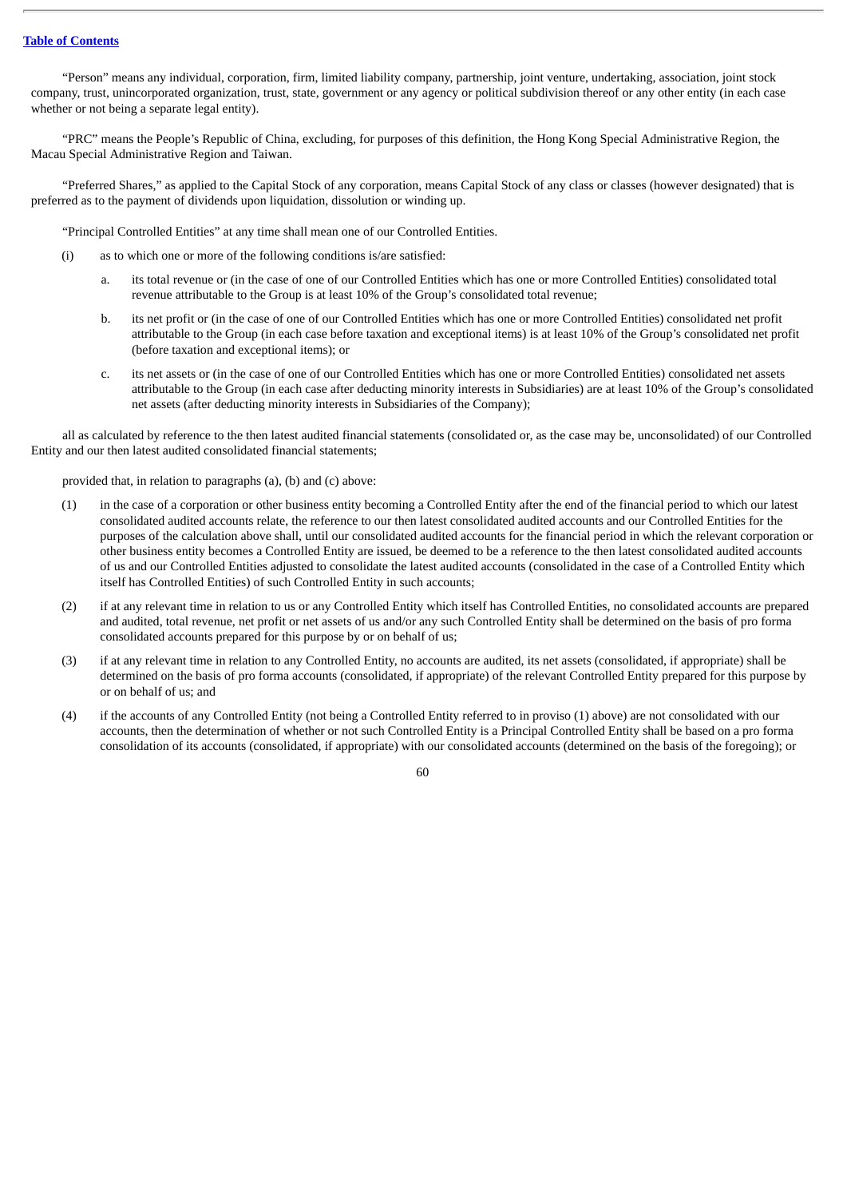"Person" means any individual, corporation, firm, limited liability company, partnership, joint venture, undertaking, association, joint stock company, trust, unincorporated organization, trust, state, government or any agency or political subdivision thereof or any other entity (in each case whether or not being a separate legal entity).

"PRC" means the People's Republic of China, excluding, for purposes of this definition, the Hong Kong Special Administrative Region, the Macau Special Administrative Region and Taiwan.

"Preferred Shares," as applied to the Capital Stock of any corporation, means Capital Stock of any class or classes (however designated) that is preferred as to the payment of dividends upon liquidation, dissolution or winding up.

"Principal Controlled Entities" at any time shall mean one of our Controlled Entities.

(i) as to which one or more of the following conditions is/are satisfied:

  a. its total revenue or (in the case of one of our Controlled Entities which has one or more Controlled Entities) consolidated total revenue attributable to the Group is at least 10% of the Group's consolidated total revenue;

  b. its net profit or (in the case of one of our Controlled Entities which has one or more Controlled Entities) consolidated net profit attributable to the Group (in each case before taxation and exceptional items) is at least 10% of the Group's consolidated net profit (before taxation and exceptional items); or

  c. its net assets or (in the case of one of our Controlled Entities which has one or more Controlled Entities) consolidated net assets attributable to the Group (in each case after deducting minority interests in Subsidiaries) are at least 10% of the Group's consolidated net assets (after deducting minority interests in Subsidiaries of the Company);

all as calculated by reference to the then latest audited financial statements (consolidated or, as the case may be, unconsolidated) of our Controlled Entity and our then latest audited consolidated financial statements;

provided that, in relation to paragraphs (a), (b) and (c) above:

(1) in the case of a corporation or other business entity becoming a Controlled Entity after the end of the financial period to which our latest consolidated audited accounts relate, the reference to our then latest consolidated audited accounts and our Controlled Entities for the purposes of the calculation above shall, until our consolidated audited accounts for the financial period in which the relevant corporation or other business entity becomes a Controlled Entity are issued, be deemed to be a reference to the then latest consolidated audited accounts of us and our Controlled Entities adjusted to consolidate the latest audited accounts (consolidated in the case of a Controlled Entity which itself has Controlled Entities) of such Controlled Entity in such accounts;

(2) if at any relevant time in relation to us or any Controlled Entity which itself has Controlled Entities, no consolidated accounts are prepared and audited, total revenue, net profit or net assets of us and/or any such Controlled Entity shall be determined on the basis of pro forma consolidated accounts prepared for this purpose by or on behalf of us;

(3) if at any relevant time in relation to any Controlled Entity, no accounts are audited, its net assets (consolidated, if appropriate) shall be determined on the basis of pro forma accounts (consolidated, if appropriate) of the relevant Controlled Entity prepared for this purpose by or on behalf of us; and

(4) if the accounts of any Controlled Entity (not being a Controlled Entity referred to in proviso (1) above) are not consolidated with our accounts, then the determination of whether or not such Controlled Entity is a Principal Controlled Entity shall be based on a pro forma consolidation of its accounts (consolidated, if appropriate) with our consolidated accounts (determined on the basis of the foregoing); or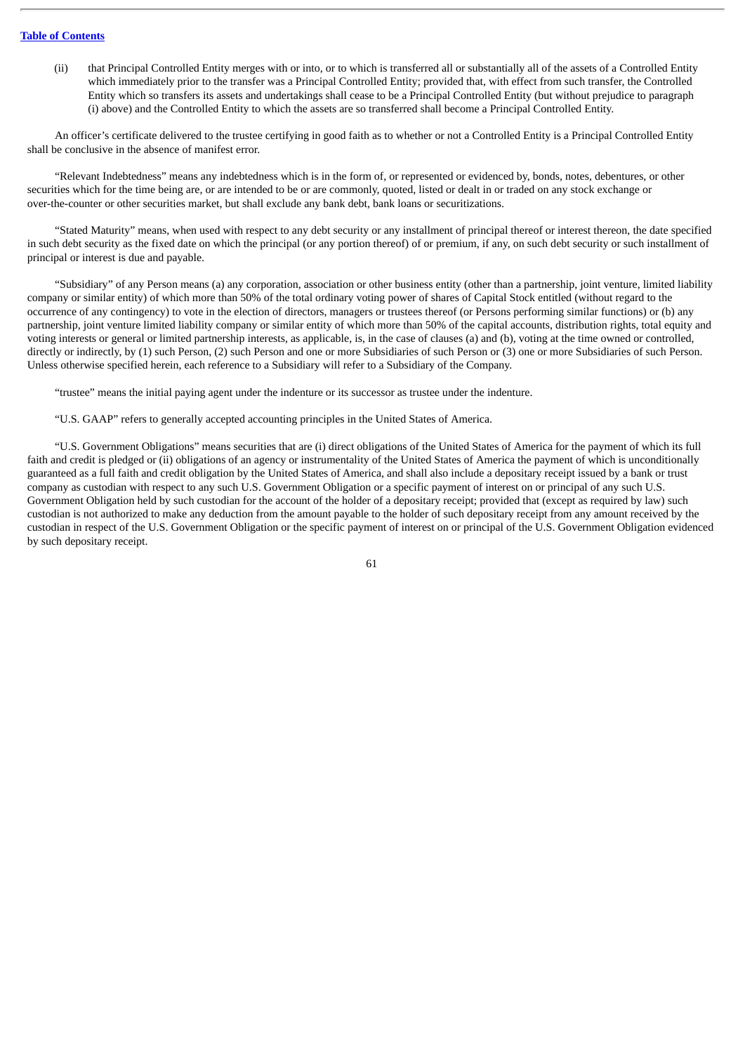(ii) that Principal Controlled Entity merges with or into, or to which is transferred all or substantially all of the assets of a Controlled Entity which immediately prior to the transfer was a Principal Controlled Entity; provided that, with effect from such transfer, the Controlled Entity which so transfers its assets and undertakings shall cease to be a Principal Controlled Entity (but without prejudice to paragraph (i) above) and the Controlled Entity to which the assets are so transferred shall become a Principal Controlled Entity.

An officer's certificate delivered to the trustee certifying in good faith as to whether or not a Controlled Entity is a Principal Controlled Entity shall be conclusive in the absence of manifest error.

"Relevant Indebtedness" means any indebtedness which is in the form of, or represented or evidenced by, bonds, notes, debentures, or other securities which for the time being are, or are intended to be or are commonly, quoted, listed or dealt in or traded on any stock exchange or over-the-counter or other securities market, but shall exclude any bank debt, bank loans or securitizations.

"Stated Maturity" means, when used with respect to any debt security or any installment of principal thereof or interest thereon, the date specified in such debt security as the fixed date on which the principal (or any portion thereof) of or premium, if any, on such debt security or such installment of principal or interest is due and payable.

"Subsidiary" of any Person means (a) any corporation, association or other business entity (other than a partnership, joint venture, limited liability company or similar entity) of which more than 50% of the total ordinary voting power of shares of Capital Stock entitled (without regard to the occurrence of any contingency) to vote in the election of directors, managers or trustees thereof (or Persons performing similar functions) or (b) any partnership, joint venture limited liability company or similar entity of which more than 50% of the capital accounts, distribution rights, total equity and voting interests or general or limited partnership interests, as applicable, is, in the case of clauses (a) and (b), voting at the time owned or controlled, directly or indirectly, by (1) such Person, (2) such Person and one or more Subsidiaries of such Person or (3) one or more Subsidiaries of such Person. Unless otherwise specified herein, each reference to a Subsidiary will refer to a Subsidiary of the Company.

"trustee" means the initial paying agent under the indenture or its successor as trustee under the indenture.

"U.S. GAAP" refers to generally accepted accounting principles in the United States of America.

"U.S. Government Obligations" means securities that are (i) direct obligations of the United States of America for the payment of which its full faith and credit is pledged or (ii) obligations of an agency or instrumentality of the United States of America the payment of which is unconditionally guaranteed as a full faith and credit obligation by the United States of America, and shall also include a depositary receipt issued by a bank or trust company as custodian with respect to any such U.S. Government Obligation or a specific payment of interest on or principal of any such U.S. Government Obligation held by such custodian for the account of the holder of a depositary receipt; provided that (except as required by law) such custodian is not authorized to make any deduction from the amount payable to the holder of such depositary receipt from any amount received by the custodian in respect of the U.S. Government Obligation or the specific payment of interest on or principal of the U.S. Government Obligation evidenced by such depositary receipt.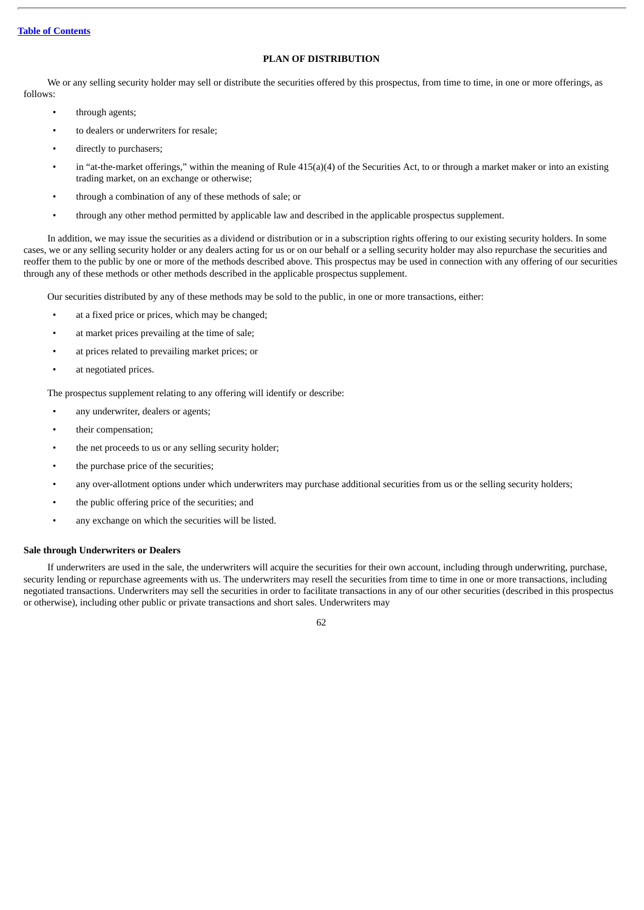## PLAN OF DISTRIBUTION

We or any selling security holder may sell or distribute the securities offered by this prospectus, from time to time, in one or more offerings, as follows:

- through agents;
- to dealers or underwriters for resale;
- directly to purchasers;
- in "at-the-market offerings," within the meaning of Rule 415(a)(4) of the Securities Act, to or through a market maker or into an existing trading market, on an exchange or otherwise;
- through a combination of any of these methods of sale; or
- through any other method permitted by applicable law and described in the applicable prospectus supplement.

In addition, we may issue the securities as a dividend or distribution or in a subscription rights offering to our existing security holders. In some cases, we or any selling security holder or any dealers acting for us or on our behalf or a selling security holder may also repurchase the securities and reoffer them to the public by one or more of the methods described above. This prospectus may be used in connection with any offering of our securities through any of these methods or other methods described in the applicable prospectus supplement.

Our securities distributed by any of these methods may be sold to the public, in one or more transactions, either:

- at a fixed price or prices, which may be changed;
- at market prices prevailing at the time of sale;
- at prices related to prevailing market prices; or
- at negotiated prices.

The prospectus supplement relating to any offering will identify or describe:

- any underwriter, dealers or agents;
- their compensation;
- the net proceeds to us or any selling security holder;
- the purchase price of the securities;
- any over-allotment options under which underwriters may purchase additional securities from us or the selling security holders;
- the public offering price of the securities; and
- any exchange on which the securities will be listed.

### Sale through Underwriters or Dealers

If underwriters are used in the sale, the underwriters will acquire the securities for their own account, including through underwriting, purchase, security lending or repurchase agreements with us. The underwriters may resell the securities from time to time in one or more transactions, including negotiated transactions. Underwriters may sell the securities in order to facilitate transactions in any of our other securities (described in this prospectus or otherwise), including other public or private transactions and short sales. Underwriters may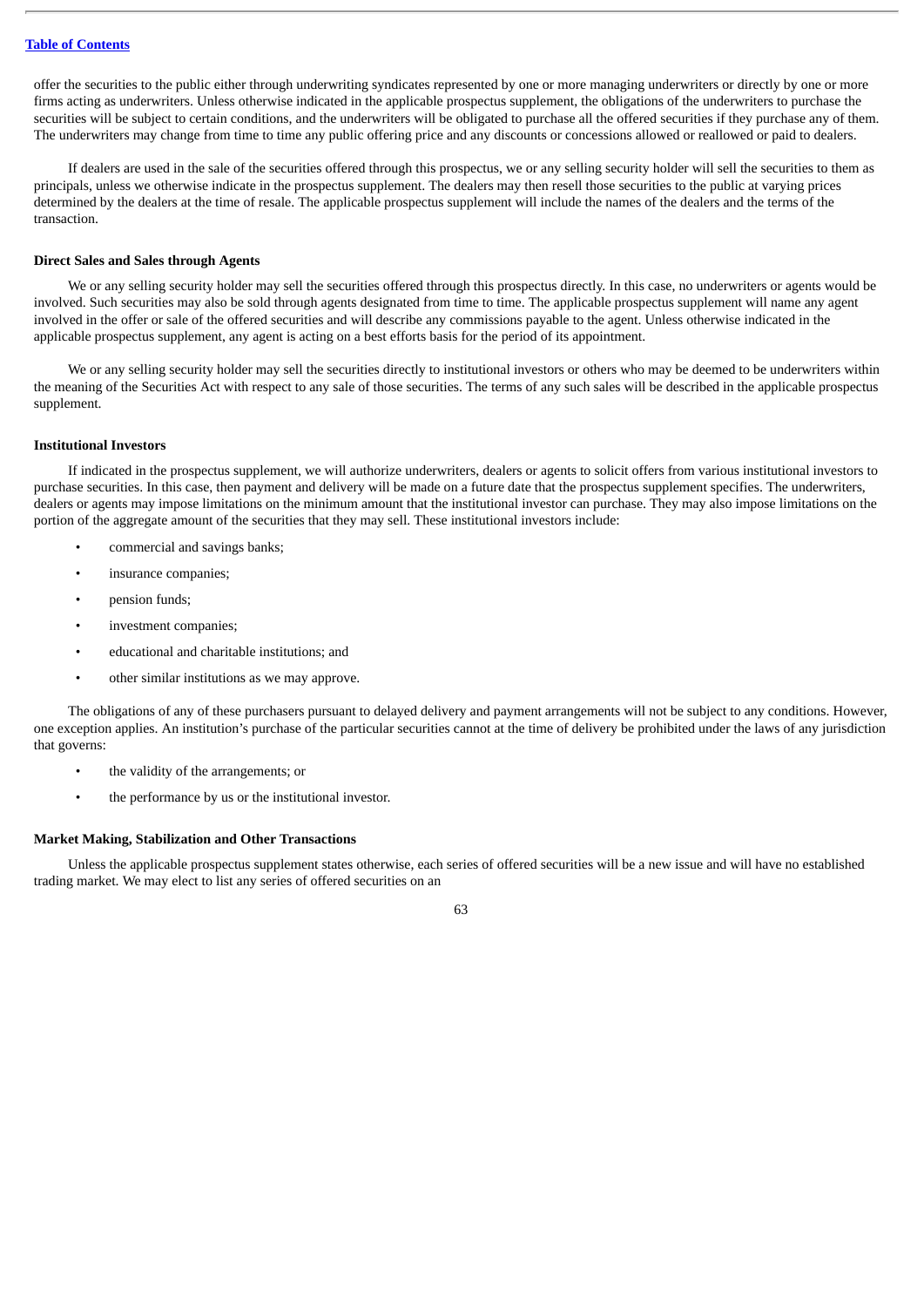offer the securities to the public either through underwriting syndicates represented by one or more managing underwriters or directly by one or more firms acting as underwriters. Unless otherwise indicated in the applicable prospectus supplement, the obligations of the underwriters to purchase the securities will be subject to certain conditions, and the underwriters will be obligated to purchase all the offered securities if they purchase any of them. The underwriters may change from time to time any public offering price and any discounts or concessions allowed or reallowed or paid to dealers.

If dealers are used in the sale of the securities offered through this prospectus, we or any selling security holder will sell the securities to them as principals, unless we otherwise indicate in the prospectus supplement. The dealers may then resell those securities to the public at varying prices determined by the dealers at the time of resale. The applicable prospectus supplement will include the names of the dealers and the terms of the transaction.

### Direct Sales and Sales through Agents

We or any selling security holder may sell the securities offered through this prospectus directly. In this case, no underwriters or agents would be involved. Such securities may also be sold through agents designated from time to time. The applicable prospectus supplement will name any agent involved in the offer or sale of the offered securities and will describe any commissions payable to the agent. Unless otherwise indicated in the applicable prospectus supplement, any agent is acting on a best efforts basis for the period of its appointment.

We or any selling security holder may sell the securities directly to institutional investors or others who may be deemed to be underwriters within the meaning of the Securities Act with respect to any sale of those securities. The terms of any such sales will be described in the applicable prospectus supplement.

### Institutional Investors

If indicated in the prospectus supplement, we will authorize underwriters, dealers or agents to solicit offers from various institutional investors to purchase securities. In this case, then payment and delivery will be made on a future date that the prospectus supplement specifies. The underwriters, dealers or agents may impose limitations on the minimum amount that the institutional investor can purchase. They may also impose limitations on the portion of the aggregate amount of the securities that they may sell. These institutional investors include:

- commercial and savings banks;
- insurance companies;
- pension funds;
- investment companies;
- educational and charitable institutions; and
- other similar institutions as we may approve.

The obligations of any of these purchasers pursuant to delayed delivery and payment arrangements will not be subject to any conditions. However, one exception applies. An institution's purchase of the particular securities cannot at the time of delivery be prohibited under the laws of any jurisdiction that governs:

- the validity of the arrangements; or
- the performance by us or the institutional investor.

### Market Making, Stabilization and Other Transactions

Unless the applicable prospectus supplement states otherwise, each series of offered securities will be a new issue and will have no established trading market. We may elect to list any series of offered securities on an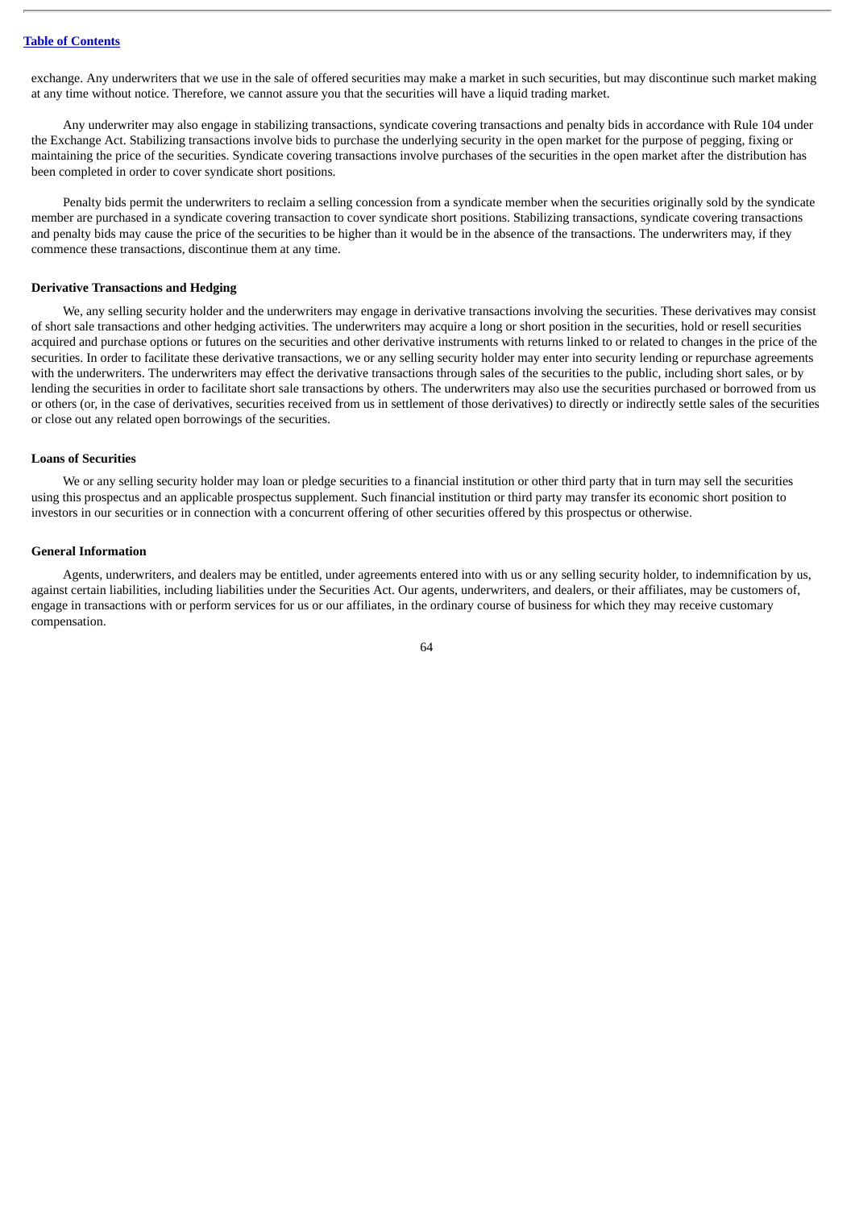exchange. Any underwriters that we use in the sale of offered securities may make a market in such securities, but may discontinue such market making at any time without notice. Therefore, we cannot assure you that the securities will have a liquid trading market.

Any underwriter may also engage in stabilizing transactions, syndicate covering transactions and penalty bids in accordance with Rule 104 under the Exchange Act. Stabilizing transactions involve bids to purchase the underlying security in the open market for the purpose of pegging, fixing or maintaining the price of the securities. Syndicate covering transactions involve purchases of the securities in the open market after the distribution has been completed in order to cover syndicate short positions.

Penalty bids permit the underwriters to reclaim a selling concession from a syndicate member when the securities originally sold by the syndicate member are purchased in a syndicate covering transaction to cover syndicate short positions. Stabilizing transactions, syndicate covering transactions and penalty bids may cause the price of the securities to be higher than it would be in the absence of the transactions. The underwriters may, if they commence these transactions, discontinue them at any time.

#### Derivative Transactions and Hedging

We, any selling security holder and the underwriters may engage in derivative transactions involving the securities. These derivatives may consist of short sale transactions and other hedging activities. The underwriters may acquire a long or short position in the securities, hold or resell securities acquired and purchase options or futures on the securities and other derivative instruments with returns linked to or related to changes in the price of the securities. In order to facilitate these derivative transactions, we or any selling security holder may enter into security lending or repurchase agreements with the underwriters. The underwriters may effect the derivative transactions through sales of the securities to the public, including short sales, or by lending the securities in order to facilitate short sale transactions by others. The underwriters may also use the securities purchased or borrowed from us or others (or, in the case of derivatives, securities received from us in settlement of those derivatives) to directly or indirectly settle sales of the securities or close out any related open borrowings of the securities.

#### Loans of Securities

We or any selling security holder may loan or pledge securities to a financial institution or other third party that in turn may sell the securities using this prospectus and an applicable prospectus supplement. Such financial institution or third party may transfer its economic short position to investors in our securities or in connection with a concurrent offering of other securities offered by this prospectus or otherwise.

#### General Information

Agents, underwriters, and dealers may be entitled, under agreements entered into with us or any selling security holder, to indemnification by us, against certain liabilities, including liabilities under the Securities Act. Our agents, underwriters, and dealers, or their affiliates, may be customers of, engage in transactions with or perform services for us or our affiliates, in the ordinary course of business for which they may receive customary compensation.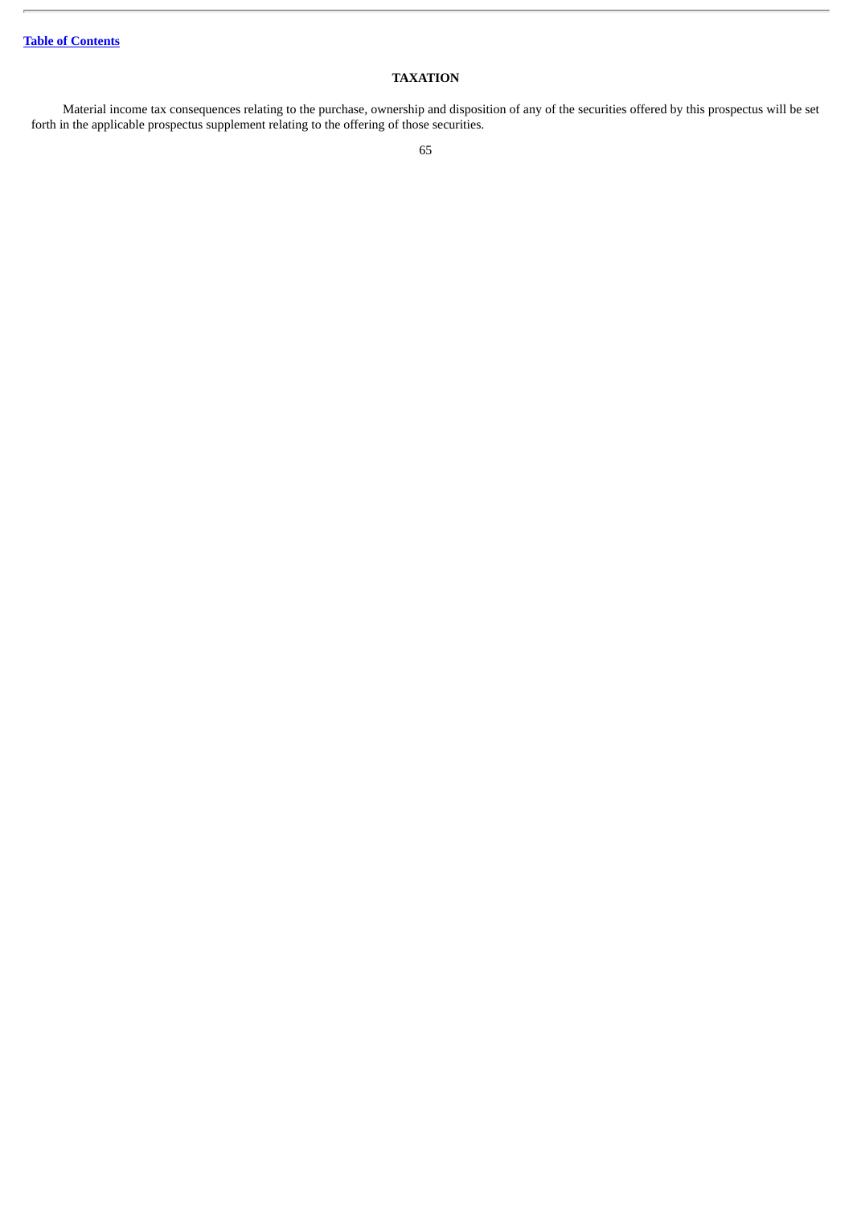## TAXATION

Material income tax consequences relating to the purchase, ownership and disposition of any of the securities offered by this prospectus will be set forth in the applicable prospectus supplement relating to the offering of those securities.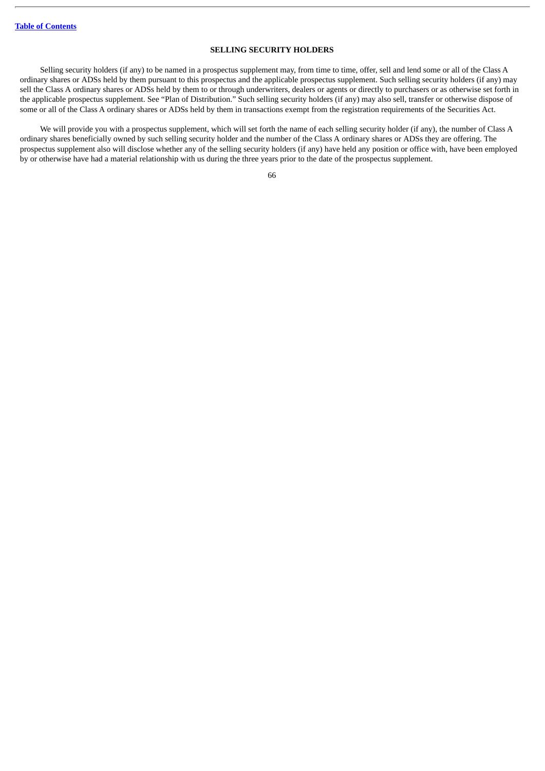## SELLING SECURITY HOLDERS

Selling security holders (if any) to be named in a prospectus supplement may, from time to time, offer, sell and lend some or all of the Class A ordinary shares or ADSs held by them pursuant to this prospectus and the applicable prospectus supplement. Such selling security holders (if any) may sell the Class A ordinary shares or ADSs held by them to or through underwriters, dealers or agents or directly to purchasers or as otherwise set forth in the applicable prospectus supplement. See "Plan of Distribution." Such selling security holders (if any) may also sell, transfer or otherwise dispose of some or all of the Class A ordinary shares or ADSs held by them in transactions exempt from the registration requirements of the Securities Act.

We will provide you with a prospectus supplement, which will set forth the name of each selling security holder (if any), the number of Class A ordinary shares beneficially owned by such selling security holder and the number of the Class A ordinary shares or ADSs they are offering. The prospectus supplement also will disclose whether any of the selling security holders (if any) have held any position or office with, have been employed by or otherwise have had a material relationship with us during the three years prior to the date of the prospectus supplement.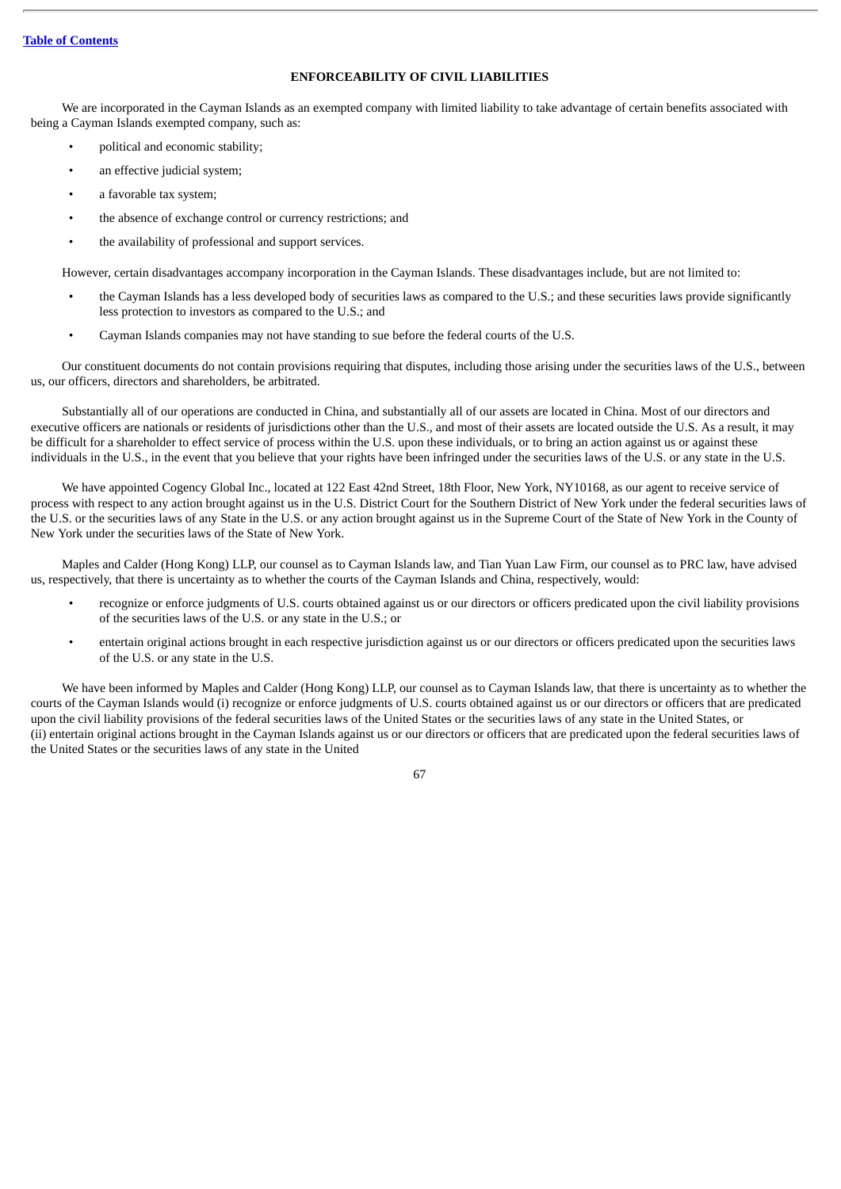## ENFORCEABILITY OF CIVIL LIABILITIES

We are incorporated in the Cayman Islands as an exempted company with limited liability to take advantage of certain benefits associated with being a Cayman Islands exempted company, such as:

- political and economic stability;
- an effective judicial system;
- a favorable tax system;
- the absence of exchange control or currency restrictions; and
- the availability of professional and support services.

However, certain disadvantages accompany incorporation in the Cayman Islands. These disadvantages include, but are not limited to:

- the Cayman Islands has a less developed body of securities laws as compared to the U.S.; and these securities laws provide significantly less protection to investors as compared to the U.S.; and
- Cayman Islands companies may not have standing to sue before the federal courts of the U.S.

Our constituent documents do not contain provisions requiring that disputes, including those arising under the securities laws of the U.S., between us, our officers, directors and shareholders, be arbitrated.

Substantially all of our operations are conducted in China, and substantially all of our assets are located in China. Most of our directors and executive officers are nationals or residents of jurisdictions other than the U.S., and most of their assets are located outside the U.S. As a result, it may be difficult for a shareholder to effect service of process within the U.S. upon these individuals, or to bring an action against us or against these individuals in the U.S., in the event that you believe that your rights have been infringed under the securities laws of the U.S. or any state in the U.S.

We have appointed Cogency Global Inc., located at 122 East 42nd Street, 18th Floor, New York, NY10168, as our agent to receive service of process with respect to any action brought against us in the U.S. District Court for the Southern District of New York under the federal securities laws of the U.S. or the securities laws of any State in the U.S. or any action brought against us in the Supreme Court of the State of New York in the County of New York under the securities laws of the State of New York.

Maples and Calder (Hong Kong) LLP, our counsel as to Cayman Islands law, and Tian Yuan Law Firm, our counsel as to PRC law, have advised us, respectively, that there is uncertainty as to whether the courts of the Cayman Islands and China, respectively, would:

- recognize or enforce judgments of U.S. courts obtained against us or our directors or officers predicated upon the civil liability provisions of the securities laws of the U.S. or any state in the U.S.; or
- entertain original actions brought in each respective jurisdiction against us or our directors or officers predicated upon the securities laws of the U.S. or any state in the U.S.

We have been informed by Maples and Calder (Hong Kong) LLP, our counsel as to Cayman Islands law, that there is uncertainty as to whether the courts of the Cayman Islands would (i) recognize or enforce judgments of U.S. courts obtained against us or our directors or officers that are predicated upon the civil liability provisions of the federal securities laws of the United States or the securities laws of any state in the United States, or (ii) entertain original actions brought in the Cayman Islands against us or our directors or officers that are predicated upon the federal securities laws of the United States or the securities laws of any state in the United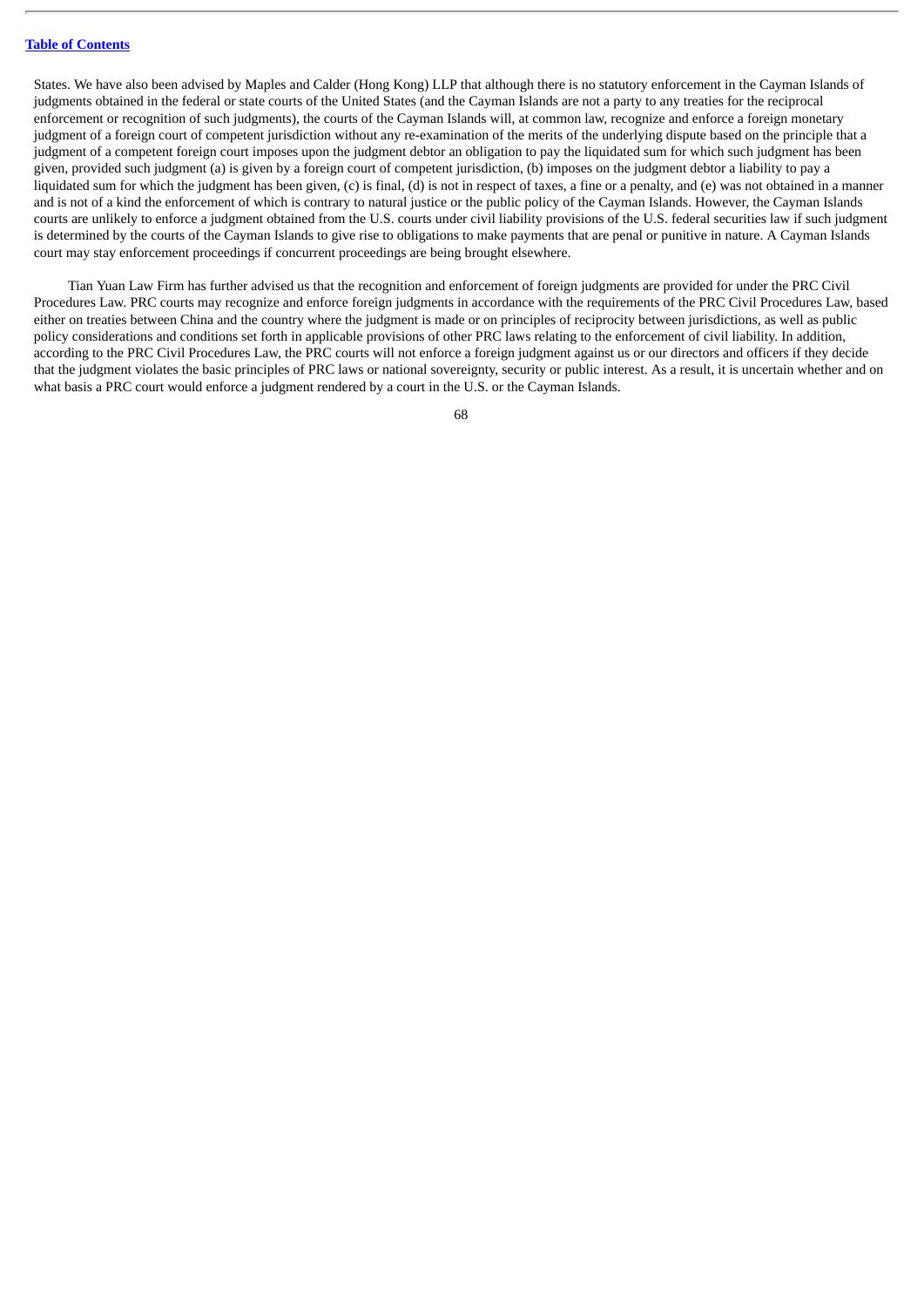States. We have also been advised by Maples and Calder (Hong Kong) LLP that although there is no statutory enforcement in the Cayman Islands of judgments obtained in the federal or state courts of the United States (and the Cayman Islands are not a party to any treaties for the reciprocal enforcement or recognition of such judgments), the courts of the Cayman Islands will, at common law, recognize and enforce a foreign monetary judgment of a foreign court of competent jurisdiction without any re-examination of the merits of the underlying dispute based on the principle that a judgment of a competent foreign court imposes upon the judgment debtor an obligation to pay the liquidated sum for which such judgment has been given, provided such judgment (a) is given by a foreign court of competent jurisdiction, (b) imposes on the judgment debtor a liability to pay a liquidated sum for which the judgment has been given, (c) is final, (d) is not in respect of taxes, a fine or a penalty, and (e) was not obtained in a manner and is not of a kind the enforcement of which is contrary to natural justice or the public policy of the Cayman Islands. However, the Cayman Islands courts are unlikely to enforce a judgment obtained from the U.S. courts under civil liability provisions of the U.S. federal securities law if such judgment is determined by the courts of the Cayman Islands to give rise to obligations to make payments that are penal or punitive in nature. A Cayman Islands court may stay enforcement proceedings if concurrent proceedings are being brought elsewhere.

Tian Yuan Law Firm has further advised us that the recognition and enforcement of foreign judgments are provided for under the PRC Civil Procedures Law. PRC courts may recognize and enforce foreign judgments in accordance with the requirements of the PRC Civil Procedures Law, based either on treaties between China and the country where the judgment is made or on principles of reciprocity between jurisdictions, as well as public policy considerations and conditions set forth in applicable provisions of other PRC laws relating to the enforcement of civil liability. In addition, according to the PRC Civil Procedures Law, the PRC courts will not enforce a foreign judgment against us or our directors and officers if they decide that the judgment violates the basic principles of PRC laws or national sovereignty, security or public interest. As a result, it is uncertain whether and on what basis a PRC court would enforce a judgment rendered by a court in the U.S. or the Cayman Islands.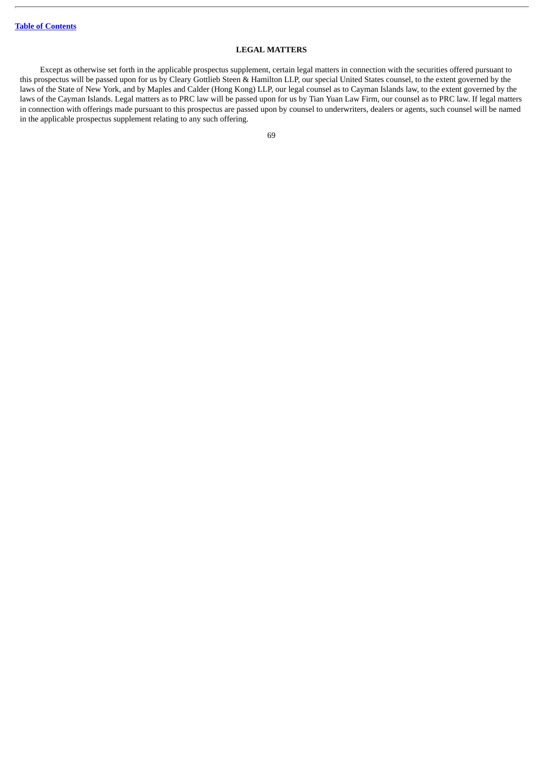## LEGAL MATTERS

Except as otherwise set forth in the applicable prospectus supplement, certain legal matters in connection with the securities offered pursuant to this prospectus will be passed upon for us by Cleary Gottlieb Steen & Hamilton LLP, our special United States counsel, to the extent governed by the laws of the State of New York, and by Maples and Calder (Hong Kong) LLP, our legal counsel as to Cayman Islands law, to the extent governed by the laws of the Cayman Islands. Legal matters as to PRC law will be passed upon for us by Tian Yuan Law Firm, our counsel as to PRC law. If legal matters in connection with offerings made pursuant to this prospectus are passed upon by counsel to underwriters, dealers or agents, such counsel will be named in the applicable prospectus supplement relating to any such offering.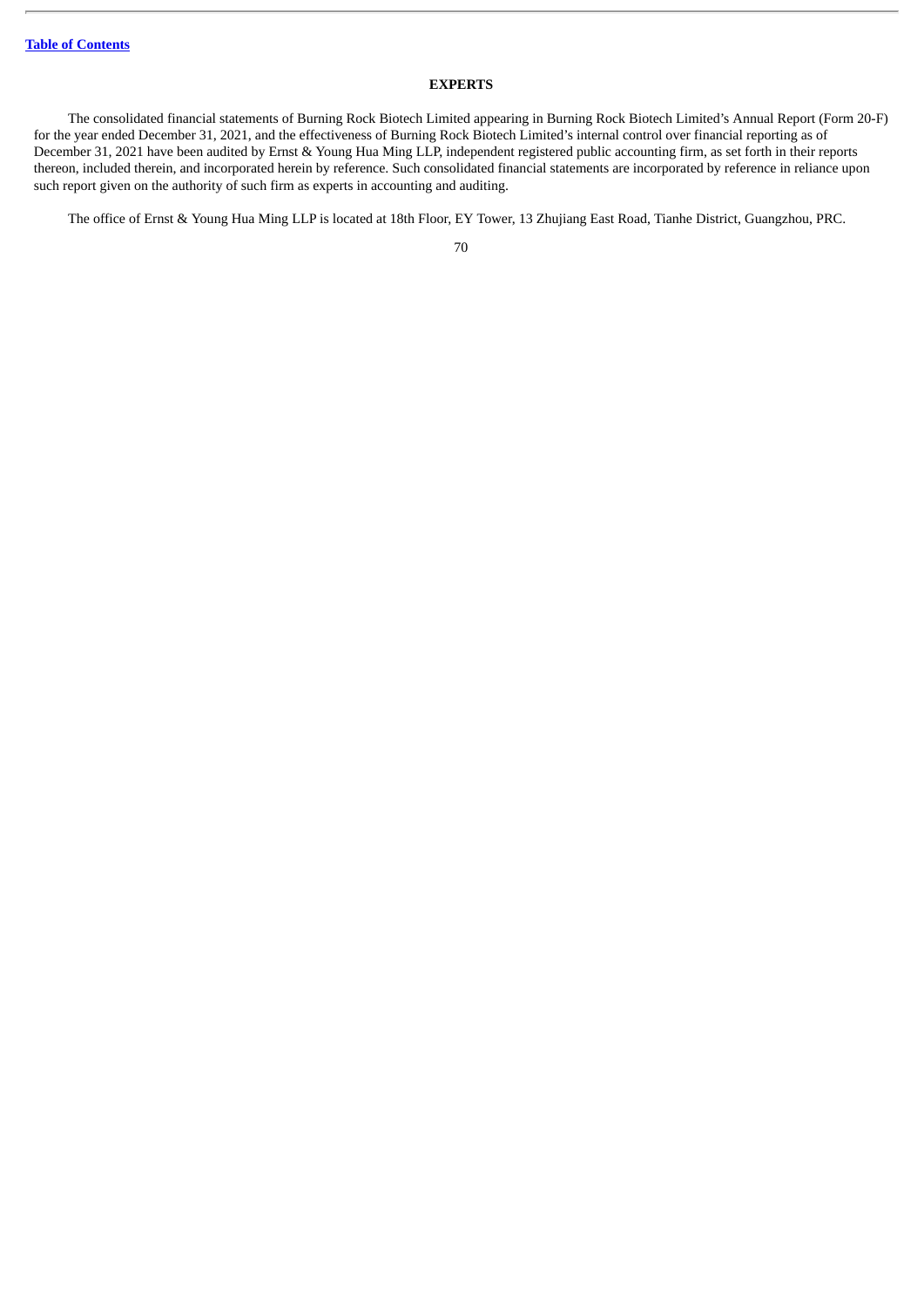[Table of Contents](#)

## EXPERTS

The consolidated financial statements of Burning Rock Biotech Limited appearing in Burning Rock Biotech Limited's Annual Report (Form 20-F) for the year ended December 31, 2021, and the effectiveness of Burning Rock Biotech Limited's internal control over financial reporting as of December 31, 2021 have been audited by Ernst & Young Hua Ming LLP, independent registered public accounting firm, as set forth in their reports thereon, included therein, and incorporated herein by reference. Such consolidated financial statements are incorporated by reference in reliance upon such report given on the authority of such firm as experts in accounting and auditing.

The office of Ernst & Young Hua Ming LLP is located at 18th Floor, EY Tower, 13 Zhujiang East Road, Tianhe District, Guangzhou, PRC.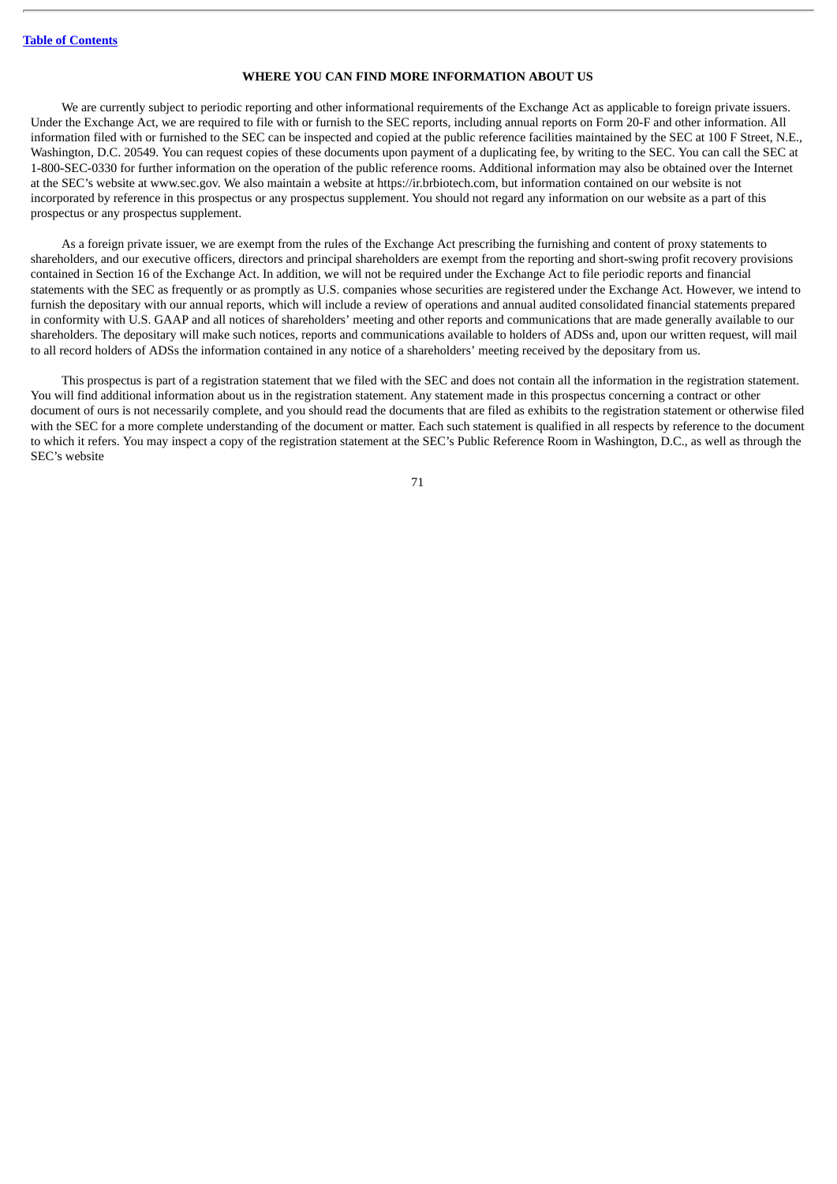## WHERE YOU CAN FIND MORE INFORMATION ABOUT US

We are currently subject to periodic reporting and other informational requirements of the Exchange Act as applicable to foreign private issuers. Under the Exchange Act, we are required to file with or furnish to the SEC reports, including annual reports on Form 20-F and other information. All information filed with or furnished to the SEC can be inspected and copied at the public reference facilities maintained by the SEC at 100 F Street, N.E., Washington, D.C. 20549. You can request copies of these documents upon payment of a duplicating fee, by writing to the SEC. You can call the SEC at 1-800-SEC-0330 for further information on the operation of the public reference rooms. Additional information may also be obtained over the Internet at the SEC's website at www.sec.gov. We also maintain a website at https://ir.brbiotech.com, but information contained on our website is not incorporated by reference in this prospectus or any prospectus supplement. You should not regard any information on our website as a part of this prospectus or any prospectus supplement.

As a foreign private issuer, we are exempt from the rules of the Exchange Act prescribing the furnishing and content of proxy statements to shareholders, and our executive officers, directors and principal shareholders are exempt from the reporting and short-swing profit recovery provisions contained in Section 16 of the Exchange Act. In addition, we will not be required under the Exchange Act to file periodic reports and financial statements with the SEC as frequently or as promptly as U.S. companies whose securities are registered under the Exchange Act. However, we intend to furnish the depositary with our annual reports, which will include a review of operations and annual audited consolidated financial statements prepared in conformity with U.S. GAAP and all notices of shareholders' meeting and other reports and communications that are made generally available to our shareholders. The depositary will make such notices, reports and communications available to holders of ADSs and, upon our written request, will mail to all record holders of ADSs the information contained in any notice of a shareholders' meeting received by the depositary from us.

This prospectus is part of a registration statement that we filed with the SEC and does not contain all the information in the registration statement. You will find additional information about us in the registration statement. Any statement made in this prospectus concerning a contract or other document of ours is not necessarily complete, and you should read the documents that are filed as exhibits to the registration statement or otherwise filed with the SEC for a more complete understanding of the document or matter. Each such statement is qualified in all respects by reference to the document to which it refers. You may inspect a copy of the registration statement at the SEC's Public Reference Room in Washington, D.C., as well as through the SEC's website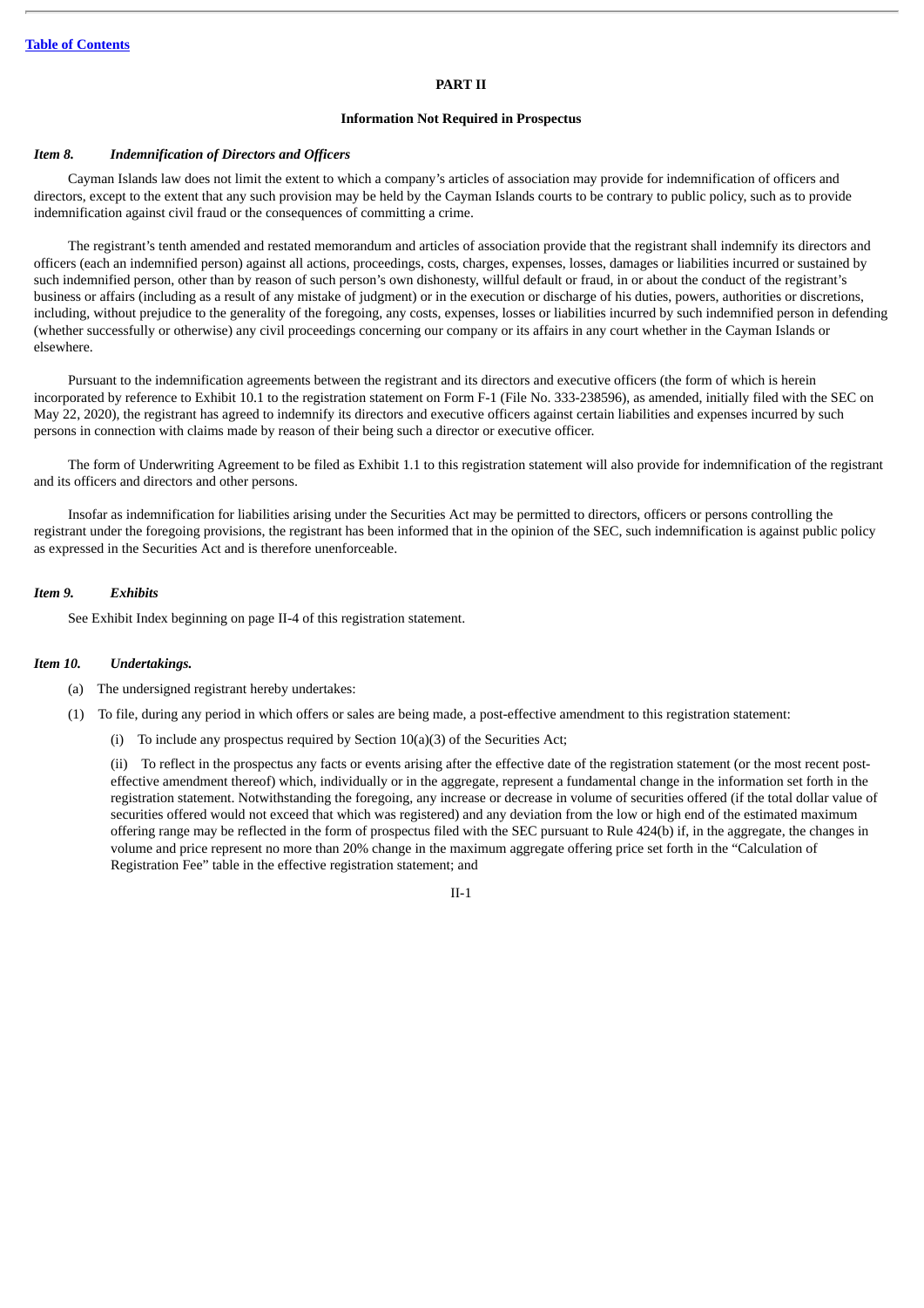## PART II

### Information Not Required in Prospectus

***Item 8. Indemnification of Directors and Officers***

Cayman Islands law does not limit the extent to which a company's articles of association may provide for indemnification of officers and directors, except to the extent that any such provision may be held by the Cayman Islands courts to be contrary to public policy, such as to provide indemnification against civil fraud or the consequences of committing a crime.

The registrant's tenth amended and restated memorandum and articles of association provide that the registrant shall indemnify its directors and officers (each an indemnified person) against all actions, proceedings, costs, charges, expenses, losses, damages or liabilities incurred or sustained by such indemnified person, other than by reason of such person's own dishonesty, willful default or fraud, in or about the conduct of the registrant's business or affairs (including as a result of any mistake of judgment) or in the execution or discharge of his duties, powers, authorities or discretions, including, without prejudice to the generality of the foregoing, any costs, expenses, losses or liabilities incurred by such indemnified person in defending (whether successfully or otherwise) any civil proceedings concerning our company or its affairs in any court whether in the Cayman Islands or elsewhere.

Pursuant to the indemnification agreements between the registrant and its directors and executive officers (the form of which is herein incorporated by reference to Exhibit 10.1 to the registration statement on Form F-1 (File No. 333-238596), as amended, initially filed with the SEC on May 22, 2020), the registrant has agreed to indemnify its directors and executive officers against certain liabilities and expenses incurred by such persons in connection with claims made by reason of their being such a director or executive officer.

The form of Underwriting Agreement to be filed as Exhibit 1.1 to this registration statement will also provide for indemnification of the registrant and its officers and directors and other persons.

Insofar as indemnification for liabilities arising under the Securities Act may be permitted to directors, officers or persons controlling the registrant under the foregoing provisions, the registrant has been informed that in the opinion of the SEC, such indemnification is against public policy as expressed in the Securities Act and is therefore unenforceable.

***Item 9. Exhibits***

See Exhibit Index beginning on page II-4 of this registration statement.

***Item 10. Undertakings.***

(a) The undersigned registrant hereby undertakes:

(1) To file, during any period in which offers or sales are being made, a post-effective amendment to this registration statement:

(i) To include any prospectus required by Section 10(a)(3) of the Securities Act;

(ii) To reflect in the prospectus any facts or events arising after the effective date of the registration statement (or the most recent post-effective amendment thereof) which, individually or in the aggregate, represent a fundamental change in the information set forth in the registration statement. Notwithstanding the foregoing, any increase or decrease in volume of securities offered (if the total dollar value of securities offered would not exceed that which was registered) and any deviation from the low or high end of the estimated maximum offering range may be reflected in the form of prospectus filed with the SEC pursuant to Rule 424(b) if, in the aggregate, the changes in volume and price represent no more than 20% change in the maximum aggregate offering price set forth in the "Calculation of Registration Fee" table in the effective registration statement; and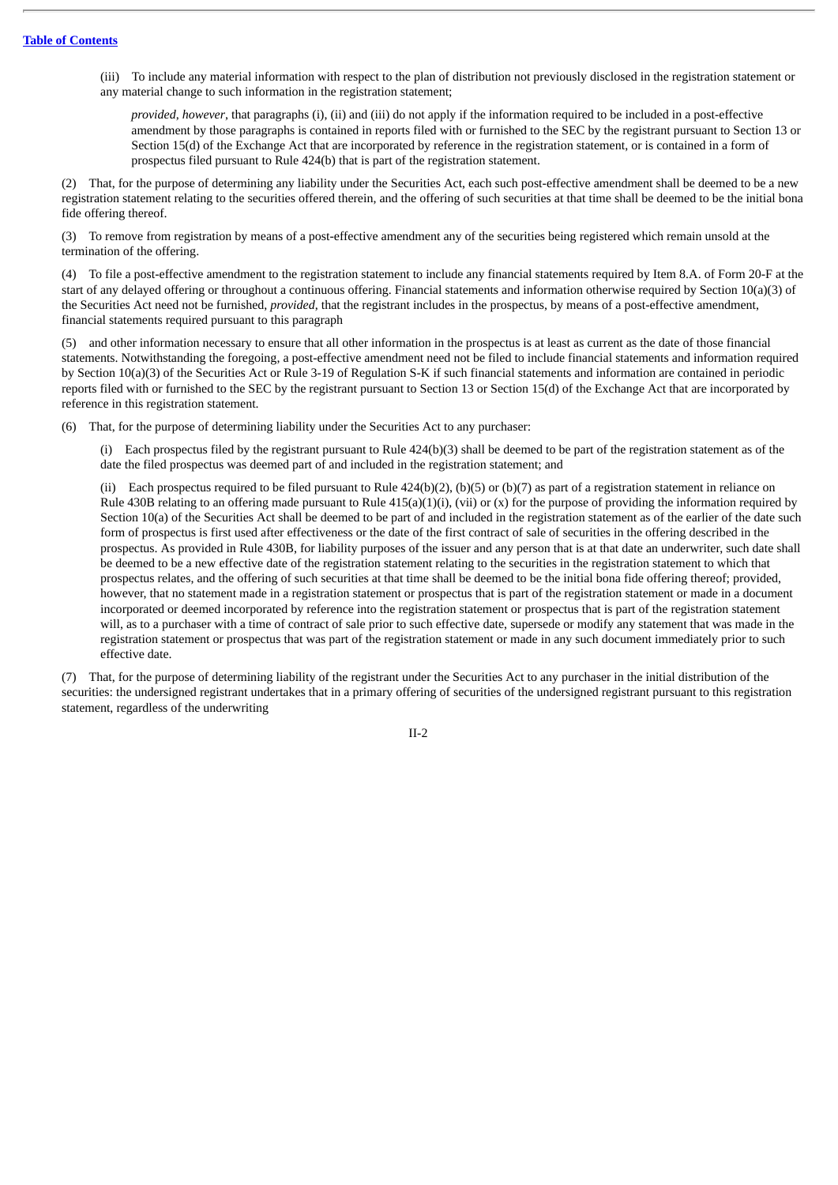(iii) To include any material information with respect to the plan of distribution not previously disclosed in the registration statement or any material change to such information in the registration statement;

*provided, however*, that paragraphs (i), (ii) and (iii) do not apply if the information required to be included in a post-effective amendment by those paragraphs is contained in reports filed with or furnished to the SEC by the registrant pursuant to Section 13 or Section 15(d) of the Exchange Act that are incorporated by reference in the registration statement, or is contained in a form of prospectus filed pursuant to Rule 424(b) that is part of the registration statement.

(2) That, for the purpose of determining any liability under the Securities Act, each such post-effective amendment shall be deemed to be a new registration statement relating to the securities offered therein, and the offering of such securities at that time shall be deemed to be the initial bona fide offering thereof.

(3) To remove from registration by means of a post-effective amendment any of the securities being registered which remain unsold at the termination of the offering.

(4) To file a post-effective amendment to the registration statement to include any financial statements required by Item 8.A. of Form 20-F at the start of any delayed offering or throughout a continuous offering. Financial statements and information otherwise required by Section 10(a)(3) of the Securities Act need not be furnished, *provided*, that the registrant includes in the prospectus, by means of a post-effective amendment, financial statements required pursuant to this paragraph

(5) and other information necessary to ensure that all other information in the prospectus is at least as current as the date of those financial statements. Notwithstanding the foregoing, a post-effective amendment need not be filed to include financial statements and information required by Section 10(a)(3) of the Securities Act or Rule 3-19 of Regulation S-K if such financial statements and information are contained in periodic reports filed with or furnished to the SEC by the registrant pursuant to Section 13 or Section 15(d) of the Exchange Act that are incorporated by reference in this registration statement.

(6) That, for the purpose of determining liability under the Securities Act to any purchaser:

(i) Each prospectus filed by the registrant pursuant to Rule 424(b)(3) shall be deemed to be part of the registration statement as of the date the filed prospectus was deemed part of and included in the registration statement; and

(ii) Each prospectus required to be filed pursuant to Rule 424(b)(2), (b)(5) or (b)(7) as part of a registration statement in reliance on Rule 430B relating to an offering made pursuant to Rule 415(a)(1)(i), (vii) or (x) for the purpose of providing the information required by Section 10(a) of the Securities Act shall be deemed to be part of and included in the registration statement as of the earlier of the date such form of prospectus is first used after effectiveness or the date of the first contract of sale of securities in the offering described in the prospectus. As provided in Rule 430B, for liability purposes of the issuer and any person that is at that date an underwriter, such date shall be deemed to be a new effective date of the registration statement relating to the securities in the registration statement to which that prospectus relates, and the offering of such securities at that time shall be deemed to be the initial bona fide offering thereof; provided, however, that no statement made in a registration statement or prospectus that is part of the registration statement or made in a document incorporated or deemed incorporated by reference into the registration statement or prospectus that is part of the registration statement will, as to a purchaser with a time of contract of sale prior to such effective date, supersede or modify any statement that was made in the registration statement or prospectus that was part of the registration statement or made in any such document immediately prior to such effective date.

(7) That, for the purpose of determining liability of the registrant under the Securities Act to any purchaser in the initial distribution of the securities: the undersigned registrant undertakes that in a primary offering of securities of the undersigned registrant pursuant to this registration statement, regardless of the underwriting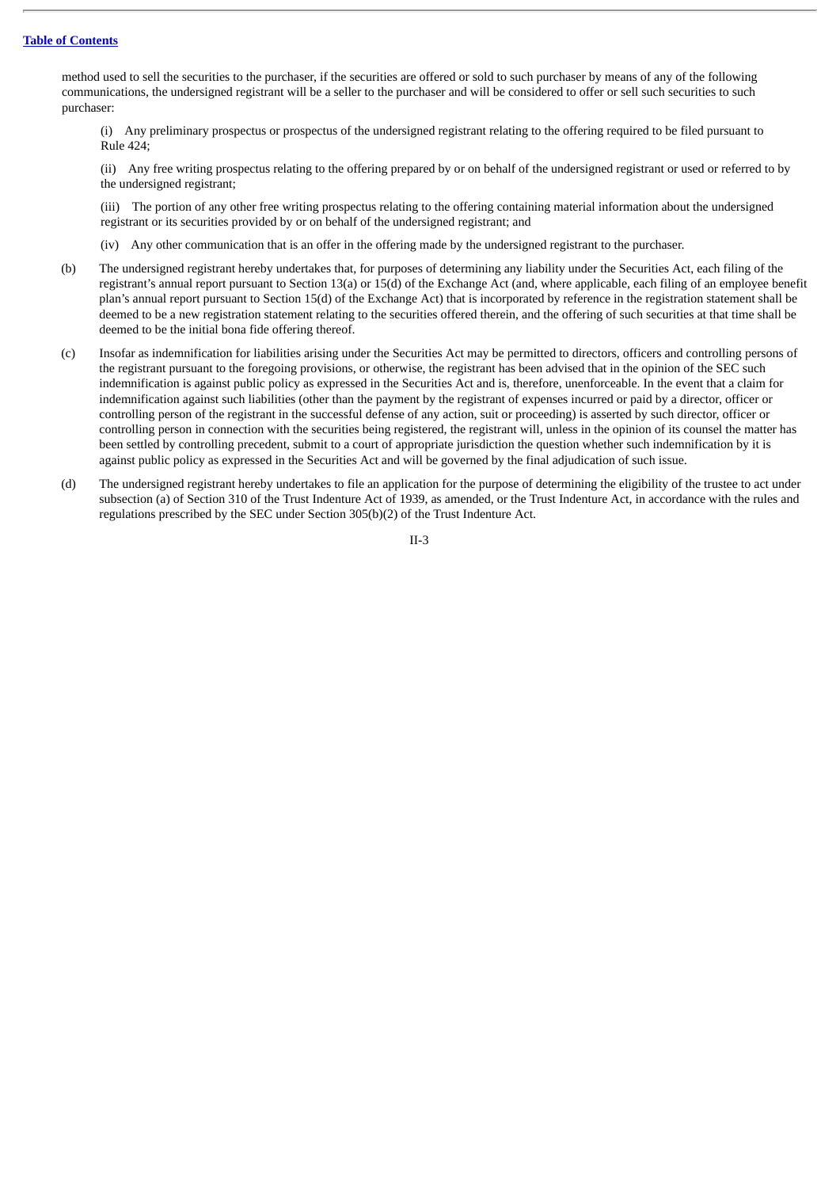method used to sell the securities to the purchaser, if the securities are offered or sold to such purchaser by means of any of the following communications, the undersigned registrant will be a seller to the purchaser and will be considered to offer or sell such securities to such purchaser:

(i) Any preliminary prospectus or prospectus of the undersigned registrant relating to the offering required to be filed pursuant to Rule 424;

(ii) Any free writing prospectus relating to the offering prepared by or on behalf of the undersigned registrant or used or referred to by the undersigned registrant;

(iii) The portion of any other free writing prospectus relating to the offering containing material information about the undersigned registrant or its securities provided by or on behalf of the undersigned registrant; and

(iv) Any other communication that is an offer in the offering made by the undersigned registrant to the purchaser.

(b) The undersigned registrant hereby undertakes that, for purposes of determining any liability under the Securities Act, each filing of the registrant's annual report pursuant to Section 13(a) or 15(d) of the Exchange Act (and, where applicable, each filing of an employee benefit plan's annual report pursuant to Section 15(d) of the Exchange Act) that is incorporated by reference in the registration statement shall be deemed to be a new registration statement relating to the securities offered therein, and the offering of such securities at that time shall be deemed to be the initial bona fide offering thereof.

(c) Insofar as indemnification for liabilities arising under the Securities Act may be permitted to directors, officers and controlling persons of the registrant pursuant to the foregoing provisions, or otherwise, the registrant has been advised that in the opinion of the SEC such indemnification is against public policy as expressed in the Securities Act and is, therefore, unenforceable. In the event that a claim for indemnification against such liabilities (other than the payment by the registrant of expenses incurred or paid by a director, officer or controlling person of the registrant in the successful defense of any action, suit or proceeding) is asserted by such director, officer or controlling person in connection with the securities being registered, the registrant will, unless in the opinion of its counsel the matter has been settled by controlling precedent, submit to a court of appropriate jurisdiction the question whether such indemnification by it is against public policy as expressed in the Securities Act and will be governed by the final adjudication of such issue.

(d) The undersigned registrant hereby undertakes to file an application for the purpose of determining the eligibility of the trustee to act under subsection (a) of Section 310 of the Trust Indenture Act of 1939, as amended, or the Trust Indenture Act, in accordance with the rules and regulations prescribed by the SEC under Section 305(b)(2) of the Trust Indenture Act.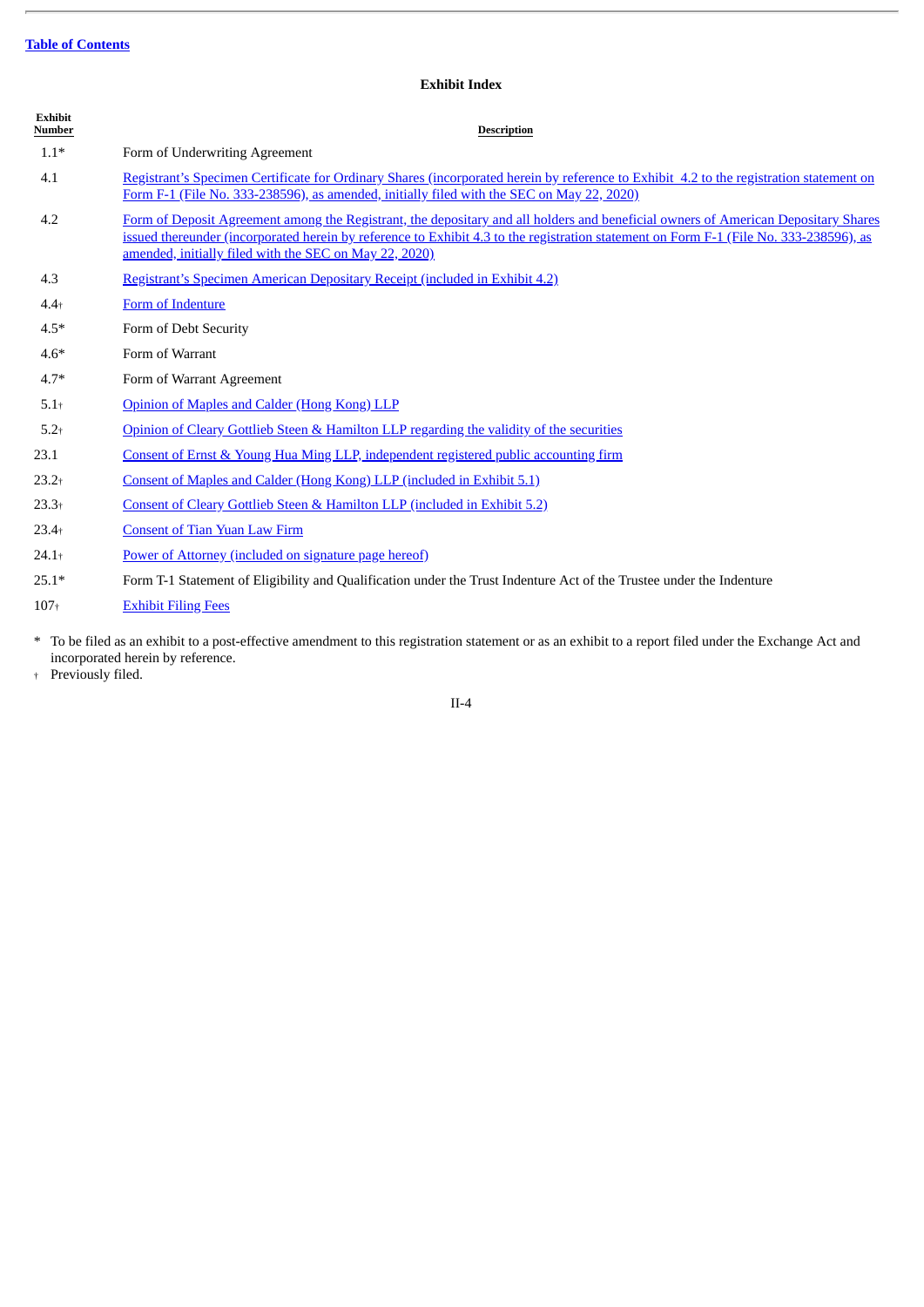[Table of Contents](#)

### Exhibit Index

| Exhibit Number | Description |
|---|---|
| 1.1* | Form of Underwriting Agreement |
| 4.1 | Registrant's Specimen Certificate for Ordinary Shares (incorporated herein by reference to Exhibit 4.2 to the registration statement on Form F-1 (File No. 333-238596), as amended, initially filed with the SEC on May 22, 2020) |
| 4.2 | Form of Deposit Agreement among the Registrant, the depositary and all holders and beneficial owners of American Depositary Shares issued thereunder (incorporated herein by reference to Exhibit 4.3 to the registration statement on Form F-1 (File No. 333-238596), as amended, initially filed with the SEC on May 22, 2020) |
| 4.3 | Registrant's Specimen American Depositary Receipt (included in Exhibit 4.2) |
| 4.4† | Form of Indenture |
| 4.5* | Form of Debt Security |
| 4.6* | Form of Warrant |
| 4.7* | Form of Warrant Agreement |
| 5.1† | Opinion of Maples and Calder (Hong Kong) LLP |
| 5.2† | Opinion of Cleary Gottlieb Steen & Hamilton LLP regarding the validity of the securities |
| 23.1 | Consent of Ernst & Young Hua Ming LLP, independent registered public accounting firm |
| 23.2† | Consent of Maples and Calder (Hong Kong) LLP (included in Exhibit 5.1) |
| 23.3† | Consent of Cleary Gottlieb Steen & Hamilton LLP (included in Exhibit 5.2) |
| 23.4† | Consent of Tian Yuan Law Firm |
| 24.1† | Power of Attorney (included on signature page hereof) |
| 25.1* | Form T-1 Statement of Eligibility and Qualification under the Trust Indenture Act of the Trustee under the Indenture |
| 107† | Exhibit Filing Fees |

\* To be filed as an exhibit to a post-effective amendment to this registration statement or as an exhibit to a report filed under the Exchange Act and incorporated herein by reference.

† Previously filed.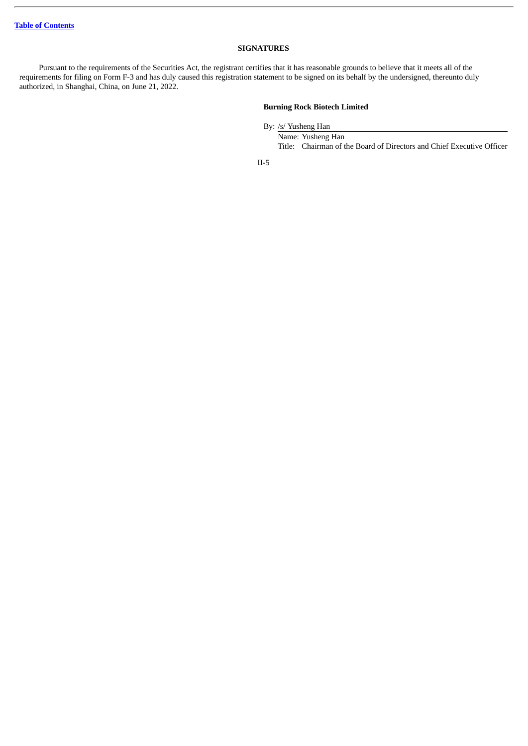## SIGNATURES

Pursuant to the requirements of the Securities Act, the registrant certifies that it has reasonable grounds to believe that it meets all of the requirements for filing on Form F-3 and has duly caused this registration statement to be signed on its behalf by the undersigned, thereunto duly authorized, in Shanghai, China, on June 21, 2022.

**Burning Rock Biotech Limited**

By: /s/ Yusheng Han

Name: Yusheng Han

Title: Chairman of the Board of Directors and Chief Executive Officer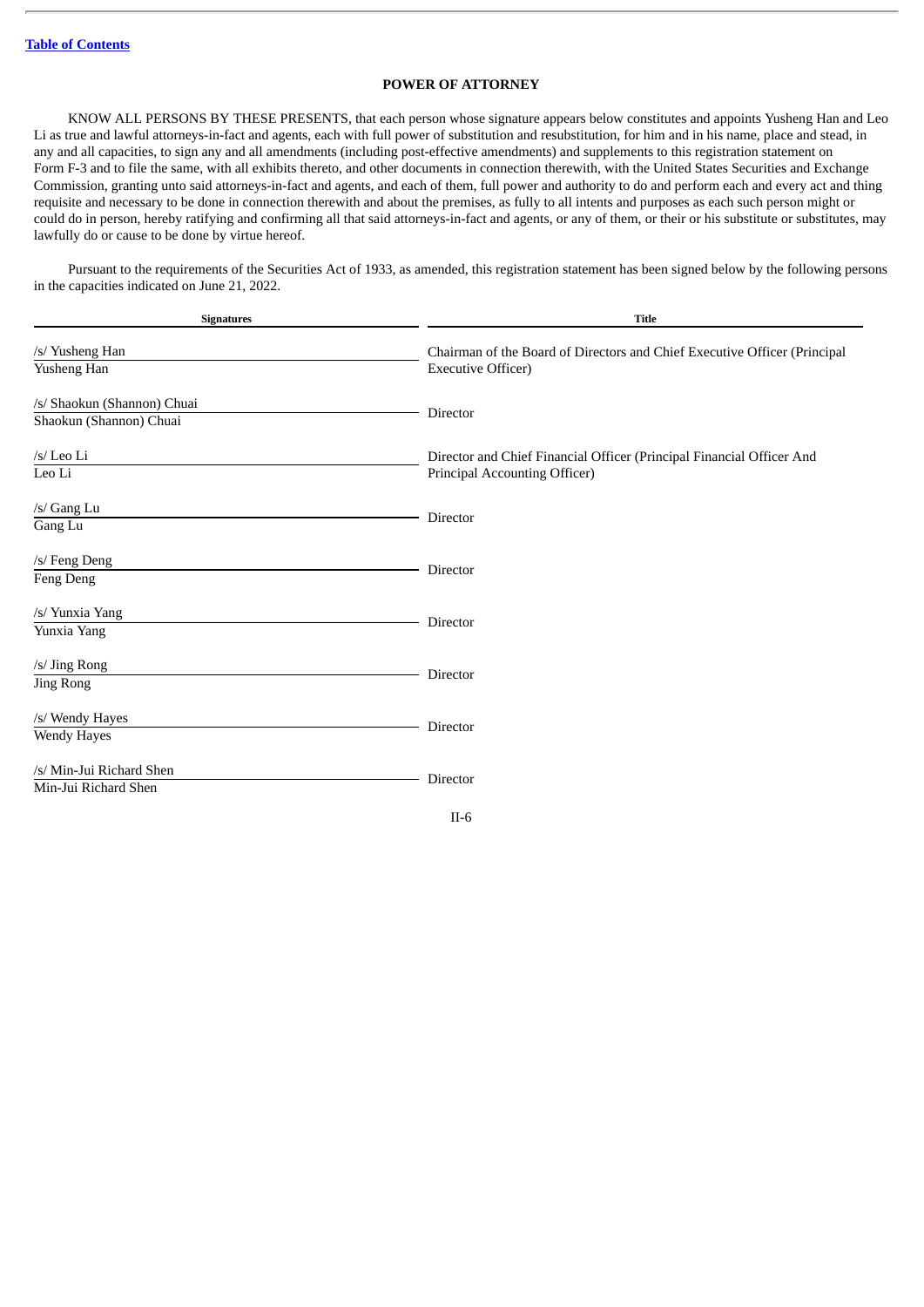## POWER OF ATTORNEY

KNOW ALL PERSONS BY THESE PRESENTS, that each person whose signature appears below constitutes and appoints Yusheng Han and Leo Li as true and lawful attorneys-in-fact and agents, each with full power of substitution and resubstitution, for him and in his name, place and stead, in any and all capacities, to sign any and all amendments (including post-effective amendments) and supplements to this registration statement on Form F-3 and to file the same, with all exhibits thereto, and other documents in connection therewith, with the United States Securities and Exchange Commission, granting unto said attorneys-in-fact and agents, and each of them, full power and authority to do and perform each and every act and thing requisite and necessary to be done in connection therewith and about the premises, as fully to all intents and purposes as each such person might or could do in person, hereby ratifying and confirming all that said attorneys-in-fact and agents, or any of them, or their or his substitute or substitutes, may lawfully do or cause to be done by virtue hereof.

Pursuant to the requirements of the Securities Act of 1933, as amended, this registration statement has been signed below by the following persons in the capacities indicated on June 21, 2022.

| Signatures | Title |
|---|---|
| /s/ Yusheng Han<br>Yusheng Han | Chairman of the Board of Directors and Chief Executive Officer (Principal Executive Officer) |
| /s/ Shaokun (Shannon) Chuai<br>Shaokun (Shannon) Chuai | Director |
| /s/ Leo Li<br>Leo Li | Director and Chief Financial Officer (Principal Financial Officer And Principal Accounting Officer) |
| /s/ Gang Lu<br>Gang Lu | Director |
| /s/ Feng Deng<br>Feng Deng | Director |
| /s/ Yunxia Yang<br>Yunxia Yang | Director |
| /s/ Jing Rong<br>Jing Rong | Director |
| /s/ Wendy Hayes<br>Wendy Hayes | Director |
| /s/ Min-Jui Richard Shen<br>Min-Jui Richard Shen | Director |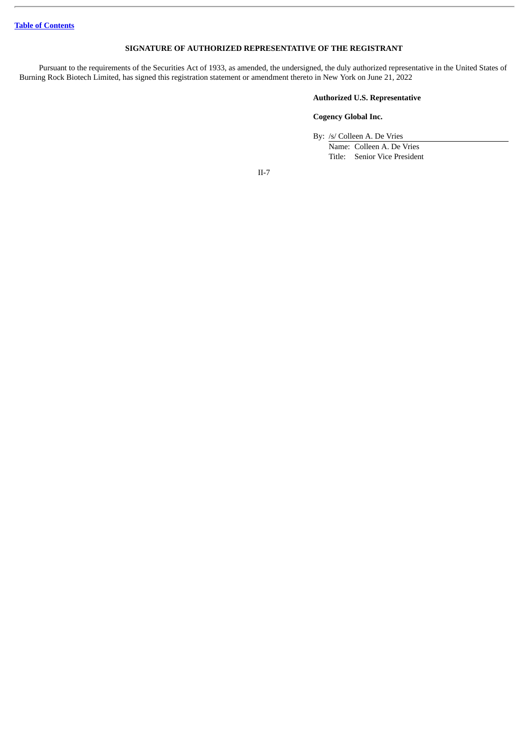## SIGNATURE OF AUTHORIZED REPRESENTATIVE OF THE REGISTRANT

Pursuant to the requirements of the Securities Act of 1933, as amended, the undersigned, the duly authorized representative in the United States of Burning Rock Biotech Limited, has signed this registration statement or amendment thereto in New York on June 21, 2022

**Authorized U.S. Representative**

**Cogency Global Inc.**

By: /s/ Colleen A. De Vries
Name: Colleen A. De Vries
Title: Senior Vice President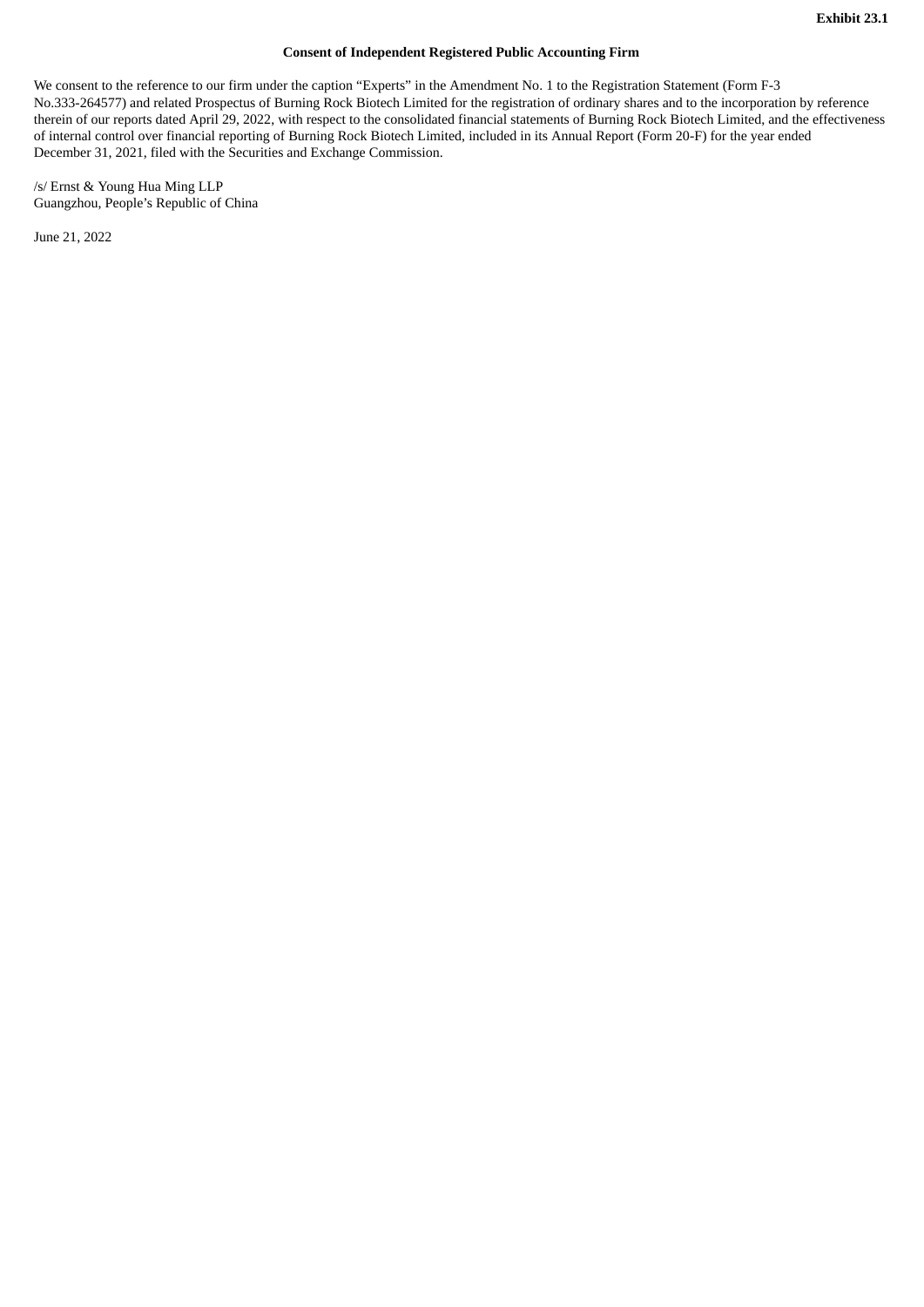**Exhibit 23.1**

**Consent of Independent Registered Public Accounting Firm**

We consent to the reference to our firm under the caption "Experts" in the Amendment No. 1 to the Registration Statement (Form F-3 No.333-264577) and related Prospectus of Burning Rock Biotech Limited for the registration of ordinary shares and to the incorporation by reference therein of our reports dated April 29, 2022, with respect to the consolidated financial statements of Burning Rock Biotech Limited, and the effectiveness of internal control over financial reporting of Burning Rock Biotech Limited, included in its Annual Report (Form 20-F) for the year ended December 31, 2021, filed with the Securities and Exchange Commission.

/s/ Ernst & Young Hua Ming LLP
Guangzhou, People's Republic of China

June 21, 2022